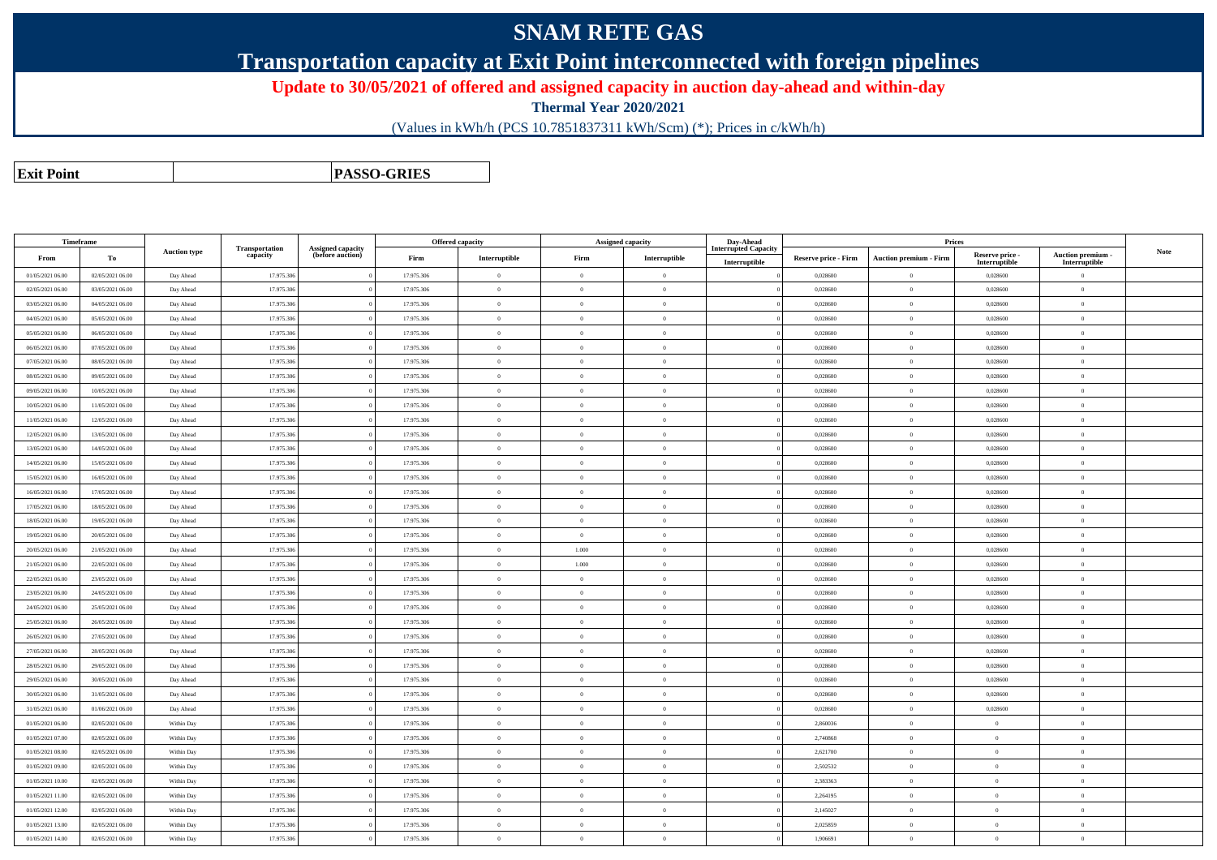# SNAM RETE GAS

## Transportation capacity at Exit Point interconnected with foreign pipelines

**Update to 30/05/2021 of offered and assigned capacity in auction day-ahead and within-day**

**Thermal Year 2020/2021**

(Values in kWh/h (PCS 10.7851837311 kWh/Scm) (*); Prices in c/kWh/h)

| **Exit Point** | | **PASSO-GRIES** |
|---|---|---|

| Timeframe | | Auction type | Transportation capacity | Assigned capacity (before auction) | Offered capacity | | Assigned capacity | | Day-Ahead Interrupted Capacity | Prices | | | | Note |
|---|---|---|---|---|---|---|---|---|---|---|---|---|---|---|
| From | To | | | | Firm | Interruptible | Firm | Interruptible | Interruptible | Reserve price - Firm | Auction premium - Firm | Reserve price - Interruptible | Auction premium - Interruptible | |
| 01/05/2021 06.00 | 02/05/2021 06.00 | Day Ahead | 17.975.306 | 0 | 17.975.306 | 0 | 0 | 0 | 0 | 0,028600 | 0 | 0,028600 | 0 | |
| 02/05/2021 06.00 | 03/05/2021 06.00 | Day Ahead | 17.975.306 | 0 | 17.975.306 | 0 | 0 | 0 | 0 | 0,028600 | 0 | 0,028600 | 0 | |
| 03/05/2021 06.00 | 04/05/2021 06.00 | Day Ahead | 17.975.306 | 0 | 17.975.306 | 0 | 0 | 0 | 0 | 0,028600 | 0 | 0,028600 | 0 | |
| 04/05/2021 06.00 | 05/05/2021 06.00 | Day Ahead | 17.975.306 | 0 | 17.975.306 | 0 | 0 | 0 | 0 | 0,028600 | 0 | 0,028600 | 0 | |
| 05/05/2021 06.00 | 06/05/2021 06.00 | Day Ahead | 17.975.306 | 0 | 17.975.306 | 0 | 0 | 0 | 0 | 0,028600 | 0 | 0,028600 | 0 | |
| 06/05/2021 06.00 | 07/05/2021 06.00 | Day Ahead | 17.975.306 | 0 | 17.975.306 | 0 | 0 | 0 | 0 | 0,028600 | 0 | 0,028600 | 0 | |
| 07/05/2021 06.00 | 08/05/2021 06.00 | Day Ahead | 17.975.306 | 0 | 17.975.306 | 0 | 0 | 0 | 0 | 0,028600 | 0 | 0,028600 | 0 | |
| 08/05/2021 06.00 | 09/05/2021 06.00 | Day Ahead | 17.975.306 | 0 | 17.975.306 | 0 | 0 | 0 | 0 | 0,028600 | 0 | 0,028600 | 0 | |
| 09/05/2021 06.00 | 10/05/2021 06.00 | Day Ahead | 17.975.306 | 0 | 17.975.306 | 0 | 0 | 0 | 0 | 0,028600 | 0 | 0,028600 | 0 | |
| 10/05/2021 06.00 | 11/05/2021 06.00 | Day Ahead | 17.975.306 | 0 | 17.975.306 | 0 | 0 | 0 | 0 | 0,028600 | 0 | 0,028600 | 0 | |
| 11/05/2021 06.00 | 12/05/2021 06.00 | Day Ahead | 17.975.306 | 0 | 17.975.306 | 0 | 0 | 0 | 0 | 0,028600 | 0 | 0,028600 | 0 | |
| 12/05/2021 06.00 | 13/05/2021 06.00 | Day Ahead | 17.975.306 | 0 | 17.975.306 | 0 | 0 | 0 | 0 | 0,028600 | 0 | 0,028600 | 0 | |
| 13/05/2021 06.00 | 14/05/2021 06.00 | Day Ahead | 17.975.306 | 0 | 17.975.306 | 0 | 0 | 0 | 0 | 0,028600 | 0 | 0,028600 | 0 | |
| 14/05/2021 06.00 | 15/05/2021 06.00 | Day Ahead | 17.975.306 | 0 | 17.975.306 | 0 | 0 | 0 | 0 | 0,028600 | 0 | 0,028600 | 0 | |
| 15/05/2021 06.00 | 16/05/2021 06.00 | Day Ahead | 17.975.306 | 0 | 17.975.306 | 0 | 0 | 0 | 0 | 0,028600 | 0 | 0,028600 | 0 | |
| 16/05/2021 06.00 | 17/05/2021 06.00 | Day Ahead | 17.975.306 | 0 | 17.975.306 | 0 | 0 | 0 | 0 | 0,028600 | 0 | 0,028600 | 0 | |
| 17/05/2021 06.00 | 18/05/2021 06.00 | Day Ahead | 17.975.306 | 0 | 17.975.306 | 0 | 0 | 0 | 0 | 0,028600 | 0 | 0,028600 | 0 | |
| 18/05/2021 06.00 | 19/05/2021 06.00 | Day Ahead | 17.975.306 | 0 | 17.975.306 | 0 | 0 | 0 | 0 | 0,028600 | 0 | 0,028600 | 0 | |
| 19/05/2021 06.00 | 20/05/2021 06.00 | Day Ahead | 17.975.306 | 0 | 17.975.306 | 0 | 0 | 0 | 0 | 0,028600 | 0 | 0,028600 | 0 | |
| 20/05/2021 06.00 | 21/05/2021 06.00 | Day Ahead | 17.975.306 | 0 | 17.975.306 | 0 | 1.000 | 0 | 0 | 0,028600 | 0 | 0,028600 | 0 | |
| 21/05/2021 06.00 | 22/05/2021 06.00 | Day Ahead | 17.975.306 | 0 | 17.975.306 | 0 | 1.000 | 0 | 0 | 0,028600 | 0 | 0,028600 | 0 | |
| 22/05/2021 06.00 | 23/05/2021 06.00 | Day Ahead | 17.975.306 | 0 | 17.975.306 | 0 | 0 | 0 | 0 | 0,028600 | 0 | 0,028600 | 0 | |
| 23/05/2021 06.00 | 24/05/2021 06.00 | Day Ahead | 17.975.306 | 0 | 17.975.306 | 0 | 0 | 0 | 0 | 0,028600 | 0 | 0,028600 | 0 | |
| 24/05/2021 06.00 | 25/05/2021 06.00 | Day Ahead | 17.975.306 | 0 | 17.975.306 | 0 | 0 | 0 | 0 | 0,028600 | 0 | 0,028600 | 0 | |
| 25/05/2021 06.00 | 26/05/2021 06.00 | Day Ahead | 17.975.306 | 0 | 17.975.306 | 0 | 0 | 0 | 0 | 0,028600 | 0 | 0,028600 | 0 | |
| 26/05/2021 06.00 | 27/05/2021 06.00 | Day Ahead | 17.975.306 | 0 | 17.975.306 | 0 | 0 | 0 | 0 | 0,028600 | 0 | 0,028600 | 0 | |
| 27/05/2021 06.00 | 28/05/2021 06.00 | Day Ahead | 17.975.306 | 0 | 17.975.306 | 0 | 0 | 0 | 0 | 0,028600 | 0 | 0,028600 | 0 | |
| 28/05/2021 06.00 | 29/05/2021 06.00 | Day Ahead | 17.975.306 | 0 | 17.975.306 | 0 | 0 | 0 | 0 | 0,028600 | 0 | 0,028600 | 0 | |
| 29/05/2021 06.00 | 30/05/2021 06.00 | Day Ahead | 17.975.306 | 0 | 17.975.306 | 0 | 0 | 0 | 0 | 0,028600 | 0 | 0,028600 | 0 | |
| 30/05/2021 06.00 | 31/05/2021 06.00 | Day Ahead | 17.975.306 | 0 | 17.975.306 | 0 | 0 | 0 | 0 | 0,028600 | 0 | 0,028600 | 0 | |
| 31/05/2021 06.00 | 01/06/2021 06.00 | Day Ahead | 17.975.306 | 0 | 17.975.306 | 0 | 0 | 0 | 0 | 0,028600 | 0 | 0,028600 | 0 | |
| 01/05/2021 06.00 | 02/05/2021 06.00 | Within Day | 17.975.306 | 0 | 17.975.306 | 0 | 0 | 0 | 0 | 2,860036 | 0 | 0 | 0 | |
| 01/05/2021 07.00 | 02/05/2021 06.00 | Within Day | 17.975.306 | 0 | 17.975.306 | 0 | 0 | 0 | 0 | 2,740868 | 0 | 0 | 0 | |
| 01/05/2021 08.00 | 02/05/2021 06.00 | Within Day | 17.975.306 | 0 | 17.975.306 | 0 | 0 | 0 | 0 | 2,621700 | 0 | 0 | 0 | |
| 01/05/2021 09.00 | 02/05/2021 06.00 | Within Day | 17.975.306 | 0 | 17.975.306 | 0 | 0 | 0 | 0 | 2,502532 | 0 | 0 | 0 | |
| 01/05/2021 10.00 | 02/05/2021 06.00 | Within Day | 17.975.306 | 0 | 17.975.306 | 0 | 0 | 0 | 0 | 2,383363 | 0 | 0 | 0 | |
| 01/05/2021 11.00 | 02/05/2021 06.00 | Within Day | 17.975.306 | 0 | 17.975.306 | 0 | 0 | 0 | 0 | 2,264195 | 0 | 0 | 0 | |
| 01/05/2021 12.00 | 02/05/2021 06.00 | Within Day | 17.975.306 | 0 | 17.975.306 | 0 | 0 | 0 | 0 | 2,145027 | 0 | 0 | 0 | |
| 01/05/2021 13.00 | 02/05/2021 06.00 | Within Day | 17.975.306 | 0 | 17.975.306 | 0 | 0 | 0 | 0 | 2,025859 | 0 | 0 | 0 | |
| 01/05/2021 14.00 | 02/05/2021 06.00 | Within Day | 17.975.306 | 0 | 17.975.306 | 0 | 0 | 0 | 0 | 1,906691 | 0 | 0 | 0 | |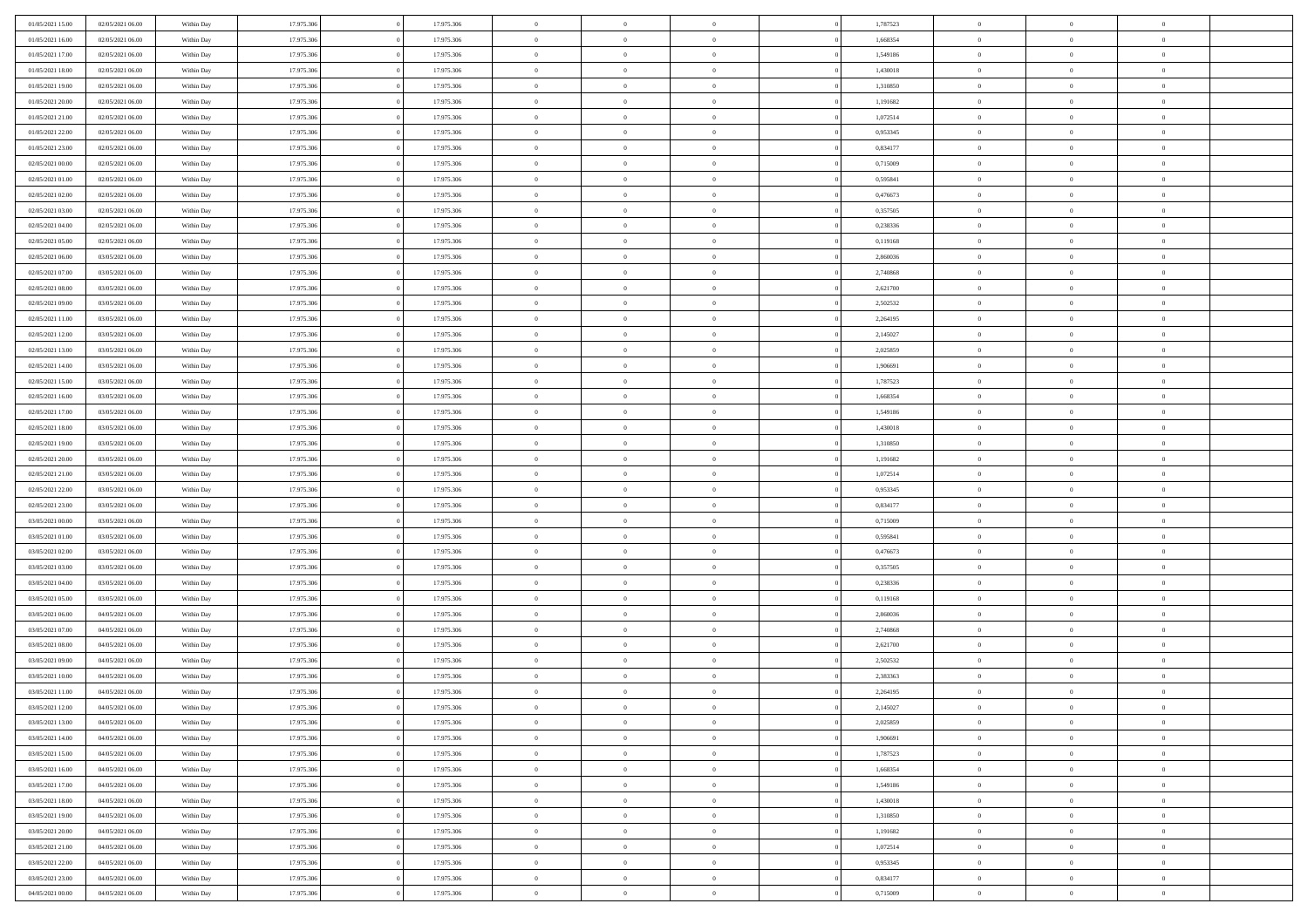| | | | | | | | | | | | | | | |
|---|---|---|---|---|---|---|---|---|---|---|---|---|---|---|
| 01/05/2021 15.00 | 02/05/2021 06.00 | Within Day | 17.975.306 | 0 | 17.975.306 | 0 | 0 | 0 | 0 | 1,787523 | 0 | 0 | 0 | |
| 01/05/2021 16.00 | 02/05/2021 06.00 | Within Day | 17.975.306 | 0 | 17.975.306 | 0 | 0 | 0 | 0 | 1,668354 | 0 | 0 | 0 | |
| 01/05/2021 17.00 | 02/05/2021 06.00 | Within Day | 17.975.306 | 0 | 17.975.306 | 0 | 0 | 0 | 0 | 1,549186 | 0 | 0 | 0 | |
| 01/05/2021 18.00 | 02/05/2021 06.00 | Within Day | 17.975.306 | 0 | 17.975.306 | 0 | 0 | 0 | 0 | 1,430018 | 0 | 0 | 0 | |
| 01/05/2021 19.00 | 02/05/2021 06.00 | Within Day | 17.975.306 | 0 | 17.975.306 | 0 | 0 | 0 | 0 | 1,310850 | 0 | 0 | 0 | |
| 01/05/2021 20.00 | 02/05/2021 06.00 | Within Day | 17.975.306 | 0 | 17.975.306 | 0 | 0 | 0 | 0 | 1,191682 | 0 | 0 | 0 | |
| 01/05/2021 21.00 | 02/05/2021 06.00 | Within Day | 17.975.306 | 0 | 17.975.306 | 0 | 0 | 0 | 0 | 1,072514 | 0 | 0 | 0 | |
| 01/05/2021 22.00 | 02/05/2021 06.00 | Within Day | 17.975.306 | 0 | 17.975.306 | 0 | 0 | 0 | 0 | 0,953345 | 0 | 0 | 0 | |
| 01/05/2021 23.00 | 02/05/2021 06.00 | Within Day | 17.975.306 | 0 | 17.975.306 | 0 | 0 | 0 | 0 | 0,834177 | 0 | 0 | 0 | |
| 02/05/2021 00.00 | 02/05/2021 06.00 | Within Day | 17.975.306 | 0 | 17.975.306 | 0 | 0 | 0 | 0 | 0,715009 | 0 | 0 | 0 | |
| 02/05/2021 01.00 | 02/05/2021 06.00 | Within Day | 17.975.306 | 0 | 17.975.306 | 0 | 0 | 0 | 0 | 0,595841 | 0 | 0 | 0 | |
| 02/05/2021 02.00 | 02/05/2021 06.00 | Within Day | 17.975.306 | 0 | 17.975.306 | 0 | 0 | 0 | 0 | 0,476673 | 0 | 0 | 0 | |
| 02/05/2021 03.00 | 02/05/2021 06.00 | Within Day | 17.975.306 | 0 | 17.975.306 | 0 | 0 | 0 | 0 | 0,357505 | 0 | 0 | 0 | |
| 02/05/2021 04.00 | 02/05/2021 06.00 | Within Day | 17.975.306 | 0 | 17.975.306 | 0 | 0 | 0 | 0 | 0,238336 | 0 | 0 | 0 | |
| 02/05/2021 05.00 | 02/05/2021 06.00 | Within Day | 17.975.306 | 0 | 17.975.306 | 0 | 0 | 0 | 0 | 0,119168 | 0 | 0 | 0 | |
| 02/05/2021 06.00 | 03/05/2021 06.00 | Within Day | 17.975.306 | 0 | 17.975.306 | 0 | 0 | 0 | 0 | 2,860036 | 0 | 0 | 0 | |
| 02/05/2021 07.00 | 03/05/2021 06.00 | Within Day | 17.975.306 | 0 | 17.975.306 | 0 | 0 | 0 | 0 | 2,740868 | 0 | 0 | 0 | |
| 02/05/2021 08.00 | 03/05/2021 06.00 | Within Day | 17.975.306 | 0 | 17.975.306 | 0 | 0 | 0 | 0 | 2,621700 | 0 | 0 | 0 | |
| 02/05/2021 09.00 | 03/05/2021 06.00 | Within Day | 17.975.306 | 0 | 17.975.306 | 0 | 0 | 0 | 0 | 2,502532 | 0 | 0 | 0 | |
| 02/05/2021 11.00 | 03/05/2021 06.00 | Within Day | 17.975.306 | 0 | 17.975.306 | 0 | 0 | 0 | 0 | 2,264195 | 0 | 0 | 0 | |
| 02/05/2021 12.00 | 03/05/2021 06.00 | Within Day | 17.975.306 | 0 | 17.975.306 | 0 | 0 | 0 | 0 | 2,145027 | 0 | 0 | 0 | |
| 02/05/2021 13.00 | 03/05/2021 06.00 | Within Day | 17.975.306 | 0 | 17.975.306 | 0 | 0 | 0 | 0 | 2,025859 | 0 | 0 | 0 | |
| 02/05/2021 14.00 | 03/05/2021 06.00 | Within Day | 17.975.306 | 0 | 17.975.306 | 0 | 0 | 0 | 0 | 1,906691 | 0 | 0 | 0 | |
| 02/05/2021 15.00 | 03/05/2021 06.00 | Within Day | 17.975.306 | 0 | 17.975.306 | 0 | 0 | 0 | 0 | 1,787523 | 0 | 0 | 0 | |
| 02/05/2021 16.00 | 03/05/2021 06.00 | Within Day | 17.975.306 | 0 | 17.975.306 | 0 | 0 | 0 | 0 | 1,668354 | 0 | 0 | 0 | |
| 02/05/2021 17.00 | 03/05/2021 06.00 | Within Day | 17.975.306 | 0 | 17.975.306 | 0 | 0 | 0 | 0 | 1,549186 | 0 | 0 | 0 | |
| 02/05/2021 18.00 | 03/05/2021 06.00 | Within Day | 17.975.306 | 0 | 17.975.306 | 0 | 0 | 0 | 0 | 1,430018 | 0 | 0 | 0 | |
| 02/05/2021 19.00 | 03/05/2021 06.00 | Within Day | 17.975.306 | 0 | 17.975.306 | 0 | 0 | 0 | 0 | 1,310850 | 0 | 0 | 0 | |
| 02/05/2021 20.00 | 03/05/2021 06.00 | Within Day | 17.975.306 | 0 | 17.975.306 | 0 | 0 | 0 | 0 | 1,191682 | 0 | 0 | 0 | |
| 02/05/2021 21.00 | 03/05/2021 06.00 | Within Day | 17.975.306 | 0 | 17.975.306 | 0 | 0 | 0 | 0 | 1,072514 | 0 | 0 | 0 | |
| 02/05/2021 22.00 | 03/05/2021 06.00 | Within Day | 17.975.306 | 0 | 17.975.306 | 0 | 0 | 0 | 0 | 0,953345 | 0 | 0 | 0 | |
| 02/05/2021 23.00 | 03/05/2021 06.00 | Within Day | 17.975.306 | 0 | 17.975.306 | 0 | 0 | 0 | 0 | 0,834177 | 0 | 0 | 0 | |
| 03/05/2021 00.00 | 03/05/2021 06.00 | Within Day | 17.975.306 | 0 | 17.975.306 | 0 | 0 | 0 | 0 | 0,715009 | 0 | 0 | 0 | |
| 03/05/2021 01.00 | 03/05/2021 06.00 | Within Day | 17.975.306 | 0 | 17.975.306 | 0 | 0 | 0 | 0 | 0,595841 | 0 | 0 | 0 | |
| 03/05/2021 02.00 | 03/05/2021 06.00 | Within Day | 17.975.306 | 0 | 17.975.306 | 0 | 0 | 0 | 0 | 0,476673 | 0 | 0 | 0 | |
| 03/05/2021 03.00 | 03/05/2021 06.00 | Within Day | 17.975.306 | 0 | 17.975.306 | 0 | 0 | 0 | 0 | 0,357505 | 0 | 0 | 0 | |
| 03/05/2021 04.00 | 03/05/2021 06.00 | Within Day | 17.975.306 | 0 | 17.975.306 | 0 | 0 | 0 | 0 | 0,238336 | 0 | 0 | 0 | |
| 03/05/2021 05.00 | 03/05/2021 06.00 | Within Day | 17.975.306 | 0 | 17.975.306 | 0 | 0 | 0 | 0 | 0,119168 | 0 | 0 | 0 | |
| 03/05/2021 06.00 | 04/05/2021 06.00 | Within Day | 17.975.306 | 0 | 17.975.306 | 0 | 0 | 0 | 0 | 2,860036 | 0 | 0 | 0 | |
| 03/05/2021 07.00 | 04/05/2021 06.00 | Within Day | 17.975.306 | 0 | 17.975.306 | 0 | 0 | 0 | 0 | 2,740868 | 0 | 0 | 0 | |
| 03/05/2021 08.00 | 04/05/2021 06.00 | Within Day | 17.975.306 | 0 | 17.975.306 | 0 | 0 | 0 | 0 | 2,621700 | 0 | 0 | 0 | |
| 03/05/2021 09.00 | 04/05/2021 06.00 | Within Day | 17.975.306 | 0 | 17.975.306 | 0 | 0 | 0 | 0 | 2,502532 | 0 | 0 | 0 | |
| 03/05/2021 10.00 | 04/05/2021 06.00 | Within Day | 17.975.306 | 0 | 17.975.306 | 0 | 0 | 0 | 0 | 2,383363 | 0 | 0 | 0 | |
| 03/05/2021 11.00 | 04/05/2021 06.00 | Within Day | 17.975.306 | 0 | 17.975.306 | 0 | 0 | 0 | 0 | 2,264195 | 0 | 0 | 0 | |
| 03/05/2021 12.00 | 04/05/2021 06.00 | Within Day | 17.975.306 | 0 | 17.975.306 | 0 | 0 | 0 | 0 | 2,145027 | 0 | 0 | 0 | |
| 03/05/2021 13.00 | 04/05/2021 06.00 | Within Day | 17.975.306 | 0 | 17.975.306 | 0 | 0 | 0 | 0 | 2,025859 | 0 | 0 | 0 | |
| 03/05/2021 14.00 | 04/05/2021 06.00 | Within Day | 17.975.306 | 0 | 17.975.306 | 0 | 0 | 0 | 0 | 1,906691 | 0 | 0 | 0 | |
| 03/05/2021 15.00 | 04/05/2021 06.00 | Within Day | 17.975.306 | 0 | 17.975.306 | 0 | 0 | 0 | 0 | 1,787523 | 0 | 0 | 0 | |
| 03/05/2021 16.00 | 04/05/2021 06.00 | Within Day | 17.975.306 | 0 | 17.975.306 | 0 | 0 | 0 | 0 | 1,668354 | 0 | 0 | 0 | |
| 03/05/2021 17.00 | 04/05/2021 06.00 | Within Day | 17.975.306 | 0 | 17.975.306 | 0 | 0 | 0 | 0 | 1,549186 | 0 | 0 | 0 | |
| 03/05/2021 18.00 | 04/05/2021 06.00 | Within Day | 17.975.306 | 0 | 17.975.306 | 0 | 0 | 0 | 0 | 1,430018 | 0 | 0 | 0 | |
| 03/05/2021 19.00 | 04/05/2021 06.00 | Within Day | 17.975.306 | 0 | 17.975.306 | 0 | 0 | 0 | 0 | 1,310850 | 0 | 0 | 0 | |
| 03/05/2021 20.00 | 04/05/2021 06.00 | Within Day | 17.975.306 | 0 | 17.975.306 | 0 | 0 | 0 | 0 | 1,191682 | 0 | 0 | 0 | |
| 03/05/2021 21.00 | 04/05/2021 06.00 | Within Day | 17.975.306 | 0 | 17.975.306 | 0 | 0 | 0 | 0 | 1,072514 | 0 | 0 | 0 | |
| 03/05/2021 22.00 | 04/05/2021 06.00 | Within Day | 17.975.306 | 0 | 17.975.306 | 0 | 0 | 0 | 0 | 0,953345 | 0 | 0 | 0 | |
| 03/05/2021 23.00 | 04/05/2021 06.00 | Within Day | 17.975.306 | 0 | 17.975.306 | 0 | 0 | 0 | 0 | 0,834177 | 0 | 0 | 0 | |
| 04/05/2021 00.00 | 04/05/2021 06.00 | Within Day | 17.975.306 | 0 | 17.975.306 | 0 | 0 | 0 | 0 | 0,715009 | 0 | 0 | 0 | |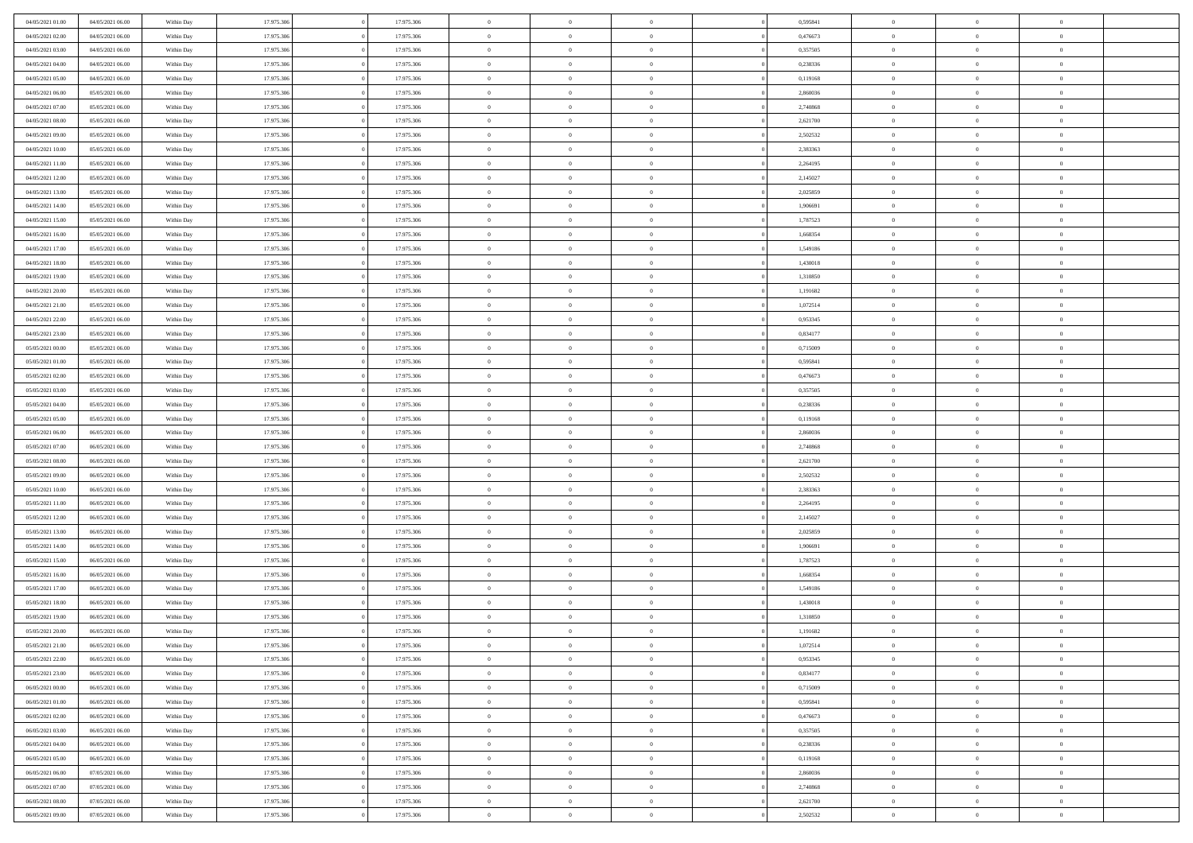| | | | | | | | | | | | | | | |
|---|---|---|---|---|---|---|---|---|---|---|---|---|---|---|
| 04/05/2021 01:00 | 04/05/2021 06:00 | Within Day | 17.975.306 | 0 | 17.975.306 | 0 | 0 | 0 | | 0 | 0,595841 | 0 | 0 | 0 |
| 04/05/2021 02:00 | 04/05/2021 06:00 | Within Day | 17.975.306 | 0 | 17.975.306 | 0 | 0 | 0 | | 0 | 0,476673 | 0 | 0 | 0 |
| 04/05/2021 03:00 | 04/05/2021 06:00 | Within Day | 17.975.306 | 0 | 17.975.306 | 0 | 0 | 0 | | 0 | 0,357505 | 0 | 0 | 0 |
| 04/05/2021 04:00 | 04/05/2021 06:00 | Within Day | 17.975.306 | 0 | 17.975.306 | 0 | 0 | 0 | | 0 | 0,238336 | 0 | 0 | 0 |
| 04/05/2021 05:00 | 04/05/2021 06:00 | Within Day | 17.975.306 | 0 | 17.975.306 | 0 | 0 | 0 | | 0 | 0,119168 | 0 | 0 | 0 |
| 04/05/2021 06:00 | 05/05/2021 06:00 | Within Day | 17.975.306 | 0 | 17.975.306 | 0 | 0 | 0 | | 0 | 2,860036 | 0 | 0 | 0 |
| 04/05/2021 07:00 | 05/05/2021 06:00 | Within Day | 17.975.306 | 0 | 17.975.306 | 0 | 0 | 0 | | 0 | 2,740868 | 0 | 0 | 0 |
| 04/05/2021 08:00 | 05/05/2021 06:00 | Within Day | 17.975.306 | 0 | 17.975.306 | 0 | 0 | 0 | | 0 | 2,621700 | 0 | 0 | 0 |
| 04/05/2021 09:00 | 05/05/2021 06:00 | Within Day | 17.975.306 | 0 | 17.975.306 | 0 | 0 | 0 | | 0 | 2,502532 | 0 | 0 | 0 |
| 04/05/2021 10:00 | 05/05/2021 06:00 | Within Day | 17.975.306 | 0 | 17.975.306 | 0 | 0 | 0 | | 0 | 2,383363 | 0 | 0 | 0 |
| 04/05/2021 11:00 | 05/05/2021 06:00 | Within Day | 17.975.306 | 0 | 17.975.306 | 0 | 0 | 0 | | 0 | 2,264195 | 0 | 0 | 0 |
| 04/05/2021 12:00 | 05/05/2021 06:00 | Within Day | 17.975.306 | 0 | 17.975.306 | 0 | 0 | 0 | | 0 | 2,145027 | 0 | 0 | 0 |
| 04/05/2021 13:00 | 05/05/2021 06:00 | Within Day | 17.975.306 | 0 | 17.975.306 | 0 | 0 | 0 | | 0 | 2,025859 | 0 | 0 | 0 |
| 04/05/2021 14:00 | 05/05/2021 06:00 | Within Day | 17.975.306 | 0 | 17.975.306 | 0 | 0 | 0 | | 0 | 1,906691 | 0 | 0 | 0 |
| 04/05/2021 15:00 | 05/05/2021 06:00 | Within Day | 17.975.306 | 0 | 17.975.306 | 0 | 0 | 0 | | 0 | 1,787523 | 0 | 0 | 0 |
| 04/05/2021 16:00 | 05/05/2021 06:00 | Within Day | 17.975.306 | 0 | 17.975.306 | 0 | 0 | 0 | | 0 | 1,668354 | 0 | 0 | 0 |
| 04/05/2021 17:00 | 05/05/2021 06:00 | Within Day | 17.975.306 | 0 | 17.975.306 | 0 | 0 | 0 | | 0 | 1,549186 | 0 | 0 | 0 |
| 04/05/2021 18:00 | 05/05/2021 06:00 | Within Day | 17.975.306 | 0 | 17.975.306 | 0 | 0 | 0 | | 0 | 1,430018 | 0 | 0 | 0 |
| 04/05/2021 19:00 | 05/05/2021 06:00 | Within Day | 17.975.306 | 0 | 17.975.306 | 0 | 0 | 0 | | 0 | 1,310850 | 0 | 0 | 0 |
| 04/05/2021 20:00 | 05/05/2021 06:00 | Within Day | 17.975.306 | 0 | 17.975.306 | 0 | 0 | 0 | | 0 | 1,191682 | 0 | 0 | 0 |
| 04/05/2021 21:00 | 05/05/2021 06:00 | Within Day | 17.975.306 | 0 | 17.975.306 | 0 | 0 | 0 | | 0 | 1,072514 | 0 | 0 | 0 |
| 04/05/2021 22:00 | 05/05/2021 06:00 | Within Day | 17.975.306 | 0 | 17.975.306 | 0 | 0 | 0 | | 0 | 0,953345 | 0 | 0 | 0 |
| 04/05/2021 23:00 | 05/05/2021 06:00 | Within Day | 17.975.306 | 0 | 17.975.306 | 0 | 0 | 0 | | 0 | 0,834177 | 0 | 0 | 0 |
| 05/05/2021 00:00 | 05/05/2021 06:00 | Within Day | 17.975.306 | 0 | 17.975.306 | 0 | 0 | 0 | | 0 | 0,715009 | 0 | 0 | 0 |
| 05/05/2021 01:00 | 05/05/2021 06:00 | Within Day | 17.975.306 | 0 | 17.975.306 | 0 | 0 | 0 | | 0 | 0,595841 | 0 | 0 | 0 |
| 05/05/2021 02:00 | 05/05/2021 06:00 | Within Day | 17.975.306 | 0 | 17.975.306 | 0 | 0 | 0 | | 0 | 0,476673 | 0 | 0 | 0 |
| 05/05/2021 03:00 | 05/05/2021 06:00 | Within Day | 17.975.306 | 0 | 17.975.306 | 0 | 0 | 0 | | 0 | 0,357505 | 0 | 0 | 0 |
| 05/05/2021 04:00 | 05/05/2021 06:00 | Within Day | 17.975.306 | 0 | 17.975.306 | 0 | 0 | 0 | | 0 | 0,238336 | 0 | 0 | 0 |
| 05/05/2021 05:00 | 05/05/2021 06:00 | Within Day | 17.975.306 | 0 | 17.975.306 | 0 | 0 | 0 | | 0 | 0,119168 | 0 | 0 | 0 |
| 05/05/2021 06:00 | 06/05/2021 06:00 | Within Day | 17.975.306 | 0 | 17.975.306 | 0 | 0 | 0 | | 0 | 2,860036 | 0 | 0 | 0 |
| 05/05/2021 07:00 | 06/05/2021 06:00 | Within Day | 17.975.306 | 0 | 17.975.306 | 0 | 0 | 0 | | 0 | 2,740868 | 0 | 0 | 0 |
| 05/05/2021 08:00 | 06/05/2021 06:00 | Within Day | 17.975.306 | 0 | 17.975.306 | 0 | 0 | 0 | | 0 | 2,621700 | 0 | 0 | 0 |
| 05/05/2021 09:00 | 06/05/2021 06:00 | Within Day | 17.975.306 | 0 | 17.975.306 | 0 | 0 | 0 | | 0 | 2,502532 | 0 | 0 | 0 |
| 05/05/2021 10:00 | 06/05/2021 06:00 | Within Day | 17.975.306 | 0 | 17.975.306 | 0 | 0 | 0 | | 0 | 2,383363 | 0 | 0 | 0 |
| 05/05/2021 11:00 | 06/05/2021 06:00 | Within Day | 17.975.306 | 0 | 17.975.306 | 0 | 0 | 0 | | 0 | 2,264195 | 0 | 0 | 0 |
| 05/05/2021 12:00 | 06/05/2021 06:00 | Within Day | 17.975.306 | 0 | 17.975.306 | 0 | 0 | 0 | | 0 | 2,145027 | 0 | 0 | 0 |
| 05/05/2021 13:00 | 06/05/2021 06:00 | Within Day | 17.975.306 | 0 | 17.975.306 | 0 | 0 | 0 | | 0 | 2,025859 | 0 | 0 | 0 |
| 05/05/2021 14:00 | 06/05/2021 06:00 | Within Day | 17.975.306 | 0 | 17.975.306 | 0 | 0 | 0 | | 0 | 1,906691 | 0 | 0 | 0 |
| 05/05/2021 15:00 | 06/05/2021 06:00 | Within Day | 17.975.306 | 0 | 17.975.306 | 0 | 0 | 0 | | 0 | 1,787523 | 0 | 0 | 0 |
| 05/05/2021 16:00 | 06/05/2021 06:00 | Within Day | 17.975.306 | 0 | 17.975.306 | 0 | 0 | 0 | | 0 | 1,668354 | 0 | 0 | 0 |
| 05/05/2021 17:00 | 06/05/2021 06:00 | Within Day | 17.975.306 | 0 | 17.975.306 | 0 | 0 | 0 | | 0 | 1,549186 | 0 | 0 | 0 |
| 05/05/2021 18:00 | 06/05/2021 06:00 | Within Day | 17.975.306 | 0 | 17.975.306 | 0 | 0 | 0 | | 0 | 1,430018 | 0 | 0 | 0 |
| 05/05/2021 19:00 | 06/05/2021 06:00 | Within Day | 17.975.306 | 0 | 17.975.306 | 0 | 0 | 0 | | 0 | 1,310850 | 0 | 0 | 0 |
| 05/05/2021 20:00 | 06/05/2021 06:00 | Within Day | 17.975.306 | 0 | 17.975.306 | 0 | 0 | 0 | | 0 | 1,191682 | 0 | 0 | 0 |
| 05/05/2021 21:00 | 06/05/2021 06:00 | Within Day | 17.975.306 | 0 | 17.975.306 | 0 | 0 | 0 | | 0 | 1,072514 | 0 | 0 | 0 |
| 05/05/2021 22:00 | 06/05/2021 06:00 | Within Day | 17.975.306 | 0 | 17.975.306 | 0 | 0 | 0 | | 0 | 0,953345 | 0 | 0 | 0 |
| 05/05/2021 23:00 | 06/05/2021 06:00 | Within Day | 17.975.306 | 0 | 17.975.306 | 0 | 0 | 0 | | 0 | 0,834177 | 0 | 0 | 0 |
| 06/05/2021 00:00 | 06/05/2021 06:00 | Within Day | 17.975.306 | 0 | 17.975.306 | 0 | 0 | 0 | | 0 | 0,715009 | 0 | 0 | 0 |
| 06/05/2021 01:00 | 06/05/2021 06:00 | Within Day | 17.975.306 | 0 | 17.975.306 | 0 | 0 | 0 | | 0 | 0,595841 | 0 | 0 | 0 |
| 06/05/2021 02:00 | 06/05/2021 06:00 | Within Day | 17.975.306 | 0 | 17.975.306 | 0 | 0 | 0 | | 0 | 0,476673 | 0 | 0 | 0 |
| 06/05/2021 03:00 | 06/05/2021 06:00 | Within Day | 17.975.306 | 0 | 17.975.306 | 0 | 0 | 0 | | 0 | 0,357505 | 0 | 0 | 0 |
| 06/05/2021 04:00 | 06/05/2021 06:00 | Within Day | 17.975.306 | 0 | 17.975.306 | 0 | 0 | 0 | | 0 | 0,238336 | 0 | 0 | 0 |
| 06/05/2021 05:00 | 06/05/2021 06:00 | Within Day | 17.975.306 | 0 | 17.975.306 | 0 | 0 | 0 | | 0 | 0,119168 | 0 | 0 | 0 |
| 06/05/2021 06:00 | 07/05/2021 06:00 | Within Day | 17.975.306 | 0 | 17.975.306 | 0 | 0 | 0 | | 0 | 2,860036 | 0 | 0 | 0 |
| 06/05/2021 07:00 | 07/05/2021 06:00 | Within Day | 17.975.306 | 0 | 17.975.306 | 0 | 0 | 0 | | 0 | 2,740868 | 0 | 0 | 0 |
| 06/05/2021 08:00 | 07/05/2021 06:00 | Within Day | 17.975.306 | 0 | 17.975.306 | 0 | 0 | 0 | | 0 | 2,621700 | 0 | 0 | 0 |
| 06/05/2021 09:00 | 07/05/2021 06:00 | Within Day | 17.975.306 | 0 | 17.975.306 | 0 | 0 | 0 | | 0 | 2,502532 | 0 | 0 | 0 |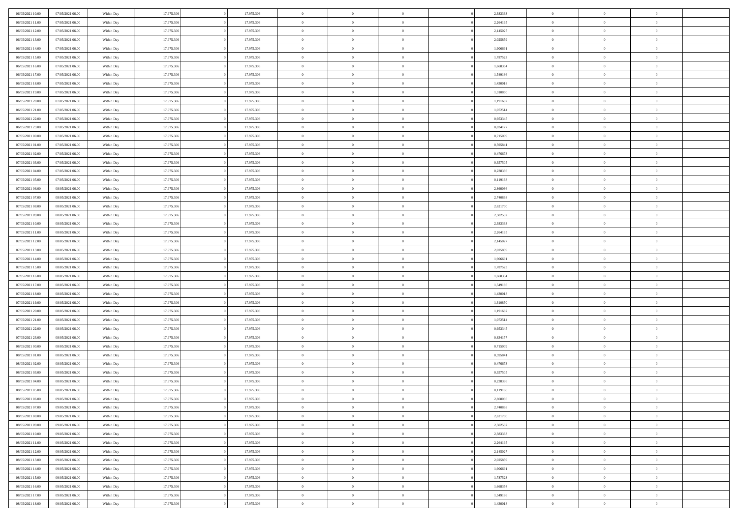| | | | | | | | | | | | | | | |
|---|---|---|---|---|---|---|---|---|---|---|---|---|---|---|
| 06/05/2021 10:00 | 07/05/2021 06:00 | Within Day | 17.975.306 | 0 | 17.975.306 | 0 | 0 | 0 | 0 | 2,383363 | 0 | 0 | 0 | |
| 06/05/2021 11:00 | 07/05/2021 06:00 | Within Day | 17.975.306 | 0 | 17.975.306 | 0 | 0 | 0 | 0 | 2,264195 | 0 | 0 | 0 | |
| 06/05/2021 12:00 | 07/05/2021 06:00 | Within Day | 17.975.306 | 0 | 17.975.306 | 0 | 0 | 0 | 0 | 2,145027 | 0 | 0 | 0 | |
| 06/05/2021 13:00 | 07/05/2021 06:00 | Within Day | 17.975.306 | 0 | 17.975.306 | 0 | 0 | 0 | 0 | 2,025859 | 0 | 0 | 0 | |
| 06/05/2021 14:00 | 07/05/2021 06:00 | Within Day | 17.975.306 | 0 | 17.975.306 | 0 | 0 | 0 | 0 | 1,906691 | 0 | 0 | 0 | |
| 06/05/2021 15:00 | 07/05/2021 06:00 | Within Day | 17.975.306 | 0 | 17.975.306 | 0 | 0 | 0 | 0 | 1,787523 | 0 | 0 | 0 | |
| 06/05/2021 16:00 | 07/05/2021 06:00 | Within Day | 17.975.306 | 0 | 17.975.306 | 0 | 0 | 0 | 0 | 1,668354 | 0 | 0 | 0 | |
| 06/05/2021 17:00 | 07/05/2021 06:00 | Within Day | 17.975.306 | 0 | 17.975.306 | 0 | 0 | 0 | 0 | 1,549186 | 0 | 0 | 0 | |
| 06/05/2021 18:00 | 07/05/2021 06:00 | Within Day | 17.975.306 | 0 | 17.975.306 | 0 | 0 | 0 | 0 | 1,430018 | 0 | 0 | 0 | |
| 06/05/2021 19:00 | 07/05/2021 06:00 | Within Day | 17.975.306 | 0 | 17.975.306 | 0 | 0 | 0 | 0 | 1,310850 | 0 | 0 | 0 | |
| 06/05/2021 20:00 | 07/05/2021 06:00 | Within Day | 17.975.306 | 0 | 17.975.306 | 0 | 0 | 0 | 0 | 1,191682 | 0 | 0 | 0 | |
| 06/05/2021 21:00 | 07/05/2021 06:00 | Within Day | 17.975.306 | 0 | 17.975.306 | 0 | 0 | 0 | 0 | 1,072514 | 0 | 0 | 0 | |
| 06/05/2021 22:00 | 07/05/2021 06:00 | Within Day | 17.975.306 | 0 | 17.975.306 | 0 | 0 | 0 | 0 | 0,953345 | 0 | 0 | 0 | |
| 06/05/2021 23:00 | 07/05/2021 06:00 | Within Day | 17.975.306 | 0 | 17.975.306 | 0 | 0 | 0 | 0 | 0,834177 | 0 | 0 | 0 | |
| 07/05/2021 00:00 | 07/05/2021 06:00 | Within Day | 17.975.306 | 0 | 17.975.306 | 0 | 0 | 0 | 0 | 0,715009 | 0 | 0 | 0 | |
| 07/05/2021 01:00 | 07/05/2021 06:00 | Within Day | 17.975.306 | 0 | 17.975.306 | 0 | 0 | 0 | 0 | 0,595841 | 0 | 0 | 0 | |
| 07/05/2021 02:00 | 07/05/2021 06:00 | Within Day | 17.975.306 | 0 | 17.975.306 | 0 | 0 | 0 | 0 | 0,476673 | 0 | 0 | 0 | |
| 07/05/2021 03:00 | 07/05/2021 06:00 | Within Day | 17.975.306 | 0 | 17.975.306 | 0 | 0 | 0 | 0 | 0,357505 | 0 | 0 | 0 | |
| 07/05/2021 04:00 | 07/05/2021 06:00 | Within Day | 17.975.306 | 0 | 17.975.306 | 0 | 0 | 0 | 0 | 0,238336 | 0 | 0 | 0 | |
| 07/05/2021 05:00 | 07/05/2021 06:00 | Within Day | 17.975.306 | 0 | 17.975.306 | 0 | 0 | 0 | 0 | 0,119168 | 0 | 0 | 0 | |
| 07/05/2021 06:00 | 08/05/2021 06:00 | Within Day | 17.975.306 | 0 | 17.975.306 | 0 | 0 | 0 | 0 | 2,860036 | 0 | 0 | 0 | |
| 07/05/2021 07:00 | 08/05/2021 06:00 | Within Day | 17.975.306 | 0 | 17.975.306 | 0 | 0 | 0 | 0 | 2,740868 | 0 | 0 | 0 | |
| 07/05/2021 08:00 | 08/05/2021 06:00 | Within Day | 17.975.306 | 0 | 17.975.306 | 0 | 0 | 0 | 0 | 2,621700 | 0 | 0 | 0 | |
| 07/05/2021 09:00 | 08/05/2021 06:00 | Within Day | 17.975.306 | 0 | 17.975.306 | 0 | 0 | 0 | 0 | 2,502532 | 0 | 0 | 0 | |
| 07/05/2021 10:00 | 08/05/2021 06:00 | Within Day | 17.975.306 | 0 | 17.975.306 | 0 | 0 | 0 | 0 | 2,383363 | 0 | 0 | 0 | |
| 07/05/2021 11:00 | 08/05/2021 06:00 | Within Day | 17.975.306 | 0 | 17.975.306 | 0 | 0 | 0 | 0 | 2,264195 | 0 | 0 | 0 | |
| 07/05/2021 12:00 | 08/05/2021 06:00 | Within Day | 17.975.306 | 0 | 17.975.306 | 0 | 0 | 0 | 0 | 2,145027 | 0 | 0 | 0 | |
| 07/05/2021 13:00 | 08/05/2021 06:00 | Within Day | 17.975.306 | 0 | 17.975.306 | 0 | 0 | 0 | 0 | 2,025859 | 0 | 0 | 0 | |
| 07/05/2021 14:00 | 08/05/2021 06:00 | Within Day | 17.975.306 | 0 | 17.975.306 | 0 | 0 | 0 | 0 | 1,906691 | 0 | 0 | 0 | |
| 07/05/2021 15:00 | 08/05/2021 06:00 | Within Day | 17.975.306 | 0 | 17.975.306 | 0 | 0 | 0 | 0 | 1,787523 | 0 | 0 | 0 | |
| 07/05/2021 16:00 | 08/05/2021 06:00 | Within Day | 17.975.306 | 0 | 17.975.306 | 0 | 0 | 0 | 0 | 1,668354 | 0 | 0 | 0 | |
| 07/05/2021 17:00 | 08/05/2021 06:00 | Within Day | 17.975.306 | 0 | 17.975.306 | 0 | 0 | 0 | 0 | 1,549186 | 0 | 0 | 0 | |
| 07/05/2021 18:00 | 08/05/2021 06:00 | Within Day | 17.975.306 | 0 | 17.975.306 | 0 | 0 | 0 | 0 | 1,430018 | 0 | 0 | 0 | |
| 07/05/2021 19:00 | 08/05/2021 06:00 | Within Day | 17.975.306 | 0 | 17.975.306 | 0 | 0 | 0 | 0 | 1,310850 | 0 | 0 | 0 | |
| 07/05/2021 20:00 | 08/05/2021 06:00 | Within Day | 17.975.306 | 0 | 17.975.306 | 0 | 0 | 0 | 0 | 1,191682 | 0 | 0 | 0 | |
| 07/05/2021 21:00 | 08/05/2021 06:00 | Within Day | 17.975.306 | 0 | 17.975.306 | 0 | 0 | 0 | 0 | 1,072514 | 0 | 0 | 0 | |
| 07/05/2021 22:00 | 08/05/2021 06:00 | Within Day | 17.975.306 | 0 | 17.975.306 | 0 | 0 | 0 | 0 | 0,953345 | 0 | 0 | 0 | |
| 07/05/2021 23:00 | 08/05/2021 06:00 | Within Day | 17.975.306 | 0 | 17.975.306 | 0 | 0 | 0 | 0 | 0,834177 | 0 | 0 | 0 | |
| 08/05/2021 00:00 | 08/05/2021 06:00 | Within Day | 17.975.306 | 0 | 17.975.306 | 0 | 0 | 0 | 0 | 0,715009 | 0 | 0 | 0 | |
| 08/05/2021 01:00 | 08/05/2021 06:00 | Within Day | 17.975.306 | 0 | 17.975.306 | 0 | 0 | 0 | 0 | 0,595841 | 0 | 0 | 0 | |
| 08/05/2021 02:00 | 08/05/2021 06:00 | Within Day | 17.975.306 | 0 | 17.975.306 | 0 | 0 | 0 | 0 | 0,476673 | 0 | 0 | 0 | |
| 08/05/2021 03:00 | 08/05/2021 06:00 | Within Day | 17.975.306 | 0 | 17.975.306 | 0 | 0 | 0 | 0 | 0,357505 | 0 | 0 | 0 | |
| 08/05/2021 04:00 | 08/05/2021 06:00 | Within Day | 17.975.306 | 0 | 17.975.306 | 0 | 0 | 0 | 0 | 0,238336 | 0 | 0 | 0 | |
| 08/05/2021 05:00 | 08/05/2021 06:00 | Within Day | 17.975.306 | 0 | 17.975.306 | 0 | 0 | 0 | 0 | 0,119168 | 0 | 0 | 0 | |
| 08/05/2021 06:00 | 09/05/2021 06:00 | Within Day | 17.975.306 | 0 | 17.975.306 | 0 | 0 | 0 | 0 | 2,860036 | 0 | 0 | 0 | |
| 08/05/2021 07:00 | 09/05/2021 06:00 | Within Day | 17.975.306 | 0 | 17.975.306 | 0 | 0 | 0 | 0 | 2,740868 | 0 | 0 | 0 | |
| 08/05/2021 08:00 | 09/05/2021 06:00 | Within Day | 17.975.306 | 0 | 17.975.306 | 0 | 0 | 0 | 0 | 2,621700 | 0 | 0 | 0 | |
| 08/05/2021 09:00 | 09/05/2021 06:00 | Within Day | 17.975.306 | 0 | 17.975.306 | 0 | 0 | 0 | 0 | 2,502532 | 0 | 0 | 0 | |
| 08/05/2021 10:00 | 09/05/2021 06:00 | Within Day | 17.975.306 | 0 | 17.975.306 | 0 | 0 | 0 | 0 | 2,383363 | 0 | 0 | 0 | |
| 08/05/2021 11:00 | 09/05/2021 06:00 | Within Day | 17.975.306 | 0 | 17.975.306 | 0 | 0 | 0 | 0 | 2,264195 | 0 | 0 | 0 | |
| 08/05/2021 12:00 | 09/05/2021 06:00 | Within Day | 17.975.306 | 0 | 17.975.306 | 0 | 0 | 0 | 0 | 2,145027 | 0 | 0 | 0 | |
| 08/05/2021 13:00 | 09/05/2021 06:00 | Within Day | 17.975.306 | 0 | 17.975.306 | 0 | 0 | 0 | 0 | 2,025859 | 0 | 0 | 0 | |
| 08/05/2021 14:00 | 09/05/2021 06:00 | Within Day | 17.975.306 | 0 | 17.975.306 | 0 | 0 | 0 | 0 | 1,906691 | 0 | 0 | 0 | |
| 08/05/2021 15:00 | 09/05/2021 06:00 | Within Day | 17.975.306 | 0 | 17.975.306 | 0 | 0 | 0 | 0 | 1,787523 | 0 | 0 | 0 | |
| 08/05/2021 16:00 | 09/05/2021 06:00 | Within Day | 17.975.306 | 0 | 17.975.306 | 0 | 0 | 0 | 0 | 1,668354 | 0 | 0 | 0 | |
| 08/05/2021 17:00 | 09/05/2021 06:00 | Within Day | 17.975.306 | 0 | 17.975.306 | 0 | 0 | 0 | 0 | 1,549186 | 0 | 0 | 0 | |
| 08/05/2021 18:00 | 09/05/2021 06:00 | Within Day | 17.975.306 | 0 | 17.975.306 | 0 | 0 | 0 | 0 | 1,430018 | 0 | 0 | 0 | |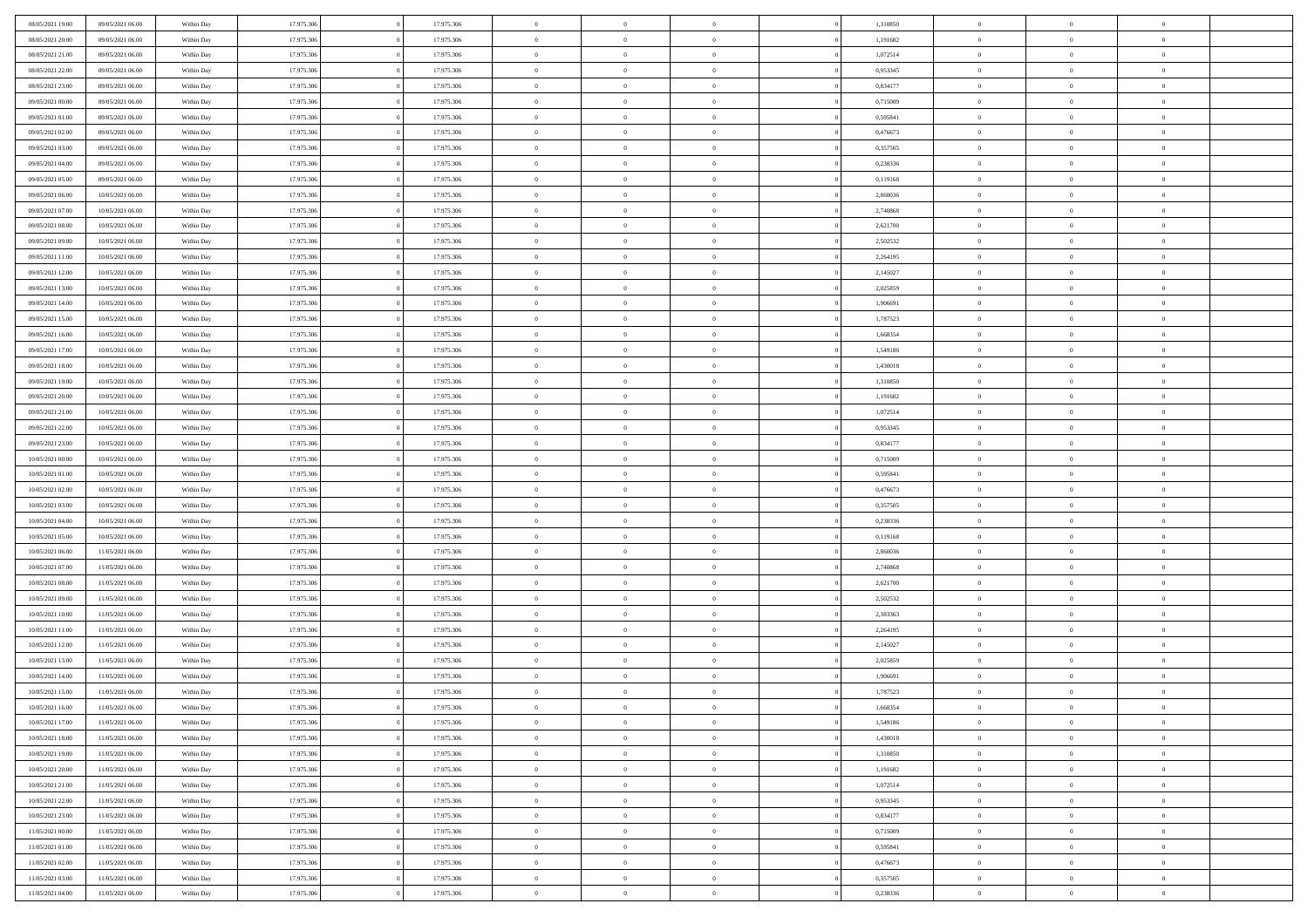| | | | | | | | | | | | | | | |
|---|---|---|---|---|---|---|---|---|---|---|---|---|---|---|
| 08/05/2021 19:00 | 09/05/2021 06:00 | Within Day | 17.975.306 | 0 | 17.975.306 | 0 | 0 | 0 | 0 | 1,310850 | 0 | 0 | 0 | |
| 08/05/2021 20:00 | 09/05/2021 06:00 | Within Day | 17.975.306 | 0 | 17.975.306 | 0 | 0 | 0 | 0 | 1,191682 | 0 | 0 | 0 | |
| 08/05/2021 21:00 | 09/05/2021 06:00 | Within Day | 17.975.306 | 0 | 17.975.306 | 0 | 0 | 0 | 0 | 1,072514 | 0 | 0 | 0 | |
| 08/05/2021 22:00 | 09/05/2021 06:00 | Within Day | 17.975.306 | 0 | 17.975.306 | 0 | 0 | 0 | 0 | 0,953345 | 0 | 0 | 0 | |
| 08/05/2021 23:00 | 09/05/2021 06:00 | Within Day | 17.975.306 | 0 | 17.975.306 | 0 | 0 | 0 | 0 | 0,834177 | 0 | 0 | 0 | |
| 09/05/2021 00:00 | 09/05/2021 06:00 | Within Day | 17.975.306 | 0 | 17.975.306 | 0 | 0 | 0 | 0 | 0,715009 | 0 | 0 | 0 | |
| 09/05/2021 01:00 | 09/05/2021 06:00 | Within Day | 17.975.306 | 0 | 17.975.306 | 0 | 0 | 0 | 0 | 0,595841 | 0 | 0 | 0 | |
| 09/05/2021 02:00 | 09/05/2021 06:00 | Within Day | 17.975.306 | 0 | 17.975.306 | 0 | 0 | 0 | 0 | 0,476673 | 0 | 0 | 0 | |
| 09/05/2021 03:00 | 09/05/2021 06:00 | Within Day | 17.975.306 | 0 | 17.975.306 | 0 | 0 | 0 | 0 | 0,357505 | 0 | 0 | 0 | |
| 09/05/2021 04:00 | 09/05/2021 06:00 | Within Day | 17.975.306 | 0 | 17.975.306 | 0 | 0 | 0 | 0 | 0,238336 | 0 | 0 | 0 | |
| 09/05/2021 05:00 | 09/05/2021 06:00 | Within Day | 17.975.306 | 0 | 17.975.306 | 0 | 0 | 0 | 0 | 0,119168 | 0 | 0 | 0 | |
| 09/05/2021 06:00 | 10/05/2021 06:00 | Within Day | 17.975.306 | 0 | 17.975.306 | 0 | 0 | 0 | 0 | 2,860036 | 0 | 0 | 0 | |
| 09/05/2021 07:00 | 10/05/2021 06:00 | Within Day | 17.975.306 | 0 | 17.975.306 | 0 | 0 | 0 | 0 | 2,740868 | 0 | 0 | 0 | |
| 09/05/2021 08:00 | 10/05/2021 06:00 | Within Day | 17.975.306 | 0 | 17.975.306 | 0 | 0 | 0 | 0 | 2,621700 | 0 | 0 | 0 | |
| 09/05/2021 09:00 | 10/05/2021 06:00 | Within Day | 17.975.306 | 0 | 17.975.306 | 0 | 0 | 0 | 0 | 2,502532 | 0 | 0 | 0 | |
| 09/05/2021 11:00 | 10/05/2021 06:00 | Within Day | 17.975.306 | 0 | 17.975.306 | 0 | 0 | 0 | 0 | 2,264195 | 0 | 0 | 0 | |
| 09/05/2021 12:00 | 10/05/2021 06:00 | Within Day | 17.975.306 | 0 | 17.975.306 | 0 | 0 | 0 | 0 | 2,145027 | 0 | 0 | 0 | |
| 09/05/2021 13:00 | 10/05/2021 06:00 | Within Day | 17.975.306 | 0 | 17.975.306 | 0 | 0 | 0 | 0 | 2,025859 | 0 | 0 | 0 | |
| 09/05/2021 14:00 | 10/05/2021 06:00 | Within Day | 17.975.306 | 0 | 17.975.306 | 0 | 0 | 0 | 0 | 1,906691 | 0 | 0 | 0 | |
| 09/05/2021 15:00 | 10/05/2021 06:00 | Within Day | 17.975.306 | 0 | 17.975.306 | 0 | 0 | 0 | 0 | 1,787523 | 0 | 0 | 0 | |
| 09/05/2021 16:00 | 10/05/2021 06:00 | Within Day | 17.975.306 | 0 | 17.975.306 | 0 | 0 | 0 | 0 | 1,668354 | 0 | 0 | 0 | |
| 09/05/2021 17:00 | 10/05/2021 06:00 | Within Day | 17.975.306 | 0 | 17.975.306 | 0 | 0 | 0 | 0 | 1,549186 | 0 | 0 | 0 | |
| 09/05/2021 18:00 | 10/05/2021 06:00 | Within Day | 17.975.306 | 0 | 17.975.306 | 0 | 0 | 0 | 0 | 1,430018 | 0 | 0 | 0 | |
| 09/05/2021 19:00 | 10/05/2021 06:00 | Within Day | 17.975.306 | 0 | 17.975.306 | 0 | 0 | 0 | 0 | 1,310850 | 0 | 0 | 0 | |
| 09/05/2021 20:00 | 10/05/2021 06:00 | Within Day | 17.975.306 | 0 | 17.975.306 | 0 | 0 | 0 | 0 | 1,191682 | 0 | 0 | 0 | |
| 09/05/2021 21:00 | 10/05/2021 06:00 | Within Day | 17.975.306 | 0 | 17.975.306 | 0 | 0 | 0 | 0 | 1,072514 | 0 | 0 | 0 | |
| 09/05/2021 22:00 | 10/05/2021 06:00 | Within Day | 17.975.306 | 0 | 17.975.306 | 0 | 0 | 0 | 0 | 0,953345 | 0 | 0 | 0 | |
| 09/05/2021 23:00 | 10/05/2021 06:00 | Within Day | 17.975.306 | 0 | 17.975.306 | 0 | 0 | 0 | 0 | 0,834177 | 0 | 0 | 0 | |
| 10/05/2021 00:00 | 10/05/2021 06:00 | Within Day | 17.975.306 | 0 | 17.975.306 | 0 | 0 | 0 | 0 | 0,715009 | 0 | 0 | 0 | |
| 10/05/2021 01:00 | 10/05/2021 06:00 | Within Day | 17.975.306 | 0 | 17.975.306 | 0 | 0 | 0 | 0 | 0,595841 | 0 | 0 | 0 | |
| 10/05/2021 02:00 | 10/05/2021 06:00 | Within Day | 17.975.306 | 0 | 17.975.306 | 0 | 0 | 0 | 0 | 0,476673 | 0 | 0 | 0 | |
| 10/05/2021 03:00 | 10/05/2021 06:00 | Within Day | 17.975.306 | 0 | 17.975.306 | 0 | 0 | 0 | 0 | 0,357505 | 0 | 0 | 0 | |
| 10/05/2021 04:00 | 10/05/2021 06:00 | Within Day | 17.975.306 | 0 | 17.975.306 | 0 | 0 | 0 | 0 | 0,238336 | 0 | 0 | 0 | |
| 10/05/2021 05:00 | 10/05/2021 06:00 | Within Day | 17.975.306 | 0 | 17.975.306 | 0 | 0 | 0 | 0 | 0,119168 | 0 | 0 | 0 | |
| 10/05/2021 06:00 | 11/05/2021 06:00 | Within Day | 17.975.306 | 0 | 17.975.306 | 0 | 0 | 0 | 0 | 2,860036 | 0 | 0 | 0 | |
| 10/05/2021 07:00 | 11/05/2021 06:00 | Within Day | 17.975.306 | 0 | 17.975.306 | 0 | 0 | 0 | 0 | 2,740868 | 0 | 0 | 0 | |
| 10/05/2021 08:00 | 11/05/2021 06:00 | Within Day | 17.975.306 | 0 | 17.975.306 | 0 | 0 | 0 | 0 | 2,621700 | 0 | 0 | 0 | |
| 10/05/2021 09:00 | 11/05/2021 06:00 | Within Day | 17.975.306 | 0 | 17.975.306 | 0 | 0 | 0 | 0 | 2,502532 | 0 | 0 | 0 | |
| 10/05/2021 10:00 | 11/05/2021 06:00 | Within Day | 17.975.306 | 0 | 17.975.306 | 0 | 0 | 0 | 0 | 2,383363 | 0 | 0 | 0 | |
| 10/05/2021 11:00 | 11/05/2021 06:00 | Within Day | 17.975.306 | 0 | 17.975.306 | 0 | 0 | 0 | 0 | 2,264195 | 0 | 0 | 0 | |
| 10/05/2021 12:00 | 11/05/2021 06:00 | Within Day | 17.975.306 | 0 | 17.975.306 | 0 | 0 | 0 | 0 | 2,145027 | 0 | 0 | 0 | |
| 10/05/2021 13:00 | 11/05/2021 06:00 | Within Day | 17.975.306 | 0 | 17.975.306 | 0 | 0 | 0 | 0 | 2,025859 | 0 | 0 | 0 | |
| 10/05/2021 14:00 | 11/05/2021 06:00 | Within Day | 17.975.306 | 0 | 17.975.306 | 0 | 0 | 0 | 0 | 1,906691 | 0 | 0 | 0 | |
| 10/05/2021 15:00 | 11/05/2021 06:00 | Within Day | 17.975.306 | 0 | 17.975.306 | 0 | 0 | 0 | 0 | 1,787523 | 0 | 0 | 0 | |
| 10/05/2021 16:00 | 11/05/2021 06:00 | Within Day | 17.975.306 | 0 | 17.975.306 | 0 | 0 | 0 | 0 | 1,668354 | 0 | 0 | 0 | |
| 10/05/2021 17:00 | 11/05/2021 06:00 | Within Day | 17.975.306 | 0 | 17.975.306 | 0 | 0 | 0 | 0 | 1,549186 | 0 | 0 | 0 | |
| 10/05/2021 18:00 | 11/05/2021 06:00 | Within Day | 17.975.306 | 0 | 17.975.306 | 0 | 0 | 0 | 0 | 1,430018 | 0 | 0 | 0 | |
| 10/05/2021 19:00 | 11/05/2021 06:00 | Within Day | 17.975.306 | 0 | 17.975.306 | 0 | 0 | 0 | 0 | 1,310850 | 0 | 0 | 0 | |
| 10/05/2021 20:00 | 11/05/2021 06:00 | Within Day | 17.975.306 | 0 | 17.975.306 | 0 | 0 | 0 | 0 | 1,191682 | 0 | 0 | 0 | |
| 10/05/2021 21:00 | 11/05/2021 06:00 | Within Day | 17.975.306 | 0 | 17.975.306 | 0 | 0 | 0 | 0 | 1,072514 | 0 | 0 | 0 | |
| 10/05/2021 22:00 | 11/05/2021 06:00 | Within Day | 17.975.306 | 0 | 17.975.306 | 0 | 0 | 0 | 0 | 0,953345 | 0 | 0 | 0 | |
| 10/05/2021 23:00 | 11/05/2021 06:00 | Within Day | 17.975.306 | 0 | 17.975.306 | 0 | 0 | 0 | 0 | 0,834177 | 0 | 0 | 0 | |
| 11/05/2021 00:00 | 11/05/2021 06:00 | Within Day | 17.975.306 | 0 | 17.975.306 | 0 | 0 | 0 | 0 | 0,715009 | 0 | 0 | 0 | |
| 11/05/2021 01:00 | 11/05/2021 06:00 | Within Day | 17.975.306 | 0 | 17.975.306 | 0 | 0 | 0 | 0 | 0,595841 | 0 | 0 | 0 | |
| 11/05/2021 02:00 | 11/05/2021 06:00 | Within Day | 17.975.306 | 0 | 17.975.306 | 0 | 0 | 0 | 0 | 0,476673 | 0 | 0 | 0 | |
| 11/05/2021 03:00 | 11/05/2021 06:00 | Within Day | 17.975.306 | 0 | 17.975.306 | 0 | 0 | 0 | 0 | 0,357505 | 0 | 0 | 0 | |
| 11/05/2021 04:00 | 11/05/2021 06:00 | Within Day | 17.975.306 | 0 | 17.975.306 | 0 | 0 | 0 | 0 | 0,238336 | 0 | 0 | 0 | |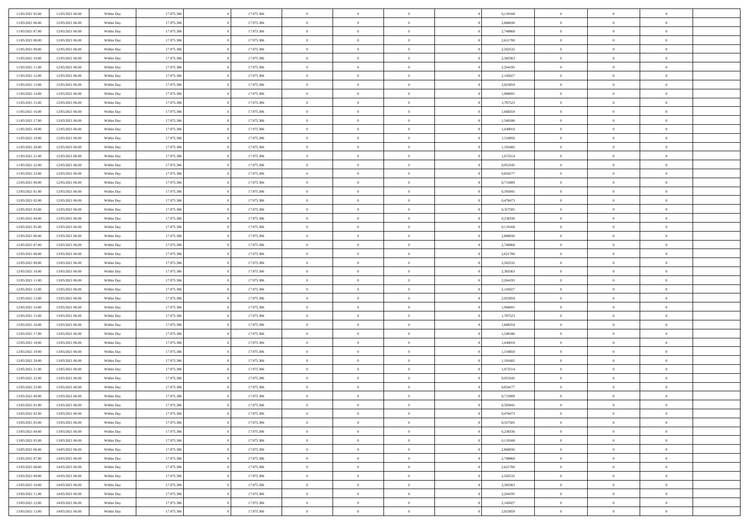| | | | | | | | | | | | | | | |
|---|---|---|---|---|---|---|---|---|---|---|---|---|---|---|
| 11/05/2021 05:00 | 11/05/2021 06:00 | Within Day | 17.975.306 | 0 | 17.975.306 | 0 | 0 | 0 | 0 | 0,119168 | 0 | 0 | 0 | |
| 11/05/2021 06:00 | 12/05/2021 06:00 | Within Day | 17.975.306 | 0 | 17.975.306 | 0 | 0 | 0 | 0 | 2,860036 | 0 | 0 | 0 | |
| 11/05/2021 07:00 | 12/05/2021 06:00 | Within Day | 17.975.306 | 0 | 17.975.306 | 0 | 0 | 0 | 0 | 2,740868 | 0 | 0 | 0 | |
| 11/05/2021 08:00 | 12/05/2021 06:00 | Within Day | 17.975.306 | 0 | 17.975.306 | 0 | 0 | 0 | 0 | 2,621700 | 0 | 0 | 0 | |
| 11/05/2021 09:00 | 12/05/2021 06:00 | Within Day | 17.975.306 | 0 | 17.975.306 | 0 | 0 | 0 | 0 | 2,502532 | 0 | 0 | 0 | |
| 11/05/2021 10:00 | 12/05/2021 06:00 | Within Day | 17.975.306 | 0 | 17.975.306 | 0 | 0 | 0 | 0 | 2,383363 | 0 | 0 | 0 | |
| 11/05/2021 11:00 | 12/05/2021 06:00 | Within Day | 17.975.306 | 0 | 17.975.306 | 0 | 0 | 0 | 0 | 2,264195 | 0 | 0 | 0 | |
| 11/05/2021 12:00 | 12/05/2021 06:00 | Within Day | 17.975.306 | 0 | 17.975.306 | 0 | 0 | 0 | 0 | 2,145027 | 0 | 0 | 0 | |
| 11/05/2021 13:00 | 12/05/2021 06:00 | Within Day | 17.975.306 | 0 | 17.975.306 | 0 | 0 | 0 | 0 | 2,025859 | 0 | 0 | 0 | |
| 11/05/2021 14:00 | 12/05/2021 06:00 | Within Day | 17.975.306 | 0 | 17.975.306 | 0 | 0 | 0 | 0 | 1,906691 | 0 | 0 | 0 | |
| 11/05/2021 15:00 | 12/05/2021 06:00 | Within Day | 17.975.306 | 0 | 17.975.306 | 0 | 0 | 0 | 0 | 1,787523 | 0 | 0 | 0 | |
| 11/05/2021 16:00 | 12/05/2021 06:00 | Within Day | 17.975.306 | 0 | 17.975.306 | 0 | 0 | 0 | 0 | 1,668354 | 0 | 0 | 0 | |
| 11/05/2021 17:00 | 12/05/2021 06:00 | Within Day | 17.975.306 | 0 | 17.975.306 | 0 | 0 | 0 | 0 | 1,549186 | 0 | 0 | 0 | |
| 11/05/2021 18:00 | 12/05/2021 06:00 | Within Day | 17.975.306 | 0 | 17.975.306 | 0 | 0 | 0 | 0 | 1,430018 | 0 | 0 | 0 | |
| 11/05/2021 19:00 | 12/05/2021 06:00 | Within Day | 17.975.306 | 0 | 17.975.306 | 0 | 0 | 0 | 0 | 1,310850 | 0 | 0 | 0 | |
| 11/05/2021 20:00 | 12/05/2021 06:00 | Within Day | 17.975.306 | 0 | 17.975.306 | 0 | 0 | 0 | 0 | 1,191682 | 0 | 0 | 0 | |
| 11/05/2021 21:00 | 12/05/2021 06:00 | Within Day | 17.975.306 | 0 | 17.975.306 | 0 | 0 | 0 | 0 | 1,072514 | 0 | 0 | 0 | |
| 11/05/2021 22:00 | 12/05/2021 06:00 | Within Day | 17.975.306 | 0 | 17.975.306 | 0 | 0 | 0 | 0 | 0,953345 | 0 | 0 | 0 | |
| 11/05/2021 23:00 | 12/05/2021 06:00 | Within Day | 17.975.306 | 0 | 17.975.306 | 0 | 0 | 0 | 0 | 0,834177 | 0 | 0 | 0 | |
| 12/05/2021 00:00 | 12/05/2021 06:00 | Within Day | 17.975.306 | 0 | 17.975.306 | 0 | 0 | 0 | 0 | 0,715009 | 0 | 0 | 0 | |
| 12/05/2021 01:00 | 12/05/2021 06:00 | Within Day | 17.975.306 | 0 | 17.975.306 | 0 | 0 | 0 | 0 | 0,595841 | 0 | 0 | 0 | |
| 12/05/2021 02:00 | 12/05/2021 06:00 | Within Day | 17.975.306 | 0 | 17.975.306 | 0 | 0 | 0 | 0 | 0,476673 | 0 | 0 | 0 | |
| 12/05/2021 03:00 | 12/05/2021 06:00 | Within Day | 17.975.306 | 0 | 17.975.306 | 0 | 0 | 0 | 0 | 0,357505 | 0 | 0 | 0 | |
| 12/05/2021 04:00 | 12/05/2021 06:00 | Within Day | 17.975.306 | 0 | 17.975.306 | 0 | 0 | 0 | 0 | 0,238336 | 0 | 0 | 0 | |
| 12/05/2021 05:00 | 12/05/2021 06:00 | Within Day | 17.975.306 | 0 | 17.975.306 | 0 | 0 | 0 | 0 | 0,119168 | 0 | 0 | 0 | |
| 12/05/2021 06:00 | 13/05/2021 06:00 | Within Day | 17.975.306 | 0 | 17.975.306 | 0 | 0 | 0 | 0 | 2,860036 | 0 | 0 | 0 | |
| 12/05/2021 07:00 | 13/05/2021 06:00 | Within Day | 17.975.306 | 0 | 17.975.306 | 0 | 0 | 0 | 0 | 2,740868 | 0 | 0 | 0 | |
| 12/05/2021 08:00 | 13/05/2021 06:00 | Within Day | 17.975.306 | 0 | 17.975.306 | 0 | 0 | 0 | 0 | 2,621700 | 0 | 0 | 0 | |
| 12/05/2021 09:00 | 13/05/2021 06:00 | Within Day | 17.975.306 | 0 | 17.975.306 | 0 | 0 | 0 | 0 | 2,502532 | 0 | 0 | 0 | |
| 12/05/2021 10:00 | 13/05/2021 06:00 | Within Day | 17.975.306 | 0 | 17.975.306 | 0 | 0 | 0 | 0 | 2,383363 | 0 | 0 | 0 | |
| 12/05/2021 11:00 | 13/05/2021 06:00 | Within Day | 17.975.306 | 0 | 17.975.306 | 0 | 0 | 0 | 0 | 2,264195 | 0 | 0 | 0 | |
| 12/05/2021 12:00 | 13/05/2021 06:00 | Within Day | 17.975.306 | 0 | 17.975.306 | 0 | 0 | 0 | 0 | 2,145027 | 0 | 0 | 0 | |
| 12/05/2021 13:00 | 13/05/2021 06:00 | Within Day | 17.975.306 | 0 | 17.975.306 | 0 | 0 | 0 | 0 | 2,025859 | 0 | 0 | 0 | |
| 12/05/2021 14:00 | 13/05/2021 06:00 | Within Day | 17.975.306 | 0 | 17.975.306 | 0 | 0 | 0 | 0 | 1,906691 | 0 | 0 | 0 | |
| 12/05/2021 15:00 | 13/05/2021 06:00 | Within Day | 17.975.306 | 0 | 17.975.306 | 0 | 0 | 0 | 0 | 1,787523 | 0 | 0 | 0 | |
| 12/05/2021 16:00 | 13/05/2021 06:00 | Within Day | 17.975.306 | 0 | 17.975.306 | 0 | 0 | 0 | 0 | 1,668354 | 0 | 0 | 0 | |
| 12/05/2021 17:00 | 13/05/2021 06:00 | Within Day | 17.975.306 | 0 | 17.975.306 | 0 | 0 | 0 | 0 | 1,549186 | 0 | 0 | 0 | |
| 12/05/2021 18:00 | 13/05/2021 06:00 | Within Day | 17.975.306 | 0 | 17.975.306 | 0 | 0 | 0 | 0 | 1,430018 | 0 | 0 | 0 | |
| 12/05/2021 19:00 | 13/05/2021 06:00 | Within Day | 17.975.306 | 0 | 17.975.306 | 0 | 0 | 0 | 0 | 1,310850 | 0 | 0 | 0 | |
| 12/05/2021 20:00 | 13/05/2021 06:00 | Within Day | 17.975.306 | 0 | 17.975.306 | 0 | 0 | 0 | 0 | 1,191682 | 0 | 0 | 0 | |
| 12/05/2021 21:00 | 13/05/2021 06:00 | Within Day | 17.975.306 | 0 | 17.975.306 | 0 | 0 | 0 | 0 | 1,072514 | 0 | 0 | 0 | |
| 12/05/2021 22:00 | 13/05/2021 06:00 | Within Day | 17.975.306 | 0 | 17.975.306 | 0 | 0 | 0 | 0 | 0,953345 | 0 | 0 | 0 | |
| 12/05/2021 23:00 | 13/05/2021 06:00 | Within Day | 17.975.306 | 0 | 17.975.306 | 0 | 0 | 0 | 0 | 0,834177 | 0 | 0 | 0 | |
| 13/05/2021 00:00 | 13/05/2021 06:00 | Within Day | 17.975.306 | 0 | 17.975.306 | 0 | 0 | 0 | 0 | 0,715009 | 0 | 0 | 0 | |
| 13/05/2021 01:00 | 13/05/2021 06:00 | Within Day | 17.975.306 | 0 | 17.975.306 | 0 | 0 | 0 | 0 | 0,595841 | 0 | 0 | 0 | |
| 13/05/2021 02:00 | 13/05/2021 06:00 | Within Day | 17.975.306 | 0 | 17.975.306 | 0 | 0 | 0 | 0 | 0,476673 | 0 | 0 | 0 | |
| 13/05/2021 03:00 | 13/05/2021 06:00 | Within Day | 17.975.306 | 0 | 17.975.306 | 0 | 0 | 0 | 0 | 0,357505 | 0 | 0 | 0 | |
| 13/05/2021 04:00 | 13/05/2021 06:00 | Within Day | 17.975.306 | 0 | 17.975.306 | 0 | 0 | 0 | 0 | 0,238336 | 0 | 0 | 0 | |
| 13/05/2021 05:00 | 13/05/2021 06:00 | Within Day | 17.975.306 | 0 | 17.975.306 | 0 | 0 | 0 | 0 | 0,119168 | 0 | 0 | 0 | |
| 13/05/2021 06:00 | 14/05/2021 06:00 | Within Day | 17.975.306 | 0 | 17.975.306 | 0 | 0 | 0 | 0 | 2,860036 | 0 | 0 | 0 | |
| 13/05/2021 07:00 | 14/05/2021 06:00 | Within Day | 17.975.306 | 0 | 17.975.306 | 0 | 0 | 0 | 0 | 2,740868 | 0 | 0 | 0 | |
| 13/05/2021 08:00 | 14/05/2021 06:00 | Within Day | 17.975.306 | 0 | 17.975.306 | 0 | 0 | 0 | 0 | 2,621700 | 0 | 0 | 0 | |
| 13/05/2021 09:00 | 14/05/2021 06:00 | Within Day | 17.975.306 | 0 | 17.975.306 | 0 | 0 | 0 | 0 | 2,502532 | 0 | 0 | 0 | |
| 13/05/2021 10:00 | 14/05/2021 06:00 | Within Day | 17.975.306 | 0 | 17.975.306 | 0 | 0 | 0 | 0 | 2,383363 | 0 | 0 | 0 | |
| 13/05/2021 11:00 | 14/05/2021 06:00 | Within Day | 17.975.306 | 0 | 17.975.306 | 0 | 0 | 0 | 0 | 2,264195 | 0 | 0 | 0 | |
| 13/05/2021 12:00 | 14/05/2021 06:00 | Within Day | 17.975.306 | 0 | 17.975.306 | 0 | 0 | 0 | 0 | 2,145027 | 0 | 0 | 0 | |
| 13/05/2021 13:00 | 14/05/2021 06:00 | Within Day | 17.975.306 | 0 | 17.975.306 | 0 | 0 | 0 | 0 | 2,025859 | 0 | 0 | 0 | |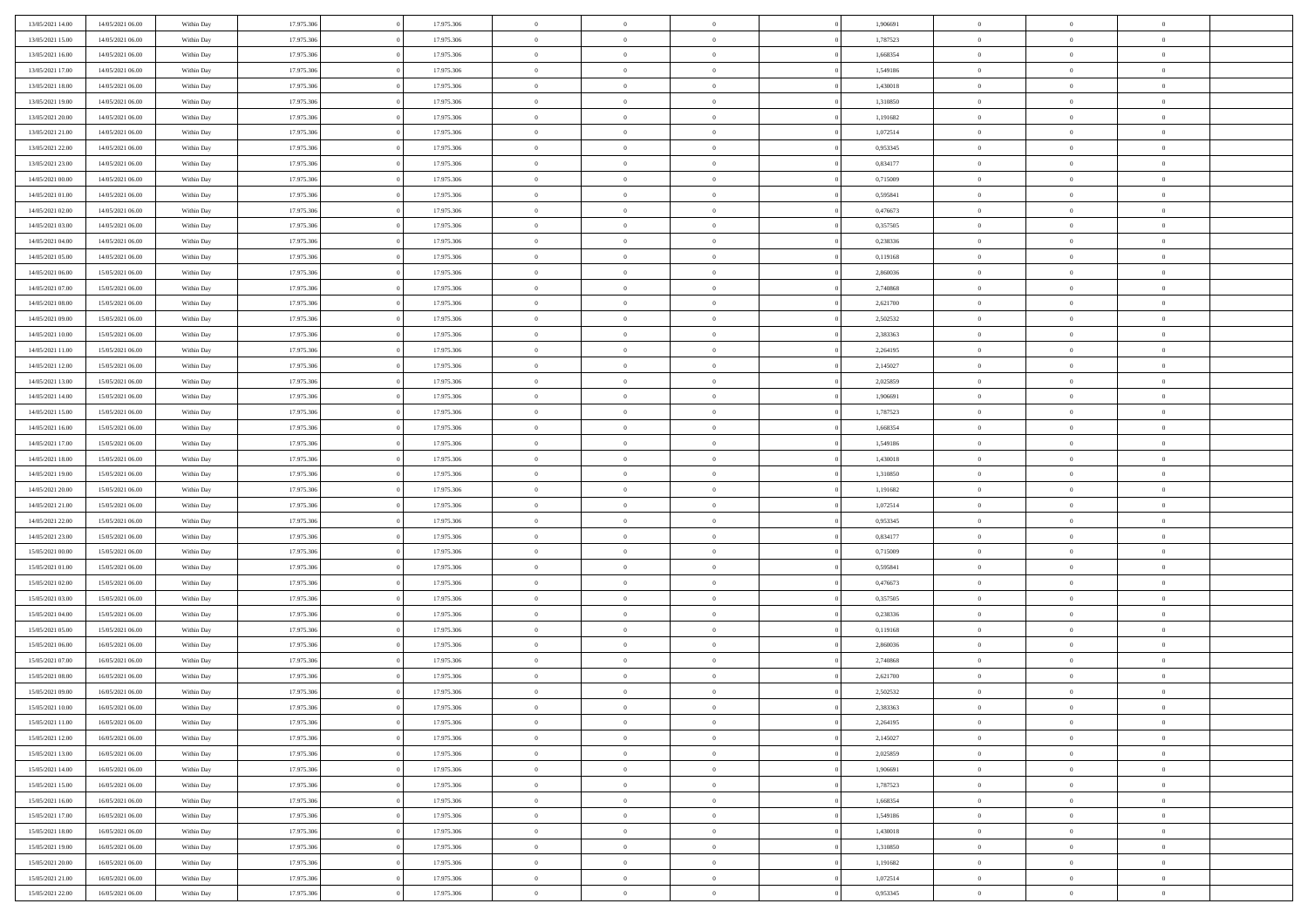| 13/05/2021 14:00 | 14/05/2021 06:00 | Within Day | 17.975.306 | 0 | 17.975.306 | 0 | 0 | 0 | 0 | 1,906691 | 0 | 0 | 0 | |
|---|---|---|---|---|---|---|---|---|---|---|---|---|---|---|
| 13/05/2021 15:00 | 14/05/2021 06:00 | Within Day | 17.975.306 | 0 | 17.975.306 | 0 | 0 | 0 | 0 | 1,787523 | 0 | 0 | 0 | |
| 13/05/2021 16:00 | 14/05/2021 06:00 | Within Day | 17.975.306 | 0 | 17.975.306 | 0 | 0 | 0 | 0 | 1,668354 | 0 | 0 | 0 | |
| 13/05/2021 17:00 | 14/05/2021 06:00 | Within Day | 17.975.306 | 0 | 17.975.306 | 0 | 0 | 0 | 0 | 1,549186 | 0 | 0 | 0 | |
| 13/05/2021 18:00 | 14/05/2021 06:00 | Within Day | 17.975.306 | 0 | 17.975.306 | 0 | 0 | 0 | 0 | 1,430018 | 0 | 0 | 0 | |
| 13/05/2021 19:00 | 14/05/2021 06:00 | Within Day | 17.975.306 | 0 | 17.975.306 | 0 | 0 | 0 | 0 | 1,310850 | 0 | 0 | 0 | |
| 13/05/2021 20:00 | 14/05/2021 06:00 | Within Day | 17.975.306 | 0 | 17.975.306 | 0 | 0 | 0 | 0 | 1,191682 | 0 | 0 | 0 | |
| 13/05/2021 21:00 | 14/05/2021 06:00 | Within Day | 17.975.306 | 0 | 17.975.306 | 0 | 0 | 0 | 0 | 1,072514 | 0 | 0 | 0 | |
| 13/05/2021 22:00 | 14/05/2021 06:00 | Within Day | 17.975.306 | 0 | 17.975.306 | 0 | 0 | 0 | 0 | 0,953345 | 0 | 0 | 0 | |
| 13/05/2021 23:00 | 14/05/2021 06:00 | Within Day | 17.975.306 | 0 | 17.975.306 | 0 | 0 | 0 | 0 | 0,834177 | 0 | 0 | 0 | |
| 14/05/2021 00:00 | 14/05/2021 06:00 | Within Day | 17.975.306 | 0 | 17.975.306 | 0 | 0 | 0 | 0 | 0,715009 | 0 | 0 | 0 | |
| 14/05/2021 01:00 | 14/05/2021 06:00 | Within Day | 17.975.306 | 0 | 17.975.306 | 0 | 0 | 0 | 0 | 0,595841 | 0 | 0 | 0 | |
| 14/05/2021 02:00 | 14/05/2021 06:00 | Within Day | 17.975.306 | 0 | 17.975.306 | 0 | 0 | 0 | 0 | 0,476673 | 0 | 0 | 0 | |
| 14/05/2021 03:00 | 14/05/2021 06:00 | Within Day | 17.975.306 | 0 | 17.975.306 | 0 | 0 | 0 | 0 | 0,357505 | 0 | 0 | 0 | |
| 14/05/2021 04:00 | 14/05/2021 06:00 | Within Day | 17.975.306 | 0 | 17.975.306 | 0 | 0 | 0 | 0 | 0,238336 | 0 | 0 | 0 | |
| 14/05/2021 05:00 | 14/05/2021 06:00 | Within Day | 17.975.306 | 0 | 17.975.306 | 0 | 0 | 0 | 0 | 0,119168 | 0 | 0 | 0 | |
| 14/05/2021 06:00 | 15/05/2021 06:00 | Within Day | 17.975.306 | 0 | 17.975.306 | 0 | 0 | 0 | 0 | 2,860036 | 0 | 0 | 0 | |
| 14/05/2021 07:00 | 15/05/2021 06:00 | Within Day | 17.975.306 | 0 | 17.975.306 | 0 | 0 | 0 | 0 | 2,740868 | 0 | 0 | 0 | |
| 14/05/2021 08:00 | 15/05/2021 06:00 | Within Day | 17.975.306 | 0 | 17.975.306 | 0 | 0 | 0 | 0 | 2,621700 | 0 | 0 | 0 | |
| 14/05/2021 09:00 | 15/05/2021 06:00 | Within Day | 17.975.306 | 0 | 17.975.306 | 0 | 0 | 0 | 0 | 2,502532 | 0 | 0 | 0 | |
| 14/05/2021 10:00 | 15/05/2021 06:00 | Within Day | 17.975.306 | 0 | 17.975.306 | 0 | 0 | 0 | 0 | 2,383363 | 0 | 0 | 0 | |
| 14/05/2021 11:00 | 15/05/2021 06:00 | Within Day | 17.975.306 | 0 | 17.975.306 | 0 | 0 | 0 | 0 | 2,264195 | 0 | 0 | 0 | |
| 14/05/2021 12:00 | 15/05/2021 06:00 | Within Day | 17.975.306 | 0 | 17.975.306 | 0 | 0 | 0 | 0 | 2,145027 | 0 | 0 | 0 | |
| 14/05/2021 13:00 | 15/05/2021 06:00 | Within Day | 17.975.306 | 0 | 17.975.306 | 0 | 0 | 0 | 0 | 2,025859 | 0 | 0 | 0 | |
| 14/05/2021 14:00 | 15/05/2021 06:00 | Within Day | 17.975.306 | 0 | 17.975.306 | 0 | 0 | 0 | 0 | 1,906691 | 0 | 0 | 0 | |
| 14/05/2021 15:00 | 15/05/2021 06:00 | Within Day | 17.975.306 | 0 | 17.975.306 | 0 | 0 | 0 | 0 | 1,787523 | 0 | 0 | 0 | |
| 14/05/2021 16:00 | 15/05/2021 06:00 | Within Day | 17.975.306 | 0 | 17.975.306 | 0 | 0 | 0 | 0 | 1,668354 | 0 | 0 | 0 | |
| 14/05/2021 17:00 | 15/05/2021 06:00 | Within Day | 17.975.306 | 0 | 17.975.306 | 0 | 0 | 0 | 0 | 1,549186 | 0 | 0 | 0 | |
| 14/05/2021 18:00 | 15/05/2021 06:00 | Within Day | 17.975.306 | 0 | 17.975.306 | 0 | 0 | 0 | 0 | 1,430018 | 0 | 0 | 0 | |
| 14/05/2021 19:00 | 15/05/2021 06:00 | Within Day | 17.975.306 | 0 | 17.975.306 | 0 | 0 | 0 | 0 | 1,310850 | 0 | 0 | 0 | |
| 14/05/2021 20:00 | 15/05/2021 06:00 | Within Day | 17.975.306 | 0 | 17.975.306 | 0 | 0 | 0 | 0 | 1,191682 | 0 | 0 | 0 | |
| 14/05/2021 21:00 | 15/05/2021 06:00 | Within Day | 17.975.306 | 0 | 17.975.306 | 0 | 0 | 0 | 0 | 1,072514 | 0 | 0 | 0 | |
| 14/05/2021 22:00 | 15/05/2021 06:00 | Within Day | 17.975.306 | 0 | 17.975.306 | 0 | 0 | 0 | 0 | 0,953345 | 0 | 0 | 0 | |
| 14/05/2021 23:00 | 15/05/2021 06:00 | Within Day | 17.975.306 | 0 | 17.975.306 | 0 | 0 | 0 | 0 | 0,834177 | 0 | 0 | 0 | |
| 15/05/2021 00:00 | 15/05/2021 06:00 | Within Day | 17.975.306 | 0 | 17.975.306 | 0 | 0 | 0 | 0 | 0,715009 | 0 | 0 | 0 | |
| 15/05/2021 01:00 | 15/05/2021 06:00 | Within Day | 17.975.306 | 0 | 17.975.306 | 0 | 0 | 0 | 0 | 0,595841 | 0 | 0 | 0 | |
| 15/05/2021 02:00 | 15/05/2021 06:00 | Within Day | 17.975.306 | 0 | 17.975.306 | 0 | 0 | 0 | 0 | 0,476673 | 0 | 0 | 0 | |
| 15/05/2021 03:00 | 15/05/2021 06:00 | Within Day | 17.975.306 | 0 | 17.975.306 | 0 | 0 | 0 | 0 | 0,357505 | 0 | 0 | 0 | |
| 15/05/2021 04:00 | 15/05/2021 06:00 | Within Day | 17.975.306 | 0 | 17.975.306 | 0 | 0 | 0 | 0 | 0,238336 | 0 | 0 | 0 | |
| 15/05/2021 05:00 | 15/05/2021 06:00 | Within Day | 17.975.306 | 0 | 17.975.306 | 0 | 0 | 0 | 0 | 0,119168 | 0 | 0 | 0 | |
| 15/05/2021 06:00 | 16/05/2021 06:00 | Within Day | 17.975.306 | 0 | 17.975.306 | 0 | 0 | 0 | 0 | 2,860036 | 0 | 0 | 0 | |
| 15/05/2021 07:00 | 16/05/2021 06:00 | Within Day | 17.975.306 | 0 | 17.975.306 | 0 | 0 | 0 | 0 | 2,740868 | 0 | 0 | 0 | |
| 15/05/2021 08:00 | 16/05/2021 06:00 | Within Day | 17.975.306 | 0 | 17.975.306 | 0 | 0 | 0 | 0 | 2,621700 | 0 | 0 | 0 | |
| 15/05/2021 09:00 | 16/05/2021 06:00 | Within Day | 17.975.306 | 0 | 17.975.306 | 0 | 0 | 0 | 0 | 2,502532 | 0 | 0 | 0 | |
| 15/05/2021 10:00 | 16/05/2021 06:00 | Within Day | 17.975.306 | 0 | 17.975.306 | 0 | 0 | 0 | 0 | 2,383363 | 0 | 0 | 0 | |
| 15/05/2021 11:00 | 16/05/2021 06:00 | Within Day | 17.975.306 | 0 | 17.975.306 | 0 | 0 | 0 | 0 | 2,264195 | 0 | 0 | 0 | |
| 15/05/2021 12:00 | 16/05/2021 06:00 | Within Day | 17.975.306 | 0 | 17.975.306 | 0 | 0 | 0 | 0 | 2,145027 | 0 | 0 | 0 | |
| 15/05/2021 13:00 | 16/05/2021 06:00 | Within Day | 17.975.306 | 0 | 17.975.306 | 0 | 0 | 0 | 0 | 2,025859 | 0 | 0 | 0 | |
| 15/05/2021 14:00 | 16/05/2021 06:00 | Within Day | 17.975.306 | 0 | 17.975.306 | 0 | 0 | 0 | 0 | 1,906691 | 0 | 0 | 0 | |
| 15/05/2021 15:00 | 16/05/2021 06:00 | Within Day | 17.975.306 | 0 | 17.975.306 | 0 | 0 | 0 | 0 | 1,787523 | 0 | 0 | 0 | |
| 15/05/2021 16:00 | 16/05/2021 06:00 | Within Day | 17.975.306 | 0 | 17.975.306 | 0 | 0 | 0 | 0 | 1,668354 | 0 | 0 | 0 | |
| 15/05/2021 17:00 | 16/05/2021 06:00 | Within Day | 17.975.306 | 0 | 17.975.306 | 0 | 0 | 0 | 0 | 1,549186 | 0 | 0 | 0 | |
| 15/05/2021 18:00 | 16/05/2021 06:00 | Within Day | 17.975.306 | 0 | 17.975.306 | 0 | 0 | 0 | 0 | 1,430018 | 0 | 0 | 0 | |
| 15/05/2021 19:00 | 16/05/2021 06:00 | Within Day | 17.975.306 | 0 | 17.975.306 | 0 | 0 | 0 | 0 | 1,310850 | 0 | 0 | 0 | |
| 15/05/2021 20:00 | 16/05/2021 06:00 | Within Day | 17.975.306 | 0 | 17.975.306 | 0 | 0 | 0 | 0 | 1,191682 | 0 | 0 | 0 | |
| 15/05/2021 21:00 | 16/05/2021 06:00 | Within Day | 17.975.306 | 0 | 17.975.306 | 0 | 0 | 0 | 0 | 1,072514 | 0 | 0 | 0 | |
| 15/05/2021 22:00 | 16/05/2021 06:00 | Within Day | 17.975.306 | 0 | 17.975.306 | 0 | 0 | 0 | 0 | 0,953345 | 0 | 0 | 0 | |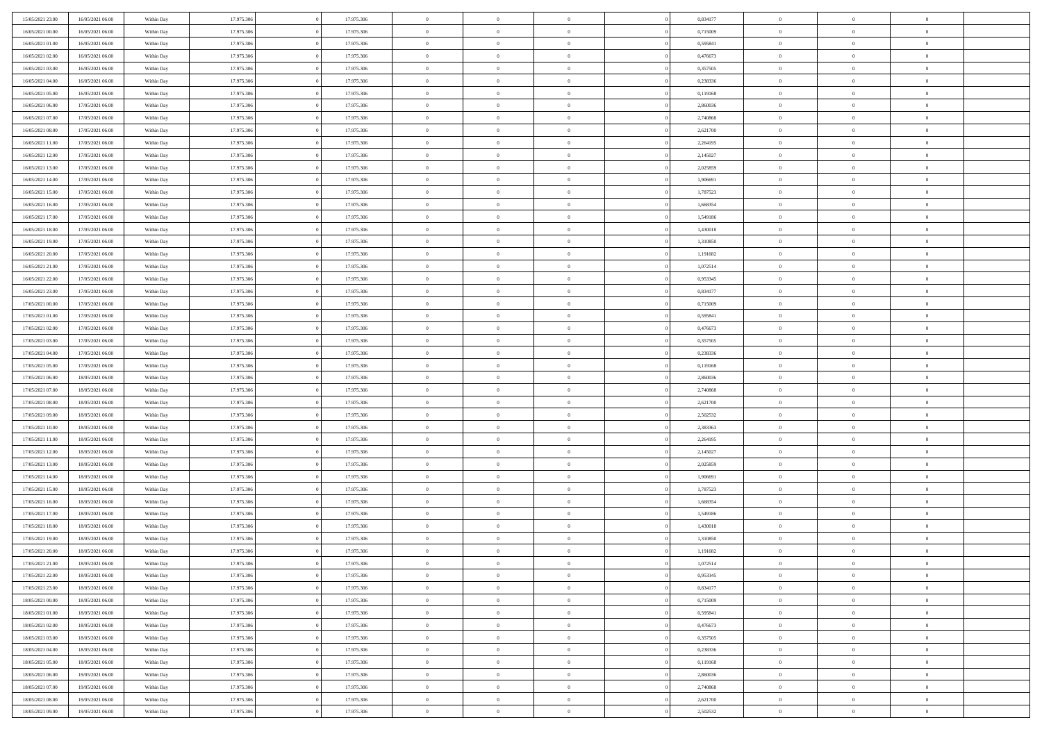| | | | | | | | | | | | | | | |
|---|---|---|---|---|---|---|---|---|---|---|---|---|---|---|
| 15/05/2021 23:00 | 16/05/2021 06:00 | Within Day | 17.975.306 | 0 | 17.975.306 | 0 | 0 | 0 | 0 | 0,834177 | 0 | 0 | 0 | |
| 16/05/2021 00:00 | 16/05/2021 06:00 | Within Day | 17.975.306 | 0 | 17.975.306 | 0 | 0 | 0 | 0 | 0,715009 | 0 | 0 | 0 | |
| 16/05/2021 01:00 | 16/05/2021 06:00 | Within Day | 17.975.306 | 0 | 17.975.306 | 0 | 0 | 0 | 0 | 0,595841 | 0 | 0 | 0 | |
| 16/05/2021 02:00 | 16/05/2021 06:00 | Within Day | 17.975.306 | 0 | 17.975.306 | 0 | 0 | 0 | 0 | 0,476673 | 0 | 0 | 0 | |
| 16/05/2021 03:00 | 16/05/2021 06:00 | Within Day | 17.975.306 | 0 | 17.975.306 | 0 | 0 | 0 | 0 | 0,357505 | 0 | 0 | 0 | |
| 16/05/2021 04:00 | 16/05/2021 06:00 | Within Day | 17.975.306 | 0 | 17.975.306 | 0 | 0 | 0 | 0 | 0,238336 | 0 | 0 | 0 | |
| 16/05/2021 05:00 | 16/05/2021 06:00 | Within Day | 17.975.306 | 0 | 17.975.306 | 0 | 0 | 0 | 0 | 0,119168 | 0 | 0 | 0 | |
| 16/05/2021 06:00 | 17/05/2021 06:00 | Within Day | 17.975.306 | 0 | 17.975.306 | 0 | 0 | 0 | 0 | 2,860036 | 0 | 0 | 0 | |
| 16/05/2021 07:00 | 17/05/2021 06:00 | Within Day | 17.975.306 | 0 | 17.975.306 | 0 | 0 | 0 | 0 | 2,740868 | 0 | 0 | 0 | |
| 16/05/2021 08:00 | 17/05/2021 06:00 | Within Day | 17.975.306 | 0 | 17.975.306 | 0 | 0 | 0 | 0 | 2,621700 | 0 | 0 | 0 | |
| 16/05/2021 11:00 | 17/05/2021 06:00 | Within Day | 17.975.306 | 0 | 17.975.306 | 0 | 0 | 0 | 0 | 2,264195 | 0 | 0 | 0 | |
| 16/05/2021 12:00 | 17/05/2021 06:00 | Within Day | 17.975.306 | 0 | 17.975.306 | 0 | 0 | 0 | 0 | 2,145027 | 0 | 0 | 0 | |
| 16/05/2021 13:00 | 17/05/2021 06:00 | Within Day | 17.975.306 | 0 | 17.975.306 | 0 | 0 | 0 | 0 | 2,025859 | 0 | 0 | 0 | |
| 16/05/2021 14:00 | 17/05/2021 06:00 | Within Day | 17.975.306 | 0 | 17.975.306 | 0 | 0 | 0 | 0 | 1,906691 | 0 | 0 | 0 | |
| 16/05/2021 15:00 | 17/05/2021 06:00 | Within Day | 17.975.306 | 0 | 17.975.306 | 0 | 0 | 0 | 0 | 1,787523 | 0 | 0 | 0 | |
| 16/05/2021 16:00 | 17/05/2021 06:00 | Within Day | 17.975.306 | 0 | 17.975.306 | 0 | 0 | 0 | 0 | 1,668354 | 0 | 0 | 0 | |
| 16/05/2021 17:00 | 17/05/2021 06:00 | Within Day | 17.975.306 | 0 | 17.975.306 | 0 | 0 | 0 | 0 | 1,549186 | 0 | 0 | 0 | |
| 16/05/2021 18:00 | 17/05/2021 06:00 | Within Day | 17.975.306 | 0 | 17.975.306 | 0 | 0 | 0 | 0 | 1,430018 | 0 | 0 | 0 | |
| 16/05/2021 19:00 | 17/05/2021 06:00 | Within Day | 17.975.306 | 0 | 17.975.306 | 0 | 0 | 0 | 0 | 1,310850 | 0 | 0 | 0 | |
| 16/05/2021 20:00 | 17/05/2021 06:00 | Within Day | 17.975.306 | 0 | 17.975.306 | 0 | 0 | 0 | 0 | 1,191682 | 0 | 0 | 0 | |
| 16/05/2021 21:00 | 17/05/2021 06:00 | Within Day | 17.975.306 | 0 | 17.975.306 | 0 | 0 | 0 | 0 | 1,072514 | 0 | 0 | 0 | |
| 16/05/2021 22:00 | 17/05/2021 06:00 | Within Day | 17.975.306 | 0 | 17.975.306 | 0 | 0 | 0 | 0 | 0,953345 | 0 | 0 | 0 | |
| 16/05/2021 23:00 | 17/05/2021 06:00 | Within Day | 17.975.306 | 0 | 17.975.306 | 0 | 0 | 0 | 0 | 0,834177 | 0 | 0 | 0 | |
| 17/05/2021 00:00 | 17/05/2021 06:00 | Within Day | 17.975.306 | 0 | 17.975.306 | 0 | 0 | 0 | 0 | 0,715009 | 0 | 0 | 0 | |
| 17/05/2021 01:00 | 17/05/2021 06:00 | Within Day | 17.975.306 | 0 | 17.975.306 | 0 | 0 | 0 | 0 | 0,595841 | 0 | 0 | 0 | |
| 17/05/2021 02:00 | 17/05/2021 06:00 | Within Day | 17.975.306 | 0 | 17.975.306 | 0 | 0 | 0 | 0 | 0,476673 | 0 | 0 | 0 | |
| 17/05/2021 03:00 | 17/05/2021 06:00 | Within Day | 17.975.306 | 0 | 17.975.306 | 0 | 0 | 0 | 0 | 0,357505 | 0 | 0 | 0 | |
| 17/05/2021 04:00 | 17/05/2021 06:00 | Within Day | 17.975.306 | 0 | 17.975.306 | 0 | 0 | 0 | 0 | 0,238336 | 0 | 0 | 0 | |
| 17/05/2021 05:00 | 17/05/2021 06:00 | Within Day | 17.975.306 | 0 | 17.975.306 | 0 | 0 | 0 | 0 | 0,119168 | 0 | 0 | 0 | |
| 17/05/2021 06:00 | 18/05/2021 06:00 | Within Day | 17.975.306 | 0 | 17.975.306 | 0 | 0 | 0 | 0 | 2,860036 | 0 | 0 | 0 | |
| 17/05/2021 07:00 | 18/05/2021 06:00 | Within Day | 17.975.306 | 0 | 17.975.306 | 0 | 0 | 0 | 0 | 2,740868 | 0 | 0 | 0 | |
| 17/05/2021 08:00 | 18/05/2021 06:00 | Within Day | 17.975.306 | 0 | 17.975.306 | 0 | 0 | 0 | 0 | 2,621700 | 0 | 0 | 0 | |
| 17/05/2021 09:00 | 18/05/2021 06:00 | Within Day | 17.975.306 | 0 | 17.975.306 | 0 | 0 | 0 | 0 | 2,502532 | 0 | 0 | 0 | |
| 17/05/2021 10:00 | 18/05/2021 06:00 | Within Day | 17.975.306 | 0 | 17.975.306 | 0 | 0 | 0 | 0 | 2,383363 | 0 | 0 | 0 | |
| 17/05/2021 11:00 | 18/05/2021 06:00 | Within Day | 17.975.306 | 0 | 17.975.306 | 0 | 0 | 0 | 0 | 2,264195 | 0 | 0 | 0 | |
| 17/05/2021 12:00 | 18/05/2021 06:00 | Within Day | 17.975.306 | 0 | 17.975.306 | 0 | 0 | 0 | 0 | 2,145027 | 0 | 0 | 0 | |
| 17/05/2021 13:00 | 18/05/2021 06:00 | Within Day | 17.975.306 | 0 | 17.975.306 | 0 | 0 | 0 | 0 | 2,025859 | 0 | 0 | 0 | |
| 17/05/2021 14:00 | 18/05/2021 06:00 | Within Day | 17.975.306 | 0 | 17.975.306 | 0 | 0 | 0 | 0 | 1,906691 | 0 | 0 | 0 | |
| 17/05/2021 15:00 | 18/05/2021 06:00 | Within Day | 17.975.306 | 0 | 17.975.306 | 0 | 0 | 0 | 0 | 1,787523 | 0 | 0 | 0 | |
| 17/05/2021 16:00 | 18/05/2021 06:00 | Within Day | 17.975.306 | 0 | 17.975.306 | 0 | 0 | 0 | 0 | 1,668354 | 0 | 0 | 0 | |
| 17/05/2021 17:00 | 18/05/2021 06:00 | Within Day | 17.975.306 | 0 | 17.975.306 | 0 | 0 | 0 | 0 | 1,549186 | 0 | 0 | 0 | |
| 17/05/2021 18:00 | 18/05/2021 06:00 | Within Day | 17.975.306 | 0 | 17.975.306 | 0 | 0 | 0 | 0 | 1,430018 | 0 | 0 | 0 | |
| 17/05/2021 19:00 | 18/05/2021 06:00 | Within Day | 17.975.306 | 0 | 17.975.306 | 0 | 0 | 0 | 0 | 1,310850 | 0 | 0 | 0 | |
| 17/05/2021 20:00 | 18/05/2021 06:00 | Within Day | 17.975.306 | 0 | 17.975.306 | 0 | 0 | 0 | 0 | 1,191682 | 0 | 0 | 0 | |
| 17/05/2021 21:00 | 18/05/2021 06:00 | Within Day | 17.975.306 | 0 | 17.975.306 | 0 | 0 | 0 | 0 | 1,072514 | 0 | 0 | 0 | |
| 17/05/2021 22:00 | 18/05/2021 06:00 | Within Day | 17.975.306 | 0 | 17.975.306 | 0 | 0 | 0 | 0 | 0,953345 | 0 | 0 | 0 | |
| 17/05/2021 23:00 | 18/05/2021 06:00 | Within Day | 17.975.306 | 0 | 17.975.306 | 0 | 0 | 0 | 0 | 0,834177 | 0 | 0 | 0 | |
| 18/05/2021 00:00 | 18/05/2021 06:00 | Within Day | 17.975.306 | 0 | 17.975.306 | 0 | 0 | 0 | 0 | 0,715009 | 0 | 0 | 0 | |
| 18/05/2021 01:00 | 18/05/2021 06:00 | Within Day | 17.975.306 | 0 | 17.975.306 | 0 | 0 | 0 | 0 | 0,595841 | 0 | 0 | 0 | |
| 18/05/2021 02:00 | 18/05/2021 06:00 | Within Day | 17.975.306 | 0 | 17.975.306 | 0 | 0 | 0 | 0 | 0,476673 | 0 | 0 | 0 | |
| 18/05/2021 03:00 | 18/05/2021 06:00 | Within Day | 17.975.306 | 0 | 17.975.306 | 0 | 0 | 0 | 0 | 0,357505 | 0 | 0 | 0 | |
| 18/05/2021 04:00 | 18/05/2021 06:00 | Within Day | 17.975.306 | 0 | 17.975.306 | 0 | 0 | 0 | 0 | 0,238336 | 0 | 0 | 0 | |
| 18/05/2021 05:00 | 18/05/2021 06:00 | Within Day | 17.975.306 | 0 | 17.975.306 | 0 | 0 | 0 | 0 | 0,119168 | 0 | 0 | 0 | |
| 18/05/2021 06:00 | 19/05/2021 06:00 | Within Day | 17.975.306 | 0 | 17.975.306 | 0 | 0 | 0 | 0 | 2,860036 | 0 | 0 | 0 | |
| 18/05/2021 07:00 | 19/05/2021 06:00 | Within Day | 17.975.306 | 0 | 17.975.306 | 0 | 0 | 0 | 0 | 2,740868 | 0 | 0 | 0 | |
| 18/05/2021 08:00 | 19/05/2021 06:00 | Within Day | 17.975.306 | 0 | 17.975.306 | 0 | 0 | 0 | 0 | 2,621700 | 0 | 0 | 0 | |
| 18/05/2021 09:00 | 19/05/2021 06:00 | Within Day | 17.975.306 | 0 | 17.975.306 | 0 | 0 | 0 | 0 | 2,502532 | 0 | 0 | 0 | |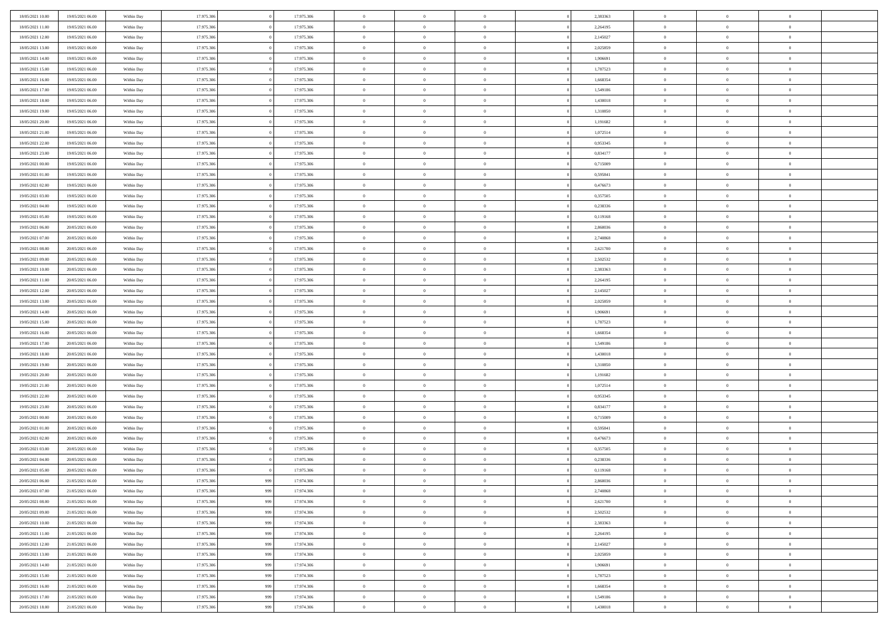| | | | | | | | | | | | | | | |
|---|---|---|---|---|---|---|---|---|---|---|---|---|---|---|
| 18/05/2021 10:00 | 19/05/2021 06:00 | Within Day | 17.975.306 | 0 | 17.975.306 | 0 | 0 | 0 | 0 | 2,383363 | 0 | 0 | 0 | |
| 18/05/2021 11:00 | 19/05/2021 06:00 | Within Day | 17.975.306 | 0 | 17.975.306 | 0 | 0 | 0 | 0 | 2,264195 | 0 | 0 | 0 | |
| 18/05/2021 12:00 | 19/05/2021 06:00 | Within Day | 17.975.306 | 0 | 17.975.306 | 0 | 0 | 0 | 0 | 2,145027 | 0 | 0 | 0 | |
| 18/05/2021 13:00 | 19/05/2021 06:00 | Within Day | 17.975.306 | 0 | 17.975.306 | 0 | 0 | 0 | 0 | 2,025859 | 0 | 0 | 0 | |
| 18/05/2021 14:00 | 19/05/2021 06:00 | Within Day | 17.975.306 | 0 | 17.975.306 | 0 | 0 | 0 | 0 | 1,906691 | 0 | 0 | 0 | |
| 18/05/2021 15:00 | 19/05/2021 06:00 | Within Day | 17.975.306 | 0 | 17.975.306 | 0 | 0 | 0 | 0 | 1,787523 | 0 | 0 | 0 | |
| 18/05/2021 16:00 | 19/05/2021 06:00 | Within Day | 17.975.306 | 0 | 17.975.306 | 0 | 0 | 0 | 0 | 1,668354 | 0 | 0 | 0 | |
| 18/05/2021 17:00 | 19/05/2021 06:00 | Within Day | 17.975.306 | 0 | 17.975.306 | 0 | 0 | 0 | 0 | 1,549186 | 0 | 0 | 0 | |
| 18/05/2021 18:00 | 19/05/2021 06:00 | Within Day | 17.975.306 | 0 | 17.975.306 | 0 | 0 | 0 | 0 | 1,430018 | 0 | 0 | 0 | |
| 18/05/2021 19:00 | 19/05/2021 06:00 | Within Day | 17.975.306 | 0 | 17.975.306 | 0 | 0 | 0 | 0 | 1,310850 | 0 | 0 | 0 | |
| 18/05/2021 20:00 | 19/05/2021 06:00 | Within Day | 17.975.306 | 0 | 17.975.306 | 0 | 0 | 0 | 0 | 1,191682 | 0 | 0 | 0 | |
| 18/05/2021 21:00 | 19/05/2021 06:00 | Within Day | 17.975.306 | 0 | 17.975.306 | 0 | 0 | 0 | 0 | 1,072514 | 0 | 0 | 0 | |
| 18/05/2021 22:00 | 19/05/2021 06:00 | Within Day | 17.975.306 | 0 | 17.975.306 | 0 | 0 | 0 | 0 | 0,953345 | 0 | 0 | 0 | |
| 18/05/2021 23:00 | 19/05/2021 06:00 | Within Day | 17.975.306 | 0 | 17.975.306 | 0 | 0 | 0 | 0 | 0,834177 | 0 | 0 | 0 | |
| 19/05/2021 00:00 | 19/05/2021 06:00 | Within Day | 17.975.306 | 0 | 17.975.306 | 0 | 0 | 0 | 0 | 0,715009 | 0 | 0 | 0 | |
| 19/05/2021 01:00 | 19/05/2021 06:00 | Within Day | 17.975.306 | 0 | 17.975.306 | 0 | 0 | 0 | 0 | 0,595841 | 0 | 0 | 0 | |
| 19/05/2021 02:00 | 19/05/2021 06:00 | Within Day | 17.975.306 | 0 | 17.975.306 | 0 | 0 | 0 | 0 | 0,476673 | 0 | 0 | 0 | |
| 19/05/2021 03:00 | 19/05/2021 06:00 | Within Day | 17.975.306 | 0 | 17.975.306 | 0 | 0 | 0 | 0 | 0,357505 | 0 | 0 | 0 | |
| 19/05/2021 04:00 | 19/05/2021 06:00 | Within Day | 17.975.306 | 0 | 17.975.306 | 0 | 0 | 0 | 0 | 0,238336 | 0 | 0 | 0 | |
| 19/05/2021 05:00 | 19/05/2021 06:00 | Within Day | 17.975.306 | 0 | 17.975.306 | 0 | 0 | 0 | 0 | 0,119168 | 0 | 0 | 0 | |
| 19/05/2021 06:00 | 20/05/2021 06:00 | Within Day | 17.975.306 | 0 | 17.975.306 | 0 | 0 | 0 | 0 | 2,860036 | 0 | 0 | 0 | |
| 19/05/2021 07:00 | 20/05/2021 06:00 | Within Day | 17.975.306 | 0 | 17.975.306 | 0 | 0 | 0 | 0 | 2,740868 | 0 | 0 | 0 | |
| 19/05/2021 08:00 | 20/05/2021 06:00 | Within Day | 17.975.306 | 0 | 17.975.306 | 0 | 0 | 0 | 0 | 2,621700 | 0 | 0 | 0 | |
| 19/05/2021 09:00 | 20/05/2021 06:00 | Within Day | 17.975.306 | 0 | 17.975.306 | 0 | 0 | 0 | 0 | 2,502532 | 0 | 0 | 0 | |
| 19/05/2021 10:00 | 20/05/2021 06:00 | Within Day | 17.975.306 | 0 | 17.975.306 | 0 | 0 | 0 | 0 | 2,383363 | 0 | 0 | 0 | |
| 19/05/2021 11:00 | 20/05/2021 06:00 | Within Day | 17.975.306 | 0 | 17.975.306 | 0 | 0 | 0 | 0 | 2,264195 | 0 | 0 | 0 | |
| 19/05/2021 12:00 | 20/05/2021 06:00 | Within Day | 17.975.306 | 0 | 17.975.306 | 0 | 0 | 0 | 0 | 2,145027 | 0 | 0 | 0 | |
| 19/05/2021 13:00 | 20/05/2021 06:00 | Within Day | 17.975.306 | 0 | 17.975.306 | 0 | 0 | 0 | 0 | 2,025859 | 0 | 0 | 0 | |
| 19/05/2021 14:00 | 20/05/2021 06:00 | Within Day | 17.975.306 | 0 | 17.975.306 | 0 | 0 | 0 | 0 | 1,906691 | 0 | 0 | 0 | |
| 19/05/2021 15:00 | 20/05/2021 06:00 | Within Day | 17.975.306 | 0 | 17.975.306 | 0 | 0 | 0 | 0 | 1,787523 | 0 | 0 | 0 | |
| 19/05/2021 16:00 | 20/05/2021 06:00 | Within Day | 17.975.306 | 0 | 17.975.306 | 0 | 0 | 0 | 0 | 1,668354 | 0 | 0 | 0 | |
| 19/05/2021 17:00 | 20/05/2021 06:00 | Within Day | 17.975.306 | 0 | 17.975.306 | 0 | 0 | 0 | 0 | 1,549186 | 0 | 0 | 0 | |
| 19/05/2021 18:00 | 20/05/2021 06:00 | Within Day | 17.975.306 | 0 | 17.975.306 | 0 | 0 | 0 | 0 | 1,430018 | 0 | 0 | 0 | |
| 19/05/2021 19:00 | 20/05/2021 06:00 | Within Day | 17.975.306 | 0 | 17.975.306 | 0 | 0 | 0 | 0 | 1,310850 | 0 | 0 | 0 | |
| 19/05/2021 20:00 | 20/05/2021 06:00 | Within Day | 17.975.306 | 0 | 17.975.306 | 0 | 0 | 0 | 0 | 1,191682 | 0 | 0 | 0 | |
| 19/05/2021 21:00 | 20/05/2021 06:00 | Within Day | 17.975.306 | 0 | 17.975.306 | 0 | 0 | 0 | 0 | 1,072514 | 0 | 0 | 0 | |
| 19/05/2021 22:00 | 20/05/2021 06:00 | Within Day | 17.975.306 | 0 | 17.975.306 | 0 | 0 | 0 | 0 | 0,953345 | 0 | 0 | 0 | |
| 19/05/2021 23:00 | 20/05/2021 06:00 | Within Day | 17.975.306 | 0 | 17.975.306 | 0 | 0 | 0 | 0 | 0,834177 | 0 | 0 | 0 | |
| 20/05/2021 00:00 | 20/05/2021 06:00 | Within Day | 17.975.306 | 0 | 17.975.306 | 0 | 0 | 0 | 0 | 0,715009 | 0 | 0 | 0 | |
| 20/05/2021 01:00 | 20/05/2021 06:00 | Within Day | 17.975.306 | 0 | 17.975.306 | 0 | 0 | 0 | 0 | 0,595841 | 0 | 0 | 0 | |
| 20/05/2021 02:00 | 20/05/2021 06:00 | Within Day | 17.975.306 | 0 | 17.975.306 | 0 | 0 | 0 | 0 | 0,476673 | 0 | 0 | 0 | |
| 20/05/2021 03:00 | 20/05/2021 06:00 | Within Day | 17.975.306 | 0 | 17.975.306 | 0 | 0 | 0 | 0 | 0,357505 | 0 | 0 | 0 | |
| 20/05/2021 04:00 | 20/05/2021 06:00 | Within Day | 17.975.306 | 0 | 17.975.306 | 0 | 0 | 0 | 0 | 0,238336 | 0 | 0 | 0 | |
| 20/05/2021 05:00 | 20/05/2021 06:00 | Within Day | 17.975.306 | 0 | 17.975.306 | 0 | 0 | 0 | 0 | 0,119168 | 0 | 0 | 0 | |
| 20/05/2021 06:00 | 21/05/2021 06:00 | Within Day | 17.975.306 | 999 | 17.974.306 | 0 | 0 | 0 | 0 | 2,860036 | 0 | 0 | 0 | |
| 20/05/2021 07:00 | 21/05/2021 06:00 | Within Day | 17.975.306 | 999 | 17.974.306 | 0 | 0 | 0 | 0 | 2,740868 | 0 | 0 | 0 | |
| 20/05/2021 08:00 | 21/05/2021 06:00 | Within Day | 17.975.306 | 999 | 17.974.306 | 0 | 0 | 0 | 0 | 2,621700 | 0 | 0 | 0 | |
| 20/05/2021 09:00 | 21/05/2021 06:00 | Within Day | 17.975.306 | 999 | 17.974.306 | 0 | 0 | 0 | 0 | 2,502532 | 0 | 0 | 0 | |
| 20/05/2021 10:00 | 21/05/2021 06:00 | Within Day | 17.975.306 | 999 | 17.974.306 | 0 | 0 | 0 | 0 | 2,383363 | 0 | 0 | 0 | |
| 20/05/2021 11:00 | 21/05/2021 06:00 | Within Day | 17.975.306 | 999 | 17.974.306 | 0 | 0 | 0 | 0 | 2,264195 | 0 | 0 | 0 | |
| 20/05/2021 12:00 | 21/05/2021 06:00 | Within Day | 17.975.306 | 999 | 17.974.306 | 0 | 0 | 0 | 0 | 2,145027 | 0 | 0 | 0 | |
| 20/05/2021 13:00 | 21/05/2021 06:00 | Within Day | 17.975.306 | 999 | 17.974.306 | 0 | 0 | 0 | 0 | 2,025859 | 0 | 0 | 0 | |
| 20/05/2021 14:00 | 21/05/2021 06:00 | Within Day | 17.975.306 | 999 | 17.974.306 | 0 | 0 | 0 | 0 | 1,906691 | 0 | 0 | 0 | |
| 20/05/2021 15:00 | 21/05/2021 06:00 | Within Day | 17.975.306 | 999 | 17.974.306 | 0 | 0 | 0 | 0 | 1,787523 | 0 | 0 | 0 | |
| 20/05/2021 16:00 | 21/05/2021 06:00 | Within Day | 17.975.306 | 999 | 17.974.306 | 0 | 0 | 0 | 0 | 1,668354 | 0 | 0 | 0 | |
| 20/05/2021 17:00 | 21/05/2021 06:00 | Within Day | 17.975.306 | 999 | 17.974.306 | 0 | 0 | 0 | 0 | 1,549186 | 0 | 0 | 0 | |
| 20/05/2021 18:00 | 21/05/2021 06:00 | Within Day | 17.975.306 | 999 | 17.974.306 | 0 | 0 | 0 | 0 | 1,430018 | 0 | 0 | 0 | |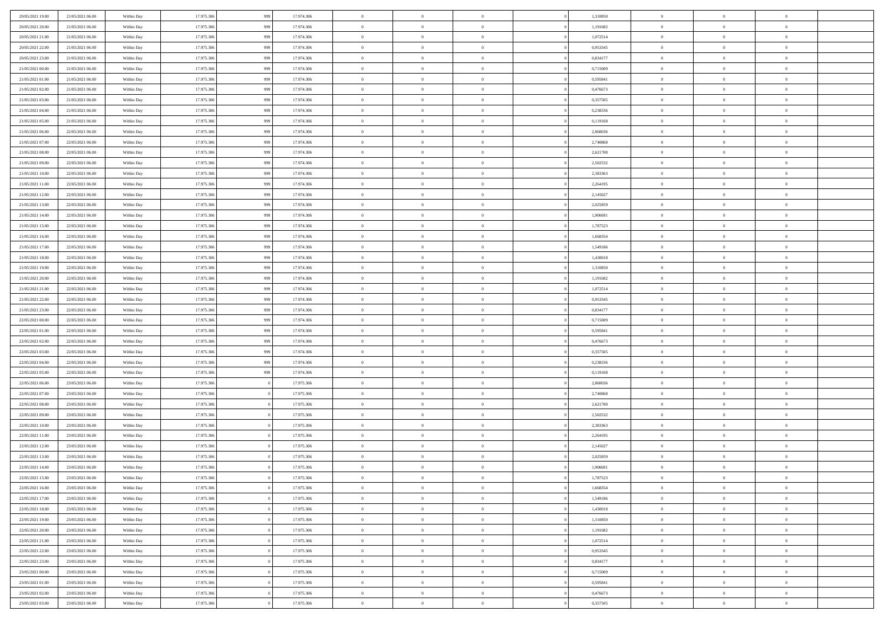| | | | | | | | | | | | | | | |
|---|---|---|---|---|---|---|---|---|---|---|---|---|---|---|
| 20/05/2021 19:00 | 21/05/2021 06:00 | Within Day | 17.975.306 | 999 | 17.974.306 | 0 | 0 | 0 | | 1,310850 | 0 | 0 | 0 | |
| 20/05/2021 20:00 | 21/05/2021 06:00 | Within Day | 17.975.306 | 999 | 17.974.306 | 0 | 0 | 0 | | 1,191682 | 0 | 0 | 0 | |
| 20/05/2021 21:00 | 21/05/2021 06:00 | Within Day | 17.975.306 | 999 | 17.974.306 | 0 | 0 | 0 | | 1,072514 | 0 | 0 | 0 | |
| 20/05/2021 22:00 | 21/05/2021 06:00 | Within Day | 17.975.306 | 999 | 17.974.306 | 0 | 0 | 0 | | 0,953345 | 0 | 0 | 0 | |
| 20/05/2021 23:00 | 21/05/2021 06:00 | Within Day | 17.975.306 | 999 | 17.974.306 | 0 | 0 | 0 | | 0,834177 | 0 | 0 | 0 | |
| 21/05/2021 00:00 | 21/05/2021 06:00 | Within Day | 17.975.306 | 999 | 17.974.306 | 0 | 0 | 0 | | 0,715009 | 0 | 0 | 0 | |
| 21/05/2021 01:00 | 21/05/2021 06:00 | Within Day | 17.975.306 | 999 | 17.974.306 | 0 | 0 | 0 | | 0,595841 | 0 | 0 | 0 | |
| 21/05/2021 02:00 | 21/05/2021 06:00 | Within Day | 17.975.306 | 999 | 17.974.306 | 0 | 0 | 0 | | 0,476673 | 0 | 0 | 0 | |
| 21/05/2021 03:00 | 21/05/2021 06:00 | Within Day | 17.975.306 | 999 | 17.974.306 | 0 | 0 | 0 | | 0,357505 | 0 | 0 | 0 | |
| 21/05/2021 04:00 | 21/05/2021 06:00 | Within Day | 17.975.306 | 999 | 17.974.306 | 0 | 0 | 0 | | 0,238336 | 0 | 0 | 0 | |
| 21/05/2021 05:00 | 21/05/2021 06:00 | Within Day | 17.975.306 | 999 | 17.974.306 | 0 | 0 | 0 | | 0,119168 | 0 | 0 | 0 | |
| 21/05/2021 06:00 | 22/05/2021 06:00 | Within Day | 17.975.306 | 999 | 17.974.306 | 0 | 0 | 0 | | 2,860036 | 0 | 0 | 0 | |
| 21/05/2021 07:00 | 22/05/2021 06:00 | Within Day | 17.975.306 | 999 | 17.974.306 | 0 | 0 | 0 | | 2,740868 | 0 | 0 | 0 | |
| 21/05/2021 08:00 | 22/05/2021 06:00 | Within Day | 17.975.306 | 999 | 17.974.306 | 0 | 0 | 0 | | 2,621700 | 0 | 0 | 0 | |
| 21/05/2021 09:00 | 22/05/2021 06:00 | Within Day | 17.975.306 | 999 | 17.974.306 | 0 | 0 | 0 | | 2,502532 | 0 | 0 | 0 | |
| 21/05/2021 10:00 | 22/05/2021 06:00 | Within Day | 17.975.306 | 999 | 17.974.306 | 0 | 0 | 0 | | 2,383363 | 0 | 0 | 0 | |
| 21/05/2021 11:00 | 22/05/2021 06:00 | Within Day | 17.975.306 | 999 | 17.974.306 | 0 | 0 | 0 | | 2,264195 | 0 | 0 | 0 | |
| 21/05/2021 12:00 | 22/05/2021 06:00 | Within Day | 17.975.306 | 999 | 17.974.306 | 0 | 0 | 0 | | 2,145027 | 0 | 0 | 0 | |
| 21/05/2021 13:00 | 22/05/2021 06:00 | Within Day | 17.975.306 | 999 | 17.974.306 | 0 | 0 | 0 | | 2,025859 | 0 | 0 | 0 | |
| 21/05/2021 14:00 | 22/05/2021 06:00 | Within Day | 17.975.306 | 999 | 17.974.306 | 0 | 0 | 0 | | 1,906691 | 0 | 0 | 0 | |
| 21/05/2021 15:00 | 22/05/2021 06:00 | Within Day | 17.975.306 | 999 | 17.974.306 | 0 | 0 | 0 | | 1,787523 | 0 | 0 | 0 | |
| 21/05/2021 16:00 | 22/05/2021 06:00 | Within Day | 17.975.306 | 999 | 17.974.306 | 0 | 0 | 0 | | 1,668354 | 0 | 0 | 0 | |
| 21/05/2021 17:00 | 22/05/2021 06:00 | Within Day | 17.975.306 | 999 | 17.974.306 | 0 | 0 | 0 | | 1,549186 | 0 | 0 | 0 | |
| 21/05/2021 18:00 | 22/05/2021 06:00 | Within Day | 17.975.306 | 999 | 17.974.306 | 0 | 0 | 0 | | 1,430018 | 0 | 0 | 0 | |
| 21/05/2021 19:00 | 22/05/2021 06:00 | Within Day | 17.975.306 | 999 | 17.974.306 | 0 | 0 | 0 | | 1,310850 | 0 | 0 | 0 | |
| 21/05/2021 20:00 | 22/05/2021 06:00 | Within Day | 17.975.306 | 999 | 17.974.306 | 0 | 0 | 0 | | 1,191682 | 0 | 0 | 0 | |
| 21/05/2021 21:00 | 22/05/2021 06:00 | Within Day | 17.975.306 | 999 | 17.974.306 | 0 | 0 | 0 | | 1,072514 | 0 | 0 | 0 | |
| 21/05/2021 22:00 | 22/05/2021 06:00 | Within Day | 17.975.306 | 999 | 17.974.306 | 0 | 0 | 0 | | 0,953345 | 0 | 0 | 0 | |
| 21/05/2021 23:00 | 22/05/2021 06:00 | Within Day | 17.975.306 | 999 | 17.974.306 | 0 | 0 | 0 | | 0,834177 | 0 | 0 | 0 | |
| 22/05/2021 00:00 | 22/05/2021 06:00 | Within Day | 17.975.306 | 999 | 17.974.306 | 0 | 0 | 0 | | 0,715009 | 0 | 0 | 0 | |
| 22/05/2021 01:00 | 22/05/2021 06:00 | Within Day | 17.975.306 | 999 | 17.974.306 | 0 | 0 | 0 | | 0,595841 | 0 | 0 | 0 | |
| 22/05/2021 02:00 | 22/05/2021 06:00 | Within Day | 17.975.306 | 999 | 17.974.306 | 0 | 0 | 0 | | 0,476673 | 0 | 0 | 0 | |
| 22/05/2021 03:00 | 22/05/2021 06:00 | Within Day | 17.975.306 | 999 | 17.974.306 | 0 | 0 | 0 | | 0,357505 | 0 | 0 | 0 | |
| 22/05/2021 04:00 | 22/05/2021 06:00 | Within Day | 17.975.306 | 999 | 17.974.306 | 0 | 0 | 0 | | 0,238336 | 0 | 0 | 0 | |
| 22/05/2021 05:00 | 22/05/2021 06:00 | Within Day | 17.975.306 | 999 | 17.974.306 | 0 | 0 | 0 | | 0,119168 | 0 | 0 | 0 | |
| 22/05/2021 06:00 | 23/05/2021 06:00 | Within Day | 17.975.306 | 0 | 17.975.306 | 0 | 0 | 0 | | 2,860036 | 0 | 0 | 0 | |
| 22/05/2021 07:00 | 23/05/2021 06:00 | Within Day | 17.975.306 | 0 | 17.975.306 | 0 | 0 | 0 | | 2,740868 | 0 | 0 | 0 | |
| 22/05/2021 08:00 | 23/05/2021 06:00 | Within Day | 17.975.306 | 0 | 17.975.306 | 0 | 0 | 0 | | 2,621700 | 0 | 0 | 0 | |
| 22/05/2021 09:00 | 23/05/2021 06:00 | Within Day | 17.975.306 | 0 | 17.975.306 | 0 | 0 | 0 | | 2,502532 | 0 | 0 | 0 | |
| 22/05/2021 10:00 | 23/05/2021 06:00 | Within Day | 17.975.306 | 0 | 17.975.306 | 0 | 0 | 0 | | 2,383363 | 0 | 0 | 0 | |
| 22/05/2021 11:00 | 23/05/2021 06:00 | Within Day | 17.975.306 | 0 | 17.975.306 | 0 | 0 | 0 | | 2,264195 | 0 | 0 | 0 | |
| 22/05/2021 12:00 | 23/05/2021 06:00 | Within Day | 17.975.306 | 0 | 17.975.306 | 0 | 0 | 0 | | 2,145027 | 0 | 0 | 0 | |
| 22/05/2021 13:00 | 23/05/2021 06:00 | Within Day | 17.975.306 | 0 | 17.975.306 | 0 | 0 | 0 | | 2,025859 | 0 | 0 | 0 | |
| 22/05/2021 14:00 | 23/05/2021 06:00 | Within Day | 17.975.306 | 0 | 17.975.306 | 0 | 0 | 0 | | 1,906691 | 0 | 0 | 0 | |
| 22/05/2021 15:00 | 23/05/2021 06:00 | Within Day | 17.975.306 | 0 | 17.975.306 | 0 | 0 | 0 | | 1,787523 | 0 | 0 | 0 | |
| 22/05/2021 16:00 | 23/05/2021 06:00 | Within Day | 17.975.306 | 0 | 17.975.306 | 0 | 0 | 0 | | 1,668354 | 0 | 0 | 0 | |
| 22/05/2021 17:00 | 23/05/2021 06:00 | Within Day | 17.975.306 | 0 | 17.975.306 | 0 | 0 | 0 | | 1,549186 | 0 | 0 | 0 | |
| 22/05/2021 18:00 | 23/05/2021 06:00 | Within Day | 17.975.306 | 0 | 17.975.306 | 0 | 0 | 0 | | 1,430018 | 0 | 0 | 0 | |
| 22/05/2021 19:00 | 23/05/2021 06:00 | Within Day | 17.975.306 | 0 | 17.975.306 | 0 | 0 | 0 | | 1,310850 | 0 | 0 | 0 | |
| 22/05/2021 20:00 | 23/05/2021 06:00 | Within Day | 17.975.306 | 0 | 17.975.306 | 0 | 0 | 0 | | 1,191682 | 0 | 0 | 0 | |
| 22/05/2021 21:00 | 23/05/2021 06:00 | Within Day | 17.975.306 | 0 | 17.975.306 | 0 | 0 | 0 | | 1,072514 | 0 | 0 | 0 | |
| 22/05/2021 22:00 | 23/05/2021 06:00 | Within Day | 17.975.306 | 0 | 17.975.306 | 0 | 0 | 0 | | 0,953345 | 0 | 0 | 0 | |
| 22/05/2021 23:00 | 23/05/2021 06:00 | Within Day | 17.975.306 | 0 | 17.975.306 | 0 | 0 | 0 | | 0,834177 | 0 | 0 | 0 | |
| 23/05/2021 00:00 | 23/05/2021 06:00 | Within Day | 17.975.306 | 0 | 17.975.306 | 0 | 0 | 0 | | 0,715009 | 0 | 0 | 0 | |
| 23/05/2021 01:00 | 23/05/2021 06:00 | Within Day | 17.975.306 | 0 | 17.975.306 | 0 | 0 | 0 | | 0,595841 | 0 | 0 | 0 | |
| 23/05/2021 02:00 | 23/05/2021 06:00 | Within Day | 17.975.306 | 0 | 17.975.306 | 0 | 0 | 0 | | 0,476673 | 0 | 0 | 0 | |
| 23/05/2021 03:00 | 23/05/2021 06:00 | Within Day | 17.975.306 | 0 | 17.975.306 | 0 | 0 | 0 | | 0,357505 | 0 | 0 | 0 | |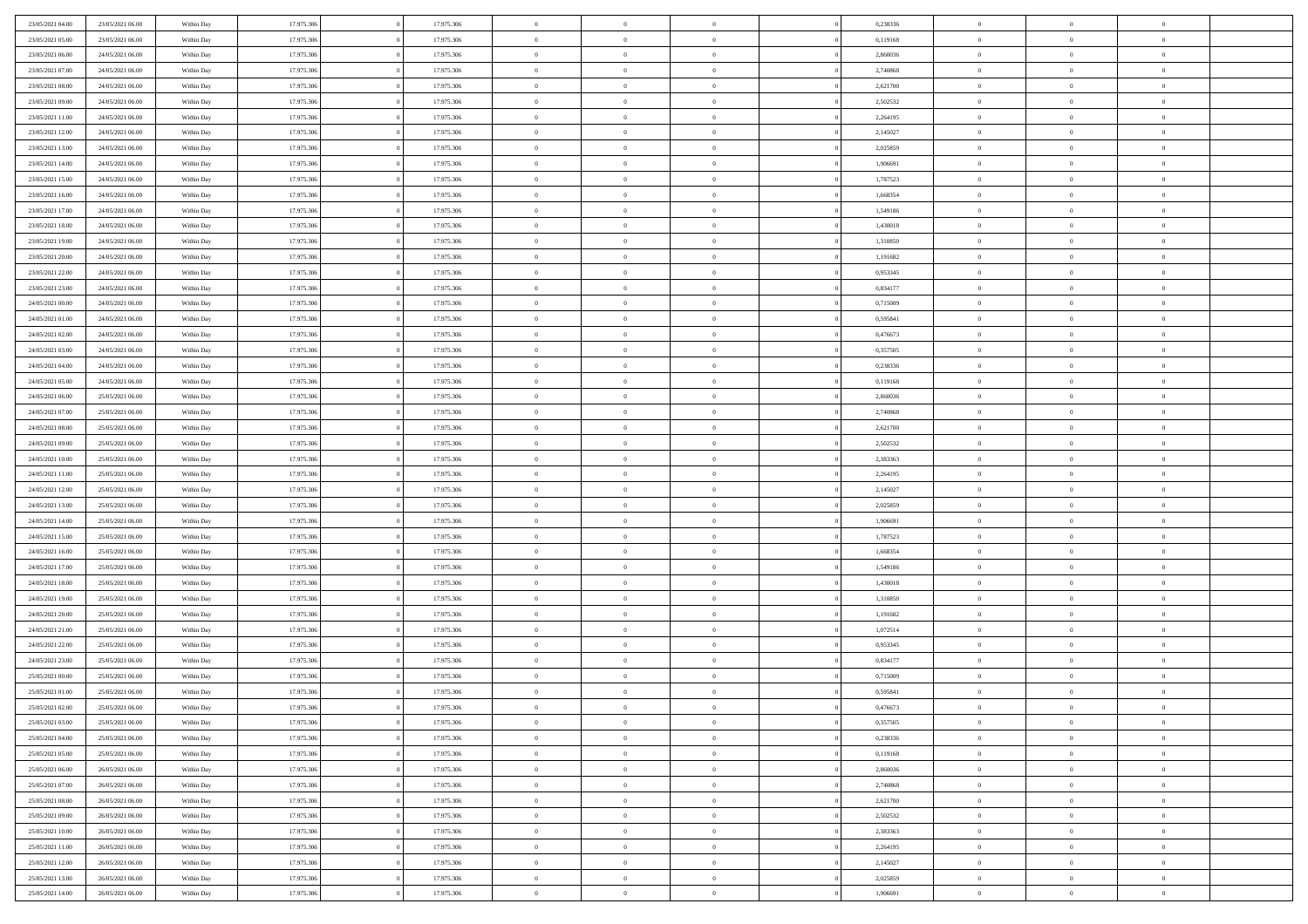| | | | | | | | | | | | | | | |
|---|---|---|---|---|---|---|---|---|---|---|---|---|---|---|
| 23/05/2021 04:00 | 23/05/2021 06:00 | Within Day | 17.975.306 | 0 | 17.975.306 | 0 | 0 | 0 | | 0 | 0,238336 | 0 | 0 | 0 |
| 23/05/2021 05:00 | 23/05/2021 06:00 | Within Day | 17.975.306 | 0 | 17.975.306 | 0 | 0 | 0 | | 0 | 0,119168 | 0 | 0 | 0 |
| 23/05/2021 06:00 | 24/05/2021 06:00 | Within Day | 17.975.306 | 0 | 17.975.306 | 0 | 0 | 0 | | 0 | 2,860036 | 0 | 0 | 0 |
| 23/05/2021 07:00 | 24/05/2021 06:00 | Within Day | 17.975.306 | 0 | 17.975.306 | 0 | 0 | 0 | | 0 | 2,740868 | 0 | 0 | 0 |
| 23/05/2021 08:00 | 24/05/2021 06:00 | Within Day | 17.975.306 | 0 | 17.975.306 | 0 | 0 | 0 | | 0 | 2,621700 | 0 | 0 | 0 |
| 23/05/2021 09:00 | 24/05/2021 06:00 | Within Day | 17.975.306 | 0 | 17.975.306 | 0 | 0 | 0 | | 0 | 2,502532 | 0 | 0 | 0 |
| 23/05/2021 11:00 | 24/05/2021 06:00 | Within Day | 17.975.306 | 0 | 17.975.306 | 0 | 0 | 0 | | 0 | 2,264195 | 0 | 0 | 0 |
| 23/05/2021 12:00 | 24/05/2021 06:00 | Within Day | 17.975.306 | 0 | 17.975.306 | 0 | 0 | 0 | | 0 | 2,145027 | 0 | 0 | 0 |
| 23/05/2021 13:00 | 24/05/2021 06:00 | Within Day | 17.975.306 | 0 | 17.975.306 | 0 | 0 | 0 | | 0 | 2,025859 | 0 | 0 | 0 |
| 23/05/2021 14:00 | 24/05/2021 06:00 | Within Day | 17.975.306 | 0 | 17.975.306 | 0 | 0 | 0 | | 0 | 1,906691 | 0 | 0 | 0 |
| 23/05/2021 15:00 | 24/05/2021 06:00 | Within Day | 17.975.306 | 0 | 17.975.306 | 0 | 0 | 0 | | 0 | 1,787523 | 0 | 0 | 0 |
| 23/05/2021 16:00 | 24/05/2021 06:00 | Within Day | 17.975.306 | 0 | 17.975.306 | 0 | 0 | 0 | | 0 | 1,668354 | 0 | 0 | 0 |
| 23/05/2021 17:00 | 24/05/2021 06:00 | Within Day | 17.975.306 | 0 | 17.975.306 | 0 | 0 | 0 | | 0 | 1,549186 | 0 | 0 | 0 |
| 23/05/2021 18:00 | 24/05/2021 06:00 | Within Day | 17.975.306 | 0 | 17.975.306 | 0 | 0 | 0 | | 0 | 1,430018 | 0 | 0 | 0 |
| 23/05/2021 19:00 | 24/05/2021 06:00 | Within Day | 17.975.306 | 0 | 17.975.306 | 0 | 0 | 0 | | 0 | 1,310850 | 0 | 0 | 0 |
| 23/05/2021 20:00 | 24/05/2021 06:00 | Within Day | 17.975.306 | 0 | 17.975.306 | 0 | 0 | 0 | | 0 | 1,191682 | 0 | 0 | 0 |
| 23/05/2021 22:00 | 24/05/2021 06:00 | Within Day | 17.975.306 | 0 | 17.975.306 | 0 | 0 | 0 | | 0 | 0,953345 | 0 | 0 | 0 |
| 23/05/2021 23:00 | 24/05/2021 06:00 | Within Day | 17.975.306 | 0 | 17.975.306 | 0 | 0 | 0 | | 0 | 0,834177 | 0 | 0 | 0 |
| 24/05/2021 00:00 | 24/05/2021 06:00 | Within Day | 17.975.306 | 0 | 17.975.306 | 0 | 0 | 0 | | 0 | 0,715009 | 0 | 0 | 0 |
| 24/05/2021 01:00 | 24/05/2021 06:00 | Within Day | 17.975.306 | 0 | 17.975.306 | 0 | 0 | 0 | | 0 | 0,595841 | 0 | 0 | 0 |
| 24/05/2021 02:00 | 24/05/2021 06:00 | Within Day | 17.975.306 | 0 | 17.975.306 | 0 | 0 | 0 | | 0 | 0,476673 | 0 | 0 | 0 |
| 24/05/2021 03:00 | 24/05/2021 06:00 | Within Day | 17.975.306 | 0 | 17.975.306 | 0 | 0 | 0 | | 0 | 0,357505 | 0 | 0 | 0 |
| 24/05/2021 04:00 | 24/05/2021 06:00 | Within Day | 17.975.306 | 0 | 17.975.306 | 0 | 0 | 0 | | 0 | 0,238336 | 0 | 0 | 0 |
| 24/05/2021 05:00 | 24/05/2021 06:00 | Within Day | 17.975.306 | 0 | 17.975.306 | 0 | 0 | 0 | | 0 | 0,119168 | 0 | 0 | 0 |
| 24/05/2021 06:00 | 25/05/2021 06:00 | Within Day | 17.975.306 | 0 | 17.975.306 | 0 | 0 | 0 | | 0 | 2,860036 | 0 | 0 | 0 |
| 24/05/2021 07:00 | 25/05/2021 06:00 | Within Day | 17.975.306 | 0 | 17.975.306 | 0 | 0 | 0 | | 0 | 2,740868 | 0 | 0 | 0 |
| 24/05/2021 08:00 | 25/05/2021 06:00 | Within Day | 17.975.306 | 0 | 17.975.306 | 0 | 0 | 0 | | 0 | 2,621700 | 0 | 0 | 0 |
| 24/05/2021 09:00 | 25/05/2021 06:00 | Within Day | 17.975.306 | 0 | 17.975.306 | 0 | 0 | 0 | | 0 | 2,502532 | 0 | 0 | 0 |
| 24/05/2021 10:00 | 25/05/2021 06:00 | Within Day | 17.975.306 | 0 | 17.975.306 | 0 | 0 | 0 | | 0 | 2,383363 | 0 | 0 | 0 |
| 24/05/2021 11:00 | 25/05/2021 06:00 | Within Day | 17.975.306 | 0 | 17.975.306 | 0 | 0 | 0 | | 0 | 2,264195 | 0 | 0 | 0 |
| 24/05/2021 12:00 | 25/05/2021 06:00 | Within Day | 17.975.306 | 0 | 17.975.306 | 0 | 0 | 0 | | 0 | 2,145027 | 0 | 0 | 0 |
| 24/05/2021 13:00 | 25/05/2021 06:00 | Within Day | 17.975.306 | 0 | 17.975.306 | 0 | 0 | 0 | | 0 | 2,025859 | 0 | 0 | 0 |
| 24/05/2021 14:00 | 25/05/2021 06:00 | Within Day | 17.975.306 | 0 | 17.975.306 | 0 | 0 | 0 | | 0 | 1,906691 | 0 | 0 | 0 |
| 24/05/2021 15:00 | 25/05/2021 06:00 | Within Day | 17.975.306 | 0 | 17.975.306 | 0 | 0 | 0 | | 0 | 1,787523 | 0 | 0 | 0 |
| 24/05/2021 16:00 | 25/05/2021 06:00 | Within Day | 17.975.306 | 0 | 17.975.306 | 0 | 0 | 0 | | 0 | 1,668354 | 0 | 0 | 0 |
| 24/05/2021 17:00 | 25/05/2021 06:00 | Within Day | 17.975.306 | 0 | 17.975.306 | 0 | 0 | 0 | | 0 | 1,549186 | 0 | 0 | 0 |
| 24/05/2021 18:00 | 25/05/2021 06:00 | Within Day | 17.975.306 | 0 | 17.975.306 | 0 | 0 | 0 | | 0 | 1,430018 | 0 | 0 | 0 |
| 24/05/2021 19:00 | 25/05/2021 06:00 | Within Day | 17.975.306 | 0 | 17.975.306 | 0 | 0 | 0 | | 0 | 1,310850 | 0 | 0 | 0 |
| 24/05/2021 20:00 | 25/05/2021 06:00 | Within Day | 17.975.306 | 0 | 17.975.306 | 0 | 0 | 0 | | 0 | 1,191682 | 0 | 0 | 0 |
| 24/05/2021 21:00 | 25/05/2021 06:00 | Within Day | 17.975.306 | 0 | 17.975.306 | 0 | 0 | 0 | | 0 | 1,072514 | 0 | 0 | 0 |
| 24/05/2021 22:00 | 25/05/2021 06:00 | Within Day | 17.975.306 | 0 | 17.975.306 | 0 | 0 | 0 | | 0 | 0,953345 | 0 | 0 | 0 |
| 24/05/2021 23:00 | 25/05/2021 06:00 | Within Day | 17.975.306 | 0 | 17.975.306 | 0 | 0 | 0 | | 0 | 0,834177 | 0 | 0 | 0 |
| 25/05/2021 00:00 | 25/05/2021 06:00 | Within Day | 17.975.306 | 0 | 17.975.306 | 0 | 0 | 0 | | 0 | 0,715009 | 0 | 0 | 0 |
| 25/05/2021 01:00 | 25/05/2021 06:00 | Within Day | 17.975.306 | 0 | 17.975.306 | 0 | 0 | 0 | | 0 | 0,595841 | 0 | 0 | 0 |
| 25/05/2021 02:00 | 25/05/2021 06:00 | Within Day | 17.975.306 | 0 | 17.975.306 | 0 | 0 | 0 | | 0 | 0,476673 | 0 | 0 | 0 |
| 25/05/2021 03:00 | 25/05/2021 06:00 | Within Day | 17.975.306 | 0 | 17.975.306 | 0 | 0 | 0 | | 0 | 0,357505 | 0 | 0 | 0 |
| 25/05/2021 04:00 | 25/05/2021 06:00 | Within Day | 17.975.306 | 0 | 17.975.306 | 0 | 0 | 0 | | 0 | 0,238336 | 0 | 0 | 0 |
| 25/05/2021 05:00 | 25/05/2021 06:00 | Within Day | 17.975.306 | 0 | 17.975.306 | 0 | 0 | 0 | | 0 | 0,119168 | 0 | 0 | 0 |
| 25/05/2021 06:00 | 26/05/2021 06:00 | Within Day | 17.975.306 | 0 | 17.975.306 | 0 | 0 | 0 | | 0 | 2,860036 | 0 | 0 | 0 |
| 25/05/2021 07:00 | 26/05/2021 06:00 | Within Day | 17.975.306 | 0 | 17.975.306 | 0 | 0 | 0 | | 0 | 2,740868 | 0 | 0 | 0 |
| 25/05/2021 08:00 | 26/05/2021 06:00 | Within Day | 17.975.306 | 0 | 17.975.306 | 0 | 0 | 0 | | 0 | 2,621700 | 0 | 0 | 0 |
| 25/05/2021 09:00 | 26/05/2021 06:00 | Within Day | 17.975.306 | 0 | 17.975.306 | 0 | 0 | 0 | | 0 | 2,502532 | 0 | 0 | 0 |
| 25/05/2021 10:00 | 26/05/2021 06:00 | Within Day | 17.975.306 | 0 | 17.975.306 | 0 | 0 | 0 | | 0 | 2,383363 | 0 | 0 | 0 |
| 25/05/2021 11:00 | 26/05/2021 06:00 | Within Day | 17.975.306 | 0 | 17.975.306 | 0 | 0 | 0 | | 0 | 2,264195 | 0 | 0 | 0 |
| 25/05/2021 12:00 | 26/05/2021 06:00 | Within Day | 17.975.306 | 0 | 17.975.306 | 0 | 0 | 0 | | 0 | 2,145027 | 0 | 0 | 0 |
| 25/05/2021 13:00 | 26/05/2021 06:00 | Within Day | 17.975.306 | 0 | 17.975.306 | 0 | 0 | 0 | | 0 | 2,025859 | 0 | 0 | 0 |
| 25/05/2021 14:00 | 26/05/2021 06:00 | Within Day | 17.975.306 | 0 | 17.975.306 | 0 | 0 | 0 | | 0 | 1,906691 | 0 | 0 | 0 |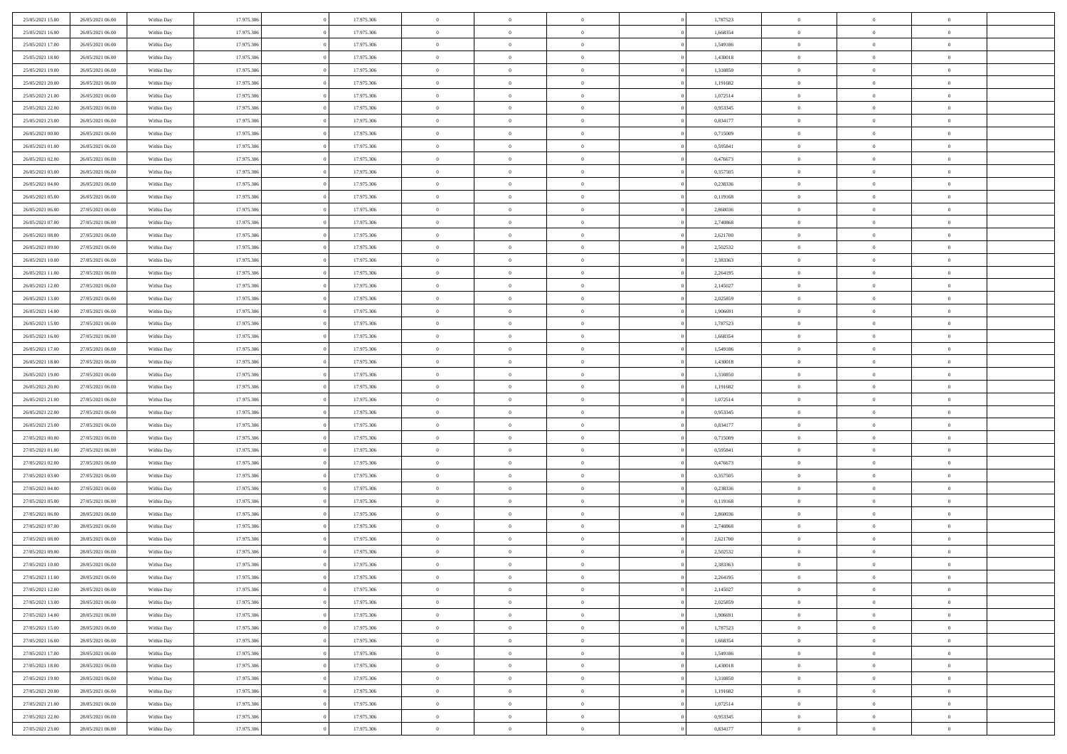| | | | | | | | | | | | | | | |
|---|---|---|---|---|---|---|---|---|---|---|---|---|---|---|
| 25/05/2021 15:00 | 26/05/2021 06:00 | Within Day | 17.975.306 | 0 | 17.975.306 | 0 | 0 | 0 | 0 | 1,787523 | 0 | 0 | 0 | |
| 25/05/2021 16:00 | 26/05/2021 06:00 | Within Day | 17.975.306 | 0 | 17.975.306 | 0 | 0 | 0 | 0 | 1,668354 | 0 | 0 | 0 | |
| 25/05/2021 17:00 | 26/05/2021 06:00 | Within Day | 17.975.306 | 0 | 17.975.306 | 0 | 0 | 0 | 0 | 1,549186 | 0 | 0 | 0 | |
| 25/05/2021 18:00 | 26/05/2021 06:00 | Within Day | 17.975.306 | 0 | 17.975.306 | 0 | 0 | 0 | 0 | 1,430018 | 0 | 0 | 0 | |
| 25/05/2021 19:00 | 26/05/2021 06:00 | Within Day | 17.975.306 | 0 | 17.975.306 | 0 | 0 | 0 | 0 | 1,310850 | 0 | 0 | 0 | |
| 25/05/2021 20:00 | 26/05/2021 06:00 | Within Day | 17.975.306 | 0 | 17.975.306 | 0 | 0 | 0 | 0 | 1,191682 | 0 | 0 | 0 | |
| 25/05/2021 21:00 | 26/05/2021 06:00 | Within Day | 17.975.306 | 0 | 17.975.306 | 0 | 0 | 0 | 0 | 1,072514 | 0 | 0 | 0 | |
| 25/05/2021 22:00 | 26/05/2021 06:00 | Within Day | 17.975.306 | 0 | 17.975.306 | 0 | 0 | 0 | 0 | 0,953345 | 0 | 0 | 0 | |
| 25/05/2021 23:00 | 26/05/2021 06:00 | Within Day | 17.975.306 | 0 | 17.975.306 | 0 | 0 | 0 | 0 | 0,834177 | 0 | 0 | 0 | |
| 26/05/2021 00:00 | 26/05/2021 06:00 | Within Day | 17.975.306 | 0 | 17.975.306 | 0 | 0 | 0 | 0 | 0,715009 | 0 | 0 | 0 | |
| 26/05/2021 01:00 | 26/05/2021 06:00 | Within Day | 17.975.306 | 0 | 17.975.306 | 0 | 0 | 0 | 0 | 0,595841 | 0 | 0 | 0 | |
| 26/05/2021 02:00 | 26/05/2021 06:00 | Within Day | 17.975.306 | 0 | 17.975.306 | 0 | 0 | 0 | 0 | 0,476673 | 0 | 0 | 0 | |
| 26/05/2021 03:00 | 26/05/2021 06:00 | Within Day | 17.975.306 | 0 | 17.975.306 | 0 | 0 | 0 | 0 | 0,357505 | 0 | 0 | 0 | |
| 26/05/2021 04:00 | 26/05/2021 06:00 | Within Day | 17.975.306 | 0 | 17.975.306 | 0 | 0 | 0 | 0 | 0,238336 | 0 | 0 | 0 | |
| 26/05/2021 05:00 | 26/05/2021 06:00 | Within Day | 17.975.306 | 0 | 17.975.306 | 0 | 0 | 0 | 0 | 0,119168 | 0 | 0 | 0 | |
| 26/05/2021 06:00 | 27/05/2021 06:00 | Within Day | 17.975.306 | 0 | 17.975.306 | 0 | 0 | 0 | 0 | 2,860036 | 0 | 0 | 0 | |
| 26/05/2021 07:00 | 27/05/2021 06:00 | Within Day | 17.975.306 | 0 | 17.975.306 | 0 | 0 | 0 | 0 | 2,740868 | 0 | 0 | 0 | |
| 26/05/2021 08:00 | 27/05/2021 06:00 | Within Day | 17.975.306 | 0 | 17.975.306 | 0 | 0 | 0 | 0 | 2,621700 | 0 | 0 | 0 | |
| 26/05/2021 09:00 | 27/05/2021 06:00 | Within Day | 17.975.306 | 0 | 17.975.306 | 0 | 0 | 0 | 0 | 2,502532 | 0 | 0 | 0 | |
| 26/05/2021 10:00 | 27/05/2021 06:00 | Within Day | 17.975.306 | 0 | 17.975.306 | 0 | 0 | 0 | 0 | 2,383363 | 0 | 0 | 0 | |
| 26/05/2021 11:00 | 27/05/2021 06:00 | Within Day | 17.975.306 | 0 | 17.975.306 | 0 | 0 | 0 | 0 | 2,264195 | 0 | 0 | 0 | |
| 26/05/2021 12:00 | 27/05/2021 06:00 | Within Day | 17.975.306 | 0 | 17.975.306 | 0 | 0 | 0 | 0 | 2,145027 | 0 | 0 | 0 | |
| 26/05/2021 13:00 | 27/05/2021 06:00 | Within Day | 17.975.306 | 0 | 17.975.306 | 0 | 0 | 0 | 0 | 2,025859 | 0 | 0 | 0 | |
| 26/05/2021 14:00 | 27/05/2021 06:00 | Within Day | 17.975.306 | 0 | 17.975.306 | 0 | 0 | 0 | 0 | 1,906691 | 0 | 0 | 0 | |
| 26/05/2021 15:00 | 27/05/2021 06:00 | Within Day | 17.975.306 | 0 | 17.975.306 | 0 | 0 | 0 | 0 | 1,787523 | 0 | 0 | 0 | |
| 26/05/2021 16:00 | 27/05/2021 06:00 | Within Day | 17.975.306 | 0 | 17.975.306 | 0 | 0 | 0 | 0 | 1,668354 | 0 | 0 | 0 | |
| 26/05/2021 17:00 | 27/05/2021 06:00 | Within Day | 17.975.306 | 0 | 17.975.306 | 0 | 0 | 0 | 0 | 1,549186 | 0 | 0 | 0 | |
| 26/05/2021 18:00 | 27/05/2021 06:00 | Within Day | 17.975.306 | 0 | 17.975.306 | 0 | 0 | 0 | 0 | 1,430018 | 0 | 0 | 0 | |
| 26/05/2021 19:00 | 27/05/2021 06:00 | Within Day | 17.975.306 | 0 | 17.975.306 | 0 | 0 | 0 | 0 | 1,310850 | 0 | 0 | 0 | |
| 26/05/2021 20:00 | 27/05/2021 06:00 | Within Day | 17.975.306 | 0 | 17.975.306 | 0 | 0 | 0 | 0 | 1,191682 | 0 | 0 | 0 | |
| 26/05/2021 21:00 | 27/05/2021 06:00 | Within Day | 17.975.306 | 0 | 17.975.306 | 0 | 0 | 0 | 0 | 1,072514 | 0 | 0 | 0 | |
| 26/05/2021 22:00 | 27/05/2021 06:00 | Within Day | 17.975.306 | 0 | 17.975.306 | 0 | 0 | 0 | 0 | 0,953345 | 0 | 0 | 0 | |
| 26/05/2021 23:00 | 27/05/2021 06:00 | Within Day | 17.975.306 | 0 | 17.975.306 | 0 | 0 | 0 | 0 | 0,834177 | 0 | 0 | 0 | |
| 27/05/2021 00:00 | 27/05/2021 06:00 | Within Day | 17.975.306 | 0 | 17.975.306 | 0 | 0 | 0 | 0 | 0,715009 | 0 | 0 | 0 | |
| 27/05/2021 01:00 | 27/05/2021 06:00 | Within Day | 17.975.306 | 0 | 17.975.306 | 0 | 0 | 0 | 0 | 0,595841 | 0 | 0 | 0 | |
| 27/05/2021 02:00 | 27/05/2021 06:00 | Within Day | 17.975.306 | 0 | 17.975.306 | 0 | 0 | 0 | 0 | 0,476673 | 0 | 0 | 0 | |
| 27/05/2021 03:00 | 27/05/2021 06:00 | Within Day | 17.975.306 | 0 | 17.975.306 | 0 | 0 | 0 | 0 | 0,357505 | 0 | 0 | 0 | |
| 27/05/2021 04:00 | 27/05/2021 06:00 | Within Day | 17.975.306 | 0 | 17.975.306 | 0 | 0 | 0 | 0 | 0,238336 | 0 | 0 | 0 | |
| 27/05/2021 05:00 | 27/05/2021 06:00 | Within Day | 17.975.306 | 0 | 17.975.306 | 0 | 0 | 0 | 0 | 0,119168 | 0 | 0 | 0 | |
| 27/05/2021 06:00 | 28/05/2021 06:00 | Within Day | 17.975.306 | 0 | 17.975.306 | 0 | 0 | 0 | 0 | 2,860036 | 0 | 0 | 0 | |
| 27/05/2021 07:00 | 28/05/2021 06:00 | Within Day | 17.975.306 | 0 | 17.975.306 | 0 | 0 | 0 | 0 | 2,740868 | 0 | 0 | 0 | |
| 27/05/2021 08:00 | 28/05/2021 06:00 | Within Day | 17.975.306 | 0 | 17.975.306 | 0 | 0 | 0 | 0 | 2,621700 | 0 | 0 | 0 | |
| 27/05/2021 09:00 | 28/05/2021 06:00 | Within Day | 17.975.306 | 0 | 17.975.306 | 0 | 0 | 0 | 0 | 2,502532 | 0 | 0 | 0 | |
| 27/05/2021 10:00 | 28/05/2021 06:00 | Within Day | 17.975.306 | 0 | 17.975.306 | 0 | 0 | 0 | 0 | 2,383363 | 0 | 0 | 0 | |
| 27/05/2021 11:00 | 28/05/2021 06:00 | Within Day | 17.975.306 | 0 | 17.975.306 | 0 | 0 | 0 | 0 | 2,264195 | 0 | 0 | 0 | |
| 27/05/2021 12:00 | 28/05/2021 06:00 | Within Day | 17.975.306 | 0 | 17.975.306 | 0 | 0 | 0 | 0 | 2,145027 | 0 | 0 | 0 | |
| 27/05/2021 13:00 | 28/05/2021 06:00 | Within Day | 17.975.306 | 0 | 17.975.306 | 0 | 0 | 0 | 0 | 2,025859 | 0 | 0 | 0 | |
| 27/05/2021 14:00 | 28/05/2021 06:00 | Within Day | 17.975.306 | 0 | 17.975.306 | 0 | 0 | 0 | 0 | 1,906691 | 0 | 0 | 0 | |
| 27/05/2021 15:00 | 28/05/2021 06:00 | Within Day | 17.975.306 | 0 | 17.975.306 | 0 | 0 | 0 | 0 | 1,787523 | 0 | 0 | 0 | |
| 27/05/2021 16:00 | 28/05/2021 06:00 | Within Day | 17.975.306 | 0 | 17.975.306 | 0 | 0 | 0 | 0 | 1,668354 | 0 | 0 | 0 | |
| 27/05/2021 17:00 | 28/05/2021 06:00 | Within Day | 17.975.306 | 0 | 17.975.306 | 0 | 0 | 0 | 0 | 1,549186 | 0 | 0 | 0 | |
| 27/05/2021 18:00 | 28/05/2021 06:00 | Within Day | 17.975.306 | 0 | 17.975.306 | 0 | 0 | 0 | 0 | 1,430018 | 0 | 0 | 0 | |
| 27/05/2021 19:00 | 28/05/2021 06:00 | Within Day | 17.975.306 | 0 | 17.975.306 | 0 | 0 | 0 | 0 | 1,310850 | 0 | 0 | 0 | |
| 27/05/2021 20:00 | 28/05/2021 06:00 | Within Day | 17.975.306 | 0 | 17.975.306 | 0 | 0 | 0 | 0 | 1,191682 | 0 | 0 | 0 | |
| 27/05/2021 21:00 | 28/05/2021 06:00 | Within Day | 17.975.306 | 0 | 17.975.306 | 0 | 0 | 0 | 0 | 1,072514 | 0 | 0 | 0 | |
| 27/05/2021 22:00 | 28/05/2021 06:00 | Within Day | 17.975.306 | 0 | 17.975.306 | 0 | 0 | 0 | 0 | 0,953345 | 0 | 0 | 0 | |
| 27/05/2021 23:00 | 28/05/2021 06:00 | Within Day | 17.975.306 | 0 | 17.975.306 | 0 | 0 | 0 | 0 | 0,834177 | 0 | 0 | 0 | |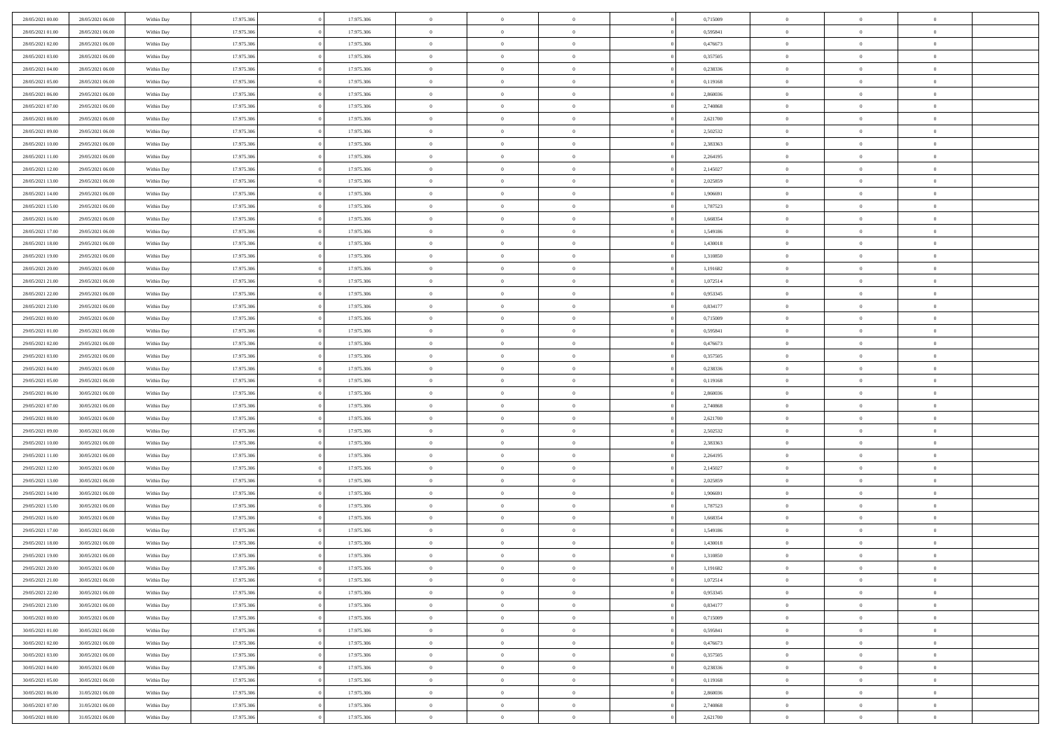| | | | | | | | | | | | | | | |
|---|---|---|---|---|---|---|---|---|---|---|---|---|---|---|
| 28/05/2021 00:00 | 28/05/2021 06:00 | Within Day | 17.975.306 | 0 | 17.975.306 | 0 | 0 | 0 | | 0 | 0,715009 | 0 | 0 | 0 |
| 28/05/2021 01:00 | 28/05/2021 06:00 | Within Day | 17.975.306 | 0 | 17.975.306 | 0 | 0 | 0 | | 0 | 0,595841 | 0 | 0 | 0 |
| 28/05/2021 02:00 | 28/05/2021 06:00 | Within Day | 17.975.306 | 0 | 17.975.306 | 0 | 0 | 0 | | 0 | 0,476673 | 0 | 0 | 0 |
| 28/05/2021 03:00 | 28/05/2021 06:00 | Within Day | 17.975.306 | 0 | 17.975.306 | 0 | 0 | 0 | | 0 | 0,357505 | 0 | 0 | 0 |
| 28/05/2021 04:00 | 28/05/2021 06:00 | Within Day | 17.975.306 | 0 | 17.975.306 | 0 | 0 | 0 | | 0 | 0,238336 | 0 | 0 | 0 |
| 28/05/2021 05:00 | 28/05/2021 06:00 | Within Day | 17.975.306 | 0 | 17.975.306 | 0 | 0 | 0 | | 0 | 0,119168 | 0 | 0 | 0 |
| 28/05/2021 06:00 | 29/05/2021 06:00 | Within Day | 17.975.306 | 0 | 17.975.306 | 0 | 0 | 0 | | 0 | 2,860036 | 0 | 0 | 0 |
| 28/05/2021 07:00 | 29/05/2021 06:00 | Within Day | 17.975.306 | 0 | 17.975.306 | 0 | 0 | 0 | | 0 | 2,740868 | 0 | 0 | 0 |
| 28/05/2021 08:00 | 29/05/2021 06:00 | Within Day | 17.975.306 | 0 | 17.975.306 | 0 | 0 | 0 | | 0 | 2,621700 | 0 | 0 | 0 |
| 28/05/2021 09:00 | 29/05/2021 06:00 | Within Day | 17.975.306 | 0 | 17.975.306 | 0 | 0 | 0 | | 0 | 2,502532 | 0 | 0 | 0 |
| 28/05/2021 10:00 | 29/05/2021 06:00 | Within Day | 17.975.306 | 0 | 17.975.306 | 0 | 0 | 0 | | 0 | 2,383363 | 0 | 0 | 0 |
| 28/05/2021 11:00 | 29/05/2021 06:00 | Within Day | 17.975.306 | 0 | 17.975.306 | 0 | 0 | 0 | | 0 | 2,264195 | 0 | 0 | 0 |
| 28/05/2021 12:00 | 29/05/2021 06:00 | Within Day | 17.975.306 | 0 | 17.975.306 | 0 | 0 | 0 | | 0 | 2,145027 | 0 | 0 | 0 |
| 28/05/2021 13:00 | 29/05/2021 06:00 | Within Day | 17.975.306 | 0 | 17.975.306 | 0 | 0 | 0 | | 0 | 2,025859 | 0 | 0 | 0 |
| 28/05/2021 14:00 | 29/05/2021 06:00 | Within Day | 17.975.306 | 0 | 17.975.306 | 0 | 0 | 0 | | 0 | 1,906691 | 0 | 0 | 0 |
| 28/05/2021 15:00 | 29/05/2021 06:00 | Within Day | 17.975.306 | 0 | 17.975.306 | 0 | 0 | 0 | | 0 | 1,787523 | 0 | 0 | 0 |
| 28/05/2021 16:00 | 29/05/2021 06:00 | Within Day | 17.975.306 | 0 | 17.975.306 | 0 | 0 | 0 | | 0 | 1,668354 | 0 | 0 | 0 |
| 28/05/2021 17:00 | 29/05/2021 06:00 | Within Day | 17.975.306 | 0 | 17.975.306 | 0 | 0 | 0 | | 0 | 1,549186 | 0 | 0 | 0 |
| 28/05/2021 18:00 | 29/05/2021 06:00 | Within Day | 17.975.306 | 0 | 17.975.306 | 0 | 0 | 0 | | 0 | 1,430018 | 0 | 0 | 0 |
| 28/05/2021 19:00 | 29/05/2021 06:00 | Within Day | 17.975.306 | 0 | 17.975.306 | 0 | 0 | 0 | | 0 | 1,310850 | 0 | 0 | 0 |
| 28/05/2021 20:00 | 29/05/2021 06:00 | Within Day | 17.975.306 | 0 | 17.975.306 | 0 | 0 | 0 | | 0 | 1,191682 | 0 | 0 | 0 |
| 28/05/2021 21:00 | 29/05/2021 06:00 | Within Day | 17.975.306 | 0 | 17.975.306 | 0 | 0 | 0 | | 0 | 1,072514 | 0 | 0 | 0 |
| 28/05/2021 22:00 | 29/05/2021 06:00 | Within Day | 17.975.306 | 0 | 17.975.306 | 0 | 0 | 0 | | 0 | 0,953345 | 0 | 0 | 0 |
| 28/05/2021 23:00 | 29/05/2021 06:00 | Within Day | 17.975.306 | 0 | 17.975.306 | 0 | 0 | 0 | | 0 | 0,834177 | 0 | 0 | 0 |
| 29/05/2021 00:00 | 29/05/2021 06:00 | Within Day | 17.975.306 | 0 | 17.975.306 | 0 | 0 | 0 | | 0 | 0,715009 | 0 | 0 | 0 |
| 29/05/2021 01:00 | 29/05/2021 06:00 | Within Day | 17.975.306 | 0 | 17.975.306 | 0 | 0 | 0 | | 0 | 0,595841 | 0 | 0 | 0 |
| 29/05/2021 02:00 | 29/05/2021 06:00 | Within Day | 17.975.306 | 0 | 17.975.306 | 0 | 0 | 0 | | 0 | 0,476673 | 0 | 0 | 0 |
| 29/05/2021 03:00 | 29/05/2021 06:00 | Within Day | 17.975.306 | 0 | 17.975.306 | 0 | 0 | 0 | | 0 | 0,357505 | 0 | 0 | 0 |
| 29/05/2021 04:00 | 29/05/2021 06:00 | Within Day | 17.975.306 | 0 | 17.975.306 | 0 | 0 | 0 | | 0 | 0,238336 | 0 | 0 | 0 |
| 29/05/2021 05:00 | 29/05/2021 06:00 | Within Day | 17.975.306 | 0 | 17.975.306 | 0 | 0 | 0 | | 0 | 0,119168 | 0 | 0 | 0 |
| 29/05/2021 06:00 | 30/05/2021 06:00 | Within Day | 17.975.306 | 0 | 17.975.306 | 0 | 0 | 0 | | 0 | 2,860036 | 0 | 0 | 0 |
| 29/05/2021 07:00 | 30/05/2021 06:00 | Within Day | 17.975.306 | 0 | 17.975.306 | 0 | 0 | 0 | | 0 | 2,740868 | 0 | 0 | 0 |
| 29/05/2021 08:00 | 30/05/2021 06:00 | Within Day | 17.975.306 | 0 | 17.975.306 | 0 | 0 | 0 | | 0 | 2,621700 | 0 | 0 | 0 |
| 29/05/2021 09:00 | 30/05/2021 06:00 | Within Day | 17.975.306 | 0 | 17.975.306 | 0 | 0 | 0 | | 0 | 2,502532 | 0 | 0 | 0 |
| 29/05/2021 10:00 | 30/05/2021 06:00 | Within Day | 17.975.306 | 0 | 17.975.306 | 0 | 0 | 0 | | 0 | 2,383363 | 0 | 0 | 0 |
| 29/05/2021 11:00 | 30/05/2021 06:00 | Within Day | 17.975.306 | 0 | 17.975.306 | 0 | 0 | 0 | | 0 | 2,264195 | 0 | 0 | 0 |
| 29/05/2021 12:00 | 30/05/2021 06:00 | Within Day | 17.975.306 | 0 | 17.975.306 | 0 | 0 | 0 | | 0 | 2,145027 | 0 | 0 | 0 |
| 29/05/2021 13:00 | 30/05/2021 06:00 | Within Day | 17.975.306 | 0 | 17.975.306 | 0 | 0 | 0 | | 0 | 2,025859 | 0 | 0 | 0 |
| 29/05/2021 14:00 | 30/05/2021 06:00 | Within Day | 17.975.306 | 0 | 17.975.306 | 0 | 0 | 0 | | 0 | 1,906691 | 0 | 0 | 0 |
| 29/05/2021 15:00 | 30/05/2021 06:00 | Within Day | 17.975.306 | 0 | 17.975.306 | 0 | 0 | 0 | | 0 | 1,787523 | 0 | 0 | 0 |
| 29/05/2021 16:00 | 30/05/2021 06:00 | Within Day | 17.975.306 | 0 | 17.975.306 | 0 | 0 | 0 | | 0 | 1,668354 | 0 | 0 | 0 |
| 29/05/2021 17:00 | 30/05/2021 06:00 | Within Day | 17.975.306 | 0 | 17.975.306 | 0 | 0 | 0 | | 0 | 1,549186 | 0 | 0 | 0 |
| 29/05/2021 18:00 | 30/05/2021 06:00 | Within Day | 17.975.306 | 0 | 17.975.306 | 0 | 0 | 0 | | 0 | 1,430018 | 0 | 0 | 0 |
| 29/05/2021 19:00 | 30/05/2021 06:00 | Within Day | 17.975.306 | 0 | 17.975.306 | 0 | 0 | 0 | | 0 | 1,310850 | 0 | 0 | 0 |
| 29/05/2021 20:00 | 30/05/2021 06:00 | Within Day | 17.975.306 | 0 | 17.975.306 | 0 | 0 | 0 | | 0 | 1,191682 | 0 | 0 | 0 |
| 29/05/2021 21:00 | 30/05/2021 06:00 | Within Day | 17.975.306 | 0 | 17.975.306 | 0 | 0 | 0 | | 0 | 1,072514 | 0 | 0 | 0 |
| 29/05/2021 22:00 | 30/05/2021 06:00 | Within Day | 17.975.306 | 0 | 17.975.306 | 0 | 0 | 0 | | 0 | 0,953345 | 0 | 0 | 0 |
| 29/05/2021 23:00 | 30/05/2021 06:00 | Within Day | 17.975.306 | 0 | 17.975.306 | 0 | 0 | 0 | | 0 | 0,834177 | 0 | 0 | 0 |
| 30/05/2021 00:00 | 30/05/2021 06:00 | Within Day | 17.975.306 | 0 | 17.975.306 | 0 | 0 | 0 | | 0 | 0,715009 | 0 | 0 | 0 |
| 30/05/2021 01:00 | 30/05/2021 06:00 | Within Day | 17.975.306 | 0 | 17.975.306 | 0 | 0 | 0 | | 0 | 0,595841 | 0 | 0 | 0 |
| 30/05/2021 02:00 | 30/05/2021 06:00 | Within Day | 17.975.306 | 0 | 17.975.306 | 0 | 0 | 0 | | 0 | 0,476673 | 0 | 0 | 0 |
| 30/05/2021 03:00 | 30/05/2021 06:00 | Within Day | 17.975.306 | 0 | 17.975.306 | 0 | 0 | 0 | | 0 | 0,357505 | 0 | 0 | 0 |
| 30/05/2021 04:00 | 30/05/2021 06:00 | Within Day | 17.975.306 | 0 | 17.975.306 | 0 | 0 | 0 | | 0 | 0,238336 | 0 | 0 | 0 |
| 30/05/2021 05:00 | 30/05/2021 06:00 | Within Day | 17.975.306 | 0 | 17.975.306 | 0 | 0 | 0 | | 0 | 0,119168 | 0 | 0 | 0 |
| 30/05/2021 06:00 | 31/05/2021 06:00 | Within Day | 17.975.306 | 0 | 17.975.306 | 0 | 0 | 0 | | 0 | 2,860036 | 0 | 0 | 0 |
| 30/05/2021 07:00 | 31/05/2021 06:00 | Within Day | 17.975.306 | 0 | 17.975.306 | 0 | 0 | 0 | | 0 | 2,740868 | 0 | 0 | 0 |
| 30/05/2021 08:00 | 31/05/2021 06:00 | Within Day | 17.975.306 | 0 | 17.975.306 | 0 | 0 | 0 | | 0 | 2,621700 | 0 | 0 | 0 |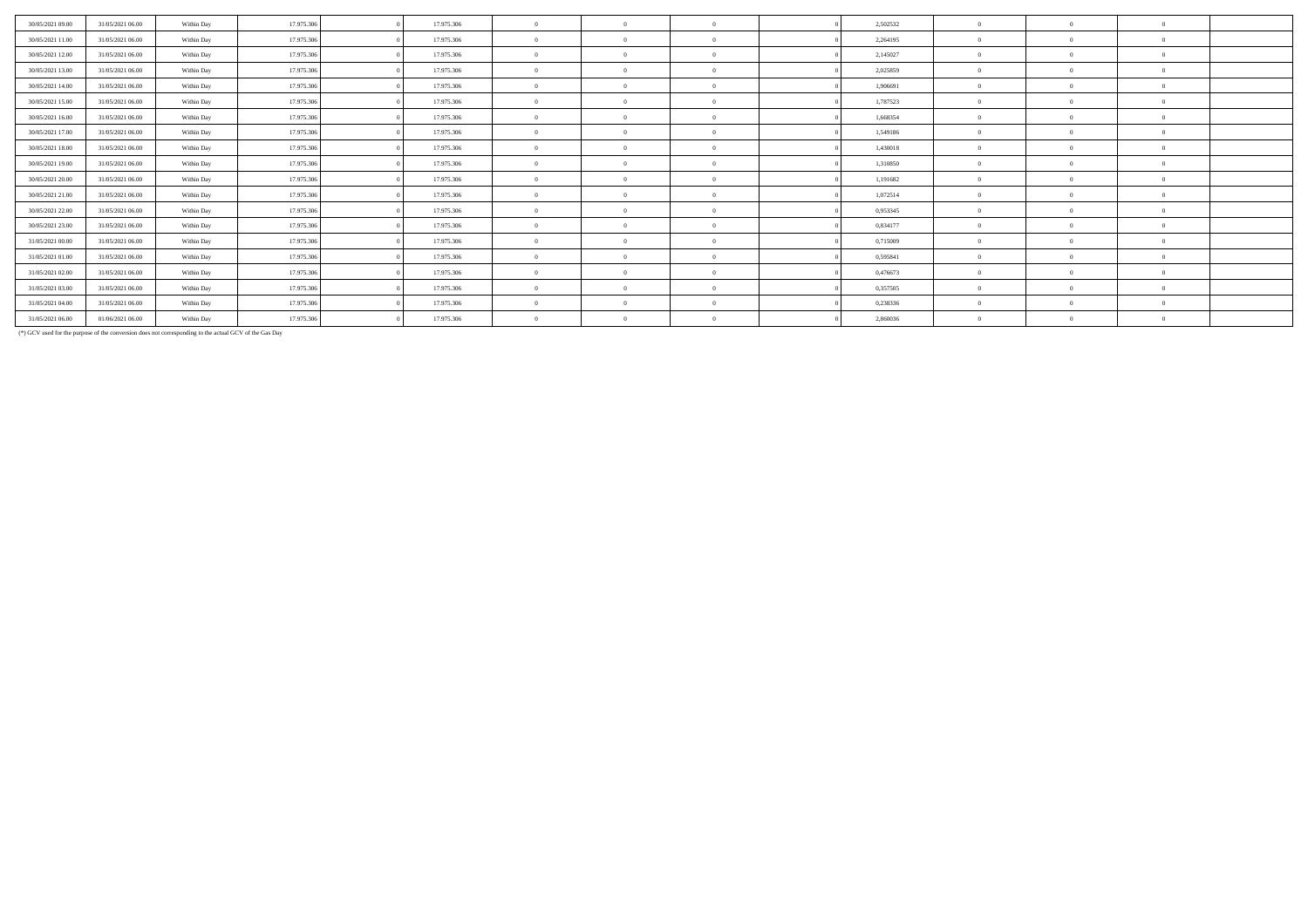| | | | | | | | | | | | | | | | |
|---|---|---|---|---|---|---|---|---|---|---|---|---|---|---|---|
| 30/05/2021 09.00 | 31/05/2021 06.00 | Within Day | 17.975.306 | 0 | 17.975.306 | 0 | 0 | 0 | | 0 | 2,502532 | 0 | 0 | 0 | |
| 30/05/2021 11.00 | 31/05/2021 06.00 | Within Day | 17.975.306 | 0 | 17.975.306 | 0 | 0 | 0 | | 0 | 2,264195 | 0 | 0 | 0 | |
| 30/05/2021 12.00 | 31/05/2021 06.00 | Within Day | 17.975.306 | 0 | 17.975.306 | 0 | 0 | 0 | | 0 | 2,145027 | 0 | 0 | 0 | |
| 30/05/2021 13.00 | 31/05/2021 06.00 | Within Day | 17.975.306 | 0 | 17.975.306 | 0 | 0 | 0 | | 0 | 2,025859 | 0 | 0 | 0 | |
| 30/05/2021 14.00 | 31/05/2021 06.00 | Within Day | 17.975.306 | 0 | 17.975.306 | 0 | 0 | 0 | | 0 | 1,906691 | 0 | 0 | 0 | |
| 30/05/2021 15.00 | 31/05/2021 06.00 | Within Day | 17.975.306 | 0 | 17.975.306 | 0 | 0 | 0 | | 0 | 1,787523 | 0 | 0 | 0 | |
| 30/05/2021 16.00 | 31/05/2021 06.00 | Within Day | 17.975.306 | 0 | 17.975.306 | 0 | 0 | 0 | | 0 | 1,668354 | 0 | 0 | 0 | |
| 30/05/2021 17.00 | 31/05/2021 06.00 | Within Day | 17.975.306 | 0 | 17.975.306 | 0 | 0 | 0 | | 0 | 1,549186 | 0 | 0 | 0 | |
| 30/05/2021 18.00 | 31/05/2021 06.00 | Within Day | 17.975.306 | 0 | 17.975.306 | 0 | 0 | 0 | | 0 | 1,430018 | 0 | 0 | 0 | |
| 30/05/2021 19.00 | 31/05/2021 06.00 | Within Day | 17.975.306 | 0 | 17.975.306 | 0 | 0 | 0 | | 0 | 1,310850 | 0 | 0 | 0 | |
| 30/05/2021 20.00 | 31/05/2021 06.00 | Within Day | 17.975.306 | 0 | 17.975.306 | 0 | 0 | 0 | | 0 | 1,191682 | 0 | 0 | 0 | |
| 30/05/2021 21.00 | 31/05/2021 06.00 | Within Day | 17.975.306 | 0 | 17.975.306 | 0 | 0 | 0 | | 0 | 1,072514 | 0 | 0 | 0 | |
| 30/05/2021 22.00 | 31/05/2021 06.00 | Within Day | 17.975.306 | 0 | 17.975.306 | 0 | 0 | 0 | | 0 | 0,953345 | 0 | 0 | 0 | |
| 30/05/2021 23.00 | 31/05/2021 06.00 | Within Day | 17.975.306 | 0 | 17.975.306 | 0 | 0 | 0 | | 0 | 0,834177 | 0 | 0 | 0 | |
| 31/05/2021 00.00 | 31/05/2021 06.00 | Within Day | 17.975.306 | 0 | 17.975.306 | 0 | 0 | 0 | | 0 | 0,715009 | 0 | 0 | 0 | |
| 31/05/2021 01.00 | 31/05/2021 06.00 | Within Day | 17.975.306 | 0 | 17.975.306 | 0 | 0 | 0 | | 0 | 0,595841 | 0 | 0 | 0 | |
| 31/05/2021 02.00 | 31/05/2021 06.00 | Within Day | 17.975.306 | 0 | 17.975.306 | 0 | 0 | 0 | | 0 | 0,476673 | 0 | 0 | 0 | |
| 31/05/2021 03.00 | 31/05/2021 06.00 | Within Day | 17.975.306 | 0 | 17.975.306 | 0 | 0 | 0 | | 0 | 0,357505 | 0 | 0 | 0 | |
| 31/05/2021 04.00 | 31/05/2021 06.00 | Within Day | 17.975.306 | 0 | 17.975.306 | 0 | 0 | 0 | | 0 | 0,238336 | 0 | 0 | 0 | |
| 31/05/2021 06.00 | 01/06/2021 06.00 | Within Day | 17.975.306 | 0 | 17.975.306 | 0 | 0 | 0 | | 0 | 2,860036 | 0 | 0 | 0 | |

(*) GCV used for the purpose of the conversion does not corresponding to the actual GCV of the Gas Day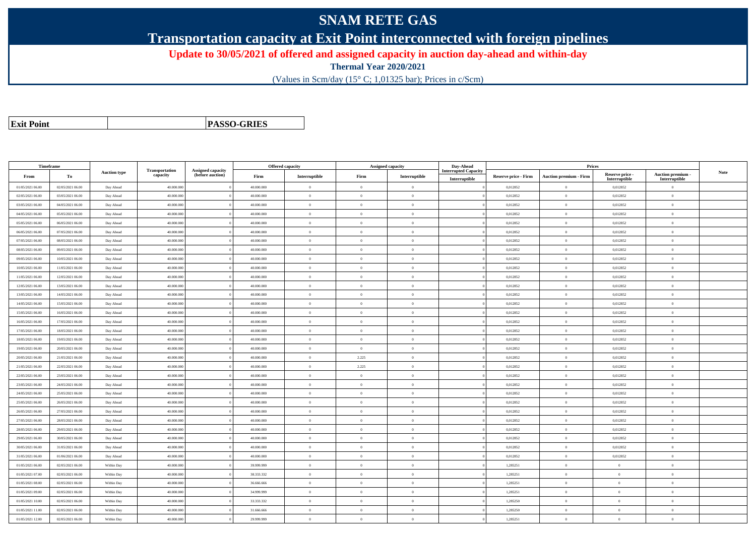# SNAM RETE GAS

## Transportation capacity at Exit Point interconnected with foreign pipelines

**Update to 30/05/2021 of offered and assigned capacity in auction day-ahead and within-day**

**Thermal Year 2020/2021**

(Values in Scm/day (15° C; 1,01325 bar); Prices in c/Scm)

| **Exit Point** | | **PASSO-GRIES** |
|---|---|---|

| Timeframe | | Auction type | Transportation capacity | Assigned capacity (before auction) | Offered capacity | | Assigned capacity | | Day-Ahead Interrupted Capacity | Prices | | | | Note |
|---|---|---|---|---|---|---|---|---|---|---|---|---|---|---|
| From | To | | | | Firm | Interruptible | Firm | Interruptible | Interruptible | Reserve price - Firm | Auction premium - Firm | Reserve price - Interruptible | Auction premium - Interruptible | |
| 01/05/2021 06.00 | 02/05/2021 06.00 | Day Ahead | 40.000.000 | 0 | 40.000.000 | 0 | 0 | 0 | 0 | 0,012852 | 0 | 0,012852 | 0 | |
| 02/05/2021 06.00 | 03/05/2021 06.00 | Day Ahead | 40.000.000 | 0 | 40.000.000 | 0 | 0 | 0 | 0 | 0,012852 | 0 | 0,012852 | 0 | |
| 03/05/2021 06.00 | 04/05/2021 06.00 | Day Ahead | 40.000.000 | 0 | 40.000.000 | 0 | 0 | 0 | 0 | 0,012852 | 0 | 0,012852 | 0 | |
| 04/05/2021 06.00 | 05/05/2021 06.00 | Day Ahead | 40.000.000 | 0 | 40.000.000 | 0 | 0 | 0 | 0 | 0,012852 | 0 | 0,012852 | 0 | |
| 05/05/2021 06.00 | 06/05/2021 06.00 | Day Ahead | 40.000.000 | 0 | 40.000.000 | 0 | 0 | 0 | 0 | 0,012852 | 0 | 0,012852 | 0 | |
| 06/05/2021 06.00 | 07/05/2021 06.00 | Day Ahead | 40.000.000 | 0 | 40.000.000 | 0 | 0 | 0 | 0 | 0,012852 | 0 | 0,012852 | 0 | |
| 07/05/2021 06.00 | 08/05/2021 06.00 | Day Ahead | 40.000.000 | 0 | 40.000.000 | 0 | 0 | 0 | 0 | 0,012852 | 0 | 0,012852 | 0 | |
| 08/05/2021 06.00 | 09/05/2021 06.00 | Day Ahead | 40.000.000 | 0 | 40.000.000 | 0 | 0 | 0 | 0 | 0,012852 | 0 | 0,012852 | 0 | |
| 09/05/2021 06.00 | 10/05/2021 06.00 | Day Ahead | 40.000.000 | 0 | 40.000.000 | 0 | 0 | 0 | 0 | 0,012852 | 0 | 0,012852 | 0 | |
| 10/05/2021 06.00 | 11/05/2021 06.00 | Day Ahead | 40.000.000 | 0 | 40.000.000 | 0 | 0 | 0 | 0 | 0,012852 | 0 | 0,012852 | 0 | |
| 11/05/2021 06.00 | 12/05/2021 06.00 | Day Ahead | 40.000.000 | 0 | 40.000.000 | 0 | 0 | 0 | 0 | 0,012852 | 0 | 0,012852 | 0 | |
| 12/05/2021 06.00 | 13/05/2021 06.00 | Day Ahead | 40.000.000 | 0 | 40.000.000 | 0 | 0 | 0 | 0 | 0,012852 | 0 | 0,012852 | 0 | |
| 13/05/2021 06.00 | 14/05/2021 06.00 | Day Ahead | 40.000.000 | 0 | 40.000.000 | 0 | 0 | 0 | 0 | 0,012852 | 0 | 0,012852 | 0 | |
| 14/05/2021 06.00 | 15/05/2021 06.00 | Day Ahead | 40.000.000 | 0 | 40.000.000 | 0 | 0 | 0 | 0 | 0,012852 | 0 | 0,012852 | 0 | |
| 15/05/2021 06.00 | 16/05/2021 06.00 | Day Ahead | 40.000.000 | 0 | 40.000.000 | 0 | 0 | 0 | 0 | 0,012852 | 0 | 0,012852 | 0 | |
| 16/05/2021 06.00 | 17/05/2021 06.00 | Day Ahead | 40.000.000 | 0 | 40.000.000 | 0 | 0 | 0 | 0 | 0,012852 | 0 | 0,012852 | 0 | |
| 17/05/2021 06.00 | 18/05/2021 06.00 | Day Ahead | 40.000.000 | 0 | 40.000.000 | 0 | 0 | 0 | 0 | 0,012852 | 0 | 0,012852 | 0 | |
| 18/05/2021 06.00 | 19/05/2021 06.00 | Day Ahead | 40.000.000 | 0 | 40.000.000 | 0 | 0 | 0 | 0 | 0,012852 | 0 | 0,012852 | 0 | |
| 19/05/2021 06.00 | 20/05/2021 06.00 | Day Ahead | 40.000.000 | 0 | 40.000.000 | 0 | 0 | 0 | 0 | 0,012852 | 0 | 0,012852 | 0 | |
| 20/05/2021 06.00 | 21/05/2021 06.00 | Day Ahead | 40.000.000 | 0 | 40.000.000 | 0 | 2.225 | 0 | 0 | 0,012852 | 0 | 0,012852 | 0 | |
| 21/05/2021 06.00 | 22/05/2021 06.00 | Day Ahead | 40.000.000 | 0 | 40.000.000 | 0 | 2.225 | 0 | 0 | 0,012852 | 0 | 0,012852 | 0 | |
| 22/05/2021 06.00 | 23/05/2021 06.00 | Day Ahead | 40.000.000 | 0 | 40.000.000 | 0 | 0 | 0 | 0 | 0,012852 | 0 | 0,012852 | 0 | |
| 23/05/2021 06.00 | 24/05/2021 06.00 | Day Ahead | 40.000.000 | 0 | 40.000.000 | 0 | 0 | 0 | 0 | 0,012852 | 0 | 0,012852 | 0 | |
| 24/05/2021 06.00 | 25/05/2021 06.00 | Day Ahead | 40.000.000 | 0 | 40.000.000 | 0 | 0 | 0 | 0 | 0,012852 | 0 | 0,012852 | 0 | |
| 25/05/2021 06.00 | 26/05/2021 06.00 | Day Ahead | 40.000.000 | 0 | 40.000.000 | 0 | 0 | 0 | 0 | 0,012852 | 0 | 0,012852 | 0 | |
| 26/05/2021 06.00 | 27/05/2021 06.00 | Day Ahead | 40.000.000 | 0 | 40.000.000 | 0 | 0 | 0 | 0 | 0,012852 | 0 | 0,012852 | 0 | |
| 27/05/2021 06.00 | 28/05/2021 06.00 | Day Ahead | 40.000.000 | 0 | 40.000.000 | 0 | 0 | 0 | 0 | 0,012852 | 0 | 0,012852 | 0 | |
| 28/05/2021 06.00 | 29/05/2021 06.00 | Day Ahead | 40.000.000 | 0 | 40.000.000 | 0 | 0 | 0 | 0 | 0,012852 | 0 | 0,012852 | 0 | |
| 29/05/2021 06.00 | 30/05/2021 06.00 | Day Ahead | 40.000.000 | 0 | 40.000.000 | 0 | 0 | 0 | 0 | 0,012852 | 0 | 0,012852 | 0 | |
| 30/05/2021 06.00 | 31/05/2021 06.00 | Day Ahead | 40.000.000 | 0 | 40.000.000 | 0 | 0 | 0 | 0 | 0,012852 | 0 | 0,012852 | 0 | |
| 31/05/2021 06.00 | 01/06/2021 06.00 | Day Ahead | 40.000.000 | 0 | 40.000.000 | 0 | 0 | 0 | 0 | 0,012852 | 0 | 0,012852 | 0 | |
| 01/05/2021 06.00 | 02/05/2021 06.00 | Within Day | 40.000.000 | 0 | 39.999.999 | 0 | 0 | 0 | 0 | 1,285251 | 0 | 0 | 0 | |
| 01/05/2021 07.00 | 02/05/2021 06.00 | Within Day | 40.000.000 | 0 | 38.333.332 | 0 | 0 | 0 | 0 | 1,285251 | 0 | 0 | 0 | |
| 01/05/2021 08.00 | 02/05/2021 06.00 | Within Day | 40.000.000 | 0 | 36.666.666 | 0 | 0 | 0 | 0 | 1,285251 | 0 | 0 | 0 | |
| 01/05/2021 09.00 | 02/05/2021 06.00 | Within Day | 40.000.000 | 0 | 34.999.999 | 0 | 0 | 0 | 0 | 1,285251 | 0 | 0 | 0 | |
| 01/05/2021 10.00 | 02/05/2021 06.00 | Within Day | 40.000.000 | 0 | 33.333.332 | 0 | 0 | 0 | 0 | 1,285250 | 0 | 0 | 0 | |
| 01/05/2021 11.00 | 02/05/2021 06.00 | Within Day | 40.000.000 | 0 | 31.666.666 | 0 | 0 | 0 | 0 | 1,285250 | 0 | 0 | 0 | |
| 01/05/2021 12.00 | 02/05/2021 06.00 | Within Day | 40.000.000 | 0 | 29.999.999 | 0 | 0 | 0 | 0 | 1,285251 | 0 | 0 | 0 | |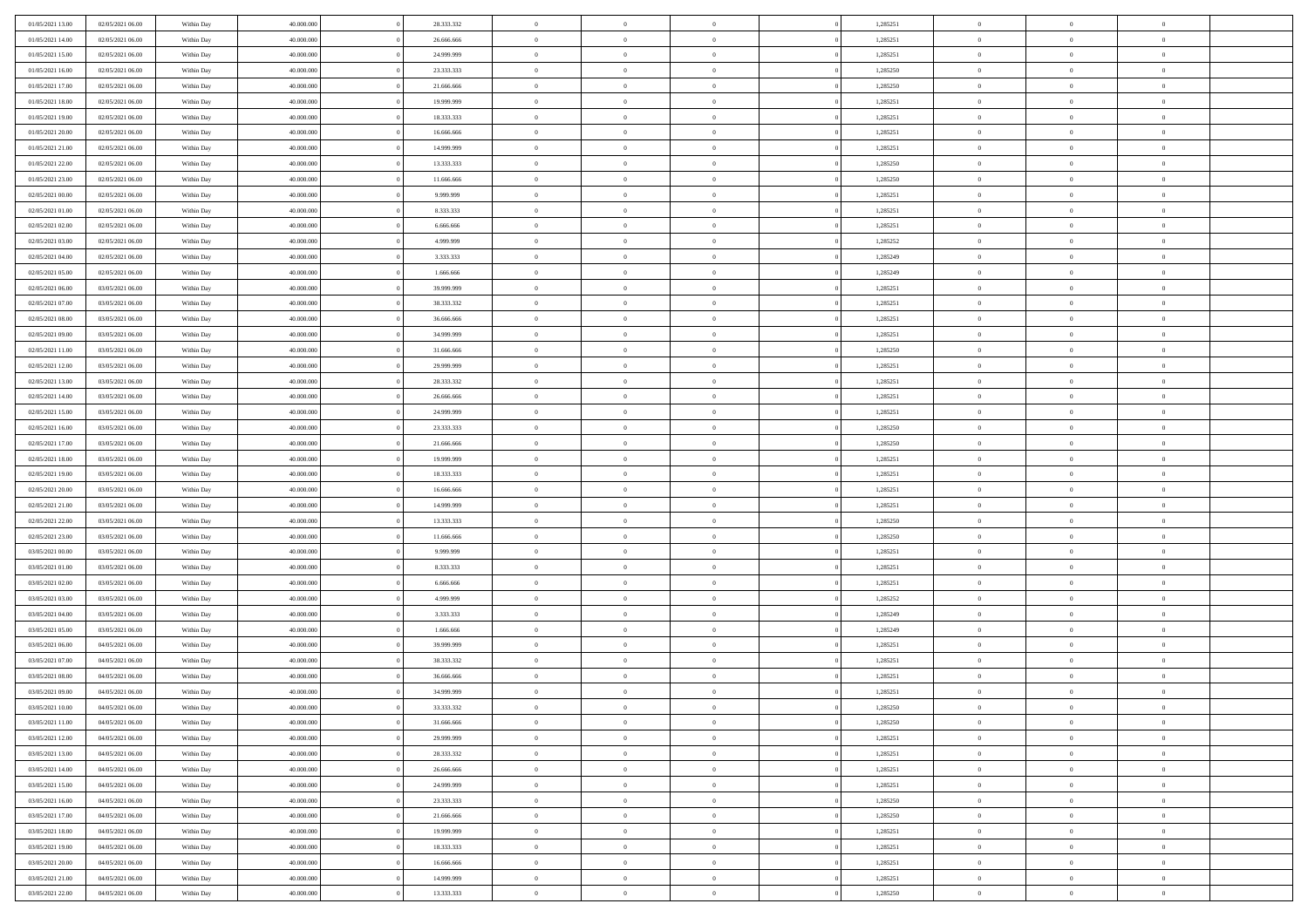| | | | | | | | | | | | | | | |
|---|---|---|---|---|---|---|---|---|---|---|---|---|---|---|
| 01/05/2021 13:00 | 02/05/2021 06:00 | Within Day | 40.000.000 | 0 | 28.333.332 | 0 | 0 | 0 | | 0 | 1,285251 | 0 | 0 | 0 |
| 01/05/2021 14:00 | 02/05/2021 06:00 | Within Day | 40.000.000 | 0 | 26.666.666 | 0 | 0 | 0 | | 0 | 1,285251 | 0 | 0 | 0 |
| 01/05/2021 15:00 | 02/05/2021 06:00 | Within Day | 40.000.000 | 0 | 24.999.999 | 0 | 0 | 0 | | 0 | 1,285251 | 0 | 0 | 0 |
| 01/05/2021 16:00 | 02/05/2021 06:00 | Within Day | 40.000.000 | 0 | 23.333.333 | 0 | 0 | 0 | | 0 | 1,285250 | 0 | 0 | 0 |
| 01/05/2021 17:00 | 02/05/2021 06:00 | Within Day | 40.000.000 | 0 | 21.666.666 | 0 | 0 | 0 | | 0 | 1,285250 | 0 | 0 | 0 |
| 01/05/2021 18:00 | 02/05/2021 06:00 | Within Day | 40.000.000 | 0 | 19.999.999 | 0 | 0 | 0 | | 0 | 1,285251 | 0 | 0 | 0 |
| 01/05/2021 19:00 | 02/05/2021 06:00 | Within Day | 40.000.000 | 0 | 18.333.333 | 0 | 0 | 0 | | 0 | 1,285251 | 0 | 0 | 0 |
| 01/05/2021 20:00 | 02/05/2021 06:00 | Within Day | 40.000.000 | 0 | 16.666.666 | 0 | 0 | 0 | | 0 | 1,285251 | 0 | 0 | 0 |
| 01/05/2021 21:00 | 02/05/2021 06:00 | Within Day | 40.000.000 | 0 | 14.999.999 | 0 | 0 | 0 | | 0 | 1,285251 | 0 | 0 | 0 |
| 01/05/2021 22:00 | 02/05/2021 06:00 | Within Day | 40.000.000 | 0 | 13.333.333 | 0 | 0 | 0 | | 0 | 1,285250 | 0 | 0 | 0 |
| 01/05/2021 23:00 | 02/05/2021 06:00 | Within Day | 40.000.000 | 0 | 11.666.666 | 0 | 0 | 0 | | 0 | 1,285250 | 0 | 0 | 0 |
| 02/05/2021 00:00 | 02/05/2021 06:00 | Within Day | 40.000.000 | 0 | 9.999.999 | 0 | 0 | 0 | | 0 | 1,285251 | 0 | 0 | 0 |
| 02/05/2021 01:00 | 02/05/2021 06:00 | Within Day | 40.000.000 | 0 | 8.333.333 | 0 | 0 | 0 | | 0 | 1,285251 | 0 | 0 | 0 |
| 02/05/2021 02:00 | 02/05/2021 06:00 | Within Day | 40.000.000 | 0 | 6.666.666 | 0 | 0 | 0 | | 0 | 1,285251 | 0 | 0 | 0 |
| 02/05/2021 03:00 | 02/05/2021 06:00 | Within Day | 40.000.000 | 0 | 4.999.999 | 0 | 0 | 0 | | 0 | 1,285252 | 0 | 0 | 0 |
| 02/05/2021 04:00 | 02/05/2021 06:00 | Within Day | 40.000.000 | 0 | 3.333.333 | 0 | 0 | 0 | | 0 | 1,285249 | 0 | 0 | 0 |
| 02/05/2021 05:00 | 02/05/2021 06:00 | Within Day | 40.000.000 | 0 | 1.666.666 | 0 | 0 | 0 | | 0 | 1,285249 | 0 | 0 | 0 |
| 02/05/2021 06:00 | 03/05/2021 06:00 | Within Day | 40.000.000 | 0 | 39.999.999 | 0 | 0 | 0 | | 0 | 1,285251 | 0 | 0 | 0 |
| 02/05/2021 07:00 | 03/05/2021 06:00 | Within Day | 40.000.000 | 0 | 38.333.332 | 0 | 0 | 0 | | 0 | 1,285251 | 0 | 0 | 0 |
| 02/05/2021 08:00 | 03/05/2021 06:00 | Within Day | 40.000.000 | 0 | 36.666.666 | 0 | 0 | 0 | | 0 | 1,285251 | 0 | 0 | 0 |
| 02/05/2021 09:00 | 03/05/2021 06:00 | Within Day | 40.000.000 | 0 | 34.999.999 | 0 | 0 | 0 | | 0 | 1,285251 | 0 | 0 | 0 |
| 02/05/2021 11:00 | 03/05/2021 06:00 | Within Day | 40.000.000 | 0 | 31.666.666 | 0 | 0 | 0 | | 0 | 1,285250 | 0 | 0 | 0 |
| 02/05/2021 12:00 | 03/05/2021 06:00 | Within Day | 40.000.000 | 0 | 29.999.999 | 0 | 0 | 0 | | 0 | 1,285251 | 0 | 0 | 0 |
| 02/05/2021 13:00 | 03/05/2021 06:00 | Within Day | 40.000.000 | 0 | 28.333.332 | 0 | 0 | 0 | | 0 | 1,285251 | 0 | 0 | 0 |
| 02/05/2021 14:00 | 03/05/2021 06:00 | Within Day | 40.000.000 | 0 | 26.666.666 | 0 | 0 | 0 | | 0 | 1,285251 | 0 | 0 | 0 |
| 02/05/2021 15:00 | 03/05/2021 06:00 | Within Day | 40.000.000 | 0 | 24.999.999 | 0 | 0 | 0 | | 0 | 1,285251 | 0 | 0 | 0 |
| 02/05/2021 16:00 | 03/05/2021 06:00 | Within Day | 40.000.000 | 0 | 23.333.333 | 0 | 0 | 0 | | 0 | 1,285250 | 0 | 0 | 0 |
| 02/05/2021 17:00 | 03/05/2021 06:00 | Within Day | 40.000.000 | 0 | 21.666.666 | 0 | 0 | 0 | | 0 | 1,285250 | 0 | 0 | 0 |
| 02/05/2021 18:00 | 03/05/2021 06:00 | Within Day | 40.000.000 | 0 | 19.999.999 | 0 | 0 | 0 | | 0 | 1,285251 | 0 | 0 | 0 |
| 02/05/2021 19:00 | 03/05/2021 06:00 | Within Day | 40.000.000 | 0 | 18.333.333 | 0 | 0 | 0 | | 0 | 1,285251 | 0 | 0 | 0 |
| 02/05/2021 20:00 | 03/05/2021 06:00 | Within Day | 40.000.000 | 0 | 16.666.666 | 0 | 0 | 0 | | 0 | 1,285251 | 0 | 0 | 0 |
| 02/05/2021 21:00 | 03/05/2021 06:00 | Within Day | 40.000.000 | 0 | 14.999.999 | 0 | 0 | 0 | | 0 | 1,285251 | 0 | 0 | 0 |
| 02/05/2021 22:00 | 03/05/2021 06:00 | Within Day | 40.000.000 | 0 | 13.333.333 | 0 | 0 | 0 | | 0 | 1,285250 | 0 | 0 | 0 |
| 02/05/2021 23:00 | 03/05/2021 06:00 | Within Day | 40.000.000 | 0 | 11.666.666 | 0 | 0 | 0 | | 0 | 1,285250 | 0 | 0 | 0 |
| 03/05/2021 00:00 | 03/05/2021 06:00 | Within Day | 40.000.000 | 0 | 9.999.999 | 0 | 0 | 0 | | 0 | 1,285251 | 0 | 0 | 0 |
| 03/05/2021 01:00 | 03/05/2021 06:00 | Within Day | 40.000.000 | 0 | 8.333.333 | 0 | 0 | 0 | | 0 | 1,285251 | 0 | 0 | 0 |
| 03/05/2021 02:00 | 03/05/2021 06:00 | Within Day | 40.000.000 | 0 | 6.666.666 | 0 | 0 | 0 | | 0 | 1,285251 | 0 | 0 | 0 |
| 03/05/2021 03:00 | 03/05/2021 06:00 | Within Day | 40.000.000 | 0 | 4.999.999 | 0 | 0 | 0 | | 0 | 1,285252 | 0 | 0 | 0 |
| 03/05/2021 04:00 | 03/05/2021 06:00 | Within Day | 40.000.000 | 0 | 3.333.333 | 0 | 0 | 0 | | 0 | 1,285249 | 0 | 0 | 0 |
| 03/05/2021 05:00 | 03/05/2021 06:00 | Within Day | 40.000.000 | 0 | 1.666.666 | 0 | 0 | 0 | | 0 | 1,285249 | 0 | 0 | 0 |
| 03/05/2021 06:00 | 04/05/2021 06:00 | Within Day | 40.000.000 | 0 | 39.999.999 | 0 | 0 | 0 | | 0 | 1,285251 | 0 | 0 | 0 |
| 03/05/2021 07:00 | 04/05/2021 06:00 | Within Day | 40.000.000 | 0 | 38.333.332 | 0 | 0 | 0 | | 0 | 1,285251 | 0 | 0 | 0 |
| 03/05/2021 08:00 | 04/05/2021 06:00 | Within Day | 40.000.000 | 0 | 36.666.666 | 0 | 0 | 0 | | 0 | 1,285251 | 0 | 0 | 0 |
| 03/05/2021 09:00 | 04/05/2021 06:00 | Within Day | 40.000.000 | 0 | 34.999.999 | 0 | 0 | 0 | | 0 | 1,285251 | 0 | 0 | 0 |
| 03/05/2021 10:00 | 04/05/2021 06:00 | Within Day | 40.000.000 | 0 | 33.333.332 | 0 | 0 | 0 | | 0 | 1,285250 | 0 | 0 | 0 |
| 03/05/2021 11:00 | 04/05/2021 06:00 | Within Day | 40.000.000 | 0 | 31.666.666 | 0 | 0 | 0 | | 0 | 1,285250 | 0 | 0 | 0 |
| 03/05/2021 12:00 | 04/05/2021 06:00 | Within Day | 40.000.000 | 0 | 29.999.999 | 0 | 0 | 0 | | 0 | 1,285251 | 0 | 0 | 0 |
| 03/05/2021 13:00 | 04/05/2021 06:00 | Within Day | 40.000.000 | 0 | 28.333.332 | 0 | 0 | 0 | | 0 | 1,285251 | 0 | 0 | 0 |
| 03/05/2021 14:00 | 04/05/2021 06:00 | Within Day | 40.000.000 | 0 | 26.666.666 | 0 | 0 | 0 | | 0 | 1,285251 | 0 | 0 | 0 |
| 03/05/2021 15:00 | 04/05/2021 06:00 | Within Day | 40.000.000 | 0 | 24.999.999 | 0 | 0 | 0 | | 0 | 1,285251 | 0 | 0 | 0 |
| 03/05/2021 16:00 | 04/05/2021 06:00 | Within Day | 40.000.000 | 0 | 23.333.333 | 0 | 0 | 0 | | 0 | 1,285250 | 0 | 0 | 0 |
| 03/05/2021 17:00 | 04/05/2021 06:00 | Within Day | 40.000.000 | 0 | 21.666.666 | 0 | 0 | 0 | | 0 | 1,285250 | 0 | 0 | 0 |
| 03/05/2021 18:00 | 04/05/2021 06:00 | Within Day | 40.000.000 | 0 | 19.999.999 | 0 | 0 | 0 | | 0 | 1,285251 | 0 | 0 | 0 |
| 03/05/2021 19:00 | 04/05/2021 06:00 | Within Day | 40.000.000 | 0 | 18.333.333 | 0 | 0 | 0 | | 0 | 1,285251 | 0 | 0 | 0 |
| 03/05/2021 20:00 | 04/05/2021 06:00 | Within Day | 40.000.000 | 0 | 16.666.666 | 0 | 0 | 0 | | 0 | 1,285251 | 0 | 0 | 0 |
| 03/05/2021 21:00 | 04/05/2021 06:00 | Within Day | 40.000.000 | 0 | 14.999.999 | 0 | 0 | 0 | | 0 | 1,285251 | 0 | 0 | 0 |
| 03/05/2021 22:00 | 04/05/2021 06:00 | Within Day | 40.000.000 | 0 | 13.333.333 | 0 | 0 | 0 | | 0 | 1,285250 | 0 | 0 | 0 |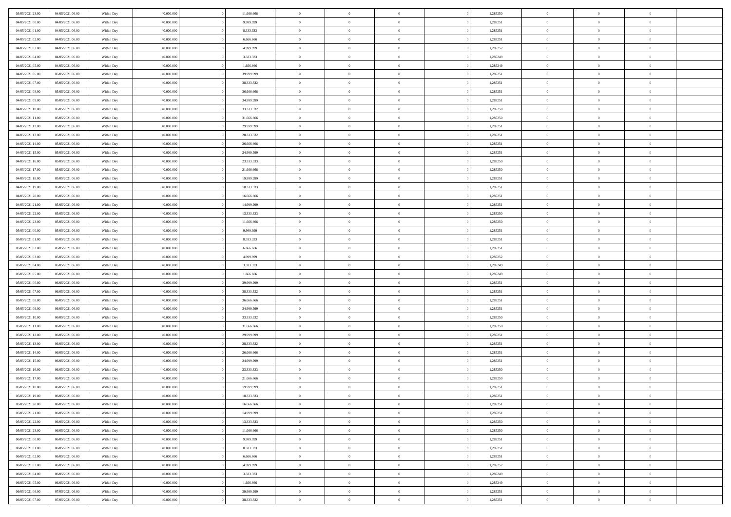| | | | | | | | | | | | | | | |
|---|---|---|---|---|---|---|---|---|---|---|---|---|---|---|
| 03/05/2021 23:00 | 04/05/2021 06:00 | Within Day | 40.000.000 | 0 | 11.666.666 | 0 | 0 | 0 | 0 | 1,285250 | 0 | 0 | 0 | |
| 04/05/2021 00:00 | 04/05/2021 06:00 | Within Day | 40.000.000 | 0 | 9.999.999 | 0 | 0 | 0 | 0 | 1,285251 | 0 | 0 | 0 | |
| 04/05/2021 01:00 | 04/05/2021 06:00 | Within Day | 40.000.000 | 0 | 8.333.333 | 0 | 0 | 0 | 0 | 1,285251 | 0 | 0 | 0 | |
| 04/05/2021 02:00 | 04/05/2021 06:00 | Within Day | 40.000.000 | 0 | 6.666.666 | 0 | 0 | 0 | 0 | 1,285251 | 0 | 0 | 0 | |
| 04/05/2021 03:00 | 04/05/2021 06:00 | Within Day | 40.000.000 | 0 | 4.999.999 | 0 | 0 | 0 | 0 | 1,285252 | 0 | 0 | 0 | |
| 04/05/2021 04:00 | 04/05/2021 06:00 | Within Day | 40.000.000 | 0 | 3.333.333 | 0 | 0 | 0 | 0 | 1,285249 | 0 | 0 | 0 | |
| 04/05/2021 05:00 | 04/05/2021 06:00 | Within Day | 40.000.000 | 0 | 1.666.666 | 0 | 0 | 0 | 0 | 1,285249 | 0 | 0 | 0 | |
| 04/05/2021 06:00 | 05/05/2021 06:00 | Within Day | 40.000.000 | 0 | 39.999.999 | 0 | 0 | 0 | 0 | 1,285251 | 0 | 0 | 0 | |
| 04/05/2021 07:00 | 05/05/2021 06:00 | Within Day | 40.000.000 | 0 | 38.333.332 | 0 | 0 | 0 | 0 | 1,285251 | 0 | 0 | 0 | |
| 04/05/2021 08:00 | 05/05/2021 06:00 | Within Day | 40.000.000 | 0 | 36.666.666 | 0 | 0 | 0 | 0 | 1,285251 | 0 | 0 | 0 | |
| 04/05/2021 09:00 | 05/05/2021 06:00 | Within Day | 40.000.000 | 0 | 34.999.999 | 0 | 0 | 0 | 0 | 1,285251 | 0 | 0 | 0 | |
| 04/05/2021 10:00 | 05/05/2021 06:00 | Within Day | 40.000.000 | 0 | 33.333.332 | 0 | 0 | 0 | 0 | 1,285250 | 0 | 0 | 0 | |
| 04/05/2021 11:00 | 05/05/2021 06:00 | Within Day | 40.000.000 | 0 | 31.666.666 | 0 | 0 | 0 | 0 | 1,285250 | 0 | 0 | 0 | |
| 04/05/2021 12:00 | 05/05/2021 06:00 | Within Day | 40.000.000 | 0 | 29.999.999 | 0 | 0 | 0 | 0 | 1,285251 | 0 | 0 | 0 | |
| 04/05/2021 13:00 | 05/05/2021 06:00 | Within Day | 40.000.000 | 0 | 28.333.332 | 0 | 0 | 0 | 0 | 1,285251 | 0 | 0 | 0 | |
| 04/05/2021 14:00 | 05/05/2021 06:00 | Within Day | 40.000.000 | 0 | 26.666.666 | 0 | 0 | 0 | 0 | 1,285251 | 0 | 0 | 0 | |
| 04/05/2021 15:00 | 05/05/2021 06:00 | Within Day | 40.000.000 | 0 | 24.999.999 | 0 | 0 | 0 | 0 | 1,285251 | 0 | 0 | 0 | |
| 04/05/2021 16:00 | 05/05/2021 06:00 | Within Day | 40.000.000 | 0 | 23.333.333 | 0 | 0 | 0 | 0 | 1,285250 | 0 | 0 | 0 | |
| 04/05/2021 17:00 | 05/05/2021 06:00 | Within Day | 40.000.000 | 0 | 21.666.666 | 0 | 0 | 0 | 0 | 1,285250 | 0 | 0 | 0 | |
| 04/05/2021 18:00 | 05/05/2021 06:00 | Within Day | 40.000.000 | 0 | 19.999.999 | 0 | 0 | 0 | 0 | 1,285251 | 0 | 0 | 0 | |
| 04/05/2021 19:00 | 05/05/2021 06:00 | Within Day | 40.000.000 | 0 | 18.333.333 | 0 | 0 | 0 | 0 | 1,285251 | 0 | 0 | 0 | |
| 04/05/2021 20:00 | 05/05/2021 06:00 | Within Day | 40.000.000 | 0 | 16.666.666 | 0 | 0 | 0 | 0 | 1,285251 | 0 | 0 | 0 | |
| 04/05/2021 21:00 | 05/05/2021 06:00 | Within Day | 40.000.000 | 0 | 14.999.999 | 0 | 0 | 0 | 0 | 1,285251 | 0 | 0 | 0 | |
| 04/05/2021 22:00 | 05/05/2021 06:00 | Within Day | 40.000.000 | 0 | 13.333.333 | 0 | 0 | 0 | 0 | 1,285250 | 0 | 0 | 0 | |
| 04/05/2021 23:00 | 05/05/2021 06:00 | Within Day | 40.000.000 | 0 | 11.666.666 | 0 | 0 | 0 | 0 | 1,285250 | 0 | 0 | 0 | |
| 05/05/2021 00:00 | 05/05/2021 06:00 | Within Day | 40.000.000 | 0 | 9.999.999 | 0 | 0 | 0 | 0 | 1,285251 | 0 | 0 | 0 | |
| 05/05/2021 01:00 | 05/05/2021 06:00 | Within Day | 40.000.000 | 0 | 8.333.333 | 0 | 0 | 0 | 0 | 1,285251 | 0 | 0 | 0 | |
| 05/05/2021 02:00 | 05/05/2021 06:00 | Within Day | 40.000.000 | 0 | 6.666.666 | 0 | 0 | 0 | 0 | 1,285251 | 0 | 0 | 0 | |
| 05/05/2021 03:00 | 05/05/2021 06:00 | Within Day | 40.000.000 | 0 | 4.999.999 | 0 | 0 | 0 | 0 | 1,285252 | 0 | 0 | 0 | |
| 05/05/2021 04:00 | 05/05/2021 06:00 | Within Day | 40.000.000 | 0 | 3.333.333 | 0 | 0 | 0 | 0 | 1,285249 | 0 | 0 | 0 | |
| 05/05/2021 05:00 | 05/05/2021 06:00 | Within Day | 40.000.000 | 0 | 1.666.666 | 0 | 0 | 0 | 0 | 1,285249 | 0 | 0 | 0 | |
| 05/05/2021 06:00 | 06/05/2021 06:00 | Within Day | 40.000.000 | 0 | 39.999.999 | 0 | 0 | 0 | 0 | 1,285251 | 0 | 0 | 0 | |
| 05/05/2021 07:00 | 06/05/2021 06:00 | Within Day | 40.000.000 | 0 | 38.333.332 | 0 | 0 | 0 | 0 | 1,285251 | 0 | 0 | 0 | |
| 05/05/2021 08:00 | 06/05/2021 06:00 | Within Day | 40.000.000 | 0 | 36.666.666 | 0 | 0 | 0 | 0 | 1,285251 | 0 | 0 | 0 | |
| 05/05/2021 09:00 | 06/05/2021 06:00 | Within Day | 40.000.000 | 0 | 34.999.999 | 0 | 0 | 0 | 0 | 1,285251 | 0 | 0 | 0 | |
| 05/05/2021 10:00 | 06/05/2021 06:00 | Within Day | 40.000.000 | 0 | 33.333.332 | 0 | 0 | 0 | 0 | 1,285250 | 0 | 0 | 0 | |
| 05/05/2021 11:00 | 06/05/2021 06:00 | Within Day | 40.000.000 | 0 | 31.666.666 | 0 | 0 | 0 | 0 | 1,285250 | 0 | 0 | 0 | |
| 05/05/2021 12:00 | 06/05/2021 06:00 | Within Day | 40.000.000 | 0 | 29.999.999 | 0 | 0 | 0 | 0 | 1,285251 | 0 | 0 | 0 | |
| 05/05/2021 13:00 | 06/05/2021 06:00 | Within Day | 40.000.000 | 0 | 28.333.332 | 0 | 0 | 0 | 0 | 1,285251 | 0 | 0 | 0 | |
| 05/05/2021 14:00 | 06/05/2021 06:00 | Within Day | 40.000.000 | 0 | 26.666.666 | 0 | 0 | 0 | 0 | 1,285251 | 0 | 0 | 0 | |
| 05/05/2021 15:00 | 06/05/2021 06:00 | Within Day | 40.000.000 | 0 | 24.999.999 | 0 | 0 | 0 | 0 | 1,285251 | 0 | 0 | 0 | |
| 05/05/2021 16:00 | 06/05/2021 06:00 | Within Day | 40.000.000 | 0 | 23.333.333 | 0 | 0 | 0 | 0 | 1,285250 | 0 | 0 | 0 | |
| 05/05/2021 17:00 | 06/05/2021 06:00 | Within Day | 40.000.000 | 0 | 21.666.666 | 0 | 0 | 0 | 0 | 1,285250 | 0 | 0 | 0 | |
| 05/05/2021 18:00 | 06/05/2021 06:00 | Within Day | 40.000.000 | 0 | 19.999.999 | 0 | 0 | 0 | 0 | 1,285251 | 0 | 0 | 0 | |
| 05/05/2021 19:00 | 06/05/2021 06:00 | Within Day | 40.000.000 | 0 | 18.333.333 | 0 | 0 | 0 | 0 | 1,285251 | 0 | 0 | 0 | |
| 05/05/2021 20:00 | 06/05/2021 06:00 | Within Day | 40.000.000 | 0 | 16.666.666 | 0 | 0 | 0 | 0 | 1,285251 | 0 | 0 | 0 | |
| 05/05/2021 21:00 | 06/05/2021 06:00 | Within Day | 40.000.000 | 0 | 14.999.999 | 0 | 0 | 0 | 0 | 1,285251 | 0 | 0 | 0 | |
| 05/05/2021 22:00 | 06/05/2021 06:00 | Within Day | 40.000.000 | 0 | 13.333.333 | 0 | 0 | 0 | 0 | 1,285250 | 0 | 0 | 0 | |
| 05/05/2021 23:00 | 06/05/2021 06:00 | Within Day | 40.000.000 | 0 | 11.666.666 | 0 | 0 | 0 | 0 | 1,285250 | 0 | 0 | 0 | |
| 06/05/2021 00:00 | 06/05/2021 06:00 | Within Day | 40.000.000 | 0 | 9.999.999 | 0 | 0 | 0 | 0 | 1,285251 | 0 | 0 | 0 | |
| 06/05/2021 01:00 | 06/05/2021 06:00 | Within Day | 40.000.000 | 0 | 8.333.333 | 0 | 0 | 0 | 0 | 1,285251 | 0 | 0 | 0 | |
| 06/05/2021 02:00 | 06/05/2021 06:00 | Within Day | 40.000.000 | 0 | 6.666.666 | 0 | 0 | 0 | 0 | 1,285251 | 0 | 0 | 0 | |
| 06/05/2021 03:00 | 06/05/2021 06:00 | Within Day | 40.000.000 | 0 | 4.999.999 | 0 | 0 | 0 | 0 | 1,285252 | 0 | 0 | 0 | |
| 06/05/2021 04:00 | 06/05/2021 06:00 | Within Day | 40.000.000 | 0 | 3.333.333 | 0 | 0 | 0 | 0 | 1,285249 | 0 | 0 | 0 | |
| 06/05/2021 05:00 | 06/05/2021 06:00 | Within Day | 40.000.000 | 0 | 1.666.666 | 0 | 0 | 0 | 0 | 1,285249 | 0 | 0 | 0 | |
| 06/05/2021 06:00 | 07/05/2021 06:00 | Within Day | 40.000.000 | 0 | 39.999.999 | 0 | 0 | 0 | 0 | 1,285251 | 0 | 0 | 0 | |
| 06/05/2021 07:00 | 07/05/2021 06:00 | Within Day | 40.000.000 | 0 | 38.333.332 | 0 | 0 | 0 | 0 | 1,285251 | 0 | 0 | 0 | |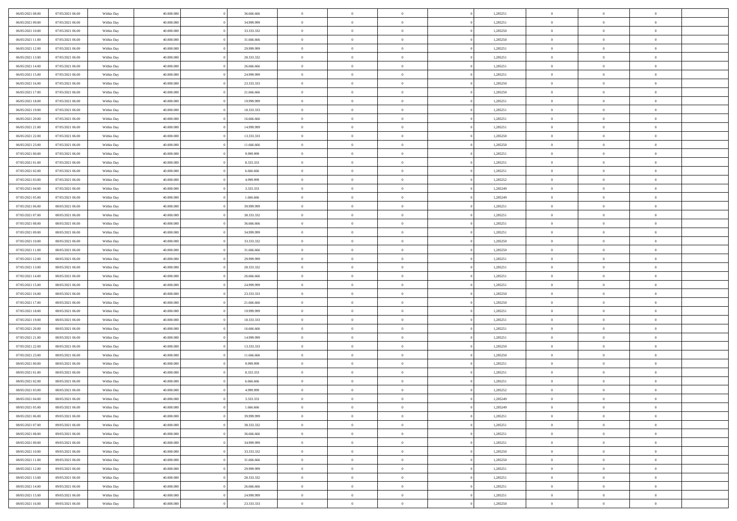| | | | | | | | | | | | | | | |
|---|---|---|---|---|---|---|---|---|---|---|---|---|---|---|
| 06/05/2021 08:00 | 07/05/2021 06:00 | Within Day | 40.000.000 | 0 | 36.666.666 | 0 | 0 | 0 | 0 | 1,285251 | 0 | 0 | 0 | |
| 06/05/2021 09:00 | 07/05/2021 06:00 | Within Day | 40.000.000 | 0 | 34.999.999 | 0 | 0 | 0 | 0 | 1,285251 | 0 | 0 | 0 | |
| 06/05/2021 10:00 | 07/05/2021 06:00 | Within Day | 40.000.000 | 0 | 33.333.332 | 0 | 0 | 0 | 0 | 1,285250 | 0 | 0 | 0 | |
| 06/05/2021 11:00 | 07/05/2021 06:00 | Within Day | 40.000.000 | 0 | 31.666.666 | 0 | 0 | 0 | 0 | 1,285250 | 0 | 0 | 0 | |
| 06/05/2021 12:00 | 07/05/2021 06:00 | Within Day | 40.000.000 | 0 | 29.999.999 | 0 | 0 | 0 | 0 | 1,285251 | 0 | 0 | 0 | |
| 06/05/2021 13:00 | 07/05/2021 06:00 | Within Day | 40.000.000 | 0 | 28.333.332 | 0 | 0 | 0 | 0 | 1,285251 | 0 | 0 | 0 | |
| 06/05/2021 14:00 | 07/05/2021 06:00 | Within Day | 40.000.000 | 0 | 26.666.666 | 0 | 0 | 0 | 0 | 1,285251 | 0 | 0 | 0 | |
| 06/05/2021 15:00 | 07/05/2021 06:00 | Within Day | 40.000.000 | 0 | 24.999.999 | 0 | 0 | 0 | 0 | 1,285251 | 0 | 0 | 0 | |
| 06/05/2021 16:00 | 07/05/2021 06:00 | Within Day | 40.000.000 | 0 | 23.333.333 | 0 | 0 | 0 | 0 | 1,285250 | 0 | 0 | 0 | |
| 06/05/2021 17:00 | 07/05/2021 06:00 | Within Day | 40.000.000 | 0 | 21.666.666 | 0 | 0 | 0 | 0 | 1,285250 | 0 | 0 | 0 | |
| 06/05/2021 18:00 | 07/05/2021 06:00 | Within Day | 40.000.000 | 0 | 19.999.999 | 0 | 0 | 0 | 0 | 1,285251 | 0 | 0 | 0 | |
| 06/05/2021 19:00 | 07/05/2021 06:00 | Within Day | 40.000.000 | 0 | 18.333.333 | 0 | 0 | 0 | 0 | 1,285251 | 0 | 0 | 0 | |
| 06/05/2021 20:00 | 07/05/2021 06:00 | Within Day | 40.000.000 | 0 | 16.666.666 | 0 | 0 | 0 | 0 | 1,285251 | 0 | 0 | 0 | |
| 06/05/2021 21:00 | 07/05/2021 06:00 | Within Day | 40.000.000 | 0 | 14.999.999 | 0 | 0 | 0 | 0 | 1,285251 | 0 | 0 | 0 | |
| 06/05/2021 22:00 | 07/05/2021 06:00 | Within Day | 40.000.000 | 0 | 13.333.333 | 0 | 0 | 0 | 0 | 1,285250 | 0 | 0 | 0 | |
| 06/05/2021 23:00 | 07/05/2021 06:00 | Within Day | 40.000.000 | 0 | 11.666.666 | 0 | 0 | 0 | 0 | 1,285250 | 0 | 0 | 0 | |
| 07/05/2021 00:00 | 07/05/2021 06:00 | Within Day | 40.000.000 | 0 | 9.999.999 | 0 | 0 | 0 | 0 | 1,285251 | 0 | 0 | 0 | |
| 07/05/2021 01:00 | 07/05/2021 06:00 | Within Day | 40.000.000 | 0 | 8.333.333 | 0 | 0 | 0 | 0 | 1,285251 | 0 | 0 | 0 | |
| 07/05/2021 02:00 | 07/05/2021 06:00 | Within Day | 40.000.000 | 0 | 6.666.666 | 0 | 0 | 0 | 0 | 1,285251 | 0 | 0 | 0 | |
| 07/05/2021 03:00 | 07/05/2021 06:00 | Within Day | 40.000.000 | 0 | 4.999.999 | 0 | 0 | 0 | 0 | 1,285252 | 0 | 0 | 0 | |
| 07/05/2021 04:00 | 07/05/2021 06:00 | Within Day | 40.000.000 | 0 | 3.333.333 | 0 | 0 | 0 | 0 | 1,285249 | 0 | 0 | 0 | |
| 07/05/2021 05:00 | 07/05/2021 06:00 | Within Day | 40.000.000 | 0 | 1.666.666 | 0 | 0 | 0 | 0 | 1,285249 | 0 | 0 | 0 | |
| 07/05/2021 06:00 | 08/05/2021 06:00 | Within Day | 40.000.000 | 0 | 39.999.999 | 0 | 0 | 0 | 0 | 1,285251 | 0 | 0 | 0 | |
| 07/05/2021 07:00 | 08/05/2021 06:00 | Within Day | 40.000.000 | 0 | 38.333.332 | 0 | 0 | 0 | 0 | 1,285251 | 0 | 0 | 0 | |
| 07/05/2021 08:00 | 08/05/2021 06:00 | Within Day | 40.000.000 | 0 | 36.666.666 | 0 | 0 | 0 | 0 | 1,285251 | 0 | 0 | 0 | |
| 07/05/2021 09:00 | 08/05/2021 06:00 | Within Day | 40.000.000 | 0 | 34.999.999 | 0 | 0 | 0 | 0 | 1,285251 | 0 | 0 | 0 | |
| 07/05/2021 10:00 | 08/05/2021 06:00 | Within Day | 40.000.000 | 0 | 33.333.332 | 0 | 0 | 0 | 0 | 1,285250 | 0 | 0 | 0 | |
| 07/05/2021 11:00 | 08/05/2021 06:00 | Within Day | 40.000.000 | 0 | 31.666.666 | 0 | 0 | 0 | 0 | 1,285250 | 0 | 0 | 0 | |
| 07/05/2021 12:00 | 08/05/2021 06:00 | Within Day | 40.000.000 | 0 | 29.999.999 | 0 | 0 | 0 | 0 | 1,285251 | 0 | 0 | 0 | |
| 07/05/2021 13:00 | 08/05/2021 06:00 | Within Day | 40.000.000 | 0 | 28.333.332 | 0 | 0 | 0 | 0 | 1,285251 | 0 | 0 | 0 | |
| 07/05/2021 14:00 | 08/05/2021 06:00 | Within Day | 40.000.000 | 0 | 26.666.666 | 0 | 0 | 0 | 0 | 1,285251 | 0 | 0 | 0 | |
| 07/05/2021 15:00 | 08/05/2021 06:00 | Within Day | 40.000.000 | 0 | 24.999.999 | 0 | 0 | 0 | 0 | 1,285251 | 0 | 0 | 0 | |
| 07/05/2021 16:00 | 08/05/2021 06:00 | Within Day | 40.000.000 | 0 | 23.333.333 | 0 | 0 | 0 | 0 | 1,285250 | 0 | 0 | 0 | |
| 07/05/2021 17:00 | 08/05/2021 06:00 | Within Day | 40.000.000 | 0 | 21.666.666 | 0 | 0 | 0 | 0 | 1,285250 | 0 | 0 | 0 | |
| 07/05/2021 18:00 | 08/05/2021 06:00 | Within Day | 40.000.000 | 0 | 19.999.999 | 0 | 0 | 0 | 0 | 1,285251 | 0 | 0 | 0 | |
| 07/05/2021 19:00 | 08/05/2021 06:00 | Within Day | 40.000.000 | 0 | 18.333.333 | 0 | 0 | 0 | 0 | 1,285251 | 0 | 0 | 0 | |
| 07/05/2021 20:00 | 08/05/2021 06:00 | Within Day | 40.000.000 | 0 | 16.666.666 | 0 | 0 | 0 | 0 | 1,285251 | 0 | 0 | 0 | |
| 07/05/2021 21:00 | 08/05/2021 06:00 | Within Day | 40.000.000 | 0 | 14.999.999 | 0 | 0 | 0 | 0 | 1,285251 | 0 | 0 | 0 | |
| 07/05/2021 22:00 | 08/05/2021 06:00 | Within Day | 40.000.000 | 0 | 13.333.333 | 0 | 0 | 0 | 0 | 1,285250 | 0 | 0 | 0 | |
| 07/05/2021 23:00 | 08/05/2021 06:00 | Within Day | 40.000.000 | 0 | 11.666.666 | 0 | 0 | 0 | 0 | 1,285250 | 0 | 0 | 0 | |
| 08/05/2021 00:00 | 08/05/2021 06:00 | Within Day | 40.000.000 | 0 | 9.999.999 | 0 | 0 | 0 | 0 | 1,285251 | 0 | 0 | 0 | |
| 08/05/2021 01:00 | 08/05/2021 06:00 | Within Day | 40.000.000 | 0 | 8.333.333 | 0 | 0 | 0 | 0 | 1,285251 | 0 | 0 | 0 | |
| 08/05/2021 02:00 | 08/05/2021 06:00 | Within Day | 40.000.000 | 0 | 6.666.666 | 0 | 0 | 0 | 0 | 1,285251 | 0 | 0 | 0 | |
| 08/05/2021 03:00 | 08/05/2021 06:00 | Within Day | 40.000.000 | 0 | 4.999.999 | 0 | 0 | 0 | 0 | 1,285252 | 0 | 0 | 0 | |
| 08/05/2021 04:00 | 08/05/2021 06:00 | Within Day | 40.000.000 | 0 | 3.333.333 | 0 | 0 | 0 | 0 | 1,285249 | 0 | 0 | 0 | |
| 08/05/2021 05:00 | 08/05/2021 06:00 | Within Day | 40.000.000 | 0 | 1.666.666 | 0 | 0 | 0 | 0 | 1,285249 | 0 | 0 | 0 | |
| 08/05/2021 06:00 | 09/05/2021 06:00 | Within Day | 40.000.000 | 0 | 39.999.999 | 0 | 0 | 0 | 0 | 1,285251 | 0 | 0 | 0 | |
| 08/05/2021 07:00 | 09/05/2021 06:00 | Within Day | 40.000.000 | 0 | 38.333.332 | 0 | 0 | 0 | 0 | 1,285251 | 0 | 0 | 0 | |
| 08/05/2021 08:00 | 09/05/2021 06:00 | Within Day | 40.000.000 | 0 | 36.666.666 | 0 | 0 | 0 | 0 | 1,285251 | 0 | 0 | 0 | |
| 08/05/2021 09:00 | 09/05/2021 06:00 | Within Day | 40.000.000 | 0 | 34.999.999 | 0 | 0 | 0 | 0 | 1,285251 | 0 | 0 | 0 | |
| 08/05/2021 10:00 | 09/05/2021 06:00 | Within Day | 40.000.000 | 0 | 33.333.332 | 0 | 0 | 0 | 0 | 1,285250 | 0 | 0 | 0 | |
| 08/05/2021 11:00 | 09/05/2021 06:00 | Within Day | 40.000.000 | 0 | 31.666.666 | 0 | 0 | 0 | 0 | 1,285250 | 0 | 0 | 0 | |
| 08/05/2021 12:00 | 09/05/2021 06:00 | Within Day | 40.000.000 | 0 | 29.999.999 | 0 | 0 | 0 | 0 | 1,285251 | 0 | 0 | 0 | |
| 08/05/2021 13:00 | 09/05/2021 06:00 | Within Day | 40.000.000 | 0 | 28.333.332 | 0 | 0 | 0 | 0 | 1,285251 | 0 | 0 | 0 | |
| 08/05/2021 14:00 | 09/05/2021 06:00 | Within Day | 40.000.000 | 0 | 26.666.666 | 0 | 0 | 0 | 0 | 1,285251 | 0 | 0 | 0 | |
| 08/05/2021 15:00 | 09/05/2021 06:00 | Within Day | 40.000.000 | 0 | 24.999.999 | 0 | 0 | 0 | 0 | 1,285251 | 0 | 0 | 0 | |
| 08/05/2021 16:00 | 09/05/2021 06:00 | Within Day | 40.000.000 | 0 | 23.333.333 | 0 | 0 | 0 | 0 | 1,285250 | 0 | 0 | 0 | |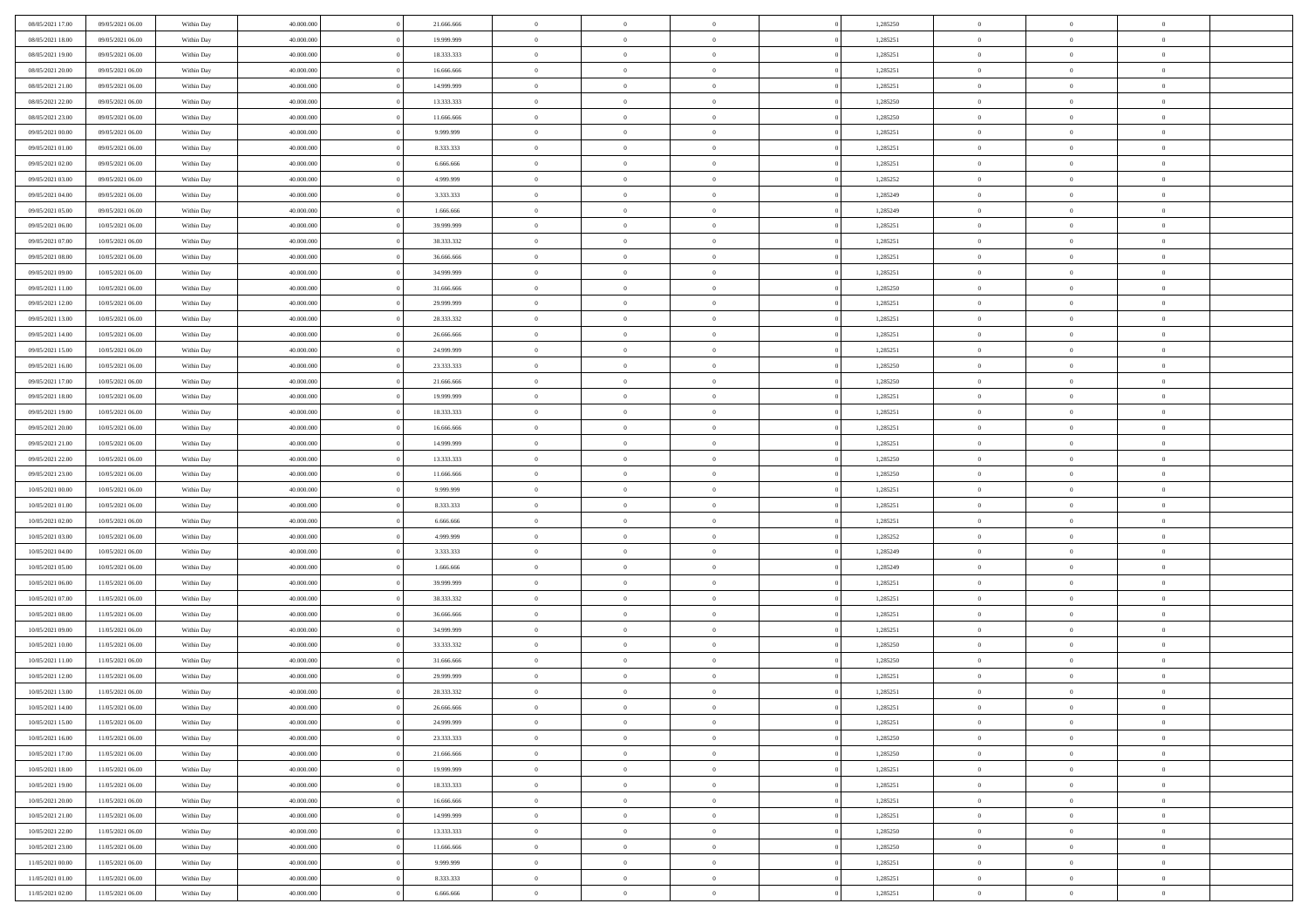| | | | | | | | | | | | | | | |
|---|---|---|---|---|---|---|---|---|---|---|---|---|---|---|
| 08/05/2021 17:00 | 09/05/2021 06:00 | Within Day | 40.000.000 | 0 | 21.666.666 | 0 | 0 | 0 | | 0 | 1,285250 | 0 | 0 | 0 |
| 08/05/2021 18:00 | 09/05/2021 06:00 | Within Day | 40.000.000 | 0 | 19.999.999 | 0 | 0 | 0 | | 0 | 1,285251 | 0 | 0 | 0 |
| 08/05/2021 19:00 | 09/05/2021 06:00 | Within Day | 40.000.000 | 0 | 18.333.333 | 0 | 0 | 0 | | 0 | 1,285251 | 0 | 0 | 0 |
| 08/05/2021 20:00 | 09/05/2021 06:00 | Within Day | 40.000.000 | 0 | 16.666.666 | 0 | 0 | 0 | | 0 | 1,285251 | 0 | 0 | 0 |
| 08/05/2021 21:00 | 09/05/2021 06:00 | Within Day | 40.000.000 | 0 | 14.999.999 | 0 | 0 | 0 | | 0 | 1,285251 | 0 | 0 | 0 |
| 08/05/2021 22:00 | 09/05/2021 06:00 | Within Day | 40.000.000 | 0 | 13.333.333 | 0 | 0 | 0 | | 0 | 1,285250 | 0 | 0 | 0 |
| 08/05/2021 23:00 | 09/05/2021 06:00 | Within Day | 40.000.000 | 0 | 11.666.666 | 0 | 0 | 0 | | 0 | 1,285250 | 0 | 0 | 0 |
| 09/05/2021 00:00 | 09/05/2021 06:00 | Within Day | 40.000.000 | 0 | 9.999.999 | 0 | 0 | 0 | | 0 | 1,285251 | 0 | 0 | 0 |
| 09/05/2021 01:00 | 09/05/2021 06:00 | Within Day | 40.000.000 | 0 | 8.333.333 | 0 | 0 | 0 | | 0 | 1,285251 | 0 | 0 | 0 |
| 09/05/2021 02:00 | 09/05/2021 06:00 | Within Day | 40.000.000 | 0 | 6.666.666 | 0 | 0 | 0 | | 0 | 1,285251 | 0 | 0 | 0 |
| 09/05/2021 03:00 | 09/05/2021 06:00 | Within Day | 40.000.000 | 0 | 4.999.999 | 0 | 0 | 0 | | 0 | 1,285252 | 0 | 0 | 0 |
| 09/05/2021 04:00 | 09/05/2021 06:00 | Within Day | 40.000.000 | 0 | 3.333.333 | 0 | 0 | 0 | | 0 | 1,285249 | 0 | 0 | 0 |
| 09/05/2021 05:00 | 09/05/2021 06:00 | Within Day | 40.000.000 | 0 | 1.666.666 | 0 | 0 | 0 | | 0 | 1,285249 | 0 | 0 | 0 |
| 09/05/2021 06:00 | 10/05/2021 06:00 | Within Day | 40.000.000 | 0 | 39.999.999 | 0 | 0 | 0 | | 0 | 1,285251 | 0 | 0 | 0 |
| 09/05/2021 07:00 | 10/05/2021 06:00 | Within Day | 40.000.000 | 0 | 38.333.332 | 0 | 0 | 0 | | 0 | 1,285251 | 0 | 0 | 0 |
| 09/05/2021 08:00 | 10/05/2021 06:00 | Within Day | 40.000.000 | 0 | 36.666.666 | 0 | 0 | 0 | | 0 | 1,285251 | 0 | 0 | 0 |
| 09/05/2021 09:00 | 10/05/2021 06:00 | Within Day | 40.000.000 | 0 | 34.999.999 | 0 | 0 | 0 | | 0 | 1,285251 | 0 | 0 | 0 |
| 09/05/2021 11:00 | 10/05/2021 06:00 | Within Day | 40.000.000 | 0 | 31.666.666 | 0 | 0 | 0 | | 0 | 1,285250 | 0 | 0 | 0 |
| 09/05/2021 12:00 | 10/05/2021 06:00 | Within Day | 40.000.000 | 0 | 29.999.999 | 0 | 0 | 0 | | 0 | 1,285251 | 0 | 0 | 0 |
| 09/05/2021 13:00 | 10/05/2021 06:00 | Within Day | 40.000.000 | 0 | 28.333.332 | 0 | 0 | 0 | | 0 | 1,285251 | 0 | 0 | 0 |
| 09/05/2021 14:00 | 10/05/2021 06:00 | Within Day | 40.000.000 | 0 | 26.666.666 | 0 | 0 | 0 | | 0 | 1,285251 | 0 | 0 | 0 |
| 09/05/2021 15:00 | 10/05/2021 06:00 | Within Day | 40.000.000 | 0 | 24.999.999 | 0 | 0 | 0 | | 0 | 1,285251 | 0 | 0 | 0 |
| 09/05/2021 16:00 | 10/05/2021 06:00 | Within Day | 40.000.000 | 0 | 23.333.333 | 0 | 0 | 0 | | 0 | 1,285250 | 0 | 0 | 0 |
| 09/05/2021 17:00 | 10/05/2021 06:00 | Within Day | 40.000.000 | 0 | 21.666.666 | 0 | 0 | 0 | | 0 | 1,285250 | 0 | 0 | 0 |
| 09/05/2021 18:00 | 10/05/2021 06:00 | Within Day | 40.000.000 | 0 | 19.999.999 | 0 | 0 | 0 | | 0 | 1,285251 | 0 | 0 | 0 |
| 09/05/2021 19:00 | 10/05/2021 06:00 | Within Day | 40.000.000 | 0 | 18.333.333 | 0 | 0 | 0 | | 0 | 1,285251 | 0 | 0 | 0 |
| 09/05/2021 20:00 | 10/05/2021 06:00 | Within Day | 40.000.000 | 0 | 16.666.666 | 0 | 0 | 0 | | 0 | 1,285251 | 0 | 0 | 0 |
| 09/05/2021 21:00 | 10/05/2021 06:00 | Within Day | 40.000.000 | 0 | 14.999.999 | 0 | 0 | 0 | | 0 | 1,285251 | 0 | 0 | 0 |
| 09/05/2021 22:00 | 10/05/2021 06:00 | Within Day | 40.000.000 | 0 | 13.333.333 | 0 | 0 | 0 | | 0 | 1,285250 | 0 | 0 | 0 |
| 09/05/2021 23:00 | 10/05/2021 06:00 | Within Day | 40.000.000 | 0 | 11.666.666 | 0 | 0 | 0 | | 0 | 1,285250 | 0 | 0 | 0 |
| 10/05/2021 00:00 | 10/05/2021 06:00 | Within Day | 40.000.000 | 0 | 9.999.999 | 0 | 0 | 0 | | 0 | 1,285251 | 0 | 0 | 0 |
| 10/05/2021 01:00 | 10/05/2021 06:00 | Within Day | 40.000.000 | 0 | 8.333.333 | 0 | 0 | 0 | | 0 | 1,285251 | 0 | 0 | 0 |
| 10/05/2021 02:00 | 10/05/2021 06:00 | Within Day | 40.000.000 | 0 | 6.666.666 | 0 | 0 | 0 | | 0 | 1,285251 | 0 | 0 | 0 |
| 10/05/2021 03:00 | 10/05/2021 06:00 | Within Day | 40.000.000 | 0 | 4.999.999 | 0 | 0 | 0 | | 0 | 1,285252 | 0 | 0 | 0 |
| 10/05/2021 04:00 | 10/05/2021 06:00 | Within Day | 40.000.000 | 0 | 3.333.333 | 0 | 0 | 0 | | 0 | 1,285249 | 0 | 0 | 0 |
| 10/05/2021 05:00 | 10/05/2021 06:00 | Within Day | 40.000.000 | 0 | 1.666.666 | 0 | 0 | 0 | | 0 | 1,285249 | 0 | 0 | 0 |
| 10/05/2021 06:00 | 11/05/2021 06:00 | Within Day | 40.000.000 | 0 | 39.999.999 | 0 | 0 | 0 | | 0 | 1,285251 | 0 | 0 | 0 |
| 10/05/2021 07:00 | 11/05/2021 06:00 | Within Day | 40.000.000 | 0 | 38.333.332 | 0 | 0 | 0 | | 0 | 1,285251 | 0 | 0 | 0 |
| 10/05/2021 08:00 | 11/05/2021 06:00 | Within Day | 40.000.000 | 0 | 36.666.666 | 0 | 0 | 0 | | 0 | 1,285251 | 0 | 0 | 0 |
| 10/05/2021 09:00 | 11/05/2021 06:00 | Within Day | 40.000.000 | 0 | 34.999.999 | 0 | 0 | 0 | | 0 | 1,285251 | 0 | 0 | 0 |
| 10/05/2021 10:00 | 11/05/2021 06:00 | Within Day | 40.000.000 | 0 | 33.333.332 | 0 | 0 | 0 | | 0 | 1,285250 | 0 | 0 | 0 |
| 10/05/2021 11:00 | 11/05/2021 06:00 | Within Day | 40.000.000 | 0 | 31.666.666 | 0 | 0 | 0 | | 0 | 1,285250 | 0 | 0 | 0 |
| 10/05/2021 12:00 | 11/05/2021 06:00 | Within Day | 40.000.000 | 0 | 29.999.999 | 0 | 0 | 0 | | 0 | 1,285251 | 0 | 0 | 0 |
| 10/05/2021 13:00 | 11/05/2021 06:00 | Within Day | 40.000.000 | 0 | 28.333.332 | 0 | 0 | 0 | | 0 | 1,285251 | 0 | 0 | 0 |
| 10/05/2021 14:00 | 11/05/2021 06:00 | Within Day | 40.000.000 | 0 | 26.666.666 | 0 | 0 | 0 | | 0 | 1,285251 | 0 | 0 | 0 |
| 10/05/2021 15:00 | 11/05/2021 06:00 | Within Day | 40.000.000 | 0 | 24.999.999 | 0 | 0 | 0 | | 0 | 1,285251 | 0 | 0 | 0 |
| 10/05/2021 16:00 | 11/05/2021 06:00 | Within Day | 40.000.000 | 0 | 23.333.333 | 0 | 0 | 0 | | 0 | 1,285250 | 0 | 0 | 0 |
| 10/05/2021 17:00 | 11/05/2021 06:00 | Within Day | 40.000.000 | 0 | 21.666.666 | 0 | 0 | 0 | | 0 | 1,285250 | 0 | 0 | 0 |
| 10/05/2021 18:00 | 11/05/2021 06:00 | Within Day | 40.000.000 | 0 | 19.999.999 | 0 | 0 | 0 | | 0 | 1,285251 | 0 | 0 | 0 |
| 10/05/2021 19:00 | 11/05/2021 06:00 | Within Day | 40.000.000 | 0 | 18.333.333 | 0 | 0 | 0 | | 0 | 1,285251 | 0 | 0 | 0 |
| 10/05/2021 20:00 | 11/05/2021 06:00 | Within Day | 40.000.000 | 0 | 16.666.666 | 0 | 0 | 0 | | 0 | 1,285251 | 0 | 0 | 0 |
| 10/05/2021 21:00 | 11/05/2021 06:00 | Within Day | 40.000.000 | 0 | 14.999.999 | 0 | 0 | 0 | | 0 | 1,285251 | 0 | 0 | 0 |
| 10/05/2021 22:00 | 11/05/2021 06:00 | Within Day | 40.000.000 | 0 | 13.333.333 | 0 | 0 | 0 | | 0 | 1,285250 | 0 | 0 | 0 |
| 10/05/2021 23:00 | 11/05/2021 06:00 | Within Day | 40.000.000 | 0 | 11.666.666 | 0 | 0 | 0 | | 0 | 1,285250 | 0 | 0 | 0 |
| 11/05/2021 00:00 | 11/05/2021 06:00 | Within Day | 40.000.000 | 0 | 9.999.999 | 0 | 0 | 0 | | 0 | 1,285251 | 0 | 0 | 0 |
| 11/05/2021 01:00 | 11/05/2021 06:00 | Within Day | 40.000.000 | 0 | 8.333.333 | 0 | 0 | 0 | | 0 | 1,285251 | 0 | 0 | 0 |
| 11/05/2021 02:00 | 11/05/2021 06:00 | Within Day | 40.000.000 | 0 | 6.666.666 | 0 | 0 | 0 | | 0 | 1,285251 | 0 | 0 | 0 |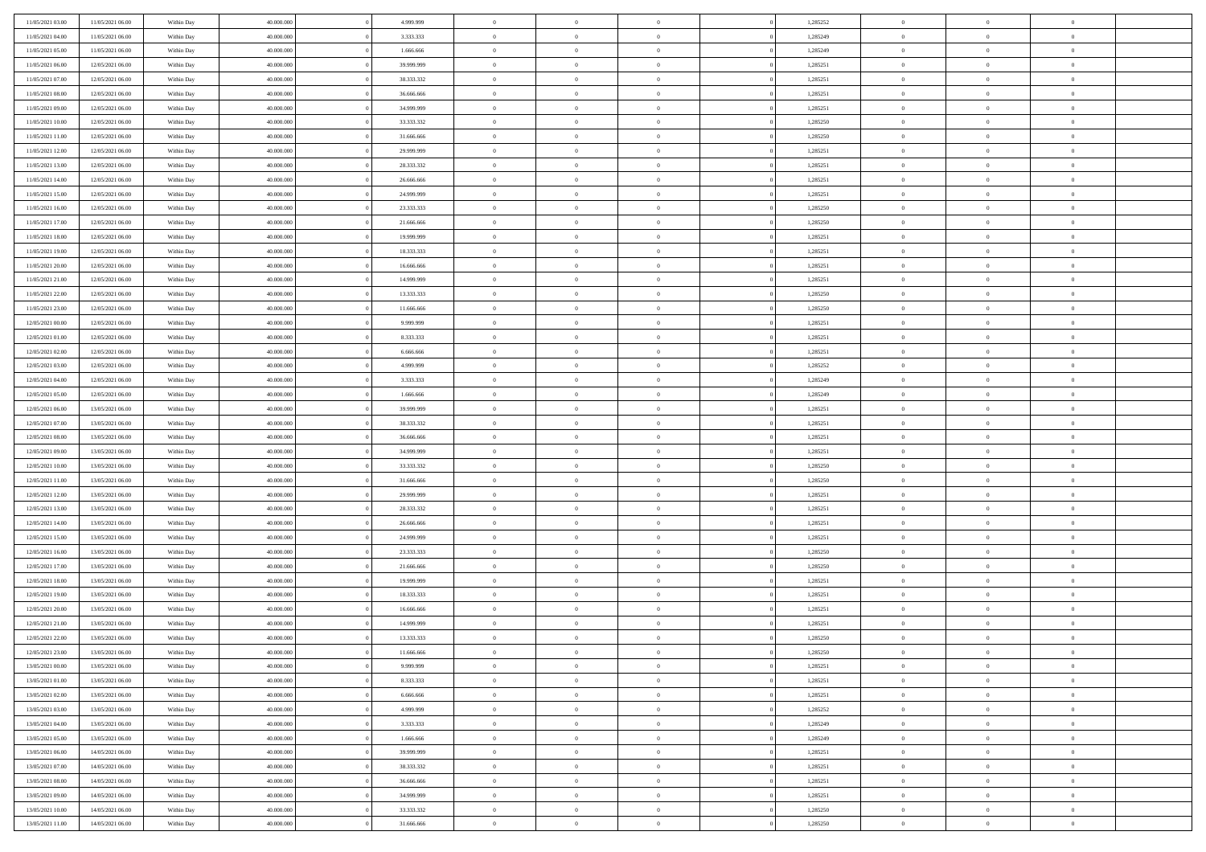| | | | | | | | | | | | | | | |
|---|---|---|---|---|---|---|---|---|---|---|---|---|---|---|
| 11/05/2021 03:00 | 11/05/2021 06:00 | Within Day | 40.000.000 | 0 | 4.999.999 | 0 | 0 | 0 | | 0 | 1,285252 | 0 | 0 | 0 |
| 11/05/2021 04:00 | 11/05/2021 06:00 | Within Day | 40.000.000 | 0 | 3.333.333 | 0 | 0 | 0 | | 0 | 1,285249 | 0 | 0 | 0 |
| 11/05/2021 05:00 | 11/05/2021 06:00 | Within Day | 40.000.000 | 0 | 1.666.666 | 0 | 0 | 0 | | 0 | 1,285249 | 0 | 0 | 0 |
| 11/05/2021 06:00 | 12/05/2021 06:00 | Within Day | 40.000.000 | 0 | 39.999.999 | 0 | 0 | 0 | | 0 | 1,285251 | 0 | 0 | 0 |
| 11/05/2021 07:00 | 12/05/2021 06:00 | Within Day | 40.000.000 | 0 | 38.333.332 | 0 | 0 | 0 | | 0 | 1,285251 | 0 | 0 | 0 |
| 11/05/2021 08:00 | 12/05/2021 06:00 | Within Day | 40.000.000 | 0 | 36.666.666 | 0 | 0 | 0 | | 0 | 1,285251 | 0 | 0 | 0 |
| 11/05/2021 09:00 | 12/05/2021 06:00 | Within Day | 40.000.000 | 0 | 34.999.999 | 0 | 0 | 0 | | 0 | 1,285251 | 0 | 0 | 0 |
| 11/05/2021 10:00 | 12/05/2021 06:00 | Within Day | 40.000.000 | 0 | 33.333.332 | 0 | 0 | 0 | | 0 | 1,285250 | 0 | 0 | 0 |
| 11/05/2021 11:00 | 12/05/2021 06:00 | Within Day | 40.000.000 | 0 | 31.666.666 | 0 | 0 | 0 | | 0 | 1,285250 | 0 | 0 | 0 |
| 11/05/2021 12:00 | 12/05/2021 06:00 | Within Day | 40.000.000 | 0 | 29.999.999 | 0 | 0 | 0 | | 0 | 1,285251 | 0 | 0 | 0 |
| 11/05/2021 13:00 | 12/05/2021 06:00 | Within Day | 40.000.000 | 0 | 28.333.332 | 0 | 0 | 0 | | 0 | 1,285251 | 0 | 0 | 0 |
| 11/05/2021 14:00 | 12/05/2021 06:00 | Within Day | 40.000.000 | 0 | 26.666.666 | 0 | 0 | 0 | | 0 | 1,285251 | 0 | 0 | 0 |
| 11/05/2021 15:00 | 12/05/2021 06:00 | Within Day | 40.000.000 | 0 | 24.999.999 | 0 | 0 | 0 | | 0 | 1,285251 | 0 | 0 | 0 |
| 11/05/2021 16:00 | 12/05/2021 06:00 | Within Day | 40.000.000 | 0 | 23.333.333 | 0 | 0 | 0 | | 0 | 1,285250 | 0 | 0 | 0 |
| 11/05/2021 17:00 | 12/05/2021 06:00 | Within Day | 40.000.000 | 0 | 21.666.666 | 0 | 0 | 0 | | 0 | 1,285250 | 0 | 0 | 0 |
| 11/05/2021 18:00 | 12/05/2021 06:00 | Within Day | 40.000.000 | 0 | 19.999.999 | 0 | 0 | 0 | | 0 | 1,285251 | 0 | 0 | 0 |
| 11/05/2021 19:00 | 12/05/2021 06:00 | Within Day | 40.000.000 | 0 | 18.333.333 | 0 | 0 | 0 | | 0 | 1,285251 | 0 | 0 | 0 |
| 11/05/2021 20:00 | 12/05/2021 06:00 | Within Day | 40.000.000 | 0 | 16.666.666 | 0 | 0 | 0 | | 0 | 1,285251 | 0 | 0 | 0 |
| 11/05/2021 21:00 | 12/05/2021 06:00 | Within Day | 40.000.000 | 0 | 14.999.999 | 0 | 0 | 0 | | 0 | 1,285251 | 0 | 0 | 0 |
| 11/05/2021 22:00 | 12/05/2021 06:00 | Within Day | 40.000.000 | 0 | 13.333.333 | 0 | 0 | 0 | | 0 | 1,285250 | 0 | 0 | 0 |
| 11/05/2021 23:00 | 12/05/2021 06:00 | Within Day | 40.000.000 | 0 | 11.666.666 | 0 | 0 | 0 | | 0 | 1,285250 | 0 | 0 | 0 |
| 12/05/2021 00:00 | 12/05/2021 06:00 | Within Day | 40.000.000 | 0 | 9.999.999 | 0 | 0 | 0 | | 0 | 1,285251 | 0 | 0 | 0 |
| 12/05/2021 01:00 | 12/05/2021 06:00 | Within Day | 40.000.000 | 0 | 8.333.333 | 0 | 0 | 0 | | 0 | 1,285251 | 0 | 0 | 0 |
| 12/05/2021 02:00 | 12/05/2021 06:00 | Within Day | 40.000.000 | 0 | 6.666.666 | 0 | 0 | 0 | | 0 | 1,285251 | 0 | 0 | 0 |
| 12/05/2021 03:00 | 12/05/2021 06:00 | Within Day | 40.000.000 | 0 | 4.999.999 | 0 | 0 | 0 | | 0 | 1,285252 | 0 | 0 | 0 |
| 12/05/2021 04:00 | 12/05/2021 06:00 | Within Day | 40.000.000 | 0 | 3.333.333 | 0 | 0 | 0 | | 0 | 1,285249 | 0 | 0 | 0 |
| 12/05/2021 05:00 | 12/05/2021 06:00 | Within Day | 40.000.000 | 0 | 1.666.666 | 0 | 0 | 0 | | 0 | 1,285249 | 0 | 0 | 0 |
| 12/05/2021 06:00 | 13/05/2021 06:00 | Within Day | 40.000.000 | 0 | 39.999.999 | 0 | 0 | 0 | | 0 | 1,285251 | 0 | 0 | 0 |
| 12/05/2021 07:00 | 13/05/2021 06:00 | Within Day | 40.000.000 | 0 | 38.333.332 | 0 | 0 | 0 | | 0 | 1,285251 | 0 | 0 | 0 |
| 12/05/2021 08:00 | 13/05/2021 06:00 | Within Day | 40.000.000 | 0 | 36.666.666 | 0 | 0 | 0 | | 0 | 1,285251 | 0 | 0 | 0 |
| 12/05/2021 09:00 | 13/05/2021 06:00 | Within Day | 40.000.000 | 0 | 34.999.999 | 0 | 0 | 0 | | 0 | 1,285251 | 0 | 0 | 0 |
| 12/05/2021 10:00 | 13/05/2021 06:00 | Within Day | 40.000.000 | 0 | 33.333.332 | 0 | 0 | 0 | | 0 | 1,285250 | 0 | 0 | 0 |
| 12/05/2021 11:00 | 13/05/2021 06:00 | Within Day | 40.000.000 | 0 | 31.666.666 | 0 | 0 | 0 | | 0 | 1,285250 | 0 | 0 | 0 |
| 12/05/2021 12:00 | 13/05/2021 06:00 | Within Day | 40.000.000 | 0 | 29.999.999 | 0 | 0 | 0 | | 0 | 1,285251 | 0 | 0 | 0 |
| 12/05/2021 13:00 | 13/05/2021 06:00 | Within Day | 40.000.000 | 0 | 28.333.332 | 0 | 0 | 0 | | 0 | 1,285251 | 0 | 0 | 0 |
| 12/05/2021 14:00 | 13/05/2021 06:00 | Within Day | 40.000.000 | 0 | 26.666.666 | 0 | 0 | 0 | | 0 | 1,285251 | 0 | 0 | 0 |
| 12/05/2021 15:00 | 13/05/2021 06:00 | Within Day | 40.000.000 | 0 | 24.999.999 | 0 | 0 | 0 | | 0 | 1,285251 | 0 | 0 | 0 |
| 12/05/2021 16:00 | 13/05/2021 06:00 | Within Day | 40.000.000 | 0 | 23.333.333 | 0 | 0 | 0 | | 0 | 1,285250 | 0 | 0 | 0 |
| 12/05/2021 17:00 | 13/05/2021 06:00 | Within Day | 40.000.000 | 0 | 21.666.666 | 0 | 0 | 0 | | 0 | 1,285250 | 0 | 0 | 0 |
| 12/05/2021 18:00 | 13/05/2021 06:00 | Within Day | 40.000.000 | 0 | 19.999.999 | 0 | 0 | 0 | | 0 | 1,285251 | 0 | 0 | 0 |
| 12/05/2021 19:00 | 13/05/2021 06:00 | Within Day | 40.000.000 | 0 | 18.333.333 | 0 | 0 | 0 | | 0 | 1,285251 | 0 | 0 | 0 |
| 12/05/2021 20:00 | 13/05/2021 06:00 | Within Day | 40.000.000 | 0 | 16.666.666 | 0 | 0 | 0 | | 0 | 1,285251 | 0 | 0 | 0 |
| 12/05/2021 21:00 | 13/05/2021 06:00 | Within Day | 40.000.000 | 0 | 14.999.999 | 0 | 0 | 0 | | 0 | 1,285251 | 0 | 0 | 0 |
| 12/05/2021 22:00 | 13/05/2021 06:00 | Within Day | 40.000.000 | 0 | 13.333.333 | 0 | 0 | 0 | | 0 | 1,285250 | 0 | 0 | 0 |
| 12/05/2021 23:00 | 13/05/2021 06:00 | Within Day | 40.000.000 | 0 | 11.666.666 | 0 | 0 | 0 | | 0 | 1,285250 | 0 | 0 | 0 |
| 13/05/2021 00:00 | 13/05/2021 06:00 | Within Day | 40.000.000 | 0 | 9.999.999 | 0 | 0 | 0 | | 0 | 1,285251 | 0 | 0 | 0 |
| 13/05/2021 01:00 | 13/05/2021 06:00 | Within Day | 40.000.000 | 0 | 8.333.333 | 0 | 0 | 0 | | 0 | 1,285251 | 0 | 0 | 0 |
| 13/05/2021 02:00 | 13/05/2021 06:00 | Within Day | 40.000.000 | 0 | 6.666.666 | 0 | 0 | 0 | | 0 | 1,285251 | 0 | 0 | 0 |
| 13/05/2021 03:00 | 13/05/2021 06:00 | Within Day | 40.000.000 | 0 | 4.999.999 | 0 | 0 | 0 | | 0 | 1,285252 | 0 | 0 | 0 |
| 13/05/2021 04:00 | 13/05/2021 06:00 | Within Day | 40.000.000 | 0 | 3.333.333 | 0 | 0 | 0 | | 0 | 1,285249 | 0 | 0 | 0 |
| 13/05/2021 05:00 | 13/05/2021 06:00 | Within Day | 40.000.000 | 0 | 1.666.666 | 0 | 0 | 0 | | 0 | 1,285249 | 0 | 0 | 0 |
| 13/05/2021 06:00 | 14/05/2021 06:00 | Within Day | 40.000.000 | 0 | 39.999.999 | 0 | 0 | 0 | | 0 | 1,285251 | 0 | 0 | 0 |
| 13/05/2021 07:00 | 14/05/2021 06:00 | Within Day | 40.000.000 | 0 | 38.333.332 | 0 | 0 | 0 | | 0 | 1,285251 | 0 | 0 | 0 |
| 13/05/2021 08:00 | 14/05/2021 06:00 | Within Day | 40.000.000 | 0 | 36.666.666 | 0 | 0 | 0 | | 0 | 1,285251 | 0 | 0 | 0 |
| 13/05/2021 09:00 | 14/05/2021 06:00 | Within Day | 40.000.000 | 0 | 34.999.999 | 0 | 0 | 0 | | 0 | 1,285251 | 0 | 0 | 0 |
| 13/05/2021 10:00 | 14/05/2021 06:00 | Within Day | 40.000.000 | 0 | 33.333.332 | 0 | 0 | 0 | | 0 | 1,285250 | 0 | 0 | 0 |
| 13/05/2021 11:00 | 14/05/2021 06:00 | Within Day | 40.000.000 | 0 | 31.666.666 | 0 | 0 | 0 | | 0 | 1,285250 | 0 | 0 | 0 |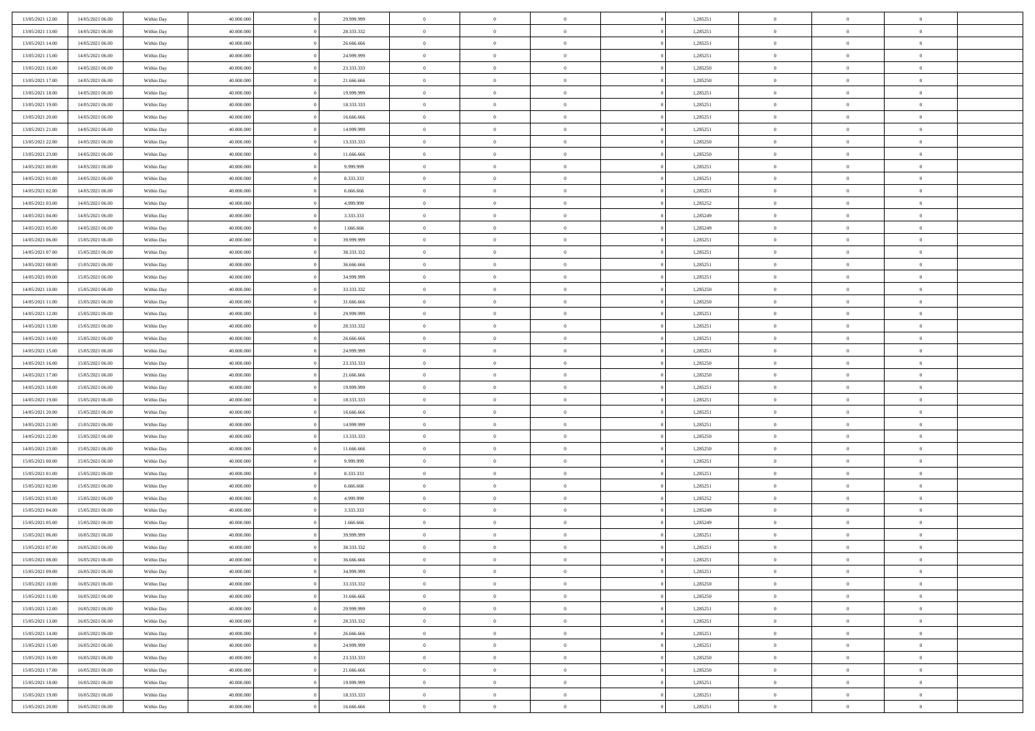| | | | | | | | | | | | | | | |
|---|---|---|---|---|---|---|---|---|---|---|---|---|---|---|
| 13/05/2021 12:00 | 14/05/2021 06:00 | Within Day | 40.000.000 | 0 | 29.999.999 | 0 | 0 | 0 | 0 | 1,285251 | 0 | 0 | 0 | |
| 13/05/2021 13:00 | 14/05/2021 06:00 | Within Day | 40.000.000 | 0 | 28.333.332 | 0 | 0 | 0 | 0 | 1,285251 | 0 | 0 | 0 | |
| 13/05/2021 14:00 | 14/05/2021 06:00 | Within Day | 40.000.000 | 0 | 26.666.666 | 0 | 0 | 0 | 0 | 1,285251 | 0 | 0 | 0 | |
| 13/05/2021 15:00 | 14/05/2021 06:00 | Within Day | 40.000.000 | 0 | 24.999.999 | 0 | 0 | 0 | 0 | 1,285251 | 0 | 0 | 0 | |
| 13/05/2021 16:00 | 14/05/2021 06:00 | Within Day | 40.000.000 | 0 | 23.333.333 | 0 | 0 | 0 | 0 | 1,285250 | 0 | 0 | 0 | |
| 13/05/2021 17:00 | 14/05/2021 06:00 | Within Day | 40.000.000 | 0 | 21.666.666 | 0 | 0 | 0 | 0 | 1,285250 | 0 | 0 | 0 | |
| 13/05/2021 18:00 | 14/05/2021 06:00 | Within Day | 40.000.000 | 0 | 19.999.999 | 0 | 0 | 0 | 0 | 1,285251 | 0 | 0 | 0 | |
| 13/05/2021 19:00 | 14/05/2021 06:00 | Within Day | 40.000.000 | 0 | 18.333.333 | 0 | 0 | 0 | 0 | 1,285251 | 0 | 0 | 0 | |
| 13/05/2021 20:00 | 14/05/2021 06:00 | Within Day | 40.000.000 | 0 | 16.666.666 | 0 | 0 | 0 | 0 | 1,285251 | 0 | 0 | 0 | |
| 13/05/2021 21:00 | 14/05/2021 06:00 | Within Day | 40.000.000 | 0 | 14.999.999 | 0 | 0 | 0 | 0 | 1,285251 | 0 | 0 | 0 | |
| 13/05/2021 22:00 | 14/05/2021 06:00 | Within Day | 40.000.000 | 0 | 13.333.333 | 0 | 0 | 0 | 0 | 1,285250 | 0 | 0 | 0 | |
| 13/05/2021 23:00 | 14/05/2021 06:00 | Within Day | 40.000.000 | 0 | 11.666.666 | 0 | 0 | 0 | 0 | 1,285250 | 0 | 0 | 0 | |
| 14/05/2021 00:00 | 14/05/2021 06:00 | Within Day | 40.000.000 | 0 | 9.999.999 | 0 | 0 | 0 | 0 | 1,285251 | 0 | 0 | 0 | |
| 14/05/2021 01:00 | 14/05/2021 06:00 | Within Day | 40.000.000 | 0 | 8.333.333 | 0 | 0 | 0 | 0 | 1,285251 | 0 | 0 | 0 | |
| 14/05/2021 02:00 | 14/05/2021 06:00 | Within Day | 40.000.000 | 0 | 6.666.666 | 0 | 0 | 0 | 0 | 1,285251 | 0 | 0 | 0 | |
| 14/05/2021 03:00 | 14/05/2021 06:00 | Within Day | 40.000.000 | 0 | 4.999.999 | 0 | 0 | 0 | 0 | 1,285252 | 0 | 0 | 0 | |
| 14/05/2021 04:00 | 14/05/2021 06:00 | Within Day | 40.000.000 | 0 | 3.333.333 | 0 | 0 | 0 | 0 | 1,285249 | 0 | 0 | 0 | |
| 14/05/2021 05:00 | 14/05/2021 06:00 | Within Day | 40.000.000 | 0 | 1.666.666 | 0 | 0 | 0 | 0 | 1,285249 | 0 | 0 | 0 | |
| 14/05/2021 06:00 | 15/05/2021 06:00 | Within Day | 40.000.000 | 0 | 39.999.999 | 0 | 0 | 0 | 0 | 1,285251 | 0 | 0 | 0 | |
| 14/05/2021 07:00 | 15/05/2021 06:00 | Within Day | 40.000.000 | 0 | 38.333.332 | 0 | 0 | 0 | 0 | 1,285251 | 0 | 0 | 0 | |
| 14/05/2021 08:00 | 15/05/2021 06:00 | Within Day | 40.000.000 | 0 | 36.666.666 | 0 | 0 | 0 | 0 | 1,285251 | 0 | 0 | 0 | |
| 14/05/2021 09:00 | 15/05/2021 06:00 | Within Day | 40.000.000 | 0 | 34.999.999 | 0 | 0 | 0 | 0 | 1,285251 | 0 | 0 | 0 | |
| 14/05/2021 10:00 | 15/05/2021 06:00 | Within Day | 40.000.000 | 0 | 33.333.332 | 0 | 0 | 0 | 0 | 1,285250 | 0 | 0 | 0 | |
| 14/05/2021 11:00 | 15/05/2021 06:00 | Within Day | 40.000.000 | 0 | 31.666.666 | 0 | 0 | 0 | 0 | 1,285250 | 0 | 0 | 0 | |
| 14/05/2021 12:00 | 15/05/2021 06:00 | Within Day | 40.000.000 | 0 | 29.999.999 | 0 | 0 | 0 | 0 | 1,285251 | 0 | 0 | 0 | |
| 14/05/2021 13:00 | 15/05/2021 06:00 | Within Day | 40.000.000 | 0 | 28.333.332 | 0 | 0 | 0 | 0 | 1,285251 | 0 | 0 | 0 | |
| 14/05/2021 14:00 | 15/05/2021 06:00 | Within Day | 40.000.000 | 0 | 26.666.666 | 0 | 0 | 0 | 0 | 1,285251 | 0 | 0 | 0 | |
| 14/05/2021 15:00 | 15/05/2021 06:00 | Within Day | 40.000.000 | 0 | 24.999.999 | 0 | 0 | 0 | 0 | 1,285251 | 0 | 0 | 0 | |
| 14/05/2021 16:00 | 15/05/2021 06:00 | Within Day | 40.000.000 | 0 | 23.333.333 | 0 | 0 | 0 | 0 | 1,285250 | 0 | 0 | 0 | |
| 14/05/2021 17:00 | 15/05/2021 06:00 | Within Day | 40.000.000 | 0 | 21.666.666 | 0 | 0 | 0 | 0 | 1,285250 | 0 | 0 | 0 | |
| 14/05/2021 18:00 | 15/05/2021 06:00 | Within Day | 40.000.000 | 0 | 19.999.999 | 0 | 0 | 0 | 0 | 1,285251 | 0 | 0 | 0 | |
| 14/05/2021 19:00 | 15/05/2021 06:00 | Within Day | 40.000.000 | 0 | 18.333.333 | 0 | 0 | 0 | 0 | 1,285251 | 0 | 0 | 0 | |
| 14/05/2021 20:00 | 15/05/2021 06:00 | Within Day | 40.000.000 | 0 | 16.666.666 | 0 | 0 | 0 | 0 | 1,285251 | 0 | 0 | 0 | |
| 14/05/2021 21:00 | 15/05/2021 06:00 | Within Day | 40.000.000 | 0 | 14.999.999 | 0 | 0 | 0 | 0 | 1,285251 | 0 | 0 | 0 | |
| 14/05/2021 22:00 | 15/05/2021 06:00 | Within Day | 40.000.000 | 0 | 13.333.333 | 0 | 0 | 0 | 0 | 1,285250 | 0 | 0 | 0 | |
| 14/05/2021 23:00 | 15/05/2021 06:00 | Within Day | 40.000.000 | 0 | 11.666.666 | 0 | 0 | 0 | 0 | 1,285250 | 0 | 0 | 0 | |
| 15/05/2021 00:00 | 15/05/2021 06:00 | Within Day | 40.000.000 | 0 | 9.999.999 | 0 | 0 | 0 | 0 | 1,285251 | 0 | 0 | 0 | |
| 15/05/2021 01:00 | 15/05/2021 06:00 | Within Day | 40.000.000 | 0 | 8.333.333 | 0 | 0 | 0 | 0 | 1,285251 | 0 | 0 | 0 | |
| 15/05/2021 02:00 | 15/05/2021 06:00 | Within Day | 40.000.000 | 0 | 6.666.666 | 0 | 0 | 0 | 0 | 1,285251 | 0 | 0 | 0 | |
| 15/05/2021 03:00 | 15/05/2021 06:00 | Within Day | 40.000.000 | 0 | 4.999.999 | 0 | 0 | 0 | 0 | 1,285252 | 0 | 0 | 0 | |
| 15/05/2021 04:00 | 15/05/2021 06:00 | Within Day | 40.000.000 | 0 | 3.333.333 | 0 | 0 | 0 | 0 | 1,285249 | 0 | 0 | 0 | |
| 15/05/2021 05:00 | 15/05/2021 06:00 | Within Day | 40.000.000 | 0 | 1.666.666 | 0 | 0 | 0 | 0 | 1,285249 | 0 | 0 | 0 | |
| 15/05/2021 06:00 | 16/05/2021 06:00 | Within Day | 40.000.000 | 0 | 39.999.999 | 0 | 0 | 0 | 0 | 1,285251 | 0 | 0 | 0 | |
| 15/05/2021 07:00 | 16/05/2021 06:00 | Within Day | 40.000.000 | 0 | 38.333.332 | 0 | 0 | 0 | 0 | 1,285251 | 0 | 0 | 0 | |
| 15/05/2021 08:00 | 16/05/2021 06:00 | Within Day | 40.000.000 | 0 | 36.666.666 | 0 | 0 | 0 | 0 | 1,285251 | 0 | 0 | 0 | |
| 15/05/2021 09:00 | 16/05/2021 06:00 | Within Day | 40.000.000 | 0 | 34.999.999 | 0 | 0 | 0 | 0 | 1,285251 | 0 | 0 | 0 | |
| 15/05/2021 10:00 | 16/05/2021 06:00 | Within Day | 40.000.000 | 0 | 33.333.332 | 0 | 0 | 0 | 0 | 1,285250 | 0 | 0 | 0 | |
| 15/05/2021 11:00 | 16/05/2021 06:00 | Within Day | 40.000.000 | 0 | 31.666.666 | 0 | 0 | 0 | 0 | 1,285250 | 0 | 0 | 0 | |
| 15/05/2021 12:00 | 16/05/2021 06:00 | Within Day | 40.000.000 | 0 | 29.999.999 | 0 | 0 | 0 | 0 | 1,285251 | 0 | 0 | 0 | |
| 15/05/2021 13:00 | 16/05/2021 06:00 | Within Day | 40.000.000 | 0 | 28.333.332 | 0 | 0 | 0 | 0 | 1,285251 | 0 | 0 | 0 | |
| 15/05/2021 14:00 | 16/05/2021 06:00 | Within Day | 40.000.000 | 0 | 26.666.666 | 0 | 0 | 0 | 0 | 1,285251 | 0 | 0 | 0 | |
| 15/05/2021 15:00 | 16/05/2021 06:00 | Within Day | 40.000.000 | 0 | 24.999.999 | 0 | 0 | 0 | 0 | 1,285251 | 0 | 0 | 0 | |
| 15/05/2021 16:00 | 16/05/2021 06:00 | Within Day | 40.000.000 | 0 | 23.333.333 | 0 | 0 | 0 | 0 | 1,285250 | 0 | 0 | 0 | |
| 15/05/2021 17:00 | 16/05/2021 06:00 | Within Day | 40.000.000 | 0 | 21.666.666 | 0 | 0 | 0 | 0 | 1,285250 | 0 | 0 | 0 | |
| 15/05/2021 18:00 | 16/05/2021 06:00 | Within Day | 40.000.000 | 0 | 19.999.999 | 0 | 0 | 0 | 0 | 1,285251 | 0 | 0 | 0 | |
| 15/05/2021 19:00 | 16/05/2021 06:00 | Within Day | 40.000.000 | 0 | 18.333.333 | 0 | 0 | 0 | 0 | 1,285251 | 0 | 0 | 0 | |
| 15/05/2021 20:00 | 16/05/2021 06:00 | Within Day | 40.000.000 | 0 | 16.666.666 | 0 | 0 | 0 | 0 | 1,285251 | 0 | 0 | 0 | |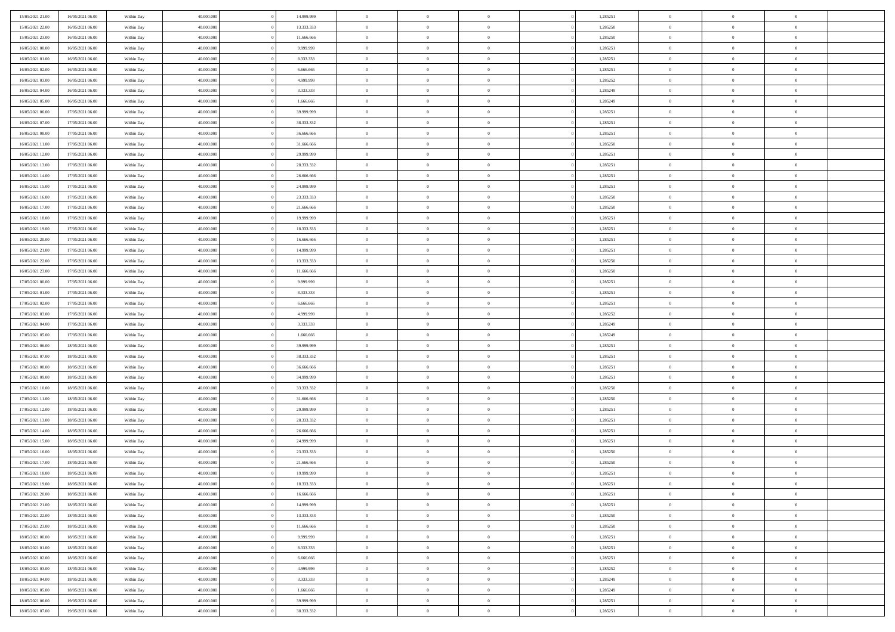| | | | | | | | | | | | | | | |
|---|---|---|---|---|---|---|---|---|---|---|---|---|---|---|
| 15/05/2021 21:00 | 16/05/2021 06:00 | Within Day | 40.000.000 | 0 | 14.999.999 | 0 | 0 | 0 | 0 | 1,285251 | 0 | 0 | 0 | |
| 15/05/2021 22:00 | 16/05/2021 06:00 | Within Day | 40.000.000 | 0 | 13.333.333 | 0 | 0 | 0 | 0 | 1,285250 | 0 | 0 | 0 | |
| 15/05/2021 23:00 | 16/05/2021 06:00 | Within Day | 40.000.000 | 0 | 11.666.666 | 0 | 0 | 0 | 0 | 1,285250 | 0 | 0 | 0 | |
| 16/05/2021 00:00 | 16/05/2021 06:00 | Within Day | 40.000.000 | 0 | 9.999.999 | 0 | 0 | 0 | 0 | 1,285251 | 0 | 0 | 0 | |
| 16/05/2021 01:00 | 16/05/2021 06:00 | Within Day | 40.000.000 | 0 | 8.333.333 | 0 | 0 | 0 | 0 | 1,285251 | 0 | 0 | 0 | |
| 16/05/2021 02:00 | 16/05/2021 06:00 | Within Day | 40.000.000 | 0 | 6.666.666 | 0 | 0 | 0 | 0 | 1,285251 | 0 | 0 | 0 | |
| 16/05/2021 03:00 | 16/05/2021 06:00 | Within Day | 40.000.000 | 0 | 4.999.999 | 0 | 0 | 0 | 0 | 1,285252 | 0 | 0 | 0 | |
| 16/05/2021 04:00 | 16/05/2021 06:00 | Within Day | 40.000.000 | 0 | 3.333.333 | 0 | 0 | 0 | 0 | 1,285249 | 0 | 0 | 0 | |
| 16/05/2021 05:00 | 16/05/2021 06:00 | Within Day | 40.000.000 | 0 | 1.666.666 | 0 | 0 | 0 | 0 | 1,285249 | 0 | 0 | 0 | |
| 16/05/2021 06:00 | 17/05/2021 06:00 | Within Day | 40.000.000 | 0 | 39.999.999 | 0 | 0 | 0 | 0 | 1,285251 | 0 | 0 | 0 | |
| 16/05/2021 07:00 | 17/05/2021 06:00 | Within Day | 40.000.000 | 0 | 38.333.332 | 0 | 0 | 0 | 0 | 1,285251 | 0 | 0 | 0 | |
| 16/05/2021 08:00 | 17/05/2021 06:00 | Within Day | 40.000.000 | 0 | 36.666.666 | 0 | 0 | 0 | 0 | 1,285251 | 0 | 0 | 0 | |
| 16/05/2021 11:00 | 17/05/2021 06:00 | Within Day | 40.000.000 | 0 | 31.666.666 | 0 | 0 | 0 | 0 | 1,285250 | 0 | 0 | 0 | |
| 16/05/2021 12:00 | 17/05/2021 06:00 | Within Day | 40.000.000 | 0 | 29.999.999 | 0 | 0 | 0 | 0 | 1,285251 | 0 | 0 | 0 | |
| 16/05/2021 13:00 | 17/05/2021 06:00 | Within Day | 40.000.000 | 0 | 28.333.332 | 0 | 0 | 0 | 0 | 1,285251 | 0 | 0 | 0 | |
| 16/05/2021 14:00 | 17/05/2021 06:00 | Within Day | 40.000.000 | 0 | 26.666.666 | 0 | 0 | 0 | 0 | 1,285251 | 0 | 0 | 0 | |
| 16/05/2021 15:00 | 17/05/2021 06:00 | Within Day | 40.000.000 | 0 | 24.999.999 | 0 | 0 | 0 | 0 | 1,285251 | 0 | 0 | 0 | |
| 16/05/2021 16:00 | 17/05/2021 06:00 | Within Day | 40.000.000 | 0 | 23.333.333 | 0 | 0 | 0 | 0 | 1,285250 | 0 | 0 | 0 | |
| 16/05/2021 17:00 | 17/05/2021 06:00 | Within Day | 40.000.000 | 0 | 21.666.666 | 0 | 0 | 0 | 0 | 1,285250 | 0 | 0 | 0 | |
| 16/05/2021 18:00 | 17/05/2021 06:00 | Within Day | 40.000.000 | 0 | 19.999.999 | 0 | 0 | 0 | 0 | 1,285251 | 0 | 0 | 0 | |
| 16/05/2021 19:00 | 17/05/2021 06:00 | Within Day | 40.000.000 | 0 | 18.333.333 | 0 | 0 | 0 | 0 | 1,285251 | 0 | 0 | 0 | |
| 16/05/2021 20:00 | 17/05/2021 06:00 | Within Day | 40.000.000 | 0 | 16.666.666 | 0 | 0 | 0 | 0 | 1,285251 | 0 | 0 | 0 | |
| 16/05/2021 21:00 | 17/05/2021 06:00 | Within Day | 40.000.000 | 0 | 14.999.999 | 0 | 0 | 0 | 0 | 1,285251 | 0 | 0 | 0 | |
| 16/05/2021 22:00 | 17/05/2021 06:00 | Within Day | 40.000.000 | 0 | 13.333.333 | 0 | 0 | 0 | 0 | 1,285250 | 0 | 0 | 0 | |
| 16/05/2021 23:00 | 17/05/2021 06:00 | Within Day | 40.000.000 | 0 | 11.666.666 | 0 | 0 | 0 | 0 | 1,285250 | 0 | 0 | 0 | |
| 17/05/2021 00:00 | 17/05/2021 06:00 | Within Day | 40.000.000 | 0 | 9.999.999 | 0 | 0 | 0 | 0 | 1,285251 | 0 | 0 | 0 | |
| 17/05/2021 01:00 | 17/05/2021 06:00 | Within Day | 40.000.000 | 0 | 8.333.333 | 0 | 0 | 0 | 0 | 1,285251 | 0 | 0 | 0 | |
| 17/05/2021 02:00 | 17/05/2021 06:00 | Within Day | 40.000.000 | 0 | 6.666.666 | 0 | 0 | 0 | 0 | 1,285251 | 0 | 0 | 0 | |
| 17/05/2021 03:00 | 17/05/2021 06:00 | Within Day | 40.000.000 | 0 | 4.999.999 | 0 | 0 | 0 | 0 | 1,285252 | 0 | 0 | 0 | |
| 17/05/2021 04:00 | 17/05/2021 06:00 | Within Day | 40.000.000 | 0 | 3.333.333 | 0 | 0 | 0 | 0 | 1,285249 | 0 | 0 | 0 | |
| 17/05/2021 05:00 | 17/05/2021 06:00 | Within Day | 40.000.000 | 0 | 1.666.666 | 0 | 0 | 0 | 0 | 1,285249 | 0 | 0 | 0 | |
| 17/05/2021 06:00 | 18/05/2021 06:00 | Within Day | 40.000.000 | 0 | 39.999.999 | 0 | 0 | 0 | 0 | 1,285251 | 0 | 0 | 0 | |
| 17/05/2021 07:00 | 18/05/2021 06:00 | Within Day | 40.000.000 | 0 | 38.333.332 | 0 | 0 | 0 | 0 | 1,285251 | 0 | 0 | 0 | |
| 17/05/2021 08:00 | 18/05/2021 06:00 | Within Day | 40.000.000 | 0 | 36.666.666 | 0 | 0 | 0 | 0 | 1,285251 | 0 | 0 | 0 | |
| 17/05/2021 09:00 | 18/05/2021 06:00 | Within Day | 40.000.000 | 0 | 34.999.999 | 0 | 0 | 0 | 0 | 1,285251 | 0 | 0 | 0 | |
| 17/05/2021 10:00 | 18/05/2021 06:00 | Within Day | 40.000.000 | 0 | 33.333.332 | 0 | 0 | 0 | 0 | 1,285250 | 0 | 0 | 0 | |
| 17/05/2021 11:00 | 18/05/2021 06:00 | Within Day | 40.000.000 | 0 | 31.666.666 | 0 | 0 | 0 | 0 | 1,285250 | 0 | 0 | 0 | |
| 17/05/2021 12:00 | 18/05/2021 06:00 | Within Day | 40.000.000 | 0 | 29.999.999 | 0 | 0 | 0 | 0 | 1,285251 | 0 | 0 | 0 | |
| 17/05/2021 13:00 | 18/05/2021 06:00 | Within Day | 40.000.000 | 0 | 28.333.332 | 0 | 0 | 0 | 0 | 1,285251 | 0 | 0 | 0 | |
| 17/05/2021 14:00 | 18/05/2021 06:00 | Within Day | 40.000.000 | 0 | 26.666.666 | 0 | 0 | 0 | 0 | 1,285251 | 0 | 0 | 0 | |
| 17/05/2021 15:00 | 18/05/2021 06:00 | Within Day | 40.000.000 | 0 | 24.999.999 | 0 | 0 | 0 | 0 | 1,285251 | 0 | 0 | 0 | |
| 17/05/2021 16:00 | 18/05/2021 06:00 | Within Day | 40.000.000 | 0 | 23.333.333 | 0 | 0 | 0 | 0 | 1,285250 | 0 | 0 | 0 | |
| 17/05/2021 17:00 | 18/05/2021 06:00 | Within Day | 40.000.000 | 0 | 21.666.666 | 0 | 0 | 0 | 0 | 1,285250 | 0 | 0 | 0 | |
| 17/05/2021 18:00 | 18/05/2021 06:00 | Within Day | 40.000.000 | 0 | 19.999.999 | 0 | 0 | 0 | 0 | 1,285251 | 0 | 0 | 0 | |
| 17/05/2021 19:00 | 18/05/2021 06:00 | Within Day | 40.000.000 | 0 | 18.333.333 | 0 | 0 | 0 | 0 | 1,285251 | 0 | 0 | 0 | |
| 17/05/2021 20:00 | 18/05/2021 06:00 | Within Day | 40.000.000 | 0 | 16.666.666 | 0 | 0 | 0 | 0 | 1,285251 | 0 | 0 | 0 | |
| 17/05/2021 21:00 | 18/05/2021 06:00 | Within Day | 40.000.000 | 0 | 14.999.999 | 0 | 0 | 0 | 0 | 1,285251 | 0 | 0 | 0 | |
| 17/05/2021 22:00 | 18/05/2021 06:00 | Within Day | 40.000.000 | 0 | 13.333.333 | 0 | 0 | 0 | 0 | 1,285250 | 0 | 0 | 0 | |
| 17/05/2021 23:00 | 18/05/2021 06:00 | Within Day | 40.000.000 | 0 | 11.666.666 | 0 | 0 | 0 | 0 | 1,285250 | 0 | 0 | 0 | |
| 18/05/2021 00:00 | 18/05/2021 06:00 | Within Day | 40.000.000 | 0 | 9.999.999 | 0 | 0 | 0 | 0 | 1,285251 | 0 | 0 | 0 | |
| 18/05/2021 01:00 | 18/05/2021 06:00 | Within Day | 40.000.000 | 0 | 8.333.333 | 0 | 0 | 0 | 0 | 1,285251 | 0 | 0 | 0 | |
| 18/05/2021 02:00 | 18/05/2021 06:00 | Within Day | 40.000.000 | 0 | 6.666.666 | 0 | 0 | 0 | 0 | 1,285251 | 0 | 0 | 0 | |
| 18/05/2021 03:00 | 18/05/2021 06:00 | Within Day | 40.000.000 | 0 | 4.999.999 | 0 | 0 | 0 | 0 | 1,285252 | 0 | 0 | 0 | |
| 18/05/2021 04:00 | 18/05/2021 06:00 | Within Day | 40.000.000 | 0 | 3.333.333 | 0 | 0 | 0 | 0 | 1,285249 | 0 | 0 | 0 | |
| 18/05/2021 05:00 | 18/05/2021 06:00 | Within Day | 40.000.000 | 0 | 1.666.666 | 0 | 0 | 0 | 0 | 1,285249 | 0 | 0 | 0 | |
| 18/05/2021 06:00 | 19/05/2021 06:00 | Within Day | 40.000.000 | 0 | 39.999.999 | 0 | 0 | 0 | 0 | 1,285251 | 0 | 0 | 0 | |
| 18/05/2021 07:00 | 19/05/2021 06:00 | Within Day | 40.000.000 | 0 | 38.333.332 | 0 | 0 | 0 | 0 | 1,285251 | 0 | 0 | 0 | |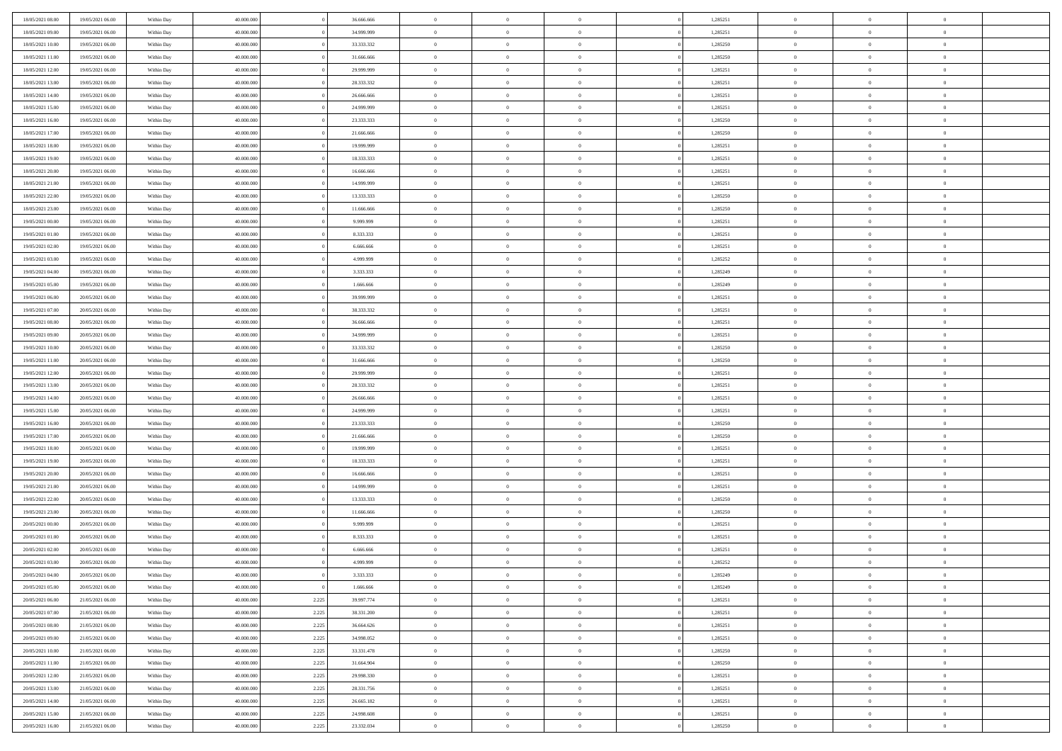| | | | | | | | | | | | | | | |
|---|---|---|---|---|---|---|---|---|---|---|---|---|---|---|
| 18/05/2021 08:00 | 19/05/2021 06:00 | Within Day | 40.000.000 | 0 | 36.666.666 | 0 | 0 | 0 | 0 | 1,285251 | 0 | 0 | 0 | |
| 18/05/2021 09:00 | 19/05/2021 06:00 | Within Day | 40.000.000 | 0 | 34.999.999 | 0 | 0 | 0 | 0 | 1,285251 | 0 | 0 | 0 | |
| 18/05/2021 10:00 | 19/05/2021 06:00 | Within Day | 40.000.000 | 0 | 33.333.332 | 0 | 0 | 0 | 0 | 1,285250 | 0 | 0 | 0 | |
| 18/05/2021 11:00 | 19/05/2021 06:00 | Within Day | 40.000.000 | 0 | 31.666.666 | 0 | 0 | 0 | 0 | 1,285250 | 0 | 0 | 0 | |
| 18/05/2021 12:00 | 19/05/2021 06:00 | Within Day | 40.000.000 | 0 | 29.999.999 | 0 | 0 | 0 | 0 | 1,285251 | 0 | 0 | 0 | |
| 18/05/2021 13:00 | 19/05/2021 06:00 | Within Day | 40.000.000 | 0 | 28.333.332 | 0 | 0 | 0 | 0 | 1,285251 | 0 | 0 | 0 | |
| 18/05/2021 14:00 | 19/05/2021 06:00 | Within Day | 40.000.000 | 0 | 26.666.666 | 0 | 0 | 0 | 0 | 1,285251 | 0 | 0 | 0 | |
| 18/05/2021 15:00 | 19/05/2021 06:00 | Within Day | 40.000.000 | 0 | 24.999.999 | 0 | 0 | 0 | 0 | 1,285251 | 0 | 0 | 0 | |
| 18/05/2021 16:00 | 19/05/2021 06:00 | Within Day | 40.000.000 | 0 | 23.333.333 | 0 | 0 | 0 | 0 | 1,285250 | 0 | 0 | 0 | |
| 18/05/2021 17:00 | 19/05/2021 06:00 | Within Day | 40.000.000 | 0 | 21.666.666 | 0 | 0 | 0 | 0 | 1,285250 | 0 | 0 | 0 | |
| 18/05/2021 18:00 | 19/05/2021 06:00 | Within Day | 40.000.000 | 0 | 19.999.999 | 0 | 0 | 0 | 0 | 1,285251 | 0 | 0 | 0 | |
| 18/05/2021 19:00 | 19/05/2021 06:00 | Within Day | 40.000.000 | 0 | 18.333.333 | 0 | 0 | 0 | 0 | 1,285251 | 0 | 0 | 0 | |
| 18/05/2021 20:00 | 19/05/2021 06:00 | Within Day | 40.000.000 | 0 | 16.666.666 | 0 | 0 | 0 | 0 | 1,285251 | 0 | 0 | 0 | |
| 18/05/2021 21:00 | 19/05/2021 06:00 | Within Day | 40.000.000 | 0 | 14.999.999 | 0 | 0 | 0 | 0 | 1,285251 | 0 | 0 | 0 | |
| 18/05/2021 22:00 | 19/05/2021 06:00 | Within Day | 40.000.000 | 0 | 13.333.333 | 0 | 0 | 0 | 0 | 1,285250 | 0 | 0 | 0 | |
| 18/05/2021 23:00 | 19/05/2021 06:00 | Within Day | 40.000.000 | 0 | 11.666.666 | 0 | 0 | 0 | 0 | 1,285250 | 0 | 0 | 0 | |
| 19/05/2021 00:00 | 19/05/2021 06:00 | Within Day | 40.000.000 | 0 | 9.999.999 | 0 | 0 | 0 | 0 | 1,285251 | 0 | 0 | 0 | |
| 19/05/2021 01:00 | 19/05/2021 06:00 | Within Day | 40.000.000 | 0 | 8.333.333 | 0 | 0 | 0 | 0 | 1,285251 | 0 | 0 | 0 | |
| 19/05/2021 02:00 | 19/05/2021 06:00 | Within Day | 40.000.000 | 0 | 6.666.666 | 0 | 0 | 0 | 0 | 1,285251 | 0 | 0 | 0 | |
| 19/05/2021 03:00 | 19/05/2021 06:00 | Within Day | 40.000.000 | 0 | 4.999.999 | 0 | 0 | 0 | 0 | 1,285252 | 0 | 0 | 0 | |
| 19/05/2021 04:00 | 19/05/2021 06:00 | Within Day | 40.000.000 | 0 | 3.333.333 | 0 | 0 | 0 | 0 | 1,285249 | 0 | 0 | 0 | |
| 19/05/2021 05:00 | 19/05/2021 06:00 | Within Day | 40.000.000 | 0 | 1.666.666 | 0 | 0 | 0 | 0 | 1,285249 | 0 | 0 | 0 | |
| 19/05/2021 06:00 | 20/05/2021 06:00 | Within Day | 40.000.000 | 0 | 39.999.999 | 0 | 0 | 0 | 0 | 1,285251 | 0 | 0 | 0 | |
| 19/05/2021 07:00 | 20/05/2021 06:00 | Within Day | 40.000.000 | 0 | 38.333.332 | 0 | 0 | 0 | 0 | 1,285251 | 0 | 0 | 0 | |
| 19/05/2021 08:00 | 20/05/2021 06:00 | Within Day | 40.000.000 | 0 | 36.666.666 | 0 | 0 | 0 | 0 | 1,285251 | 0 | 0 | 0 | |
| 19/05/2021 09:00 | 20/05/2021 06:00 | Within Day | 40.000.000 | 0 | 34.999.999 | 0 | 0 | 0 | 0 | 1,285251 | 0 | 0 | 0 | |
| 19/05/2021 10:00 | 20/05/2021 06:00 | Within Day | 40.000.000 | 0 | 33.333.332 | 0 | 0 | 0 | 0 | 1,285250 | 0 | 0 | 0 | |
| 19/05/2021 11:00 | 20/05/2021 06:00 | Within Day | 40.000.000 | 0 | 31.666.666 | 0 | 0 | 0 | 0 | 1,285250 | 0 | 0 | 0 | |
| 19/05/2021 12:00 | 20/05/2021 06:00 | Within Day | 40.000.000 | 0 | 29.999.999 | 0 | 0 | 0 | 0 | 1,285251 | 0 | 0 | 0 | |
| 19/05/2021 13:00 | 20/05/2021 06:00 | Within Day | 40.000.000 | 0 | 28.333.332 | 0 | 0 | 0 | 0 | 1,285251 | 0 | 0 | 0 | |
| 19/05/2021 14:00 | 20/05/2021 06:00 | Within Day | 40.000.000 | 0 | 26.666.666 | 0 | 0 | 0 | 0 | 1,285251 | 0 | 0 | 0 | |
| 19/05/2021 15:00 | 20/05/2021 06:00 | Within Day | 40.000.000 | 0 | 24.999.999 | 0 | 0 | 0 | 0 | 1,285251 | 0 | 0 | 0 | |
| 19/05/2021 16:00 | 20/05/2021 06:00 | Within Day | 40.000.000 | 0 | 23.333.333 | 0 | 0 | 0 | 0 | 1,285250 | 0 | 0 | 0 | |
| 19/05/2021 17:00 | 20/05/2021 06:00 | Within Day | 40.000.000 | 0 | 21.666.666 | 0 | 0 | 0 | 0 | 1,285250 | 0 | 0 | 0 | |
| 19/05/2021 18:00 | 20/05/2021 06:00 | Within Day | 40.000.000 | 0 | 19.999.999 | 0 | 0 | 0 | 0 | 1,285251 | 0 | 0 | 0 | |
| 19/05/2021 19:00 | 20/05/2021 06:00 | Within Day | 40.000.000 | 0 | 18.333.333 | 0 | 0 | 0 | 0 | 1,285251 | 0 | 0 | 0 | |
| 19/05/2021 20:00 | 20/05/2021 06:00 | Within Day | 40.000.000 | 0 | 16.666.666 | 0 | 0 | 0 | 0 | 1,285251 | 0 | 0 | 0 | |
| 19/05/2021 21:00 | 20/05/2021 06:00 | Within Day | 40.000.000 | 0 | 14.999.999 | 0 | 0 | 0 | 0 | 1,285251 | 0 | 0 | 0 | |
| 19/05/2021 22:00 | 20/05/2021 06:00 | Within Day | 40.000.000 | 0 | 13.333.333 | 0 | 0 | 0 | 0 | 1,285250 | 0 | 0 | 0 | |
| 19/05/2021 23:00 | 20/05/2021 06:00 | Within Day | 40.000.000 | 0 | 11.666.666 | 0 | 0 | 0 | 0 | 1,285250 | 0 | 0 | 0 | |
| 20/05/2021 00:00 | 20/05/2021 06:00 | Within Day | 40.000.000 | 0 | 9.999.999 | 0 | 0 | 0 | 0 | 1,285251 | 0 | 0 | 0 | |
| 20/05/2021 01:00 | 20/05/2021 06:00 | Within Day | 40.000.000 | 0 | 8.333.333 | 0 | 0 | 0 | 0 | 1,285251 | 0 | 0 | 0 | |
| 20/05/2021 02:00 | 20/05/2021 06:00 | Within Day | 40.000.000 | 0 | 6.666.666 | 0 | 0 | 0 | 0 | 1,285251 | 0 | 0 | 0 | |
| 20/05/2021 03:00 | 20/05/2021 06:00 | Within Day | 40.000.000 | 0 | 4.999.999 | 0 | 0 | 0 | 0 | 1,285252 | 0 | 0 | 0 | |
| 20/05/2021 04:00 | 20/05/2021 06:00 | Within Day | 40.000.000 | 0 | 3.333.333 | 0 | 0 | 0 | 0 | 1,285249 | 0 | 0 | 0 | |
| 20/05/2021 05:00 | 20/05/2021 06:00 | Within Day | 40.000.000 | 0 | 1.666.666 | 0 | 0 | 0 | 0 | 1,285249 | 0 | 0 | 0 | |
| 20/05/2021 06:00 | 21/05/2021 06:00 | Within Day | 40.000.000 | 2.225 | 39.997.774 | 0 | 0 | 0 | 0 | 1,285251 | 0 | 0 | 0 | |
| 20/05/2021 07:00 | 21/05/2021 06:00 | Within Day | 40.000.000 | 2.225 | 38.331.200 | 0 | 0 | 0 | 0 | 1,285251 | 0 | 0 | 0 | |
| 20/05/2021 08:00 | 21/05/2021 06:00 | Within Day | 40.000.000 | 2.225 | 36.664.626 | 0 | 0 | 0 | 0 | 1,285251 | 0 | 0 | 0 | |
| 20/05/2021 09:00 | 21/05/2021 06:00 | Within Day | 40.000.000 | 2.225 | 34.998.052 | 0 | 0 | 0 | 0 | 1,285251 | 0 | 0 | 0 | |
| 20/05/2021 10:00 | 21/05/2021 06:00 | Within Day | 40.000.000 | 2.225 | 33.331.478 | 0 | 0 | 0 | 0 | 1,285250 | 0 | 0 | 0 | |
| 20/05/2021 11:00 | 21/05/2021 06:00 | Within Day | 40.000.000 | 2.225 | 31.664.904 | 0 | 0 | 0 | 0 | 1,285250 | 0 | 0 | 0 | |
| 20/05/2021 12:00 | 21/05/2021 06:00 | Within Day | 40.000.000 | 2.225 | 29.998.330 | 0 | 0 | 0 | 0 | 1,285251 | 0 | 0 | 0 | |
| 20/05/2021 13:00 | 21/05/2021 06:00 | Within Day | 40.000.000 | 2.225 | 28.331.756 | 0 | 0 | 0 | 0 | 1,285251 | 0 | 0 | 0 | |
| 20/05/2021 14:00 | 21/05/2021 06:00 | Within Day | 40.000.000 | 2.225 | 26.665.182 | 0 | 0 | 0 | 0 | 1,285251 | 0 | 0 | 0 | |
| 20/05/2021 15:00 | 21/05/2021 06:00 | Within Day | 40.000.000 | 2.225 | 24.998.608 | 0 | 0 | 0 | 0 | 1,285251 | 0 | 0 | 0 | |
| 20/05/2021 16:00 | 21/05/2021 06:00 | Within Day | 40.000.000 | 2.225 | 23.332.034 | 0 | 0 | 0 | 0 | 1,285250 | 0 | 0 | 0 | |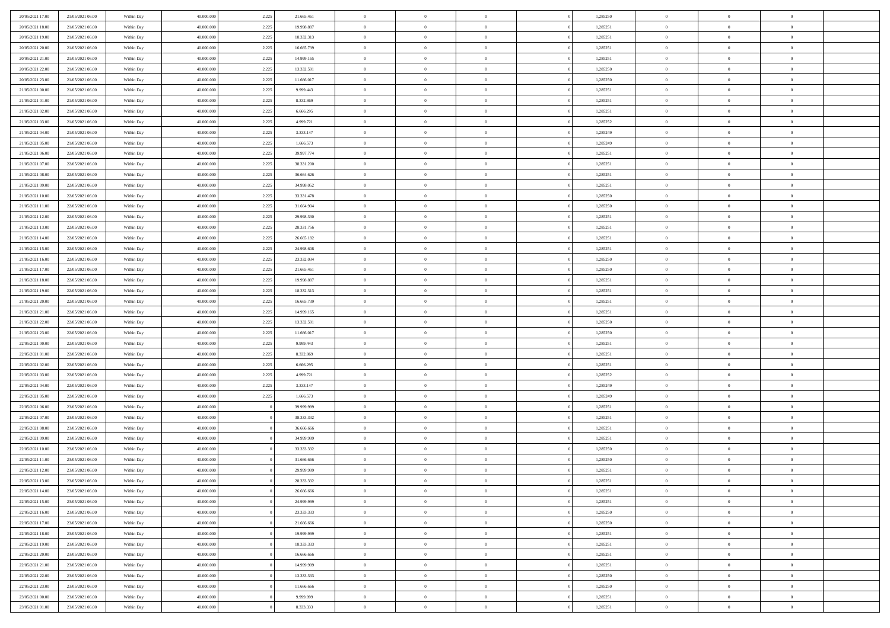| | | | | | | | | | | | | | | |
|---|---|---|---|---|---|---|---|---|---|---|---|---|---|---|
| 20/05/2021 17:00 | 21/05/2021 06:00 | Within Day | 40.000.000 | 2.225 | 21.665.461 | 0 | 0 | 0 | | 1,285250 | 0 | 0 | 0 | |
| 20/05/2021 18:00 | 21/05/2021 06:00 | Within Day | 40.000.000 | 2.225 | 19.998.887 | 0 | 0 | 0 | | 1,285251 | 0 | 0 | 0 | |
| 20/05/2021 19:00 | 21/05/2021 06:00 | Within Day | 40.000.000 | 2.225 | 18.332.313 | 0 | 0 | 0 | | 1,285251 | 0 | 0 | 0 | |
| 20/05/2021 20:00 | 21/05/2021 06:00 | Within Day | 40.000.000 | 2.225 | 16.665.739 | 0 | 0 | 0 | | 1,285251 | 0 | 0 | 0 | |
| 20/05/2021 21:00 | 21/05/2021 06:00 | Within Day | 40.000.000 | 2.225 | 14.999.165 | 0 | 0 | 0 | | 1,285251 | 0 | 0 | 0 | |
| 20/05/2021 22:00 | 21/05/2021 06:00 | Within Day | 40.000.000 | 2.225 | 13.332.591 | 0 | 0 | 0 | | 1,285250 | 0 | 0 | 0 | |
| 20/05/2021 23:00 | 21/05/2021 06:00 | Within Day | 40.000.000 | 2.225 | 11.666.017 | 0 | 0 | 0 | | 1,285250 | 0 | 0 | 0 | |
| 21/05/2021 00:00 | 21/05/2021 06:00 | Within Day | 40.000.000 | 2.225 | 9.999.443 | 0 | 0 | 0 | | 1,285251 | 0 | 0 | 0 | |
| 21/05/2021 01:00 | 21/05/2021 06:00 | Within Day | 40.000.000 | 2.225 | 8.332.869 | 0 | 0 | 0 | | 1,285251 | 0 | 0 | 0 | |
| 21/05/2021 02:00 | 21/05/2021 06:00 | Within Day | 40.000.000 | 2.225 | 6.666.295 | 0 | 0 | 0 | | 1,285251 | 0 | 0 | 0 | |
| 21/05/2021 03:00 | 21/05/2021 06:00 | Within Day | 40.000.000 | 2.225 | 4.999.721 | 0 | 0 | 0 | | 1,285252 | 0 | 0 | 0 | |
| 21/05/2021 04:00 | 21/05/2021 06:00 | Within Day | 40.000.000 | 2.225 | 3.333.147 | 0 | 0 | 0 | | 1,285249 | 0 | 0 | 0 | |
| 21/05/2021 05:00 | 21/05/2021 06:00 | Within Day | 40.000.000 | 2.225 | 1.666.573 | 0 | 0 | 0 | | 1,285249 | 0 | 0 | 0 | |
| 21/05/2021 06:00 | 22/05/2021 06:00 | Within Day | 40.000.000 | 2.225 | 39.997.774 | 0 | 0 | 0 | | 1,285251 | 0 | 0 | 0 | |
| 21/05/2021 07:00 | 22/05/2021 06:00 | Within Day | 40.000.000 | 2.225 | 38.331.200 | 0 | 0 | 0 | | 1,285251 | 0 | 0 | 0 | |
| 21/05/2021 08:00 | 22/05/2021 06:00 | Within Day | 40.000.000 | 2.225 | 36.664.626 | 0 | 0 | 0 | | 1,285251 | 0 | 0 | 0 | |
| 21/05/2021 09:00 | 22/05/2021 06:00 | Within Day | 40.000.000 | 2.225 | 34.998.052 | 0 | 0 | 0 | | 1,285251 | 0 | 0 | 0 | |
| 21/05/2021 10:00 | 22/05/2021 06:00 | Within Day | 40.000.000 | 2.225 | 33.331.478 | 0 | 0 | 0 | | 1,285250 | 0 | 0 | 0 | |
| 21/05/2021 11:00 | 22/05/2021 06:00 | Within Day | 40.000.000 | 2.225 | 31.664.904 | 0 | 0 | 0 | | 1,285250 | 0 | 0 | 0 | |
| 21/05/2021 12:00 | 22/05/2021 06:00 | Within Day | 40.000.000 | 2.225 | 29.998.330 | 0 | 0 | 0 | | 1,285251 | 0 | 0 | 0 | |
| 21/05/2021 13:00 | 22/05/2021 06:00 | Within Day | 40.000.000 | 2.225 | 28.331.756 | 0 | 0 | 0 | | 1,285251 | 0 | 0 | 0 | |
| 21/05/2021 14:00 | 22/05/2021 06:00 | Within Day | 40.000.000 | 2.225 | 26.665.182 | 0 | 0 | 0 | | 1,285251 | 0 | 0 | 0 | |
| 21/05/2021 15:00 | 22/05/2021 06:00 | Within Day | 40.000.000 | 2.225 | 24.998.608 | 0 | 0 | 0 | | 1,285251 | 0 | 0 | 0 | |
| 21/05/2021 16:00 | 22/05/2021 06:00 | Within Day | 40.000.000 | 2.225 | 23.332.034 | 0 | 0 | 0 | | 1,285250 | 0 | 0 | 0 | |
| 21/05/2021 17:00 | 22/05/2021 06:00 | Within Day | 40.000.000 | 2.225 | 21.665.461 | 0 | 0 | 0 | | 1,285250 | 0 | 0 | 0 | |
| 21/05/2021 18:00 | 22/05/2021 06:00 | Within Day | 40.000.000 | 2.225 | 19.998.887 | 0 | 0 | 0 | | 1,285251 | 0 | 0 | 0 | |
| 21/05/2021 19:00 | 22/05/2021 06:00 | Within Day | 40.000.000 | 2.225 | 18.332.313 | 0 | 0 | 0 | | 1,285251 | 0 | 0 | 0 | |
| 21/05/2021 20:00 | 22/05/2021 06:00 | Within Day | 40.000.000 | 2.225 | 16.665.739 | 0 | 0 | 0 | | 1,285251 | 0 | 0 | 0 | |
| 21/05/2021 21:00 | 22/05/2021 06:00 | Within Day | 40.000.000 | 2.225 | 14.999.165 | 0 | 0 | 0 | | 1,285251 | 0 | 0 | 0 | |
| 21/05/2021 22:00 | 22/05/2021 06:00 | Within Day | 40.000.000 | 2.225 | 13.332.591 | 0 | 0 | 0 | | 1,285250 | 0 | 0 | 0 | |
| 21/05/2021 23:00 | 22/05/2021 06:00 | Within Day | 40.000.000 | 2.225 | 11.666.017 | 0 | 0 | 0 | | 1,285250 | 0 | 0 | 0 | |
| 22/05/2021 00:00 | 22/05/2021 06:00 | Within Day | 40.000.000 | 2.225 | 9.999.443 | 0 | 0 | 0 | | 1,285251 | 0 | 0 | 0 | |
| 22/05/2021 01:00 | 22/05/2021 06:00 | Within Day | 40.000.000 | 2.225 | 8.332.869 | 0 | 0 | 0 | | 1,285251 | 0 | 0 | 0 | |
| 22/05/2021 02:00 | 22/05/2021 06:00 | Within Day | 40.000.000 | 2.225 | 6.666.295 | 0 | 0 | 0 | | 1,285251 | 0 | 0 | 0 | |
| 22/05/2021 03:00 | 22/05/2021 06:00 | Within Day | 40.000.000 | 2.225 | 4.999.721 | 0 | 0 | 0 | | 1,285252 | 0 | 0 | 0 | |
| 22/05/2021 04:00 | 22/05/2021 06:00 | Within Day | 40.000.000 | 2.225 | 3.333.147 | 0 | 0 | 0 | | 1,285249 | 0 | 0 | 0 | |
| 22/05/2021 05:00 | 22/05/2021 06:00 | Within Day | 40.000.000 | 2.225 | 1.666.573 | 0 | 0 | 0 | | 1,285249 | 0 | 0 | 0 | |
| 22/05/2021 06:00 | 23/05/2021 06:00 | Within Day | 40.000.000 | 0 | 39.999.999 | 0 | 0 | 0 | | 1,285251 | 0 | 0 | 0 | |
| 22/05/2021 07:00 | 23/05/2021 06:00 | Within Day | 40.000.000 | 0 | 38.333.332 | 0 | 0 | 0 | | 1,285251 | 0 | 0 | 0 | |
| 22/05/2021 08:00 | 23/05/2021 06:00 | Within Day | 40.000.000 | 0 | 36.666.666 | 0 | 0 | 0 | | 1,285251 | 0 | 0 | 0 | |
| 22/05/2021 09:00 | 23/05/2021 06:00 | Within Day | 40.000.000 | 0 | 34.999.999 | 0 | 0 | 0 | | 1,285251 | 0 | 0 | 0 | |
| 22/05/2021 10:00 | 23/05/2021 06:00 | Within Day | 40.000.000 | 0 | 33.333.332 | 0 | 0 | 0 | | 1,285250 | 0 | 0 | 0 | |
| 22/05/2021 11:00 | 23/05/2021 06:00 | Within Day | 40.000.000 | 0 | 31.666.666 | 0 | 0 | 0 | | 1,285250 | 0 | 0 | 0 | |
| 22/05/2021 12:00 | 23/05/2021 06:00 | Within Day | 40.000.000 | 0 | 29.999.999 | 0 | 0 | 0 | | 1,285251 | 0 | 0 | 0 | |
| 22/05/2021 13:00 | 23/05/2021 06:00 | Within Day | 40.000.000 | 0 | 28.333.332 | 0 | 0 | 0 | | 1,285251 | 0 | 0 | 0 | |
| 22/05/2021 14:00 | 23/05/2021 06:00 | Within Day | 40.000.000 | 0 | 26.666.666 | 0 | 0 | 0 | | 1,285251 | 0 | 0 | 0 | |
| 22/05/2021 15:00 | 23/05/2021 06:00 | Within Day | 40.000.000 | 0 | 24.999.999 | 0 | 0 | 0 | | 1,285251 | 0 | 0 | 0 | |
| 22/05/2021 16:00 | 23/05/2021 06:00 | Within Day | 40.000.000 | 0 | 23.333.333 | 0 | 0 | 0 | | 1,285250 | 0 | 0 | 0 | |
| 22/05/2021 17:00 | 23/05/2021 06:00 | Within Day | 40.000.000 | 0 | 21.666.666 | 0 | 0 | 0 | | 1,285250 | 0 | 0 | 0 | |
| 22/05/2021 18:00 | 23/05/2021 06:00 | Within Day | 40.000.000 | 0 | 19.999.999 | 0 | 0 | 0 | | 1,285251 | 0 | 0 | 0 | |
| 22/05/2021 19:00 | 23/05/2021 06:00 | Within Day | 40.000.000 | 0 | 18.333.333 | 0 | 0 | 0 | | 1,285251 | 0 | 0 | 0 | |
| 22/05/2021 20:00 | 23/05/2021 06:00 | Within Day | 40.000.000 | 0 | 16.666.666 | 0 | 0 | 0 | | 1,285251 | 0 | 0 | 0 | |
| 22/05/2021 21:00 | 23/05/2021 06:00 | Within Day | 40.000.000 | 0 | 14.999.999 | 0 | 0 | 0 | | 1,285251 | 0 | 0 | 0 | |
| 22/05/2021 22:00 | 23/05/2021 06:00 | Within Day | 40.000.000 | 0 | 13.333.333 | 0 | 0 | 0 | | 1,285250 | 0 | 0 | 0 | |
| 22/05/2021 23:00 | 23/05/2021 06:00 | Within Day | 40.000.000 | 0 | 11.666.666 | 0 | 0 | 0 | | 1,285250 | 0 | 0 | 0 | |
| 23/05/2021 00:00 | 23/05/2021 06:00 | Within Day | 40.000.000 | 0 | 9.999.999 | 0 | 0 | 0 | | 1,285251 | 0 | 0 | 0 | |
| 23/05/2021 01:00 | 23/05/2021 06:00 | Within Day | 40.000.000 | 0 | 8.333.333 | 0 | 0 | 0 | | 1,285251 | 0 | 0 | 0 | |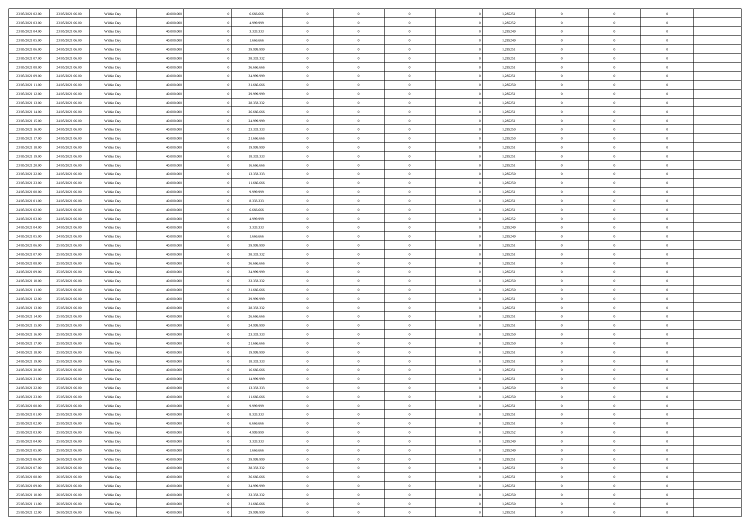| | | | | | | | | | | | | | | |
|---|---|---|---|---|---|---|---|---|---|---|---|---|---|---|
| 23/05/2021 02:00 | 23/05/2021 06:00 | Within Day | 40.000.000 | 0 | 6.666.666 | 0 | 0 | 0 | | 0 | 1,285251 | 0 | 0 | 0 |
| 23/05/2021 03:00 | 23/05/2021 06:00 | Within Day | 40.000.000 | 0 | 4.999.999 | 0 | 0 | 0 | | 0 | 1,285252 | 0 | 0 | 0 |
| 23/05/2021 04:00 | 23/05/2021 06:00 | Within Day | 40.000.000 | 0 | 3.333.333 | 0 | 0 | 0 | | 0 | 1,285249 | 0 | 0 | 0 |
| 23/05/2021 05:00 | 23/05/2021 06:00 | Within Day | 40.000.000 | 0 | 1.666.666 | 0 | 0 | 0 | | 0 | 1,285249 | 0 | 0 | 0 |
| 23/05/2021 06:00 | 24/05/2021 06:00 | Within Day | 40.000.000 | 0 | 39.999.999 | 0 | 0 | 0 | | 0 | 1,285251 | 0 | 0 | 0 |
| 23/05/2021 07:00 | 24/05/2021 06:00 | Within Day | 40.000.000 | 0 | 38.333.332 | 0 | 0 | 0 | | 0 | 1,285251 | 0 | 0 | 0 |
| 23/05/2021 08:00 | 24/05/2021 06:00 | Within Day | 40.000.000 | 0 | 36.666.666 | 0 | 0 | 0 | | 0 | 1,285251 | 0 | 0 | 0 |
| 23/05/2021 09:00 | 24/05/2021 06:00 | Within Day | 40.000.000 | 0 | 34.999.999 | 0 | 0 | 0 | | 0 | 1,285251 | 0 | 0 | 0 |
| 23/05/2021 11:00 | 24/05/2021 06:00 | Within Day | 40.000.000 | 0 | 31.666.666 | 0 | 0 | 0 | | 0 | 1,285250 | 0 | 0 | 0 |
| 23/05/2021 12:00 | 24/05/2021 06:00 | Within Day | 40.000.000 | 0 | 29.999.999 | 0 | 0 | 0 | | 0 | 1,285251 | 0 | 0 | 0 |
| 23/05/2021 13:00 | 24/05/2021 06:00 | Within Day | 40.000.000 | 0 | 28.333.332 | 0 | 0 | 0 | | 0 | 1,285251 | 0 | 0 | 0 |
| 23/05/2021 14:00 | 24/05/2021 06:00 | Within Day | 40.000.000 | 0 | 26.666.666 | 0 | 0 | 0 | | 0 | 1,285251 | 0 | 0 | 0 |
| 23/05/2021 15:00 | 24/05/2021 06:00 | Within Day | 40.000.000 | 0 | 24.999.999 | 0 | 0 | 0 | | 0 | 1,285251 | 0 | 0 | 0 |
| 23/05/2021 16:00 | 24/05/2021 06:00 | Within Day | 40.000.000 | 0 | 23.333.333 | 0 | 0 | 0 | | 0 | 1,285250 | 0 | 0 | 0 |
| 23/05/2021 17:00 | 24/05/2021 06:00 | Within Day | 40.000.000 | 0 | 21.666.666 | 0 | 0 | 0 | | 0 | 1,285250 | 0 | 0 | 0 |
| 23/05/2021 18:00 | 24/05/2021 06:00 | Within Day | 40.000.000 | 0 | 19.999.999 | 0 | 0 | 0 | | 0 | 1,285251 | 0 | 0 | 0 |
| 23/05/2021 19:00 | 24/05/2021 06:00 | Within Day | 40.000.000 | 0 | 18.333.333 | 0 | 0 | 0 | | 0 | 1,285251 | 0 | 0 | 0 |
| 23/05/2021 20:00 | 24/05/2021 06:00 | Within Day | 40.000.000 | 0 | 16.666.666 | 0 | 0 | 0 | | 0 | 1,285251 | 0 | 0 | 0 |
| 23/05/2021 22:00 | 24/05/2021 06:00 | Within Day | 40.000.000 | 0 | 13.333.333 | 0 | 0 | 0 | | 0 | 1,285250 | 0 | 0 | 0 |
| 23/05/2021 23:00 | 24/05/2021 06:00 | Within Day | 40.000.000 | 0 | 11.666.666 | 0 | 0 | 0 | | 0 | 1,285250 | 0 | 0 | 0 |
| 24/05/2021 00:00 | 24/05/2021 06:00 | Within Day | 40.000.000 | 0 | 9.999.999 | 0 | 0 | 0 | | 0 | 1,285251 | 0 | 0 | 0 |
| 24/05/2021 01:00 | 24/05/2021 06:00 | Within Day | 40.000.000 | 0 | 8.333.333 | 0 | 0 | 0 | | 0 | 1,285251 | 0 | 0 | 0 |
| 24/05/2021 02:00 | 24/05/2021 06:00 | Within Day | 40.000.000 | 0 | 6.666.666 | 0 | 0 | 0 | | 0 | 1,285251 | 0 | 0 | 0 |
| 24/05/2021 03:00 | 24/05/2021 06:00 | Within Day | 40.000.000 | 0 | 4.999.999 | 0 | 0 | 0 | | 0 | 1,285252 | 0 | 0 | 0 |
| 24/05/2021 04:00 | 24/05/2021 06:00 | Within Day | 40.000.000 | 0 | 3.333.333 | 0 | 0 | 0 | | 0 | 1,285249 | 0 | 0 | 0 |
| 24/05/2021 05:00 | 24/05/2021 06:00 | Within Day | 40.000.000 | 0 | 1.666.666 | 0 | 0 | 0 | | 0 | 1,285249 | 0 | 0 | 0 |
| 24/05/2021 06:00 | 25/05/2021 06:00 | Within Day | 40.000.000 | 0 | 39.999.999 | 0 | 0 | 0 | | 0 | 1,285251 | 0 | 0 | 0 |
| 24/05/2021 07:00 | 25/05/2021 06:00 | Within Day | 40.000.000 | 0 | 38.333.332 | 0 | 0 | 0 | | 0 | 1,285251 | 0 | 0 | 0 |
| 24/05/2021 08:00 | 25/05/2021 06:00 | Within Day | 40.000.000 | 0 | 36.666.666 | 0 | 0 | 0 | | 0 | 1,285251 | 0 | 0 | 0 |
| 24/05/2021 09:00 | 25/05/2021 06:00 | Within Day | 40.000.000 | 0 | 34.999.999 | 0 | 0 | 0 | | 0 | 1,285251 | 0 | 0 | 0 |
| 24/05/2021 10:00 | 25/05/2021 06:00 | Within Day | 40.000.000 | 0 | 33.333.332 | 0 | 0 | 0 | | 0 | 1,285250 | 0 | 0 | 0 |
| 24/05/2021 11:00 | 25/05/2021 06:00 | Within Day | 40.000.000 | 0 | 31.666.666 | 0 | 0 | 0 | | 0 | 1,285250 | 0 | 0 | 0 |
| 24/05/2021 12:00 | 25/05/2021 06:00 | Within Day | 40.000.000 | 0 | 29.999.999 | 0 | 0 | 0 | | 0 | 1,285251 | 0 | 0 | 0 |
| 24/05/2021 13:00 | 25/05/2021 06:00 | Within Day | 40.000.000 | 0 | 28.333.332 | 0 | 0 | 0 | | 0 | 1,285251 | 0 | 0 | 0 |
| 24/05/2021 14:00 | 25/05/2021 06:00 | Within Day | 40.000.000 | 0 | 26.666.666 | 0 | 0 | 0 | | 0 | 1,285251 | 0 | 0 | 0 |
| 24/05/2021 15:00 | 25/05/2021 06:00 | Within Day | 40.000.000 | 0 | 24.999.999 | 0 | 0 | 0 | | 0 | 1,285251 | 0 | 0 | 0 |
| 24/05/2021 16:00 | 25/05/2021 06:00 | Within Day | 40.000.000 | 0 | 23.333.333 | 0 | 0 | 0 | | 0 | 1,285250 | 0 | 0 | 0 |
| 24/05/2021 17:00 | 25/05/2021 06:00 | Within Day | 40.000.000 | 0 | 21.666.666 | 0 | 0 | 0 | | 0 | 1,285250 | 0 | 0 | 0 |
| 24/05/2021 18:00 | 25/05/2021 06:00 | Within Day | 40.000.000 | 0 | 19.999.999 | 0 | 0 | 0 | | 0 | 1,285251 | 0 | 0 | 0 |
| 24/05/2021 19:00 | 25/05/2021 06:00 | Within Day | 40.000.000 | 0 | 18.333.333 | 0 | 0 | 0 | | 0 | 1,285251 | 0 | 0 | 0 |
| 24/05/2021 20:00 | 25/05/2021 06:00 | Within Day | 40.000.000 | 0 | 16.666.666 | 0 | 0 | 0 | | 0 | 1,285251 | 0 | 0 | 0 |
| 24/05/2021 21:00 | 25/05/2021 06:00 | Within Day | 40.000.000 | 0 | 14.999.999 | 0 | 0 | 0 | | 0 | 1,285251 | 0 | 0 | 0 |
| 24/05/2021 22:00 | 25/05/2021 06:00 | Within Day | 40.000.000 | 0 | 13.333.333 | 0 | 0 | 0 | | 0 | 1,285250 | 0 | 0 | 0 |
| 24/05/2021 23:00 | 25/05/2021 06:00 | Within Day | 40.000.000 | 0 | 11.666.666 | 0 | 0 | 0 | | 0 | 1,285250 | 0 | 0 | 0 |
| 25/05/2021 00:00 | 25/05/2021 06:00 | Within Day | 40.000.000 | 0 | 9.999.999 | 0 | 0 | 0 | | 0 | 1,285251 | 0 | 0 | 0 |
| 25/05/2021 01:00 | 25/05/2021 06:00 | Within Day | 40.000.000 | 0 | 8.333.333 | 0 | 0 | 0 | | 0 | 1,285251 | 0 | 0 | 0 |
| 25/05/2021 02:00 | 25/05/2021 06:00 | Within Day | 40.000.000 | 0 | 6.666.666 | 0 | 0 | 0 | | 0 | 1,285251 | 0 | 0 | 0 |
| 25/05/2021 03:00 | 25/05/2021 06:00 | Within Day | 40.000.000 | 0 | 4.999.999 | 0 | 0 | 0 | | 0 | 1,285252 | 0 | 0 | 0 |
| 25/05/2021 04:00 | 25/05/2021 06:00 | Within Day | 40.000.000 | 0 | 3.333.333 | 0 | 0 | 0 | | 0 | 1,285249 | 0 | 0 | 0 |
| 25/05/2021 05:00 | 25/05/2021 06:00 | Within Day | 40.000.000 | 0 | 1.666.666 | 0 | 0 | 0 | | 0 | 1,285249 | 0 | 0 | 0 |
| 25/05/2021 06:00 | 26/05/2021 06:00 | Within Day | 40.000.000 | 0 | 39.999.999 | 0 | 0 | 0 | | 0 | 1,285251 | 0 | 0 | 0 |
| 25/05/2021 07:00 | 26/05/2021 06:00 | Within Day | 40.000.000 | 0 | 38.333.332 | 0 | 0 | 0 | | 0 | 1,285251 | 0 | 0 | 0 |
| 25/05/2021 08:00 | 26/05/2021 06:00 | Within Day | 40.000.000 | 0 | 36.666.666 | 0 | 0 | 0 | | 0 | 1,285251 | 0 | 0 | 0 |
| 25/05/2021 09:00 | 26/05/2021 06:00 | Within Day | 40.000.000 | 0 | 34.999.999 | 0 | 0 | 0 | | 0 | 1,285251 | 0 | 0 | 0 |
| 25/05/2021 10:00 | 26/05/2021 06:00 | Within Day | 40.000.000 | 0 | 33.333.332 | 0 | 0 | 0 | | 0 | 1,285250 | 0 | 0 | 0 |
| 25/05/2021 11:00 | 26/05/2021 06:00 | Within Day | 40.000.000 | 0 | 31.666.666 | 0 | 0 | 0 | | 0 | 1,285250 | 0 | 0 | 0 |
| 25/05/2021 12:00 | 26/05/2021 06:00 | Within Day | 40.000.000 | 0 | 29.999.999 | 0 | 0 | 0 | | 0 | 1,285251 | 0 | 0 | 0 |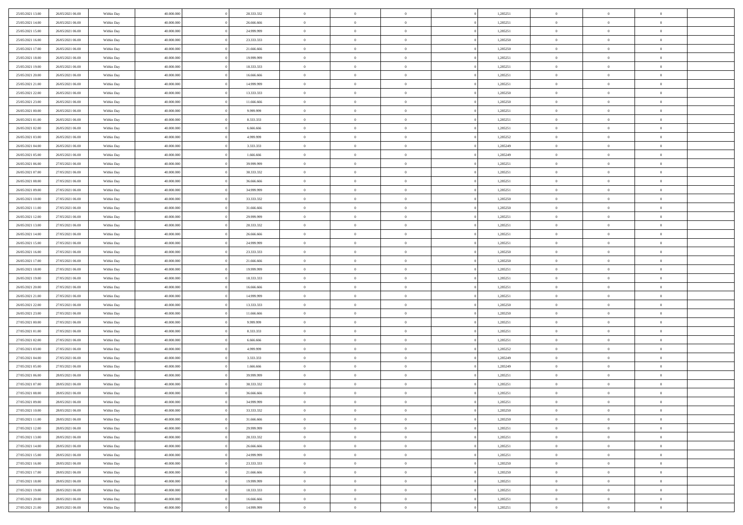| | | | | | | | | | | | | | | |
|---|---|---|---|---|---|---|---|---|---|---|---|---|---|---|
| 25/05/2021 13:00 | 26/05/2021 06:00 | Within Day | 40.000.000 | 0 | 28.333.332 | 0 | 0 | 0 | | 0 | 1,285251 | 0 | 0 | 0 |
| 25/05/2021 14:00 | 26/05/2021 06:00 | Within Day | 40.000.000 | 0 | 26.666.666 | 0 | 0 | 0 | | 0 | 1,285251 | 0 | 0 | 0 |
| 25/05/2021 15:00 | 26/05/2021 06:00 | Within Day | 40.000.000 | 0 | 24.999.999 | 0 | 0 | 0 | | 0 | 1,285251 | 0 | 0 | 0 |
| 25/05/2021 16:00 | 26/05/2021 06:00 | Within Day | 40.000.000 | 0 | 23.333.333 | 0 | 0 | 0 | | 0 | 1,285250 | 0 | 0 | 0 |
| 25/05/2021 17:00 | 26/05/2021 06:00 | Within Day | 40.000.000 | 0 | 21.666.666 | 0 | 0 | 0 | | 0 | 1,285250 | 0 | 0 | 0 |
| 25/05/2021 18:00 | 26/05/2021 06:00 | Within Day | 40.000.000 | 0 | 19.999.999 | 0 | 0 | 0 | | 0 | 1,285251 | 0 | 0 | 0 |
| 25/05/2021 19:00 | 26/05/2021 06:00 | Within Day | 40.000.000 | 0 | 18.333.333 | 0 | 0 | 0 | | 0 | 1,285251 | 0 | 0 | 0 |
| 25/05/2021 20:00 | 26/05/2021 06:00 | Within Day | 40.000.000 | 0 | 16.666.666 | 0 | 0 | 0 | | 0 | 1,285251 | 0 | 0 | 0 |
| 25/05/2021 21:00 | 26/05/2021 06:00 | Within Day | 40.000.000 | 0 | 14.999.999 | 0 | 0 | 0 | | 0 | 1,285251 | 0 | 0 | 0 |
| 25/05/2021 22:00 | 26/05/2021 06:00 | Within Day | 40.000.000 | 0 | 13.333.333 | 0 | 0 | 0 | | 0 | 1,285250 | 0 | 0 | 0 |
| 25/05/2021 23:00 | 26/05/2021 06:00 | Within Day | 40.000.000 | 0 | 11.666.666 | 0 | 0 | 0 | | 0 | 1,285250 | 0 | 0 | 0 |
| 26/05/2021 00:00 | 26/05/2021 06:00 | Within Day | 40.000.000 | 0 | 9.999.999 | 0 | 0 | 0 | | 0 | 1,285251 | 0 | 0 | 0 |
| 26/05/2021 01:00 | 26/05/2021 06:00 | Within Day | 40.000.000 | 0 | 8.333.333 | 0 | 0 | 0 | | 0 | 1,285251 | 0 | 0 | 0 |
| 26/05/2021 02:00 | 26/05/2021 06:00 | Within Day | 40.000.000 | 0 | 6.666.666 | 0 | 0 | 0 | | 0 | 1,285251 | 0 | 0 | 0 |
| 26/05/2021 03:00 | 26/05/2021 06:00 | Within Day | 40.000.000 | 0 | 4.999.999 | 0 | 0 | 0 | | 0 | 1,285252 | 0 | 0 | 0 |
| 26/05/2021 04:00 | 26/05/2021 06:00 | Within Day | 40.000.000 | 0 | 3.333.333 | 0 | 0 | 0 | | 0 | 1,285249 | 0 | 0 | 0 |
| 26/05/2021 05:00 | 26/05/2021 06:00 | Within Day | 40.000.000 | 0 | 1.666.666 | 0 | 0 | 0 | | 0 | 1,285249 | 0 | 0 | 0 |
| 26/05/2021 06:00 | 27/05/2021 06:00 | Within Day | 40.000.000 | 0 | 39.999.999 | 0 | 0 | 0 | | 0 | 1,285251 | 0 | 0 | 0 |
| 26/05/2021 07:00 | 27/05/2021 06:00 | Within Day | 40.000.000 | 0 | 38.333.332 | 0 | 0 | 0 | | 0 | 1,285251 | 0 | 0 | 0 |
| 26/05/2021 08:00 | 27/05/2021 06:00 | Within Day | 40.000.000 | 0 | 36.666.666 | 0 | 0 | 0 | | 0 | 1,285251 | 0 | 0 | 0 |
| 26/05/2021 09:00 | 27/05/2021 06:00 | Within Day | 40.000.000 | 0 | 34.999.999 | 0 | 0 | 0 | | 0 | 1,285251 | 0 | 0 | 0 |
| 26/05/2021 10:00 | 27/05/2021 06:00 | Within Day | 40.000.000 | 0 | 33.333.332 | 0 | 0 | 0 | | 0 | 1,285250 | 0 | 0 | 0 |
| 26/05/2021 11:00 | 27/05/2021 06:00 | Within Day | 40.000.000 | 0 | 31.666.666 | 0 | 0 | 0 | | 0 | 1,285250 | 0 | 0 | 0 |
| 26/05/2021 12:00 | 27/05/2021 06:00 | Within Day | 40.000.000 | 0 | 29.999.999 | 0 | 0 | 0 | | 0 | 1,285251 | 0 | 0 | 0 |
| 26/05/2021 13:00 | 27/05/2021 06:00 | Within Day | 40.000.000 | 0 | 28.333.332 | 0 | 0 | 0 | | 0 | 1,285251 | 0 | 0 | 0 |
| 26/05/2021 14:00 | 27/05/2021 06:00 | Within Day | 40.000.000 | 0 | 26.666.666 | 0 | 0 | 0 | | 0 | 1,285251 | 0 | 0 | 0 |
| 26/05/2021 15:00 | 27/05/2021 06:00 | Within Day | 40.000.000 | 0 | 24.999.999 | 0 | 0 | 0 | | 0 | 1,285251 | 0 | 0 | 0 |
| 26/05/2021 16:00 | 27/05/2021 06:00 | Within Day | 40.000.000 | 0 | 23.333.333 | 0 | 0 | 0 | | 0 | 1,285250 | 0 | 0 | 0 |
| 26/05/2021 17:00 | 27/05/2021 06:00 | Within Day | 40.000.000 | 0 | 21.666.666 | 0 | 0 | 0 | | 0 | 1,285250 | 0 | 0 | 0 |
| 26/05/2021 18:00 | 27/05/2021 06:00 | Within Day | 40.000.000 | 0 | 19.999.999 | 0 | 0 | 0 | | 0 | 1,285251 | 0 | 0 | 0 |
| 26/05/2021 19:00 | 27/05/2021 06:00 | Within Day | 40.000.000 | 0 | 18.333.333 | 0 | 0 | 0 | | 0 | 1,285251 | 0 | 0 | 0 |
| 26/05/2021 20:00 | 27/05/2021 06:00 | Within Day | 40.000.000 | 0 | 16.666.666 | 0 | 0 | 0 | | 0 | 1,285251 | 0 | 0 | 0 |
| 26/05/2021 21:00 | 27/05/2021 06:00 | Within Day | 40.000.000 | 0 | 14.999.999 | 0 | 0 | 0 | | 0 | 1,285251 | 0 | 0 | 0 |
| 26/05/2021 22:00 | 27/05/2021 06:00 | Within Day | 40.000.000 | 0 | 13.333.333 | 0 | 0 | 0 | | 0 | 1,285250 | 0 | 0 | 0 |
| 26/05/2021 23:00 | 27/05/2021 06:00 | Within Day | 40.000.000 | 0 | 11.666.666 | 0 | 0 | 0 | | 0 | 1,285250 | 0 | 0 | 0 |
| 27/05/2021 00:00 | 27/05/2021 06:00 | Within Day | 40.000.000 | 0 | 9.999.999 | 0 | 0 | 0 | | 0 | 1,285251 | 0 | 0 | 0 |
| 27/05/2021 01:00 | 27/05/2021 06:00 | Within Day | 40.000.000 | 0 | 8.333.333 | 0 | 0 | 0 | | 0 | 1,285251 | 0 | 0 | 0 |
| 27/05/2021 02:00 | 27/05/2021 06:00 | Within Day | 40.000.000 | 0 | 6.666.666 | 0 | 0 | 0 | | 0 | 1,285251 | 0 | 0 | 0 |
| 27/05/2021 03:00 | 27/05/2021 06:00 | Within Day | 40.000.000 | 0 | 4.999.999 | 0 | 0 | 0 | | 0 | 1,285252 | 0 | 0 | 0 |
| 27/05/2021 04:00 | 27/05/2021 06:00 | Within Day | 40.000.000 | 0 | 3.333.333 | 0 | 0 | 0 | | 0 | 1,285249 | 0 | 0 | 0 |
| 27/05/2021 05:00 | 27/05/2021 06:00 | Within Day | 40.000.000 | 0 | 1.666.666 | 0 | 0 | 0 | | 0 | 1,285249 | 0 | 0 | 0 |
| 27/05/2021 06:00 | 28/05/2021 06:00 | Within Day | 40.000.000 | 0 | 39.999.999 | 0 | 0 | 0 | | 0 | 1,285251 | 0 | 0 | 0 |
| 27/05/2021 07:00 | 28/05/2021 06:00 | Within Day | 40.000.000 | 0 | 38.333.332 | 0 | 0 | 0 | | 0 | 1,285251 | 0 | 0 | 0 |
| 27/05/2021 08:00 | 28/05/2021 06:00 | Within Day | 40.000.000 | 0 | 36.666.666 | 0 | 0 | 0 | | 0 | 1,285251 | 0 | 0 | 0 |
| 27/05/2021 09:00 | 28/05/2021 06:00 | Within Day | 40.000.000 | 0 | 34.999.999 | 0 | 0 | 0 | | 0 | 1,285251 | 0 | 0 | 0 |
| 27/05/2021 10:00 | 28/05/2021 06:00 | Within Day | 40.000.000 | 0 | 33.333.332 | 0 | 0 | 0 | | 0 | 1,285250 | 0 | 0 | 0 |
| 27/05/2021 11:00 | 28/05/2021 06:00 | Within Day | 40.000.000 | 0 | 31.666.666 | 0 | 0 | 0 | | 0 | 1,285250 | 0 | 0 | 0 |
| 27/05/2021 12:00 | 28/05/2021 06:00 | Within Day | 40.000.000 | 0 | 29.999.999 | 0 | 0 | 0 | | 0 | 1,285251 | 0 | 0 | 0 |
| 27/05/2021 13:00 | 28/05/2021 06:00 | Within Day | 40.000.000 | 0 | 28.333.332 | 0 | 0 | 0 | | 0 | 1,285251 | 0 | 0 | 0 |
| 27/05/2021 14:00 | 28/05/2021 06:00 | Within Day | 40.000.000 | 0 | 26.666.666 | 0 | 0 | 0 | | 0 | 1,285251 | 0 | 0 | 0 |
| 27/05/2021 15:00 | 28/05/2021 06:00 | Within Day | 40.000.000 | 0 | 24.999.999 | 0 | 0 | 0 | | 0 | 1,285251 | 0 | 0 | 0 |
| 27/05/2021 16:00 | 28/05/2021 06:00 | Within Day | 40.000.000 | 0 | 23.333.333 | 0 | 0 | 0 | | 0 | 1,285250 | 0 | 0 | 0 |
| 27/05/2021 17:00 | 28/05/2021 06:00 | Within Day | 40.000.000 | 0 | 21.666.666 | 0 | 0 | 0 | | 0 | 1,285250 | 0 | 0 | 0 |
| 27/05/2021 18:00 | 28/05/2021 06:00 | Within Day | 40.000.000 | 0 | 19.999.999 | 0 | 0 | 0 | | 0 | 1,285251 | 0 | 0 | 0 |
| 27/05/2021 19:00 | 28/05/2021 06:00 | Within Day | 40.000.000 | 0 | 18.333.333 | 0 | 0 | 0 | | 0 | 1,285251 | 0 | 0 | 0 |
| 27/05/2021 20:00 | 28/05/2021 06:00 | Within Day | 40.000.000 | 0 | 16.666.666 | 0 | 0 | 0 | | 0 | 1,285251 | 0 | 0 | 0 |
| 27/05/2021 21:00 | 28/05/2021 06:00 | Within Day | 40.000.000 | 0 | 14.999.999 | 0 | 0 | 0 | | 0 | 1,285251 | 0 | 0 | 0 |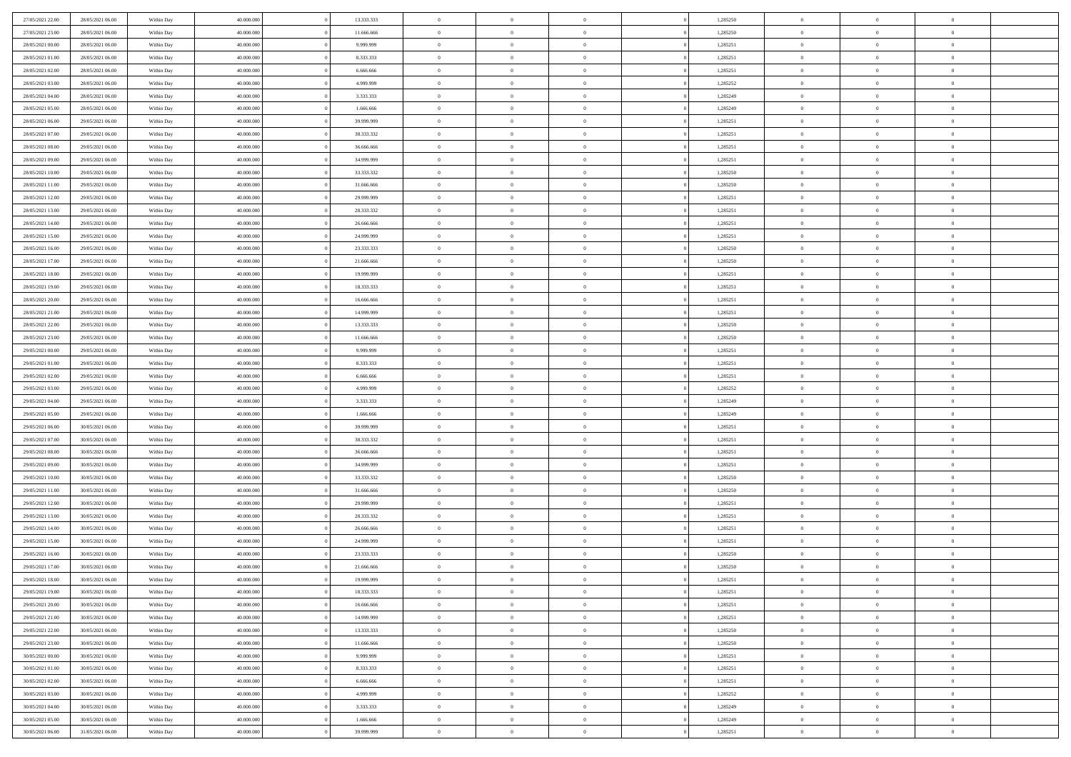| | | | | | | | | | | | | | | |
|---|---|---|---|---|---|---|---|---|---|---|---|---|---|---|
| 27/05/2021 22:00 | 28/05/2021 06:00 | Within Day | 40.000.000 | 0 | 13.333.333 | 0 | 0 | 0 | 0 | 1,285250 | 0 | 0 | 0 | |
| 27/05/2021 23:00 | 28/05/2021 06:00 | Within Day | 40.000.000 | 0 | 11.666.666 | 0 | 0 | 0 | 0 | 1,285250 | 0 | 0 | 0 | |
| 28/05/2021 00:00 | 28/05/2021 06:00 | Within Day | 40.000.000 | 0 | 9.999.999 | 0 | 0 | 0 | 0 | 1,285251 | 0 | 0 | 0 | |
| 28/05/2021 01:00 | 28/05/2021 06:00 | Within Day | 40.000.000 | 0 | 8.333.333 | 0 | 0 | 0 | 0 | 1,285251 | 0 | 0 | 0 | |
| 28/05/2021 02:00 | 28/05/2021 06:00 | Within Day | 40.000.000 | 0 | 6.666.666 | 0 | 0 | 0 | 0 | 1,285251 | 0 | 0 | 0 | |
| 28/05/2021 03:00 | 28/05/2021 06:00 | Within Day | 40.000.000 | 0 | 4.999.999 | 0 | 0 | 0 | 0 | 1,285252 | 0 | 0 | 0 | |
| 28/05/2021 04:00 | 28/05/2021 06:00 | Within Day | 40.000.000 | 0 | 3.333.333 | 0 | 0 | 0 | 0 | 1,285249 | 0 | 0 | 0 | |
| 28/05/2021 05:00 | 28/05/2021 06:00 | Within Day | 40.000.000 | 0 | 1.666.666 | 0 | 0 | 0 | 0 | 1,285249 | 0 | 0 | 0 | |
| 28/05/2021 06:00 | 29/05/2021 06:00 | Within Day | 40.000.000 | 0 | 39.999.999 | 0 | 0 | 0 | 0 | 1,285251 | 0 | 0 | 0 | |
| 28/05/2021 07:00 | 29/05/2021 06:00 | Within Day | 40.000.000 | 0 | 38.333.332 | 0 | 0 | 0 | 0 | 1,285251 | 0 | 0 | 0 | |
| 28/05/2021 08:00 | 29/05/2021 06:00 | Within Day | 40.000.000 | 0 | 36.666.666 | 0 | 0 | 0 | 0 | 1,285251 | 0 | 0 | 0 | |
| 28/05/2021 09:00 | 29/05/2021 06:00 | Within Day | 40.000.000 | 0 | 34.999.999 | 0 | 0 | 0 | 0 | 1,285251 | 0 | 0 | 0 | |
| 28/05/2021 10:00 | 29/05/2021 06:00 | Within Day | 40.000.000 | 0 | 33.333.332 | 0 | 0 | 0 | 0 | 1,285250 | 0 | 0 | 0 | |
| 28/05/2021 11:00 | 29/05/2021 06:00 | Within Day | 40.000.000 | 0 | 31.666.666 | 0 | 0 | 0 | 0 | 1,285250 | 0 | 0 | 0 | |
| 28/05/2021 12:00 | 29/05/2021 06:00 | Within Day | 40.000.000 | 0 | 29.999.999 | 0 | 0 | 0 | 0 | 1,285251 | 0 | 0 | 0 | |
| 28/05/2021 13:00 | 29/05/2021 06:00 | Within Day | 40.000.000 | 0 | 28.333.332 | 0 | 0 | 0 | 0 | 1,285251 | 0 | 0 | 0 | |
| 28/05/2021 14:00 | 29/05/2021 06:00 | Within Day | 40.000.000 | 0 | 26.666.666 | 0 | 0 | 0 | 0 | 1,285251 | 0 | 0 | 0 | |
| 28/05/2021 15:00 | 29/05/2021 06:00 | Within Day | 40.000.000 | 0 | 24.999.999 | 0 | 0 | 0 | 0 | 1,285251 | 0 | 0 | 0 | |
| 28/05/2021 16:00 | 29/05/2021 06:00 | Within Day | 40.000.000 | 0 | 23.333.333 | 0 | 0 | 0 | 0 | 1,285250 | 0 | 0 | 0 | |
| 28/05/2021 17:00 | 29/05/2021 06:00 | Within Day | 40.000.000 | 0 | 21.666.666 | 0 | 0 | 0 | 0 | 1,285250 | 0 | 0 | 0 | |
| 28/05/2021 18:00 | 29/05/2021 06:00 | Within Day | 40.000.000 | 0 | 19.999.999 | 0 | 0 | 0 | 0 | 1,285251 | 0 | 0 | 0 | |
| 28/05/2021 19:00 | 29/05/2021 06:00 | Within Day | 40.000.000 | 0 | 18.333.333 | 0 | 0 | 0 | 0 | 1,285251 | 0 | 0 | 0 | |
| 28/05/2021 20:00 | 29/05/2021 06:00 | Within Day | 40.000.000 | 0 | 16.666.666 | 0 | 0 | 0 | 0 | 1,285251 | 0 | 0 | 0 | |
| 28/05/2021 21:00 | 29/05/2021 06:00 | Within Day | 40.000.000 | 0 | 14.999.999 | 0 | 0 | 0 | 0 | 1,285251 | 0 | 0 | 0 | |
| 28/05/2021 22:00 | 29/05/2021 06:00 | Within Day | 40.000.000 | 0 | 13.333.333 | 0 | 0 | 0 | 0 | 1,285250 | 0 | 0 | 0 | |
| 28/05/2021 23:00 | 29/05/2021 06:00 | Within Day | 40.000.000 | 0 | 11.666.666 | 0 | 0 | 0 | 0 | 1,285250 | 0 | 0 | 0 | |
| 29/05/2021 00:00 | 29/05/2021 06:00 | Within Day | 40.000.000 | 0 | 9.999.999 | 0 | 0 | 0 | 0 | 1,285251 | 0 | 0 | 0 | |
| 29/05/2021 01:00 | 29/05/2021 06:00 | Within Day | 40.000.000 | 0 | 8.333.333 | 0 | 0 | 0 | 0 | 1,285251 | 0 | 0 | 0 | |
| 29/05/2021 02:00 | 29/05/2021 06:00 | Within Day | 40.000.000 | 0 | 6.666.666 | 0 | 0 | 0 | 0 | 1,285251 | 0 | 0 | 0 | |
| 29/05/2021 03:00 | 29/05/2021 06:00 | Within Day | 40.000.000 | 0 | 4.999.999 | 0 | 0 | 0 | 0 | 1,285252 | 0 | 0 | 0 | |
| 29/05/2021 04:00 | 29/05/2021 06:00 | Within Day | 40.000.000 | 0 | 3.333.333 | 0 | 0 | 0 | 0 | 1,285249 | 0 | 0 | 0 | |
| 29/05/2021 05:00 | 29/05/2021 06:00 | Within Day | 40.000.000 | 0 | 1.666.666 | 0 | 0 | 0 | 0 | 1,285249 | 0 | 0 | 0 | |
| 29/05/2021 06:00 | 30/05/2021 06:00 | Within Day | 40.000.000 | 0 | 39.999.999 | 0 | 0 | 0 | 0 | 1,285251 | 0 | 0 | 0 | |
| 29/05/2021 07:00 | 30/05/2021 06:00 | Within Day | 40.000.000 | 0 | 38.333.332 | 0 | 0 | 0 | 0 | 1,285251 | 0 | 0 | 0 | |
| 29/05/2021 08:00 | 30/05/2021 06:00 | Within Day | 40.000.000 | 0 | 36.666.666 | 0 | 0 | 0 | 0 | 1,285251 | 0 | 0 | 0 | |
| 29/05/2021 09:00 | 30/05/2021 06:00 | Within Day | 40.000.000 | 0 | 34.999.999 | 0 | 0 | 0 | 0 | 1,285251 | 0 | 0 | 0 | |
| 29/05/2021 10:00 | 30/05/2021 06:00 | Within Day | 40.000.000 | 0 | 33.333.332 | 0 | 0 | 0 | 0 | 1,285250 | 0 | 0 | 0 | |
| 29/05/2021 11:00 | 30/05/2021 06:00 | Within Day | 40.000.000 | 0 | 31.666.666 | 0 | 0 | 0 | 0 | 1,285250 | 0 | 0 | 0 | |
| 29/05/2021 12:00 | 30/05/2021 06:00 | Within Day | 40.000.000 | 0 | 29.999.999 | 0 | 0 | 0 | 0 | 1,285251 | 0 | 0 | 0 | |
| 29/05/2021 13:00 | 30/05/2021 06:00 | Within Day | 40.000.000 | 0 | 28.333.332 | 0 | 0 | 0 | 0 | 1,285251 | 0 | 0 | 0 | |
| 29/05/2021 14:00 | 30/05/2021 06:00 | Within Day | 40.000.000 | 0 | 26.666.666 | 0 | 0 | 0 | 0 | 1,285251 | 0 | 0 | 0 | |
| 29/05/2021 15:00 | 30/05/2021 06:00 | Within Day | 40.000.000 | 0 | 24.999.999 | 0 | 0 | 0 | 0 | 1,285251 | 0 | 0 | 0 | |
| 29/05/2021 16:00 | 30/05/2021 06:00 | Within Day | 40.000.000 | 0 | 23.333.333 | 0 | 0 | 0 | 0 | 1,285250 | 0 | 0 | 0 | |
| 29/05/2021 17:00 | 30/05/2021 06:00 | Within Day | 40.000.000 | 0 | 21.666.666 | 0 | 0 | 0 | 0 | 1,285250 | 0 | 0 | 0 | |
| 29/05/2021 18:00 | 30/05/2021 06:00 | Within Day | 40.000.000 | 0 | 19.999.999 | 0 | 0 | 0 | 0 | 1,285251 | 0 | 0 | 0 | |
| 29/05/2021 19:00 | 30/05/2021 06:00 | Within Day | 40.000.000 | 0 | 18.333.333 | 0 | 0 | 0 | 0 | 1,285251 | 0 | 0 | 0 | |
| 29/05/2021 20:00 | 30/05/2021 06:00 | Within Day | 40.000.000 | 0 | 16.666.666 | 0 | 0 | 0 | 0 | 1,285251 | 0 | 0 | 0 | |
| 29/05/2021 21:00 | 30/05/2021 06:00 | Within Day | 40.000.000 | 0 | 14.999.999 | 0 | 0 | 0 | 0 | 1,285251 | 0 | 0 | 0 | |
| 29/05/2021 22:00 | 30/05/2021 06:00 | Within Day | 40.000.000 | 0 | 13.333.333 | 0 | 0 | 0 | 0 | 1,285250 | 0 | 0 | 0 | |
| 29/05/2021 23:00 | 30/05/2021 06:00 | Within Day | 40.000.000 | 0 | 11.666.666 | 0 | 0 | 0 | 0 | 1,285250 | 0 | 0 | 0 | |
| 30/05/2021 00:00 | 30/05/2021 06:00 | Within Day | 40.000.000 | 0 | 9.999.999 | 0 | 0 | 0 | 0 | 1,285251 | 0 | 0 | 0 | |
| 30/05/2021 01:00 | 30/05/2021 06:00 | Within Day | 40.000.000 | 0 | 8.333.333 | 0 | 0 | 0 | 0 | 1,285251 | 0 | 0 | 0 | |
| 30/05/2021 02:00 | 30/05/2021 06:00 | Within Day | 40.000.000 | 0 | 6.666.666 | 0 | 0 | 0 | 0 | 1,285251 | 0 | 0 | 0 | |
| 30/05/2021 03:00 | 30/05/2021 06:00 | Within Day | 40.000.000 | 0 | 4.999.999 | 0 | 0 | 0 | 0 | 1,285252 | 0 | 0 | 0 | |
| 30/05/2021 04:00 | 30/05/2021 06:00 | Within Day | 40.000.000 | 0 | 3.333.333 | 0 | 0 | 0 | 0 | 1,285249 | 0 | 0 | 0 | |
| 30/05/2021 05:00 | 30/05/2021 06:00 | Within Day | 40.000.000 | 0 | 1.666.666 | 0 | 0 | 0 | 0 | 1,285249 | 0 | 0 | 0 | |
| 30/05/2021 06:00 | 31/05/2021 06:00 | Within Day | 40.000.000 | 0 | 39.999.999 | 0 | 0 | 0 | 0 | 1,285251 | 0 | 0 | 0 | |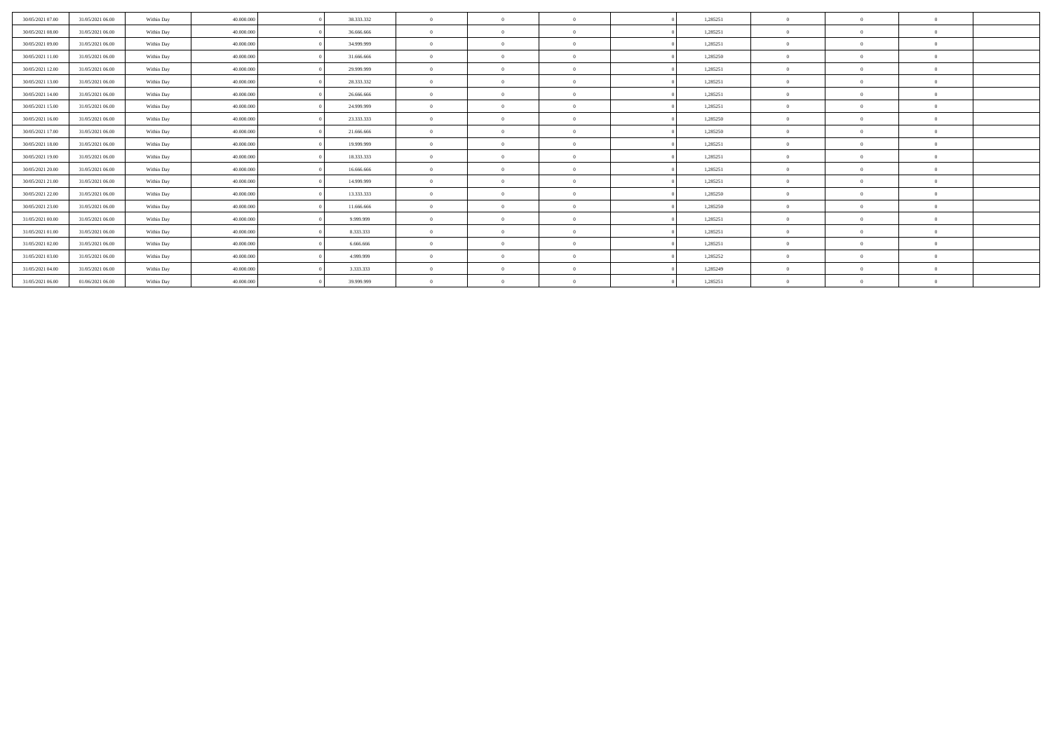| | | | | | | | | | | | | | | |
|---|---|---|---|---|---|---|---|---|---|---|---|---|---|---|
| 30/05/2021 07.00 | 31/05/2021 06.00 | Within Day | 40.000.000 | 0 | 38.333.332 | 0 | 0 | 0 | 0 | 1,285251 | 0 | 0 | 0 | |
| 30/05/2021 08.00 | 31/05/2021 06.00 | Within Day | 40.000.000 | 0 | 36.666.666 | 0 | 0 | 0 | 0 | 1,285251 | 0 | 0 | 0 | |
| 30/05/2021 09.00 | 31/05/2021 06.00 | Within Day | 40.000.000 | 0 | 34.999.999 | 0 | 0 | 0 | 0 | 1,285251 | 0 | 0 | 0 | |
| 30/05/2021 11.00 | 31/05/2021 06.00 | Within Day | 40.000.000 | 0 | 31.666.666 | 0 | 0 | 0 | 0 | 1,285250 | 0 | 0 | 0 | |
| 30/05/2021 12.00 | 31/05/2021 06.00 | Within Day | 40.000.000 | 0 | 29.999.999 | 0 | 0 | 0 | 0 | 1,285251 | 0 | 0 | 0 | |
| 30/05/2021 13.00 | 31/05/2021 06.00 | Within Day | 40.000.000 | 0 | 28.333.332 | 0 | 0 | 0 | 0 | 1,285251 | 0 | 0 | 0 | |
| 30/05/2021 14.00 | 31/05/2021 06.00 | Within Day | 40.000.000 | 0 | 26.666.666 | 0 | 0 | 0 | 0 | 1,285251 | 0 | 0 | 0 | |
| 30/05/2021 15.00 | 31/05/2021 06.00 | Within Day | 40.000.000 | 0 | 24.999.999 | 0 | 0 | 0 | 0 | 1,285251 | 0 | 0 | 0 | |
| 30/05/2021 16.00 | 31/05/2021 06.00 | Within Day | 40.000.000 | 0 | 23.333.333 | 0 | 0 | 0 | 0 | 1,285250 | 0 | 0 | 0 | |
| 30/05/2021 17.00 | 31/05/2021 06.00 | Within Day | 40.000.000 | 0 | 21.666.666 | 0 | 0 | 0 | 0 | 1,285250 | 0 | 0 | 0 | |
| 30/05/2021 18.00 | 31/05/2021 06.00 | Within Day | 40.000.000 | 0 | 19.999.999 | 0 | 0 | 0 | 0 | 1,285251 | 0 | 0 | 0 | |
| 30/05/2021 19.00 | 31/05/2021 06.00 | Within Day | 40.000.000 | 0 | 18.333.333 | 0 | 0 | 0 | 0 | 1,285251 | 0 | 0 | 0 | |
| 30/05/2021 20.00 | 31/05/2021 06.00 | Within Day | 40.000.000 | 0 | 16.666.666 | 0 | 0 | 0 | 0 | 1,285251 | 0 | 0 | 0 | |
| 30/05/2021 21.00 | 31/05/2021 06.00 | Within Day | 40.000.000 | 0 | 14.999.999 | 0 | 0 | 0 | 0 | 1,285251 | 0 | 0 | 0 | |
| 30/05/2021 22.00 | 31/05/2021 06.00 | Within Day | 40.000.000 | 0 | 13.333.333 | 0 | 0 | 0 | 0 | 1,285250 | 0 | 0 | 0 | |
| 30/05/2021 23.00 | 31/05/2021 06.00 | Within Day | 40.000.000 | 0 | 11.666.666 | 0 | 0 | 0 | 0 | 1,285250 | 0 | 0 | 0 | |
| 31/05/2021 00.00 | 31/05/2021 06.00 | Within Day | 40.000.000 | 0 | 9.999.999 | 0 | 0 | 0 | 0 | 1,285251 | 0 | 0 | 0 | |
| 31/05/2021 01.00 | 31/05/2021 06.00 | Within Day | 40.000.000 | 0 | 8.333.333 | 0 | 0 | 0 | 0 | 1,285251 | 0 | 0 | 0 | |
| 31/05/2021 02.00 | 31/05/2021 06.00 | Within Day | 40.000.000 | 0 | 6.666.666 | 0 | 0 | 0 | 0 | 1,285251 | 0 | 0 | 0 | |
| 31/05/2021 03.00 | 31/05/2021 06.00 | Within Day | 40.000.000 | 0 | 4.999.999 | 0 | 0 | 0 | 0 | 1,285252 | 0 | 0 | 0 | |
| 31/05/2021 04.00 | 31/05/2021 06.00 | Within Day | 40.000.000 | 0 | 3.333.333 | 0 | 0 | 0 | 0 | 1,285249 | 0 | 0 | 0 | |
| 31/05/2021 06.00 | 01/06/2021 06.00 | Within Day | 40.000.000 | 0 | 39.999.999 | 0 | 0 | 0 | 0 | 1,285251 | 0 | 0 | 0 | |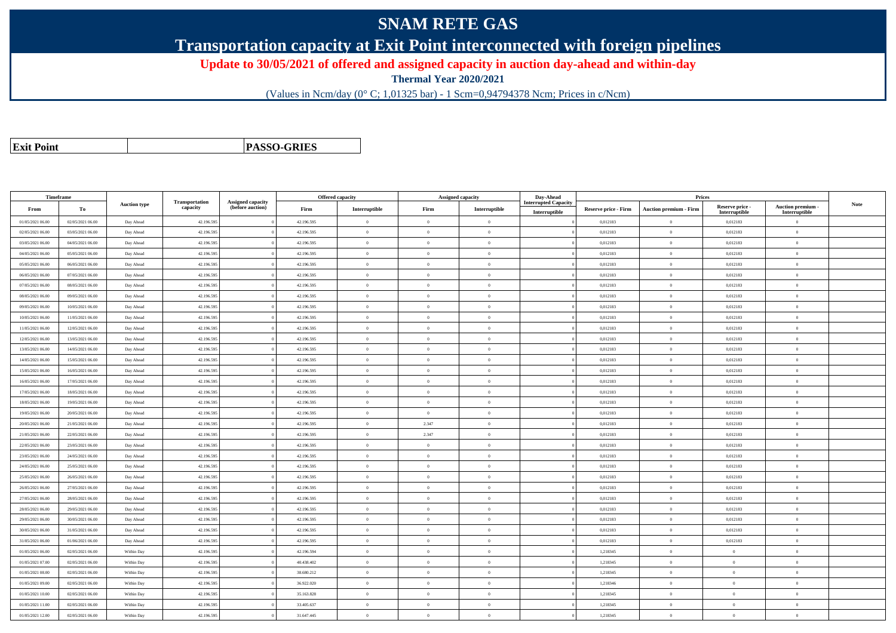# SNAM RETE GAS

## Transportation capacity at Exit Point interconnected with foreign pipelines

### Update to 30/05/2021 of offered and assigned capacity in auction day-ahead and within-day

**Thermal Year 2020/2021**

(Values in Ncm/day (0° C; 1,01325 bar) - 1 Scm=0,94794378 Ncm; Prices in c/Ncm)

| **Exit Point** | | **PASSO-GRIES** |
|---|---|---|

| Timeframe | | Auction type | Transportation capacity | Assigned capacity (before auction) | Offered capacity | | Assigned capacity | | Day-Ahead Interrupted Capacity | Prices | | | | Note |
|---|---|---|---|---|---|---|---|---|---|---|---|---|---|---|
| From | To | | | | Firm | Interruptible | Firm | Interruptible | Interruptible | Reserve price - Firm | Auction premium - Firm | Reserve price - Interruptible | Auction premium - Interruptible | |
| 01/05/2021 06.00 | 02/05/2021 06.00 | Day Ahead | 42.196.595 | 0 | 42.196.595 | 0 | 0 | 0 | 0 | 0,012183 | 0 | 0,012183 | 0 | |
| 02/05/2021 06.00 | 03/05/2021 06.00 | Day Ahead | 42.196.595 | 0 | 42.196.595 | 0 | 0 | 0 | 0 | 0,012183 | 0 | 0,012183 | 0 | |
| 03/05/2021 06.00 | 04/05/2021 06.00 | Day Ahead | 42.196.595 | 0 | 42.196.595 | 0 | 0 | 0 | 0 | 0,012183 | 0 | 0,012183 | 0 | |
| 04/05/2021 06.00 | 05/05/2021 06.00 | Day Ahead | 42.196.595 | 0 | 42.196.595 | 0 | 0 | 0 | 0 | 0,012183 | 0 | 0,012183 | 0 | |
| 05/05/2021 06.00 | 06/05/2021 06.00 | Day Ahead | 42.196.595 | 0 | 42.196.595 | 0 | 0 | 0 | 0 | 0,012183 | 0 | 0,012183 | 0 | |
| 06/05/2021 06.00 | 07/05/2021 06.00 | Day Ahead | 42.196.595 | 0 | 42.196.595 | 0 | 0 | 0 | 0 | 0,012183 | 0 | 0,012183 | 0 | |
| 07/05/2021 06.00 | 08/05/2021 06.00 | Day Ahead | 42.196.595 | 0 | 42.196.595 | 0 | 0 | 0 | 0 | 0,012183 | 0 | 0,012183 | 0 | |
| 08/05/2021 06.00 | 09/05/2021 06.00 | Day Ahead | 42.196.595 | 0 | 42.196.595 | 0 | 0 | 0 | 0 | 0,012183 | 0 | 0,012183 | 0 | |
| 09/05/2021 06.00 | 10/05/2021 06.00 | Day Ahead | 42.196.595 | 0 | 42.196.595 | 0 | 0 | 0 | 0 | 0,012183 | 0 | 0,012183 | 0 | |
| 10/05/2021 06.00 | 11/05/2021 06.00 | Day Ahead | 42.196.595 | 0 | 42.196.595 | 0 | 0 | 0 | 0 | 0,012183 | 0 | 0,012183 | 0 | |
| 11/05/2021 06.00 | 12/05/2021 06.00 | Day Ahead | 42.196.595 | 0 | 42.196.595 | 0 | 0 | 0 | 0 | 0,012183 | 0 | 0,012183 | 0 | |
| 12/05/2021 06.00 | 13/05/2021 06.00 | Day Ahead | 42.196.595 | 0 | 42.196.595 | 0 | 0 | 0 | 0 | 0,012183 | 0 | 0,012183 | 0 | |
| 13/05/2021 06.00 | 14/05/2021 06.00 | Day Ahead | 42.196.595 | 0 | 42.196.595 | 0 | 0 | 0 | 0 | 0,012183 | 0 | 0,012183 | 0 | |
| 14/05/2021 06.00 | 15/05/2021 06.00 | Day Ahead | 42.196.595 | 0 | 42.196.595 | 0 | 0 | 0 | 0 | 0,012183 | 0 | 0,012183 | 0 | |
| 15/05/2021 06.00 | 16/05/2021 06.00 | Day Ahead | 42.196.595 | 0 | 42.196.595 | 0 | 0 | 0 | 0 | 0,012183 | 0 | 0,012183 | 0 | |
| 16/05/2021 06.00 | 17/05/2021 06.00 | Day Ahead | 42.196.595 | 0 | 42.196.595 | 0 | 0 | 0 | 0 | 0,012183 | 0 | 0,012183 | 0 | |
| 17/05/2021 06.00 | 18/05/2021 06.00 | Day Ahead | 42.196.595 | 0 | 42.196.595 | 0 | 0 | 0 | 0 | 0,012183 | 0 | 0,012183 | 0 | |
| 18/05/2021 06.00 | 19/05/2021 06.00 | Day Ahead | 42.196.595 | 0 | 42.196.595 | 0 | 0 | 0 | 0 | 0,012183 | 0 | 0,012183 | 0 | |
| 19/05/2021 06.00 | 20/05/2021 06.00 | Day Ahead | 42.196.595 | 0 | 42.196.595 | 0 | 0 | 0 | 0 | 0,012183 | 0 | 0,012183 | 0 | |
| 20/05/2021 06.00 | 21/05/2021 06.00 | Day Ahead | 42.196.595 | 0 | 42.196.595 | 0 | 2.347 | 0 | 0 | 0,012183 | 0 | 0,012183 | 0 | |
| 21/05/2021 06.00 | 22/05/2021 06.00 | Day Ahead | 42.196.595 | 0 | 42.196.595 | 0 | 2.347 | 0 | 0 | 0,012183 | 0 | 0,012183 | 0 | |
| 22/05/2021 06.00 | 23/05/2021 06.00 | Day Ahead | 42.196.595 | 0 | 42.196.595 | 0 | 0 | 0 | 0 | 0,012183 | 0 | 0,012183 | 0 | |
| 23/05/2021 06.00 | 24/05/2021 06.00 | Day Ahead | 42.196.595 | 0 | 42.196.595 | 0 | 0 | 0 | 0 | 0,012183 | 0 | 0,012183 | 0 | |
| 24/05/2021 06.00 | 25/05/2021 06.00 | Day Ahead | 42.196.595 | 0 | 42.196.595 | 0 | 0 | 0 | 0 | 0,012183 | 0 | 0,012183 | 0 | |
| 25/05/2021 06.00 | 26/05/2021 06.00 | Day Ahead | 42.196.595 | 0 | 42.196.595 | 0 | 0 | 0 | 0 | 0,012183 | 0 | 0,012183 | 0 | |
| 26/05/2021 06.00 | 27/05/2021 06.00 | Day Ahead | 42.196.595 | 0 | 42.196.595 | 0 | 0 | 0 | 0 | 0,012183 | 0 | 0,012183 | 0 | |
| 27/05/2021 06.00 | 28/05/2021 06.00 | Day Ahead | 42.196.595 | 0 | 42.196.595 | 0 | 0 | 0 | 0 | 0,012183 | 0 | 0,012183 | 0 | |
| 28/05/2021 06.00 | 29/05/2021 06.00 | Day Ahead | 42.196.595 | 0 | 42.196.595 | 0 | 0 | 0 | 0 | 0,012183 | 0 | 0,012183 | 0 | |
| 29/05/2021 06.00 | 30/05/2021 06.00 | Day Ahead | 42.196.595 | 0 | 42.196.595 | 0 | 0 | 0 | 0 | 0,012183 | 0 | 0,012183 | 0 | |
| 30/05/2021 06.00 | 31/05/2021 06.00 | Day Ahead | 42.196.595 | 0 | 42.196.595 | 0 | 0 | 0 | 0 | 0,012183 | 0 | 0,012183 | 0 | |
| 31/05/2021 06.00 | 01/06/2021 06.00 | Day Ahead | 42.196.595 | 0 | 42.196.595 | 0 | 0 | 0 | 0 | 0,012183 | 0 | 0,012183 | 0 | |
| 01/05/2021 06.00 | 02/05/2021 06.00 | Within Day | 42.196.595 | 0 | 42.196.594 | 0 | 0 | 0 | 0 | 1,218345 | 0 | 0 | 0 | |
| 01/05/2021 07.00 | 02/05/2021 06.00 | Within Day | 42.196.595 | 0 | 40.438.402 | 0 | 0 | 0 | 0 | 1,218345 | 0 | 0 | 0 | |
| 01/05/2021 08.00 | 02/05/2021 06.00 | Within Day | 42.196.595 | 0 | 38.680.212 | 0 | 0 | 0 | 0 | 1,218345 | 0 | 0 | 0 | |
| 01/05/2021 09.00 | 02/05/2021 06.00 | Within Day | 42.196.595 | 0 | 36.922.020 | 0 | 0 | 0 | 0 | 1,218346 | 0 | 0 | 0 | |
| 01/05/2021 10.00 | 02/05/2021 06.00 | Within Day | 42.196.595 | 0 | 35.163.828 | 0 | 0 | 0 | 0 | 1,218345 | 0 | 0 | 0 | |
| 01/05/2021 11.00 | 02/05/2021 06.00 | Within Day | 42.196.595 | 0 | 33.405.637 | 0 | 0 | 0 | 0 | 1,218345 | 0 | 0 | 0 | |
| 01/05/2021 12.00 | 02/05/2021 06.00 | Within Day | 42.196.595 | 0 | 31.647.445 | 0 | 0 | 0 | 0 | 1,218345 | 0 | 0 | 0 | |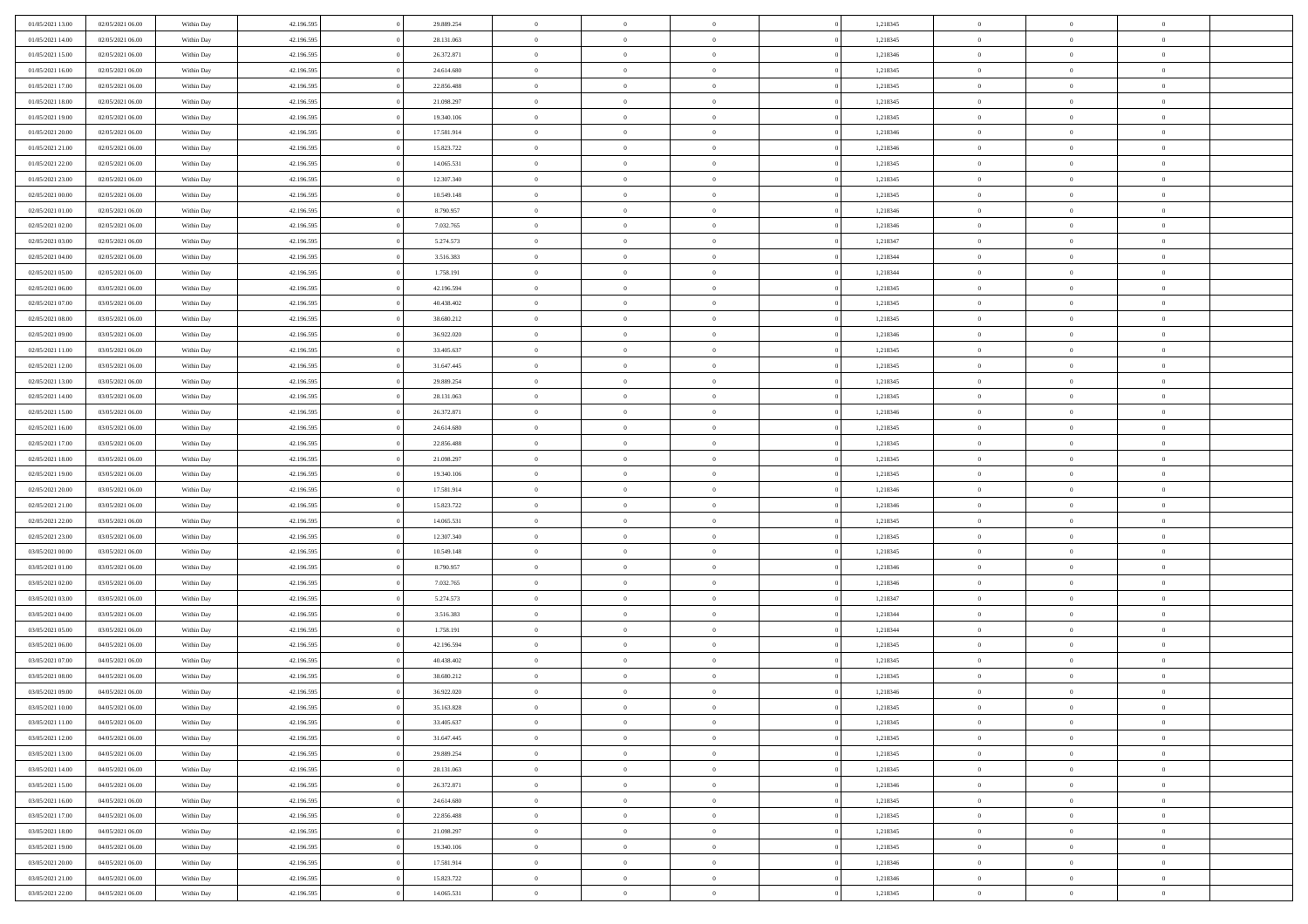| | | | | | | | | | | | | | | |
|---|---|---|---|---|---|---|---|---|---|---|---|---|---|---|
| 01/05/2021 13:00 | 02/05/2021 06:00 | Within Day | 42.196.595 | 0 | 29.889.254 | 0 | 0 | 0 | 0 | 1,218345 | 0 | 0 | 0 | |
| 01/05/2021 14:00 | 02/05/2021 06:00 | Within Day | 42.196.595 | 0 | 28.131.063 | 0 | 0 | 0 | 0 | 1,218345 | 0 | 0 | 0 | |
| 01/05/2021 15:00 | 02/05/2021 06:00 | Within Day | 42.196.595 | 0 | 26.372.871 | 0 | 0 | 0 | 0 | 1,218346 | 0 | 0 | 0 | |
| 01/05/2021 16:00 | 02/05/2021 06:00 | Within Day | 42.196.595 | 0 | 24.614.680 | 0 | 0 | 0 | 0 | 1,218345 | 0 | 0 | 0 | |
| 01/05/2021 17:00 | 02/05/2021 06:00 | Within Day | 42.196.595 | 0 | 22.856.488 | 0 | 0 | 0 | 0 | 1,218345 | 0 | 0 | 0 | |
| 01/05/2021 18:00 | 02/05/2021 06:00 | Within Day | 42.196.595 | 0 | 21.098.297 | 0 | 0 | 0 | 0 | 1,218345 | 0 | 0 | 0 | |
| 01/05/2021 19:00 | 02/05/2021 06:00 | Within Day | 42.196.595 | 0 | 19.340.106 | 0 | 0 | 0 | 0 | 1,218345 | 0 | 0 | 0 | |
| 01/05/2021 20:00 | 02/05/2021 06:00 | Within Day | 42.196.595 | 0 | 17.581.914 | 0 | 0 | 0 | 0 | 1,218346 | 0 | 0 | 0 | |
| 01/05/2021 21:00 | 02/05/2021 06:00 | Within Day | 42.196.595 | 0 | 15.823.722 | 0 | 0 | 0 | 0 | 1,218346 | 0 | 0 | 0 | |
| 01/05/2021 22:00 | 02/05/2021 06:00 | Within Day | 42.196.595 | 0 | 14.065.531 | 0 | 0 | 0 | 0 | 1,218345 | 0 | 0 | 0 | |
| 01/05/2021 23:00 | 02/05/2021 06:00 | Within Day | 42.196.595 | 0 | 12.307.340 | 0 | 0 | 0 | 0 | 1,218345 | 0 | 0 | 0 | |
| 02/05/2021 00:00 | 02/05/2021 06:00 | Within Day | 42.196.595 | 0 | 10.549.148 | 0 | 0 | 0 | 0 | 1,218345 | 0 | 0 | 0 | |
| 02/05/2021 01:00 | 02/05/2021 06:00 | Within Day | 42.196.595 | 0 | 8.790.957 | 0 | 0 | 0 | 0 | 1,218346 | 0 | 0 | 0 | |
| 02/05/2021 02:00 | 02/05/2021 06:00 | Within Day | 42.196.595 | 0 | 7.032.765 | 0 | 0 | 0 | 0 | 1,218346 | 0 | 0 | 0 | |
| 02/05/2021 03:00 | 02/05/2021 06:00 | Within Day | 42.196.595 | 0 | 5.274.573 | 0 | 0 | 0 | 0 | 1,218347 | 0 | 0 | 0 | |
| 02/05/2021 04:00 | 02/05/2021 06:00 | Within Day | 42.196.595 | 0 | 3.516.383 | 0 | 0 | 0 | 0 | 1,218344 | 0 | 0 | 0 | |
| 02/05/2021 05:00 | 02/05/2021 06:00 | Within Day | 42.196.595 | 0 | 1.758.191 | 0 | 0 | 0 | 0 | 1,218344 | 0 | 0 | 0 | |
| 02/05/2021 06:00 | 03/05/2021 06:00 | Within Day | 42.196.595 | 0 | 42.196.594 | 0 | 0 | 0 | 0 | 1,218345 | 0 | 0 | 0 | |
| 02/05/2021 07:00 | 03/05/2021 06:00 | Within Day | 42.196.595 | 0 | 40.438.402 | 0 | 0 | 0 | 0 | 1,218345 | 0 | 0 | 0 | |
| 02/05/2021 08:00 | 03/05/2021 06:00 | Within Day | 42.196.595 | 0 | 38.680.212 | 0 | 0 | 0 | 0 | 1,218345 | 0 | 0 | 0 | |
| 02/05/2021 09:00 | 03/05/2021 06:00 | Within Day | 42.196.595 | 0 | 36.922.020 | 0 | 0 | 0 | 0 | 1,218346 | 0 | 0 | 0 | |
| 02/05/2021 11:00 | 03/05/2021 06:00 | Within Day | 42.196.595 | 0 | 33.405.637 | 0 | 0 | 0 | 0 | 1,218345 | 0 | 0 | 0 | |
| 02/05/2021 12:00 | 03/05/2021 06:00 | Within Day | 42.196.595 | 0 | 31.647.445 | 0 | 0 | 0 | 0 | 1,218345 | 0 | 0 | 0 | |
| 02/05/2021 13:00 | 03/05/2021 06:00 | Within Day | 42.196.595 | 0 | 29.889.254 | 0 | 0 | 0 | 0 | 1,218345 | 0 | 0 | 0 | |
| 02/05/2021 14:00 | 03/05/2021 06:00 | Within Day | 42.196.595 | 0 | 28.131.063 | 0 | 0 | 0 | 0 | 1,218345 | 0 | 0 | 0 | |
| 02/05/2021 15:00 | 03/05/2021 06:00 | Within Day | 42.196.595 | 0 | 26.372.871 | 0 | 0 | 0 | 0 | 1,218346 | 0 | 0 | 0 | |
| 02/05/2021 16:00 | 03/05/2021 06:00 | Within Day | 42.196.595 | 0 | 24.614.680 | 0 | 0 | 0 | 0 | 1,218345 | 0 | 0 | 0 | |
| 02/05/2021 17:00 | 03/05/2021 06:00 | Within Day | 42.196.595 | 0 | 22.856.488 | 0 | 0 | 0 | 0 | 1,218345 | 0 | 0 | 0 | |
| 02/05/2021 18:00 | 03/05/2021 06:00 | Within Day | 42.196.595 | 0 | 21.098.297 | 0 | 0 | 0 | 0 | 1,218345 | 0 | 0 | 0 | |
| 02/05/2021 19:00 | 03/05/2021 06:00 | Within Day | 42.196.595 | 0 | 19.340.106 | 0 | 0 | 0 | 0 | 1,218345 | 0 | 0 | 0 | |
| 02/05/2021 20:00 | 03/05/2021 06:00 | Within Day | 42.196.595 | 0 | 17.581.914 | 0 | 0 | 0 | 0 | 1,218346 | 0 | 0 | 0 | |
| 02/05/2021 21:00 | 03/05/2021 06:00 | Within Day | 42.196.595 | 0 | 15.823.722 | 0 | 0 | 0 | 0 | 1,218346 | 0 | 0 | 0 | |
| 02/05/2021 22:00 | 03/05/2021 06:00 | Within Day | 42.196.595 | 0 | 14.065.531 | 0 | 0 | 0 | 0 | 1,218345 | 0 | 0 | 0 | |
| 02/05/2021 23:00 | 03/05/2021 06:00 | Within Day | 42.196.595 | 0 | 12.307.340 | 0 | 0 | 0 | 0 | 1,218345 | 0 | 0 | 0 | |
| 03/05/2021 00:00 | 03/05/2021 06:00 | Within Day | 42.196.595 | 0 | 10.549.148 | 0 | 0 | 0 | 0 | 1,218345 | 0 | 0 | 0 | |
| 03/05/2021 01:00 | 03/05/2021 06:00 | Within Day | 42.196.595 | 0 | 8.790.957 | 0 | 0 | 0 | 0 | 1,218346 | 0 | 0 | 0 | |
| 03/05/2021 02:00 | 03/05/2021 06:00 | Within Day | 42.196.595 | 0 | 7.032.765 | 0 | 0 | 0 | 0 | 1,218346 | 0 | 0 | 0 | |
| 03/05/2021 03:00 | 03/05/2021 06:00 | Within Day | 42.196.595 | 0 | 5.274.573 | 0 | 0 | 0 | 0 | 1,218347 | 0 | 0 | 0 | |
| 03/05/2021 04:00 | 03/05/2021 06:00 | Within Day | 42.196.595 | 0 | 3.516.383 | 0 | 0 | 0 | 0 | 1,218344 | 0 | 0 | 0 | |
| 03/05/2021 05:00 | 03/05/2021 06:00 | Within Day | 42.196.595 | 0 | 1.758.191 | 0 | 0 | 0 | 0 | 1,218344 | 0 | 0 | 0 | |
| 03/05/2021 06:00 | 04/05/2021 06:00 | Within Day | 42.196.595 | 0 | 42.196.594 | 0 | 0 | 0 | 0 | 1,218345 | 0 | 0 | 0 | |
| 03/05/2021 07:00 | 04/05/2021 06:00 | Within Day | 42.196.595 | 0 | 40.438.402 | 0 | 0 | 0 | 0 | 1,218345 | 0 | 0 | 0 | |
| 03/05/2021 08:00 | 04/05/2021 06:00 | Within Day | 42.196.595 | 0 | 38.680.212 | 0 | 0 | 0 | 0 | 1,218345 | 0 | 0 | 0 | |
| 03/05/2021 09:00 | 04/05/2021 06:00 | Within Day | 42.196.595 | 0 | 36.922.020 | 0 | 0 | 0 | 0 | 1,218346 | 0 | 0 | 0 | |
| 03/05/2021 10:00 | 04/05/2021 06:00 | Within Day | 42.196.595 | 0 | 35.163.828 | 0 | 0 | 0 | 0 | 1,218345 | 0 | 0 | 0 | |
| 03/05/2021 11:00 | 04/05/2021 06:00 | Within Day | 42.196.595 | 0 | 33.405.637 | 0 | 0 | 0 | 0 | 1,218345 | 0 | 0 | 0 | |
| 03/05/2021 12:00 | 04/05/2021 06:00 | Within Day | 42.196.595 | 0 | 31.647.445 | 0 | 0 | 0 | 0 | 1,218345 | 0 | 0 | 0 | |
| 03/05/2021 13:00 | 04/05/2021 06:00 | Within Day | 42.196.595 | 0 | 29.889.254 | 0 | 0 | 0 | 0 | 1,218345 | 0 | 0 | 0 | |
| 03/05/2021 14:00 | 04/05/2021 06:00 | Within Day | 42.196.595 | 0 | 28.131.063 | 0 | 0 | 0 | 0 | 1,218345 | 0 | 0 | 0 | |
| 03/05/2021 15:00 | 04/05/2021 06:00 | Within Day | 42.196.595 | 0 | 26.372.871 | 0 | 0 | 0 | 0 | 1,218346 | 0 | 0 | 0 | |
| 03/05/2021 16:00 | 04/05/2021 06:00 | Within Day | 42.196.595 | 0 | 24.614.680 | 0 | 0 | 0 | 0 | 1,218345 | 0 | 0 | 0 | |
| 03/05/2021 17:00 | 04/05/2021 06:00 | Within Day | 42.196.595 | 0 | 22.856.488 | 0 | 0 | 0 | 0 | 1,218345 | 0 | 0 | 0 | |
| 03/05/2021 18:00 | 04/05/2021 06:00 | Within Day | 42.196.595 | 0 | 21.098.297 | 0 | 0 | 0 | 0 | 1,218345 | 0 | 0 | 0 | |
| 03/05/2021 19:00 | 04/05/2021 06:00 | Within Day | 42.196.595 | 0 | 19.340.106 | 0 | 0 | 0 | 0 | 1,218345 | 0 | 0 | 0 | |
| 03/05/2021 20:00 | 04/05/2021 06:00 | Within Day | 42.196.595 | 0 | 17.581.914 | 0 | 0 | 0 | 0 | 1,218346 | 0 | 0 | 0 | |
| 03/05/2021 21:00 | 04/05/2021 06:00 | Within Day | 42.196.595 | 0 | 15.823.722 | 0 | 0 | 0 | 0 | 1,218346 | 0 | 0 | 0 | |
| 03/05/2021 22:00 | 04/05/2021 06:00 | Within Day | 42.196.595 | 0 | 14.065.531 | 0 | 0 | 0 | 0 | 1,218345 | 0 | 0 | 0 | |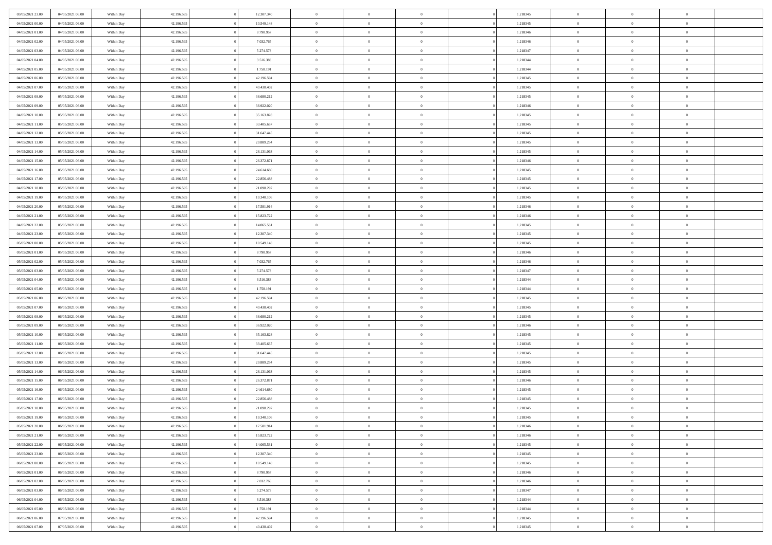| | | | | | | | | | | | | | | |
|---|---|---|---|---|---|---|---|---|---|---|---|---|---|---|
| 03/05/2021 23:00 | 04/05/2021 06:00 | Within Day | 42.196.595 | 0 | 12.307.340 | 0 | 0 | 0 | 0 | 1,218345 | 0 | 0 | 0 | |
| 04/05/2021 00:00 | 04/05/2021 06:00 | Within Day | 42.196.595 | 0 | 10.549.148 | 0 | 0 | 0 | 0 | 1,218345 | 0 | 0 | 0 | |
| 04/05/2021 01:00 | 04/05/2021 06:00 | Within Day | 42.196.595 | 0 | 8.790.957 | 0 | 0 | 0 | 0 | 1,218346 | 0 | 0 | 0 | |
| 04/05/2021 02:00 | 04/05/2021 06:00 | Within Day | 42.196.595 | 0 | 7.032.765 | 0 | 0 | 0 | 0 | 1,218346 | 0 | 0 | 0 | |
| 04/05/2021 03:00 | 04/05/2021 06:00 | Within Day | 42.196.595 | 0 | 5.274.573 | 0 | 0 | 0 | 0 | 1,218347 | 0 | 0 | 0 | |
| 04/05/2021 04:00 | 04/05/2021 06:00 | Within Day | 42.196.595 | 0 | 3.516.383 | 0 | 0 | 0 | 0 | 1,218344 | 0 | 0 | 0 | |
| 04/05/2021 05:00 | 04/05/2021 06:00 | Within Day | 42.196.595 | 0 | 1.758.191 | 0 | 0 | 0 | 0 | 1,218344 | 0 | 0 | 0 | |
| 04/05/2021 06:00 | 05/05/2021 06:00 | Within Day | 42.196.595 | 0 | 42.196.594 | 0 | 0 | 0 | 0 | 1,218345 | 0 | 0 | 0 | |
| 04/05/2021 07:00 | 05/05/2021 06:00 | Within Day | 42.196.595 | 0 | 40.438.402 | 0 | 0 | 0 | 0 | 1,218345 | 0 | 0 | 0 | |
| 04/05/2021 08:00 | 05/05/2021 06:00 | Within Day | 42.196.595 | 0 | 38.680.212 | 0 | 0 | 0 | 0 | 1,218345 | 0 | 0 | 0 | |
| 04/05/2021 09:00 | 05/05/2021 06:00 | Within Day | 42.196.595 | 0 | 36.922.020 | 0 | 0 | 0 | 0 | 1,218346 | 0 | 0 | 0 | |
| 04/05/2021 10:00 | 05/05/2021 06:00 | Within Day | 42.196.595 | 0 | 35.163.828 | 0 | 0 | 0 | 0 | 1,218345 | 0 | 0 | 0 | |
| 04/05/2021 11:00 | 05/05/2021 06:00 | Within Day | 42.196.595 | 0 | 33.405.637 | 0 | 0 | 0 | 0 | 1,218345 | 0 | 0 | 0 | |
| 04/05/2021 12:00 | 05/05/2021 06:00 | Within Day | 42.196.595 | 0 | 31.647.445 | 0 | 0 | 0 | 0 | 1,218345 | 0 | 0 | 0 | |
| 04/05/2021 13:00 | 05/05/2021 06:00 | Within Day | 42.196.595 | 0 | 29.889.254 | 0 | 0 | 0 | 0 | 1,218345 | 0 | 0 | 0 | |
| 04/05/2021 14:00 | 05/05/2021 06:00 | Within Day | 42.196.595 | 0 | 28.131.063 | 0 | 0 | 0 | 0 | 1,218345 | 0 | 0 | 0 | |
| 04/05/2021 15:00 | 05/05/2021 06:00 | Within Day | 42.196.595 | 0 | 26.372.871 | 0 | 0 | 0 | 0 | 1,218346 | 0 | 0 | 0 | |
| 04/05/2021 16:00 | 05/05/2021 06:00 | Within Day | 42.196.595 | 0 | 24.614.680 | 0 | 0 | 0 | 0 | 1,218345 | 0 | 0 | 0 | |
| 04/05/2021 17:00 | 05/05/2021 06:00 | Within Day | 42.196.595 | 0 | 22.856.488 | 0 | 0 | 0 | 0 | 1,218345 | 0 | 0 | 0 | |
| 04/05/2021 18:00 | 05/05/2021 06:00 | Within Day | 42.196.595 | 0 | 21.098.297 | 0 | 0 | 0 | 0 | 1,218345 | 0 | 0 | 0 | |
| 04/05/2021 19:00 | 05/05/2021 06:00 | Within Day | 42.196.595 | 0 | 19.340.106 | 0 | 0 | 0 | 0 | 1,218345 | 0 | 0 | 0 | |
| 04/05/2021 20:00 | 05/05/2021 06:00 | Within Day | 42.196.595 | 0 | 17.581.914 | 0 | 0 | 0 | 0 | 1,218346 | 0 | 0 | 0 | |
| 04/05/2021 21:00 | 05/05/2021 06:00 | Within Day | 42.196.595 | 0 | 15.823.722 | 0 | 0 | 0 | 0 | 1,218346 | 0 | 0 | 0 | |
| 04/05/2021 22:00 | 05/05/2021 06:00 | Within Day | 42.196.595 | 0 | 14.065.531 | 0 | 0 | 0 | 0 | 1,218345 | 0 | 0 | 0 | |
| 04/05/2021 23:00 | 05/05/2021 06:00 | Within Day | 42.196.595 | 0 | 12.307.340 | 0 | 0 | 0 | 0 | 1,218345 | 0 | 0 | 0 | |
| 05/05/2021 00:00 | 05/05/2021 06:00 | Within Day | 42.196.595 | 0 | 10.549.148 | 0 | 0 | 0 | 0 | 1,218345 | 0 | 0 | 0 | |
| 05/05/2021 01:00 | 05/05/2021 06:00 | Within Day | 42.196.595 | 0 | 8.790.957 | 0 | 0 | 0 | 0 | 1,218346 | 0 | 0 | 0 | |
| 05/05/2021 02:00 | 05/05/2021 06:00 | Within Day | 42.196.595 | 0 | 7.032.765 | 0 | 0 | 0 | 0 | 1,218346 | 0 | 0 | 0 | |
| 05/05/2021 03:00 | 05/05/2021 06:00 | Within Day | 42.196.595 | 0 | 5.274.573 | 0 | 0 | 0 | 0 | 1,218347 | 0 | 0 | 0 | |
| 05/05/2021 04:00 | 05/05/2021 06:00 | Within Day | 42.196.595 | 0 | 3.516.383 | 0 | 0 | 0 | 0 | 1,218344 | 0 | 0 | 0 | |
| 05/05/2021 05:00 | 05/05/2021 06:00 | Within Day | 42.196.595 | 0 | 1.758.191 | 0 | 0 | 0 | 0 | 1,218344 | 0 | 0 | 0 | |
| 05/05/2021 06:00 | 06/05/2021 06:00 | Within Day | 42.196.595 | 0 | 42.196.594 | 0 | 0 | 0 | 0 | 1,218345 | 0 | 0 | 0 | |
| 05/05/2021 07:00 | 06/05/2021 06:00 | Within Day | 42.196.595 | 0 | 40.438.402 | 0 | 0 | 0 | 0 | 1,218345 | 0 | 0 | 0 | |
| 05/05/2021 08:00 | 06/05/2021 06:00 | Within Day | 42.196.595 | 0 | 38.680.212 | 0 | 0 | 0 | 0 | 1,218345 | 0 | 0 | 0 | |
| 05/05/2021 09:00 | 06/05/2021 06:00 | Within Day | 42.196.595 | 0 | 36.922.020 | 0 | 0 | 0 | 0 | 1,218346 | 0 | 0 | 0 | |
| 05/05/2021 10:00 | 06/05/2021 06:00 | Within Day | 42.196.595 | 0 | 35.163.828 | 0 | 0 | 0 | 0 | 1,218345 | 0 | 0 | 0 | |
| 05/05/2021 11:00 | 06/05/2021 06:00 | Within Day | 42.196.595 | 0 | 33.405.637 | 0 | 0 | 0 | 0 | 1,218345 | 0 | 0 | 0 | |
| 05/05/2021 12:00 | 06/05/2021 06:00 | Within Day | 42.196.595 | 0 | 31.647.445 | 0 | 0 | 0 | 0 | 1,218345 | 0 | 0 | 0 | |
| 05/05/2021 13:00 | 06/05/2021 06:00 | Within Day | 42.196.595 | 0 | 29.889.254 | 0 | 0 | 0 | 0 | 1,218345 | 0 | 0 | 0 | |
| 05/05/2021 14:00 | 06/05/2021 06:00 | Within Day | 42.196.595 | 0 | 28.131.063 | 0 | 0 | 0 | 0 | 1,218345 | 0 | 0 | 0 | |
| 05/05/2021 15:00 | 06/05/2021 06:00 | Within Day | 42.196.595 | 0 | 26.372.871 | 0 | 0 | 0 | 0 | 1,218346 | 0 | 0 | 0 | |
| 05/05/2021 16:00 | 06/05/2021 06:00 | Within Day | 42.196.595 | 0 | 24.614.680 | 0 | 0 | 0 | 0 | 1,218345 | 0 | 0 | 0 | |
| 05/05/2021 17:00 | 06/05/2021 06:00 | Within Day | 42.196.595 | 0 | 22.856.488 | 0 | 0 | 0 | 0 | 1,218345 | 0 | 0 | 0 | |
| 05/05/2021 18:00 | 06/05/2021 06:00 | Within Day | 42.196.595 | 0 | 21.098.297 | 0 | 0 | 0 | 0 | 1,218345 | 0 | 0 | 0 | |
| 05/05/2021 19:00 | 06/05/2021 06:00 | Within Day | 42.196.595 | 0 | 19.340.106 | 0 | 0 | 0 | 0 | 1,218345 | 0 | 0 | 0 | |
| 05/05/2021 20:00 | 06/05/2021 06:00 | Within Day | 42.196.595 | 0 | 17.581.914 | 0 | 0 | 0 | 0 | 1,218346 | 0 | 0 | 0 | |
| 05/05/2021 21:00 | 06/05/2021 06:00 | Within Day | 42.196.595 | 0 | 15.823.722 | 0 | 0 | 0 | 0 | 1,218346 | 0 | 0 | 0 | |
| 05/05/2021 22:00 | 06/05/2021 06:00 | Within Day | 42.196.595 | 0 | 14.065.531 | 0 | 0 | 0 | 0 | 1,218345 | 0 | 0 | 0 | |
| 05/05/2021 23:00 | 06/05/2021 06:00 | Within Day | 42.196.595 | 0 | 12.307.340 | 0 | 0 | 0 | 0 | 1,218345 | 0 | 0 | 0 | |
| 06/05/2021 00:00 | 06/05/2021 06:00 | Within Day | 42.196.595 | 0 | 10.549.148 | 0 | 0 | 0 | 0 | 1,218345 | 0 | 0 | 0 | |
| 06/05/2021 01:00 | 06/05/2021 06:00 | Within Day | 42.196.595 | 0 | 8.790.957 | 0 | 0 | 0 | 0 | 1,218346 | 0 | 0 | 0 | |
| 06/05/2021 02:00 | 06/05/2021 06:00 | Within Day | 42.196.595 | 0 | 7.032.765 | 0 | 0 | 0 | 0 | 1,218346 | 0 | 0 | 0 | |
| 06/05/2021 03:00 | 06/05/2021 06:00 | Within Day | 42.196.595 | 0 | 5.274.573 | 0 | 0 | 0 | 0 | 1,218347 | 0 | 0 | 0 | |
| 06/05/2021 04:00 | 06/05/2021 06:00 | Within Day | 42.196.595 | 0 | 3.516.383 | 0 | 0 | 0 | 0 | 1,218344 | 0 | 0 | 0 | |
| 06/05/2021 05:00 | 06/05/2021 06:00 | Within Day | 42.196.595 | 0 | 1.758.191 | 0 | 0 | 0 | 0 | 1,218344 | 0 | 0 | 0 | |
| 06/05/2021 06:00 | 07/05/2021 06:00 | Within Day | 42.196.595 | 0 | 42.196.594 | 0 | 0 | 0 | 0 | 1,218345 | 0 | 0 | 0 | |
| 06/05/2021 07:00 | 07/05/2021 06:00 | Within Day | 42.196.595 | 0 | 40.438.402 | 0 | 0 | 0 | 0 | 1,218345 | 0 | 0 | 0 | |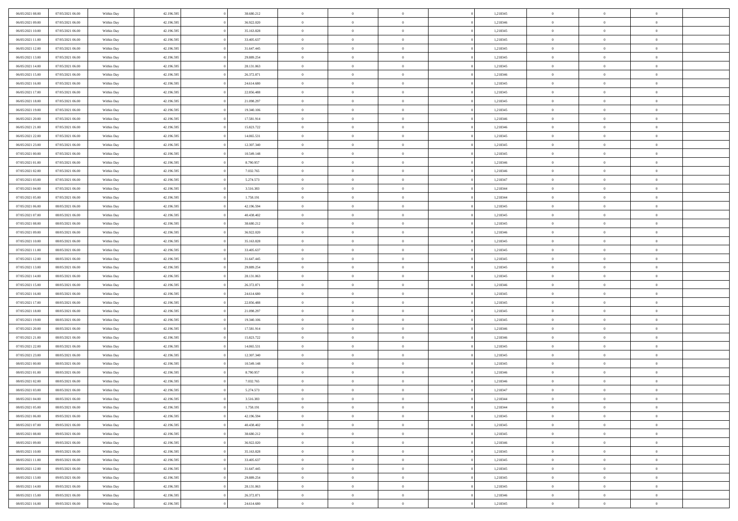| | | | | | | | | | | | | | | | |
|---|---|---|---|---|---|---|---|---|---|---|---|---|---|---|---|
| 06/05/2021 08:00 | 07/05/2021 06:00 | Within Day | 42.196.595 | 0 | 38.680.212 | 0 | 0 | 0 | | 0 | 1,218345 | 0 | 0 | 0 | |
| 06/05/2021 09:00 | 07/05/2021 06:00 | Within Day | 42.196.595 | 0 | 36.922.020 | 0 | 0 | 0 | | 0 | 1,218346 | 0 | 0 | 0 | |
| 06/05/2021 10:00 | 07/05/2021 06:00 | Within Day | 42.196.595 | 0 | 35.163.828 | 0 | 0 | 0 | | 0 | 1,218345 | 0 | 0 | 0 | |
| 06/05/2021 11:00 | 07/05/2021 06:00 | Within Day | 42.196.595 | 0 | 33.405.637 | 0 | 0 | 0 | | 0 | 1,218345 | 0 | 0 | 0 | |
| 06/05/2021 12:00 | 07/05/2021 06:00 | Within Day | 42.196.595 | 0 | 31.647.445 | 0 | 0 | 0 | | 0 | 1,218345 | 0 | 0 | 0 | |
| 06/05/2021 13:00 | 07/05/2021 06:00 | Within Day | 42.196.595 | 0 | 29.889.254 | 0 | 0 | 0 | | 0 | 1,218345 | 0 | 0 | 0 | |
| 06/05/2021 14:00 | 07/05/2021 06:00 | Within Day | 42.196.595 | 0 | 28.131.063 | 0 | 0 | 0 | | 0 | 1,218345 | 0 | 0 | 0 | |
| 06/05/2021 15:00 | 07/05/2021 06:00 | Within Day | 42.196.595 | 0 | 26.372.871 | 0 | 0 | 0 | | 0 | 1,218346 | 0 | 0 | 0 | |
| 06/05/2021 16:00 | 07/05/2021 06:00 | Within Day | 42.196.595 | 0 | 24.614.680 | 0 | 0 | 0 | | 0 | 1,218345 | 0 | 0 | 0 | |
| 06/05/2021 17:00 | 07/05/2021 06:00 | Within Day | 42.196.595 | 0 | 22.856.488 | 0 | 0 | 0 | | 0 | 1,218345 | 0 | 0 | 0 | |
| 06/05/2021 18:00 | 07/05/2021 06:00 | Within Day | 42.196.595 | 0 | 21.098.297 | 0 | 0 | 0 | | 0 | 1,218345 | 0 | 0 | 0 | |
| 06/05/2021 19:00 | 07/05/2021 06:00 | Within Day | 42.196.595 | 0 | 19.340.106 | 0 | 0 | 0 | | 0 | 1,218345 | 0 | 0 | 0 | |
| 06/05/2021 20:00 | 07/05/2021 06:00 | Within Day | 42.196.595 | 0 | 17.581.914 | 0 | 0 | 0 | | 0 | 1,218346 | 0 | 0 | 0 | |
| 06/05/2021 21:00 | 07/05/2021 06:00 | Within Day | 42.196.595 | 0 | 15.823.722 | 0 | 0 | 0 | | 0 | 1,218346 | 0 | 0 | 0 | |
| 06/05/2021 22:00 | 07/05/2021 06:00 | Within Day | 42.196.595 | 0 | 14.065.531 | 0 | 0 | 0 | | 0 | 1,218345 | 0 | 0 | 0 | |
| 06/05/2021 23:00 | 07/05/2021 06:00 | Within Day | 42.196.595 | 0 | 12.307.340 | 0 | 0 | 0 | | 0 | 1,218345 | 0 | 0 | 0 | |
| 07/05/2021 00:00 | 07/05/2021 06:00 | Within Day | 42.196.595 | 0 | 10.549.148 | 0 | 0 | 0 | | 0 | 1,218345 | 0 | 0 | 0 | |
| 07/05/2021 01:00 | 07/05/2021 06:00 | Within Day | 42.196.595 | 0 | 8.790.957 | 0 | 0 | 0 | | 0 | 1,218346 | 0 | 0 | 0 | |
| 07/05/2021 02:00 | 07/05/2021 06:00 | Within Day | 42.196.595 | 0 | 7.032.765 | 0 | 0 | 0 | | 0 | 1,218346 | 0 | 0 | 0 | |
| 07/05/2021 03:00 | 07/05/2021 06:00 | Within Day | 42.196.595 | 0 | 5.274.573 | 0 | 0 | 0 | | 0 | 1,218347 | 0 | 0 | 0 | |
| 07/05/2021 04:00 | 07/05/2021 06:00 | Within Day | 42.196.595 | 0 | 3.516.383 | 0 | 0 | 0 | | 0 | 1,218344 | 0 | 0 | 0 | |
| 07/05/2021 05:00 | 07/05/2021 06:00 | Within Day | 42.196.595 | 0 | 1.758.191 | 0 | 0 | 0 | | 0 | 1,218344 | 0 | 0 | 0 | |
| 07/05/2021 06:00 | 08/05/2021 06:00 | Within Day | 42.196.595 | 0 | 42.196.594 | 0 | 0 | 0 | | 0 | 1,218345 | 0 | 0 | 0 | |
| 07/05/2021 07:00 | 08/05/2021 06:00 | Within Day | 42.196.595 | 0 | 40.438.402 | 0 | 0 | 0 | | 0 | 1,218345 | 0 | 0 | 0 | |
| 07/05/2021 08:00 | 08/05/2021 06:00 | Within Day | 42.196.595 | 0 | 38.680.212 | 0 | 0 | 0 | | 0 | 1,218345 | 0 | 0 | 0 | |
| 07/05/2021 09:00 | 08/05/2021 06:00 | Within Day | 42.196.595 | 0 | 36.922.020 | 0 | 0 | 0 | | 0 | 1,218346 | 0 | 0 | 0 | |
| 07/05/2021 10:00 | 08/05/2021 06:00 | Within Day | 42.196.595 | 0 | 35.163.828 | 0 | 0 | 0 | | 0 | 1,218345 | 0 | 0 | 0 | |
| 07/05/2021 11:00 | 08/05/2021 06:00 | Within Day | 42.196.595 | 0 | 33.405.637 | 0 | 0 | 0 | | 0 | 1,218345 | 0 | 0 | 0 | |
| 07/05/2021 12:00 | 08/05/2021 06:00 | Within Day | 42.196.595 | 0 | 31.647.445 | 0 | 0 | 0 | | 0 | 1,218345 | 0 | 0 | 0 | |
| 07/05/2021 13:00 | 08/05/2021 06:00 | Within Day | 42.196.595 | 0 | 29.889.254 | 0 | 0 | 0 | | 0 | 1,218345 | 0 | 0 | 0 | |
| 07/05/2021 14:00 | 08/05/2021 06:00 | Within Day | 42.196.595 | 0 | 28.131.063 | 0 | 0 | 0 | | 0 | 1,218345 | 0 | 0 | 0 | |
| 07/05/2021 15:00 | 08/05/2021 06:00 | Within Day | 42.196.595 | 0 | 26.372.871 | 0 | 0 | 0 | | 0 | 1,218346 | 0 | 0 | 0 | |
| 07/05/2021 16:00 | 08/05/2021 06:00 | Within Day | 42.196.595 | 0 | 24.614.680 | 0 | 0 | 0 | | 0 | 1,218345 | 0 | 0 | 0 | |
| 07/05/2021 17:00 | 08/05/2021 06:00 | Within Day | 42.196.595 | 0 | 22.856.488 | 0 | 0 | 0 | | 0 | 1,218345 | 0 | 0 | 0 | |
| 07/05/2021 18:00 | 08/05/2021 06:00 | Within Day | 42.196.595 | 0 | 21.098.297 | 0 | 0 | 0 | | 0 | 1,218345 | 0 | 0 | 0 | |
| 07/05/2021 19:00 | 08/05/2021 06:00 | Within Day | 42.196.595 | 0 | 19.340.106 | 0 | 0 | 0 | | 0 | 1,218345 | 0 | 0 | 0 | |
| 07/05/2021 20:00 | 08/05/2021 06:00 | Within Day | 42.196.595 | 0 | 17.581.914 | 0 | 0 | 0 | | 0 | 1,218346 | 0 | 0 | 0 | |
| 07/05/2021 21:00 | 08/05/2021 06:00 | Within Day | 42.196.595 | 0 | 15.823.722 | 0 | 0 | 0 | | 0 | 1,218346 | 0 | 0 | 0 | |
| 07/05/2021 22:00 | 08/05/2021 06:00 | Within Day | 42.196.595 | 0 | 14.065.531 | 0 | 0 | 0 | | 0 | 1,218345 | 0 | 0 | 0 | |
| 07/05/2021 23:00 | 08/05/2021 06:00 | Within Day | 42.196.595 | 0 | 12.307.340 | 0 | 0 | 0 | | 0 | 1,218345 | 0 | 0 | 0 | |
| 08/05/2021 00:00 | 08/05/2021 06:00 | Within Day | 42.196.595 | 0 | 10.549.148 | 0 | 0 | 0 | | 0 | 1,218345 | 0 | 0 | 0 | |
| 08/05/2021 01:00 | 08/05/2021 06:00 | Within Day | 42.196.595 | 0 | 8.790.957 | 0 | 0 | 0 | | 0 | 1,218346 | 0 | 0 | 0 | |
| 08/05/2021 02:00 | 08/05/2021 06:00 | Within Day | 42.196.595 | 0 | 7.032.765 | 0 | 0 | 0 | | 0 | 1,218346 | 0 | 0 | 0 | |
| 08/05/2021 03:00 | 08/05/2021 06:00 | Within Day | 42.196.595 | 0 | 5.274.573 | 0 | 0 | 0 | | 0 | 1,218347 | 0 | 0 | 0 | |
| 08/05/2021 04:00 | 08/05/2021 06:00 | Within Day | 42.196.595 | 0 | 3.516.383 | 0 | 0 | 0 | | 0 | 1,218344 | 0 | 0 | 0 | |
| 08/05/2021 05:00 | 08/05/2021 06:00 | Within Day | 42.196.595 | 0 | 1.758.191 | 0 | 0 | 0 | | 0 | 1,218344 | 0 | 0 | 0 | |
| 08/05/2021 06:00 | 09/05/2021 06:00 | Within Day | 42.196.595 | 0 | 42.196.594 | 0 | 0 | 0 | | 0 | 1,218345 | 0 | 0 | 0 | |
| 08/05/2021 07:00 | 09/05/2021 06:00 | Within Day | 42.196.595 | 0 | 40.438.402 | 0 | 0 | 0 | | 0 | 1,218345 | 0 | 0 | 0 | |
| 08/05/2021 08:00 | 09/05/2021 06:00 | Within Day | 42.196.595 | 0 | 38.680.212 | 0 | 0 | 0 | | 0 | 1,218345 | 0 | 0 | 0 | |
| 08/05/2021 09:00 | 09/05/2021 06:00 | Within Day | 42.196.595 | 0 | 36.922.020 | 0 | 0 | 0 | | 0 | 1,218346 | 0 | 0 | 0 | |
| 08/05/2021 10:00 | 09/05/2021 06:00 | Within Day | 42.196.595 | 0 | 35.163.828 | 0 | 0 | 0 | | 0 | 1,218345 | 0 | 0 | 0 | |
| 08/05/2021 11:00 | 09/05/2021 06:00 | Within Day | 42.196.595 | 0 | 33.405.637 | 0 | 0 | 0 | | 0 | 1,218345 | 0 | 0 | 0 | |
| 08/05/2021 12:00 | 09/05/2021 06:00 | Within Day | 42.196.595 | 0 | 31.647.445 | 0 | 0 | 0 | | 0 | 1,218345 | 0 | 0 | 0 | |
| 08/05/2021 13:00 | 09/05/2021 06:00 | Within Day | 42.196.595 | 0 | 29.889.254 | 0 | 0 | 0 | | 0 | 1,218345 | 0 | 0 | 0 | |
| 08/05/2021 14:00 | 09/05/2021 06:00 | Within Day | 42.196.595 | 0 | 28.131.063 | 0 | 0 | 0 | | 0 | 1,218345 | 0 | 0 | 0 | |
| 08/05/2021 15:00 | 09/05/2021 06:00 | Within Day | 42.196.595 | 0 | 26.372.871 | 0 | 0 | 0 | | 0 | 1,218346 | 0 | 0 | 0 | |
| 08/05/2021 16:00 | 09/05/2021 06:00 | Within Day | 42.196.595 | 0 | 24.614.680 | 0 | 0 | 0 | | 0 | 1,218345 | 0 | 0 | 0 | |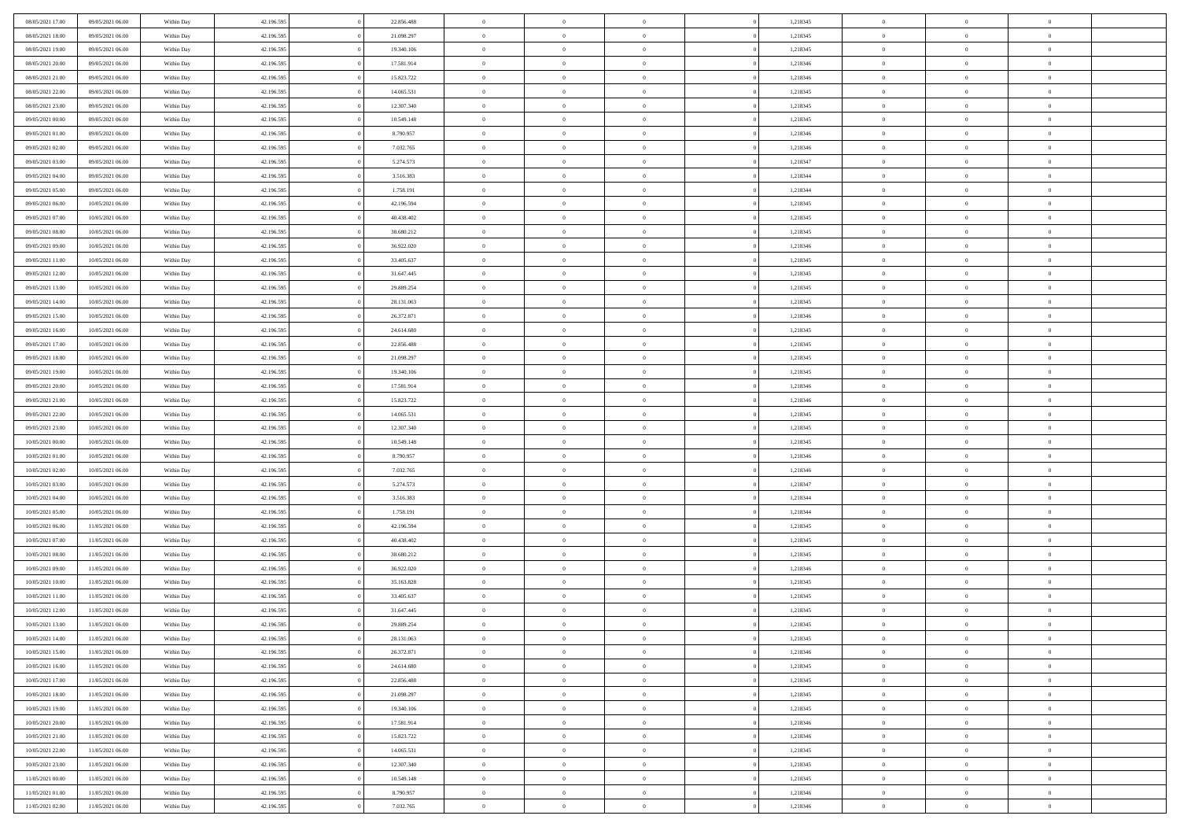| | | | | | | | | | | | | | | | |
|---|---|---|---|---|---|---|---|---|---|---|---|---|---|---|---|
| 08/05/2021 17:00 | 09/05/2021 06:00 | Within Day | 42.196.595 | 0 | 22.856.488 | 0 | 0 | 0 | | 0 | 1,218345 | 0 | 0 | 0 | |
| 08/05/2021 18:00 | 09/05/2021 06:00 | Within Day | 42.196.595 | 0 | 21.098.297 | 0 | 0 | 0 | | 0 | 1,218345 | 0 | 0 | 0 | |
| 08/05/2021 19:00 | 09/05/2021 06:00 | Within Day | 42.196.595 | 0 | 19.340.106 | 0 | 0 | 0 | | 0 | 1,218345 | 0 | 0 | 0 | |
| 08/05/2021 20:00 | 09/05/2021 06:00 | Within Day | 42.196.595 | 0 | 17.581.914 | 0 | 0 | 0 | | 0 | 1,218346 | 0 | 0 | 0 | |
| 08/05/2021 21:00 | 09/05/2021 06:00 | Within Day | 42.196.595 | 0 | 15.823.722 | 0 | 0 | 0 | | 0 | 1,218346 | 0 | 0 | 0 | |
| 08/05/2021 22:00 | 09/05/2021 06:00 | Within Day | 42.196.595 | 0 | 14.065.531 | 0 | 0 | 0 | | 0 | 1,218345 | 0 | 0 | 0 | |
| 08/05/2021 23:00 | 09/05/2021 06:00 | Within Day | 42.196.595 | 0 | 12.307.340 | 0 | 0 | 0 | | 0 | 1,218345 | 0 | 0 | 0 | |
| 09/05/2021 00:00 | 09/05/2021 06:00 | Within Day | 42.196.595 | 0 | 10.549.148 | 0 | 0 | 0 | | 0 | 1,218345 | 0 | 0 | 0 | |
| 09/05/2021 01:00 | 09/05/2021 06:00 | Within Day | 42.196.595 | 0 | 8.790.957 | 0 | 0 | 0 | | 0 | 1,218346 | 0 | 0 | 0 | |
| 09/05/2021 02:00 | 09/05/2021 06:00 | Within Day | 42.196.595 | 0 | 7.032.765 | 0 | 0 | 0 | | 0 | 1,218346 | 0 | 0 | 0 | |
| 09/05/2021 03:00 | 09/05/2021 06:00 | Within Day | 42.196.595 | 0 | 5.274.573 | 0 | 0 | 0 | | 0 | 1,218347 | 0 | 0 | 0 | |
| 09/05/2021 04:00 | 09/05/2021 06:00 | Within Day | 42.196.595 | 0 | 3.516.383 | 0 | 0 | 0 | | 0 | 1,218344 | 0 | 0 | 0 | |
| 09/05/2021 05:00 | 09/05/2021 06:00 | Within Day | 42.196.595 | 0 | 1.758.191 | 0 | 0 | 0 | | 0 | 1,218344 | 0 | 0 | 0 | |
| 09/05/2021 06:00 | 10/05/2021 06:00 | Within Day | 42.196.595 | 0 | 42.196.594 | 0 | 0 | 0 | | 0 | 1,218345 | 0 | 0 | 0 | |
| 09/05/2021 07:00 | 10/05/2021 06:00 | Within Day | 42.196.595 | 0 | 40.438.402 | 0 | 0 | 0 | | 0 | 1,218345 | 0 | 0 | 0 | |
| 09/05/2021 08:00 | 10/05/2021 06:00 | Within Day | 42.196.595 | 0 | 38.680.212 | 0 | 0 | 0 | | 0 | 1,218345 | 0 | 0 | 0 | |
| 09/05/2021 09:00 | 10/05/2021 06:00 | Within Day | 42.196.595 | 0 | 36.922.020 | 0 | 0 | 0 | | 0 | 1,218346 | 0 | 0 | 0 | |
| 09/05/2021 11:00 | 10/05/2021 06:00 | Within Day | 42.196.595 | 0 | 33.405.637 | 0 | 0 | 0 | | 0 | 1,218345 | 0 | 0 | 0 | |
| 09/05/2021 12:00 | 10/05/2021 06:00 | Within Day | 42.196.595 | 0 | 31.647.445 | 0 | 0 | 0 | | 0 | 1,218345 | 0 | 0 | 0 | |
| 09/05/2021 13:00 | 10/05/2021 06:00 | Within Day | 42.196.595 | 0 | 29.889.254 | 0 | 0 | 0 | | 0 | 1,218345 | 0 | 0 | 0 | |
| 09/05/2021 14:00 | 10/05/2021 06:00 | Within Day | 42.196.595 | 0 | 28.131.063 | 0 | 0 | 0 | | 0 | 1,218345 | 0 | 0 | 0 | |
| 09/05/2021 15:00 | 10/05/2021 06:00 | Within Day | 42.196.595 | 0 | 26.372.871 | 0 | 0 | 0 | | 0 | 1,218346 | 0 | 0 | 0 | |
| 09/05/2021 16:00 | 10/05/2021 06:00 | Within Day | 42.196.595 | 0 | 24.614.680 | 0 | 0 | 0 | | 0 | 1,218345 | 0 | 0 | 0 | |
| 09/05/2021 17:00 | 10/05/2021 06:00 | Within Day | 42.196.595 | 0 | 22.856.488 | 0 | 0 | 0 | | 0 | 1,218345 | 0 | 0 | 0 | |
| 09/05/2021 18:00 | 10/05/2021 06:00 | Within Day | 42.196.595 | 0 | 21.098.297 | 0 | 0 | 0 | | 0 | 1,218345 | 0 | 0 | 0 | |
| 09/05/2021 19:00 | 10/05/2021 06:00 | Within Day | 42.196.595 | 0 | 19.340.106 | 0 | 0 | 0 | | 0 | 1,218345 | 0 | 0 | 0 | |
| 09/05/2021 20:00 | 10/05/2021 06:00 | Within Day | 42.196.595 | 0 | 17.581.914 | 0 | 0 | 0 | | 0 | 1,218346 | 0 | 0 | 0 | |
| 09/05/2021 21:00 | 10/05/2021 06:00 | Within Day | 42.196.595 | 0 | 15.823.722 | 0 | 0 | 0 | | 0 | 1,218346 | 0 | 0 | 0 | |
| 09/05/2021 22:00 | 10/05/2021 06:00 | Within Day | 42.196.595 | 0 | 14.065.531 | 0 | 0 | 0 | | 0 | 1,218345 | 0 | 0 | 0 | |
| 09/05/2021 23:00 | 10/05/2021 06:00 | Within Day | 42.196.595 | 0 | 12.307.340 | 0 | 0 | 0 | | 0 | 1,218345 | 0 | 0 | 0 | |
| 10/05/2021 00:00 | 10/05/2021 06:00 | Within Day | 42.196.595 | 0 | 10.549.148 | 0 | 0 | 0 | | 0 | 1,218345 | 0 | 0 | 0 | |
| 10/05/2021 01:00 | 10/05/2021 06:00 | Within Day | 42.196.595 | 0 | 8.790.957 | 0 | 0 | 0 | | 0 | 1,218346 | 0 | 0 | 0 | |
| 10/05/2021 02:00 | 10/05/2021 06:00 | Within Day | 42.196.595 | 0 | 7.032.765 | 0 | 0 | 0 | | 0 | 1,218346 | 0 | 0 | 0 | |
| 10/05/2021 03:00 | 10/05/2021 06:00 | Within Day | 42.196.595 | 0 | 5.274.573 | 0 | 0 | 0 | | 0 | 1,218347 | 0 | 0 | 0 | |
| 10/05/2021 04:00 | 10/05/2021 06:00 | Within Day | 42.196.595 | 0 | 3.516.383 | 0 | 0 | 0 | | 0 | 1,218344 | 0 | 0 | 0 | |
| 10/05/2021 05:00 | 10/05/2021 06:00 | Within Day | 42.196.595 | 0 | 1.758.191 | 0 | 0 | 0 | | 0 | 1,218344 | 0 | 0 | 0 | |
| 10/05/2021 06:00 | 11/05/2021 06:00 | Within Day | 42.196.595 | 0 | 42.196.594 | 0 | 0 | 0 | | 0 | 1,218345 | 0 | 0 | 0 | |
| 10/05/2021 07:00 | 11/05/2021 06:00 | Within Day | 42.196.595 | 0 | 40.438.402 | 0 | 0 | 0 | | 0 | 1,218345 | 0 | 0 | 0 | |
| 10/05/2021 08:00 | 11/05/2021 06:00 | Within Day | 42.196.595 | 0 | 38.680.212 | 0 | 0 | 0 | | 0 | 1,218345 | 0 | 0 | 0 | |
| 10/05/2021 09:00 | 11/05/2021 06:00 | Within Day | 42.196.595 | 0 | 36.922.020 | 0 | 0 | 0 | | 0 | 1,218346 | 0 | 0 | 0 | |
| 10/05/2021 10:00 | 11/05/2021 06:00 | Within Day | 42.196.595 | 0 | 35.163.828 | 0 | 0 | 0 | | 0 | 1,218345 | 0 | 0 | 0 | |
| 10/05/2021 11:00 | 11/05/2021 06:00 | Within Day | 42.196.595 | 0 | 33.405.637 | 0 | 0 | 0 | | 0 | 1,218345 | 0 | 0 | 0 | |
| 10/05/2021 12:00 | 11/05/2021 06:00 | Within Day | 42.196.595 | 0 | 31.647.445 | 0 | 0 | 0 | | 0 | 1,218345 | 0 | 0 | 0 | |
| 10/05/2021 13:00 | 11/05/2021 06:00 | Within Day | 42.196.595 | 0 | 29.889.254 | 0 | 0 | 0 | | 0 | 1,218345 | 0 | 0 | 0 | |
| 10/05/2021 14:00 | 11/05/2021 06:00 | Within Day | 42.196.595 | 0 | 28.131.063 | 0 | 0 | 0 | | 0 | 1,218345 | 0 | 0 | 0 | |
| 10/05/2021 15:00 | 11/05/2021 06:00 | Within Day | 42.196.595 | 0 | 26.372.871 | 0 | 0 | 0 | | 0 | 1,218346 | 0 | 0 | 0 | |
| 10/05/2021 16:00 | 11/05/2021 06:00 | Within Day | 42.196.595 | 0 | 24.614.680 | 0 | 0 | 0 | | 0 | 1,218345 | 0 | 0 | 0 | |
| 10/05/2021 17:00 | 11/05/2021 06:00 | Within Day | 42.196.595 | 0 | 22.856.488 | 0 | 0 | 0 | | 0 | 1,218345 | 0 | 0 | 0 | |
| 10/05/2021 18:00 | 11/05/2021 06:00 | Within Day | 42.196.595 | 0 | 21.098.297 | 0 | 0 | 0 | | 0 | 1,218345 | 0 | 0 | 0 | |
| 10/05/2021 19:00 | 11/05/2021 06:00 | Within Day | 42.196.595 | 0 | 19.340.106 | 0 | 0 | 0 | | 0 | 1,218345 | 0 | 0 | 0 | |
| 10/05/2021 20:00 | 11/05/2021 06:00 | Within Day | 42.196.595 | 0 | 17.581.914 | 0 | 0 | 0 | | 0 | 1,218346 | 0 | 0 | 0 | |
| 10/05/2021 21:00 | 11/05/2021 06:00 | Within Day | 42.196.595 | 0 | 15.823.722 | 0 | 0 | 0 | | 0 | 1,218346 | 0 | 0 | 0 | |
| 10/05/2021 22:00 | 11/05/2021 06:00 | Within Day | 42.196.595 | 0 | 14.065.531 | 0 | 0 | 0 | | 0 | 1,218345 | 0 | 0 | 0 | |
| 10/05/2021 23:00 | 11/05/2021 06:00 | Within Day | 42.196.595 | 0 | 12.307.340 | 0 | 0 | 0 | | 0 | 1,218345 | 0 | 0 | 0 | |
| 11/05/2021 00:00 | 11/05/2021 06:00 | Within Day | 42.196.595 | 0 | 10.549.148 | 0 | 0 | 0 | | 0 | 1,218345 | 0 | 0 | 0 | |
| 11/05/2021 01:00 | 11/05/2021 06:00 | Within Day | 42.196.595 | 0 | 8.790.957 | 0 | 0 | 0 | | 0 | 1,218346 | 0 | 0 | 0 | |
| 11/05/2021 02:00 | 11/05/2021 06:00 | Within Day | 42.196.595 | 0 | 7.032.765 | 0 | 0 | 0 | | 0 | 1,218346 | 0 | 0 | 0 | |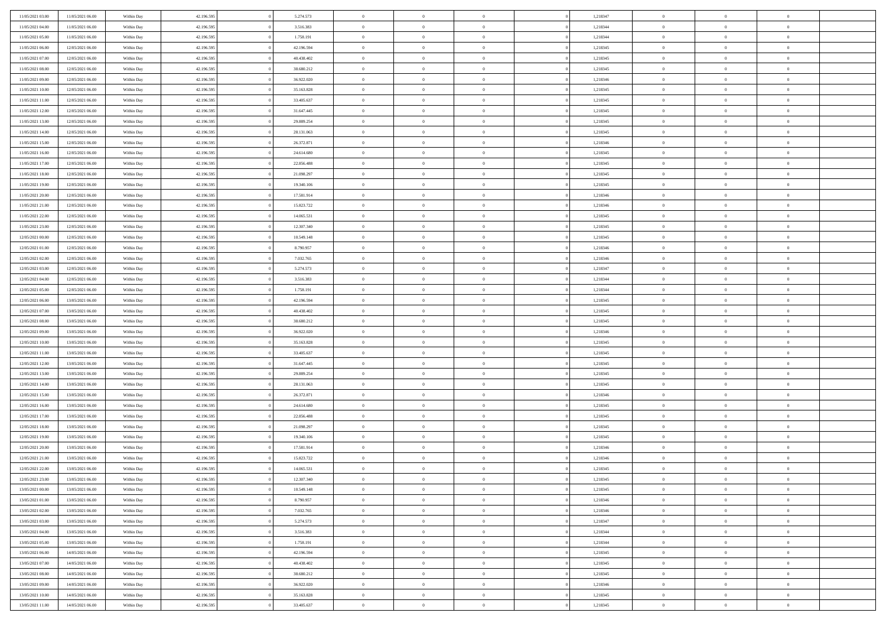| | | | | | | | | | | | | | | |
|---|---|---|---|---|---|---|---|---|---|---|---|---|---|---|
| 11/05/2021 03:00 | 11/05/2021 06:00 | Within Day | 42.196.595 | 0 | 5.274.573 | 0 | 0 | 0 | | 0 | 1,218347 | 0 | 0 | 0 |
| 11/05/2021 04:00 | 11/05/2021 06:00 | Within Day | 42.196.595 | 0 | 3.516.383 | 0 | 0 | 0 | | 0 | 1,218344 | 0 | 0 | 0 |
| 11/05/2021 05:00 | 11/05/2021 06:00 | Within Day | 42.196.595 | 0 | 1.758.191 | 0 | 0 | 0 | | 0 | 1,218344 | 0 | 0 | 0 |
| 11/05/2021 06:00 | 12/05/2021 06:00 | Within Day | 42.196.595 | 0 | 42.196.594 | 0 | 0 | 0 | | 0 | 1,218345 | 0 | 0 | 0 |
| 11/05/2021 07:00 | 12/05/2021 06:00 | Within Day | 42.196.595 | 0 | 40.438.402 | 0 | 0 | 0 | | 0 | 1,218345 | 0 | 0 | 0 |
| 11/05/2021 08:00 | 12/05/2021 06:00 | Within Day | 42.196.595 | 0 | 38.680.212 | 0 | 0 | 0 | | 0 | 1,218345 | 0 | 0 | 0 |
| 11/05/2021 09:00 | 12/05/2021 06:00 | Within Day | 42.196.595 | 0 | 36.922.020 | 0 | 0 | 0 | | 0 | 1,218346 | 0 | 0 | 0 |
| 11/05/2021 10:00 | 12/05/2021 06:00 | Within Day | 42.196.595 | 0 | 35.163.828 | 0 | 0 | 0 | | 0 | 1,218345 | 0 | 0 | 0 |
| 11/05/2021 11:00 | 12/05/2021 06:00 | Within Day | 42.196.595 | 0 | 33.405.637 | 0 | 0 | 0 | | 0 | 1,218345 | 0 | 0 | 0 |
| 11/05/2021 12:00 | 12/05/2021 06:00 | Within Day | 42.196.595 | 0 | 31.647.445 | 0 | 0 | 0 | | 0 | 1,218345 | 0 | 0 | 0 |
| 11/05/2021 13:00 | 12/05/2021 06:00 | Within Day | 42.196.595 | 0 | 29.889.254 | 0 | 0 | 0 | | 0 | 1,218345 | 0 | 0 | 0 |
| 11/05/2021 14:00 | 12/05/2021 06:00 | Within Day | 42.196.595 | 0 | 28.131.063 | 0 | 0 | 0 | | 0 | 1,218345 | 0 | 0 | 0 |
| 11/05/2021 15:00 | 12/05/2021 06:00 | Within Day | 42.196.595 | 0 | 26.372.871 | 0 | 0 | 0 | | 0 | 1,218346 | 0 | 0 | 0 |
| 11/05/2021 16:00 | 12/05/2021 06:00 | Within Day | 42.196.595 | 0 | 24.614.680 | 0 | 0 | 0 | | 0 | 1,218345 | 0 | 0 | 0 |
| 11/05/2021 17:00 | 12/05/2021 06:00 | Within Day | 42.196.595 | 0 | 22.856.488 | 0 | 0 | 0 | | 0 | 1,218345 | 0 | 0 | 0 |
| 11/05/2021 18:00 | 12/05/2021 06:00 | Within Day | 42.196.595 | 0 | 21.098.297 | 0 | 0 | 0 | | 0 | 1,218345 | 0 | 0 | 0 |
| 11/05/2021 19:00 | 12/05/2021 06:00 | Within Day | 42.196.595 | 0 | 19.340.106 | 0 | 0 | 0 | | 0 | 1,218345 | 0 | 0 | 0 |
| 11/05/2021 20:00 | 12/05/2021 06:00 | Within Day | 42.196.595 | 0 | 17.581.914 | 0 | 0 | 0 | | 0 | 1,218346 | 0 | 0 | 0 |
| 11/05/2021 21:00 | 12/05/2021 06:00 | Within Day | 42.196.595 | 0 | 15.823.722 | 0 | 0 | 0 | | 0 | 1,218346 | 0 | 0 | 0 |
| 11/05/2021 22:00 | 12/05/2021 06:00 | Within Day | 42.196.595 | 0 | 14.065.531 | 0 | 0 | 0 | | 0 | 1,218345 | 0 | 0 | 0 |
| 11/05/2021 23:00 | 12/05/2021 06:00 | Within Day | 42.196.595 | 0 | 12.307.340 | 0 | 0 | 0 | | 0 | 1,218345 | 0 | 0 | 0 |
| 12/05/2021 00:00 | 12/05/2021 06:00 | Within Day | 42.196.595 | 0 | 10.549.148 | 0 | 0 | 0 | | 0 | 1,218345 | 0 | 0 | 0 |
| 12/05/2021 01:00 | 12/05/2021 06:00 | Within Day | 42.196.595 | 0 | 8.790.957 | 0 | 0 | 0 | | 0 | 1,218346 | 0 | 0 | 0 |
| 12/05/2021 02:00 | 12/05/2021 06:00 | Within Day | 42.196.595 | 0 | 7.032.765 | 0 | 0 | 0 | | 0 | 1,218346 | 0 | 0 | 0 |
| 12/05/2021 03:00 | 12/05/2021 06:00 | Within Day | 42.196.595 | 0 | 5.274.573 | 0 | 0 | 0 | | 0 | 1,218347 | 0 | 0 | 0 |
| 12/05/2021 04:00 | 12/05/2021 06:00 | Within Day | 42.196.595 | 0 | 3.516.383 | 0 | 0 | 0 | | 0 | 1,218344 | 0 | 0 | 0 |
| 12/05/2021 05:00 | 12/05/2021 06:00 | Within Day | 42.196.595 | 0 | 1.758.191 | 0 | 0 | 0 | | 0 | 1,218344 | 0 | 0 | 0 |
| 12/05/2021 06:00 | 13/05/2021 06:00 | Within Day | 42.196.595 | 0 | 42.196.594 | 0 | 0 | 0 | | 0 | 1,218345 | 0 | 0 | 0 |
| 12/05/2021 07:00 | 13/05/2021 06:00 | Within Day | 42.196.595 | 0 | 40.438.402 | 0 | 0 | 0 | | 0 | 1,218345 | 0 | 0 | 0 |
| 12/05/2021 08:00 | 13/05/2021 06:00 | Within Day | 42.196.595 | 0 | 38.680.212 | 0 | 0 | 0 | | 0 | 1,218345 | 0 | 0 | 0 |
| 12/05/2021 09:00 | 13/05/2021 06:00 | Within Day | 42.196.595 | 0 | 36.922.020 | 0 | 0 | 0 | | 0 | 1,218346 | 0 | 0 | 0 |
| 12/05/2021 10:00 | 13/05/2021 06:00 | Within Day | 42.196.595 | 0 | 35.163.828 | 0 | 0 | 0 | | 0 | 1,218345 | 0 | 0 | 0 |
| 12/05/2021 11:00 | 13/05/2021 06:00 | Within Day | 42.196.595 | 0 | 33.405.637 | 0 | 0 | 0 | | 0 | 1,218345 | 0 | 0 | 0 |
| 12/05/2021 12:00 | 13/05/2021 06:00 | Within Day | 42.196.595 | 0 | 31.647.445 | 0 | 0 | 0 | | 0 | 1,218345 | 0 | 0 | 0 |
| 12/05/2021 13:00 | 13/05/2021 06:00 | Within Day | 42.196.595 | 0 | 29.889.254 | 0 | 0 | 0 | | 0 | 1,218345 | 0 | 0 | 0 |
| 12/05/2021 14:00 | 13/05/2021 06:00 | Within Day | 42.196.595 | 0 | 28.131.063 | 0 | 0 | 0 | | 0 | 1,218345 | 0 | 0 | 0 |
| 12/05/2021 15:00 | 13/05/2021 06:00 | Within Day | 42.196.595 | 0 | 26.372.871 | 0 | 0 | 0 | | 0 | 1,218346 | 0 | 0 | 0 |
| 12/05/2021 16:00 | 13/05/2021 06:00 | Within Day | 42.196.595 | 0 | 24.614.680 | 0 | 0 | 0 | | 0 | 1,218345 | 0 | 0 | 0 |
| 12/05/2021 17:00 | 13/05/2021 06:00 | Within Day | 42.196.595 | 0 | 22.856.488 | 0 | 0 | 0 | | 0 | 1,218345 | 0 | 0 | 0 |
| 12/05/2021 18:00 | 13/05/2021 06:00 | Within Day | 42.196.595 | 0 | 21.098.297 | 0 | 0 | 0 | | 0 | 1,218345 | 0 | 0 | 0 |
| 12/05/2021 19:00 | 13/05/2021 06:00 | Within Day | 42.196.595 | 0 | 19.340.106 | 0 | 0 | 0 | | 0 | 1,218345 | 0 | 0 | 0 |
| 12/05/2021 20:00 | 13/05/2021 06:00 | Within Day | 42.196.595 | 0 | 17.581.914 | 0 | 0 | 0 | | 0 | 1,218346 | 0 | 0 | 0 |
| 12/05/2021 21:00 | 13/05/2021 06:00 | Within Day | 42.196.595 | 0 | 15.823.722 | 0 | 0 | 0 | | 0 | 1,218346 | 0 | 0 | 0 |
| 12/05/2021 22:00 | 13/05/2021 06:00 | Within Day | 42.196.595 | 0 | 14.065.531 | 0 | 0 | 0 | | 0 | 1,218345 | 0 | 0 | 0 |
| 12/05/2021 23:00 | 13/05/2021 06:00 | Within Day | 42.196.595 | 0 | 12.307.340 | 0 | 0 | 0 | | 0 | 1,218345 | 0 | 0 | 0 |
| 13/05/2021 00:00 | 13/05/2021 06:00 | Within Day | 42.196.595 | 0 | 10.549.148 | 0 | 0 | 0 | | 0 | 1,218345 | 0 | 0 | 0 |
| 13/05/2021 01:00 | 13/05/2021 06:00 | Within Day | 42.196.595 | 0 | 8.790.957 | 0 | 0 | 0 | | 0 | 1,218346 | 0 | 0 | 0 |
| 13/05/2021 02:00 | 13/05/2021 06:00 | Within Day | 42.196.595 | 0 | 7.032.765 | 0 | 0 | 0 | | 0 | 1,218346 | 0 | 0 | 0 |
| 13/05/2021 03:00 | 13/05/2021 06:00 | Within Day | 42.196.595 | 0 | 5.274.573 | 0 | 0 | 0 | | 0 | 1,218347 | 0 | 0 | 0 |
| 13/05/2021 04:00 | 13/05/2021 06:00 | Within Day | 42.196.595 | 0 | 3.516.383 | 0 | 0 | 0 | | 0 | 1,218344 | 0 | 0 | 0 |
| 13/05/2021 05:00 | 13/05/2021 06:00 | Within Day | 42.196.595 | 0 | 1.758.191 | 0 | 0 | 0 | | 0 | 1,218344 | 0 | 0 | 0 |
| 13/05/2021 06:00 | 14/05/2021 06:00 | Within Day | 42.196.595 | 0 | 42.196.594 | 0 | 0 | 0 | | 0 | 1,218345 | 0 | 0 | 0 |
| 13/05/2021 07:00 | 14/05/2021 06:00 | Within Day | 42.196.595 | 0 | 40.438.402 | 0 | 0 | 0 | | 0 | 1,218345 | 0 | 0 | 0 |
| 13/05/2021 08:00 | 14/05/2021 06:00 | Within Day | 42.196.595 | 0 | 38.680.212 | 0 | 0 | 0 | | 0 | 1,218345 | 0 | 0 | 0 |
| 13/05/2021 09:00 | 14/05/2021 06:00 | Within Day | 42.196.595 | 0 | 36.922.020 | 0 | 0 | 0 | | 0 | 1,218346 | 0 | 0 | 0 |
| 13/05/2021 10:00 | 14/05/2021 06:00 | Within Day | 42.196.595 | 0 | 35.163.828 | 0 | 0 | 0 | | 0 | 1,218345 | 0 | 0 | 0 |
| 13/05/2021 11:00 | 14/05/2021 06:00 | Within Day | 42.196.595 | 0 | 33.405.637 | 0 | 0 | 0 | | 0 | 1,218345 | 0 | 0 | 0 |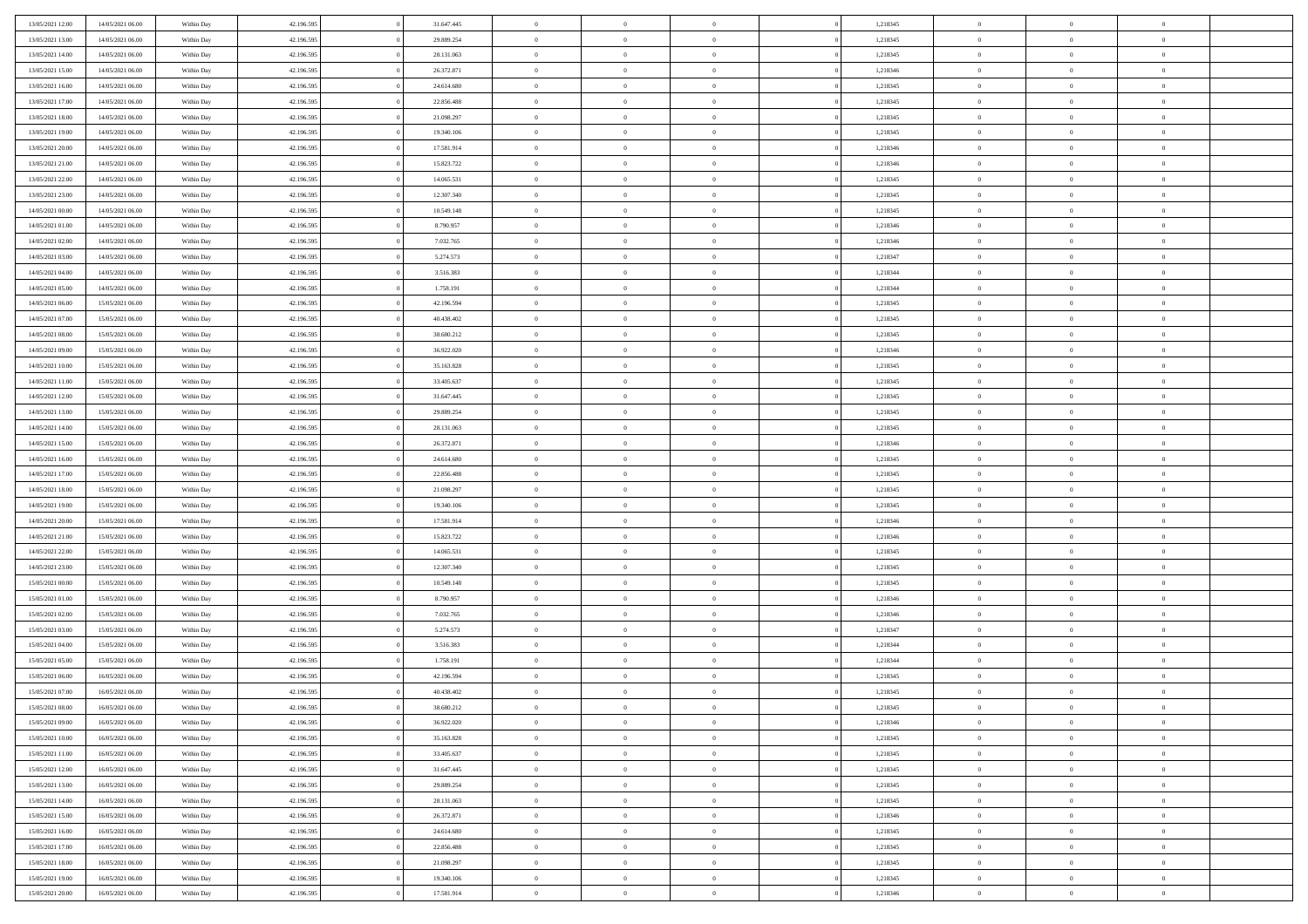| | | | | | | | | | | | | | | |
|---|---|---|---|---|---|---|---|---|---|---|---|---|---|---|
| 13/05/2021 12:00 | 14/05/2021 06:00 | Within Day | 42.196.595 | 0 | 31.647.445 | 0 | 0 | 0 | | 0 | 1,218345 | 0 | 0 | 0 |
| 13/05/2021 13:00 | 14/05/2021 06:00 | Within Day | 42.196.595 | 0 | 29.889.254 | 0 | 0 | 0 | | 0 | 1,218345 | 0 | 0 | 0 |
| 13/05/2021 14:00 | 14/05/2021 06:00 | Within Day | 42.196.595 | 0 | 28.131.063 | 0 | 0 | 0 | | 0 | 1,218345 | 0 | 0 | 0 |
| 13/05/2021 15:00 | 14/05/2021 06:00 | Within Day | 42.196.595 | 0 | 26.372.871 | 0 | 0 | 0 | | 0 | 1,218346 | 0 | 0 | 0 |
| 13/05/2021 16:00 | 14/05/2021 06:00 | Within Day | 42.196.595 | 0 | 24.614.680 | 0 | 0 | 0 | | 0 | 1,218345 | 0 | 0 | 0 |
| 13/05/2021 17:00 | 14/05/2021 06:00 | Within Day | 42.196.595 | 0 | 22.856.488 | 0 | 0 | 0 | | 0 | 1,218345 | 0 | 0 | 0 |
| 13/05/2021 18:00 | 14/05/2021 06:00 | Within Day | 42.196.595 | 0 | 21.098.297 | 0 | 0 | 0 | | 0 | 1,218345 | 0 | 0 | 0 |
| 13/05/2021 19:00 | 14/05/2021 06:00 | Within Day | 42.196.595 | 0 | 19.340.106 | 0 | 0 | 0 | | 0 | 1,218345 | 0 | 0 | 0 |
| 13/05/2021 20:00 | 14/05/2021 06:00 | Within Day | 42.196.595 | 0 | 17.581.914 | 0 | 0 | 0 | | 0 | 1,218346 | 0 | 0 | 0 |
| 13/05/2021 21:00 | 14/05/2021 06:00 | Within Day | 42.196.595 | 0 | 15.823.722 | 0 | 0 | 0 | | 0 | 1,218346 | 0 | 0 | 0 |
| 13/05/2021 22:00 | 14/05/2021 06:00 | Within Day | 42.196.595 | 0 | 14.065.531 | 0 | 0 | 0 | | 0 | 1,218345 | 0 | 0 | 0 |
| 13/05/2021 23:00 | 14/05/2021 06:00 | Within Day | 42.196.595 | 0 | 12.307.340 | 0 | 0 | 0 | | 0 | 1,218345 | 0 | 0 | 0 |
| 14/05/2021 00:00 | 14/05/2021 06:00 | Within Day | 42.196.595 | 0 | 10.549.148 | 0 | 0 | 0 | | 0 | 1,218345 | 0 | 0 | 0 |
| 14/05/2021 01:00 | 14/05/2021 06:00 | Within Day | 42.196.595 | 0 | 8.790.957 | 0 | 0 | 0 | | 0 | 1,218346 | 0 | 0 | 0 |
| 14/05/2021 02:00 | 14/05/2021 06:00 | Within Day | 42.196.595 | 0 | 7.032.765 | 0 | 0 | 0 | | 0 | 1,218346 | 0 | 0 | 0 |
| 14/05/2021 03:00 | 14/05/2021 06:00 | Within Day | 42.196.595 | 0 | 5.274.573 | 0 | 0 | 0 | | 0 | 1,218347 | 0 | 0 | 0 |
| 14/05/2021 04:00 | 14/05/2021 06:00 | Within Day | 42.196.595 | 0 | 3.516.383 | 0 | 0 | 0 | | 0 | 1,218344 | 0 | 0 | 0 |
| 14/05/2021 05:00 | 14/05/2021 06:00 | Within Day | 42.196.595 | 0 | 1.758.191 | 0 | 0 | 0 | | 0 | 1,218344 | 0 | 0 | 0 |
| 14/05/2021 06:00 | 15/05/2021 06:00 | Within Day | 42.196.595 | 0 | 42.196.594 | 0 | 0 | 0 | | 0 | 1,218345 | 0 | 0 | 0 |
| 14/05/2021 07:00 | 15/05/2021 06:00 | Within Day | 42.196.595 | 0 | 40.438.402 | 0 | 0 | 0 | | 0 | 1,218345 | 0 | 0 | 0 |
| 14/05/2021 08:00 | 15/05/2021 06:00 | Within Day | 42.196.595 | 0 | 38.680.212 | 0 | 0 | 0 | | 0 | 1,218345 | 0 | 0 | 0 |
| 14/05/2021 09:00 | 15/05/2021 06:00 | Within Day | 42.196.595 | 0 | 36.922.020 | 0 | 0 | 0 | | 0 | 1,218346 | 0 | 0 | 0 |
| 14/05/2021 10:00 | 15/05/2021 06:00 | Within Day | 42.196.595 | 0 | 35.163.828 | 0 | 0 | 0 | | 0 | 1,218345 | 0 | 0 | 0 |
| 14/05/2021 11:00 | 15/05/2021 06:00 | Within Day | 42.196.595 | 0 | 33.405.637 | 0 | 0 | 0 | | 0 | 1,218345 | 0 | 0 | 0 |
| 14/05/2021 12:00 | 15/05/2021 06:00 | Within Day | 42.196.595 | 0 | 31.647.445 | 0 | 0 | 0 | | 0 | 1,218345 | 0 | 0 | 0 |
| 14/05/2021 13:00 | 15/05/2021 06:00 | Within Day | 42.196.595 | 0 | 29.889.254 | 0 | 0 | 0 | | 0 | 1,218345 | 0 | 0 | 0 |
| 14/05/2021 14:00 | 15/05/2021 06:00 | Within Day | 42.196.595 | 0 | 28.131.063 | 0 | 0 | 0 | | 0 | 1,218345 | 0 | 0 | 0 |
| 14/05/2021 15:00 | 15/05/2021 06:00 | Within Day | 42.196.595 | 0 | 26.372.871 | 0 | 0 | 0 | | 0 | 1,218346 | 0 | 0 | 0 |
| 14/05/2021 16:00 | 15/05/2021 06:00 | Within Day | 42.196.595 | 0 | 24.614.680 | 0 | 0 | 0 | | 0 | 1,218345 | 0 | 0 | 0 |
| 14/05/2021 17:00 | 15/05/2021 06:00 | Within Day | 42.196.595 | 0 | 22.856.488 | 0 | 0 | 0 | | 0 | 1,218345 | 0 | 0 | 0 |
| 14/05/2021 18:00 | 15/05/2021 06:00 | Within Day | 42.196.595 | 0 | 21.098.297 | 0 | 0 | 0 | | 0 | 1,218345 | 0 | 0 | 0 |
| 14/05/2021 19:00 | 15/05/2021 06:00 | Within Day | 42.196.595 | 0 | 19.340.106 | 0 | 0 | 0 | | 0 | 1,218345 | 0 | 0 | 0 |
| 14/05/2021 20:00 | 15/05/2021 06:00 | Within Day | 42.196.595 | 0 | 17.581.914 | 0 | 0 | 0 | | 0 | 1,218346 | 0 | 0 | 0 |
| 14/05/2021 21:00 | 15/05/2021 06:00 | Within Day | 42.196.595 | 0 | 15.823.722 | 0 | 0 | 0 | | 0 | 1,218346 | 0 | 0 | 0 |
| 14/05/2021 22:00 | 15/05/2021 06:00 | Within Day | 42.196.595 | 0 | 14.065.531 | 0 | 0 | 0 | | 0 | 1,218345 | 0 | 0 | 0 |
| 14/05/2021 23:00 | 15/05/2021 06:00 | Within Day | 42.196.595 | 0 | 12.307.340 | 0 | 0 | 0 | | 0 | 1,218345 | 0 | 0 | 0 |
| 15/05/2021 00:00 | 15/05/2021 06:00 | Within Day | 42.196.595 | 0 | 10.549.148 | 0 | 0 | 0 | | 0 | 1,218345 | 0 | 0 | 0 |
| 15/05/2021 01:00 | 15/05/2021 06:00 | Within Day | 42.196.595 | 0 | 8.790.957 | 0 | 0 | 0 | | 0 | 1,218346 | 0 | 0 | 0 |
| 15/05/2021 02:00 | 15/05/2021 06:00 | Within Day | 42.196.595 | 0 | 7.032.765 | 0 | 0 | 0 | | 0 | 1,218346 | 0 | 0 | 0 |
| 15/05/2021 03:00 | 15/05/2021 06:00 | Within Day | 42.196.595 | 0 | 5.274.573 | 0 | 0 | 0 | | 0 | 1,218347 | 0 | 0 | 0 |
| 15/05/2021 04:00 | 15/05/2021 06:00 | Within Day | 42.196.595 | 0 | 3.516.383 | 0 | 0 | 0 | | 0 | 1,218344 | 0 | 0 | 0 |
| 15/05/2021 05:00 | 15/05/2021 06:00 | Within Day | 42.196.595 | 0 | 1.758.191 | 0 | 0 | 0 | | 0 | 1,218344 | 0 | 0 | 0 |
| 15/05/2021 06:00 | 16/05/2021 06:00 | Within Day | 42.196.595 | 0 | 42.196.594 | 0 | 0 | 0 | | 0 | 1,218345 | 0 | 0 | 0 |
| 15/05/2021 07:00 | 16/05/2021 06:00 | Within Day | 42.196.595 | 0 | 40.438.402 | 0 | 0 | 0 | | 0 | 1,218345 | 0 | 0 | 0 |
| 15/05/2021 08:00 | 16/05/2021 06:00 | Within Day | 42.196.595 | 0 | 38.680.212 | 0 | 0 | 0 | | 0 | 1,218345 | 0 | 0 | 0 |
| 15/05/2021 09:00 | 16/05/2021 06:00 | Within Day | 42.196.595 | 0 | 36.922.020 | 0 | 0 | 0 | | 0 | 1,218346 | 0 | 0 | 0 |
| 15/05/2021 10:00 | 16/05/2021 06:00 | Within Day | 42.196.595 | 0 | 35.163.828 | 0 | 0 | 0 | | 0 | 1,218345 | 0 | 0 | 0 |
| 15/05/2021 11:00 | 16/05/2021 06:00 | Within Day | 42.196.595 | 0 | 33.405.637 | 0 | 0 | 0 | | 0 | 1,218345 | 0 | 0 | 0 |
| 15/05/2021 12:00 | 16/05/2021 06:00 | Within Day | 42.196.595 | 0 | 31.647.445 | 0 | 0 | 0 | | 0 | 1,218345 | 0 | 0 | 0 |
| 15/05/2021 13:00 | 16/05/2021 06:00 | Within Day | 42.196.595 | 0 | 29.889.254 | 0 | 0 | 0 | | 0 | 1,218345 | 0 | 0 | 0 |
| 15/05/2021 14:00 | 16/05/2021 06:00 | Within Day | 42.196.595 | 0 | 28.131.063 | 0 | 0 | 0 | | 0 | 1,218345 | 0 | 0 | 0 |
| 15/05/2021 15:00 | 16/05/2021 06:00 | Within Day | 42.196.595 | 0 | 26.372.871 | 0 | 0 | 0 | | 0 | 1,218346 | 0 | 0 | 0 |
| 15/05/2021 16:00 | 16/05/2021 06:00 | Within Day | 42.196.595 | 0 | 24.614.680 | 0 | 0 | 0 | | 0 | 1,218345 | 0 | 0 | 0 |
| 15/05/2021 17:00 | 16/05/2021 06:00 | Within Day | 42.196.595 | 0 | 22.856.488 | 0 | 0 | 0 | | 0 | 1,218345 | 0 | 0 | 0 |
| 15/05/2021 18:00 | 16/05/2021 06:00 | Within Day | 42.196.595 | 0 | 21.098.297 | 0 | 0 | 0 | | 0 | 1,218345 | 0 | 0 | 0 |
| 15/05/2021 19:00 | 16/05/2021 06:00 | Within Day | 42.196.595 | 0 | 19.340.106 | 0 | 0 | 0 | | 0 | 1,218345 | 0 | 0 | 0 |
| 15/05/2021 20:00 | 16/05/2021 06:00 | Within Day | 42.196.595 | 0 | 17.581.914 | 0 | 0 | 0 | | 0 | 1,218346 | 0 | 0 | 0 |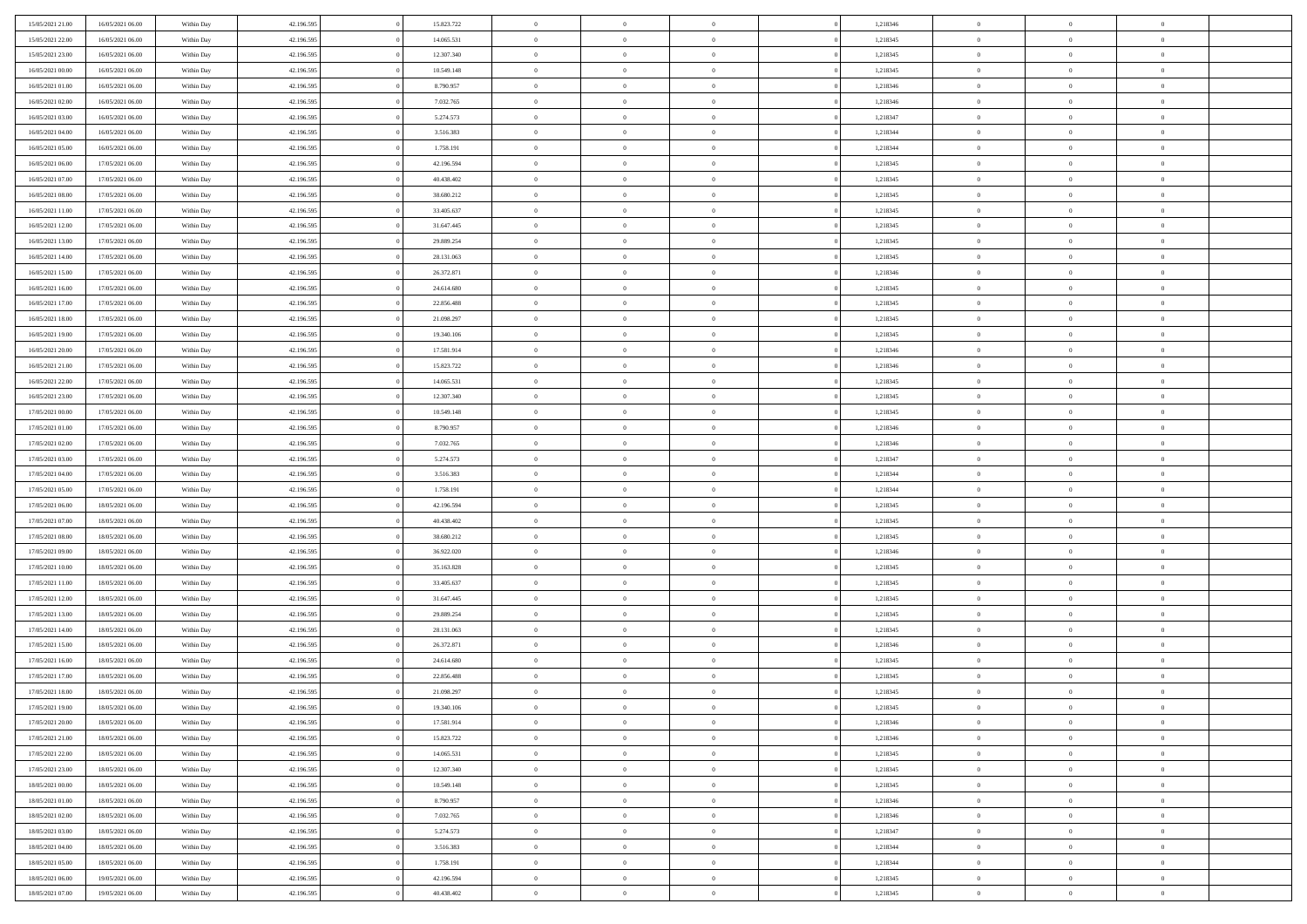| | | | | | | | | | | | | | | |
|---|---|---|---|---|---|---|---|---|---|---|---|---|---|---|
| 15/05/2021 21:00 | 16/05/2021 06:00 | Within Day | 42.196.595 | 0 | 15.823.722 | 0 | 0 | 0 | 0 | 1,218346 | 0 | 0 | 0 | |
| 15/05/2021 22:00 | 16/05/2021 06:00 | Within Day | 42.196.595 | 0 | 14.065.531 | 0 | 0 | 0 | 0 | 1,218345 | 0 | 0 | 0 | |
| 15/05/2021 23:00 | 16/05/2021 06:00 | Within Day | 42.196.595 | 0 | 12.307.340 | 0 | 0 | 0 | 0 | 1,218345 | 0 | 0 | 0 | |
| 16/05/2021 00:00 | 16/05/2021 06:00 | Within Day | 42.196.595 | 0 | 10.549.148 | 0 | 0 | 0 | 0 | 1,218345 | 0 | 0 | 0 | |
| 16/05/2021 01:00 | 16/05/2021 06:00 | Within Day | 42.196.595 | 0 | 8.790.957 | 0 | 0 | 0 | 0 | 1,218346 | 0 | 0 | 0 | |
| 16/05/2021 02:00 | 16/05/2021 06:00 | Within Day | 42.196.595 | 0 | 7.032.765 | 0 | 0 | 0 | 0 | 1,218346 | 0 | 0 | 0 | |
| 16/05/2021 03:00 | 16/05/2021 06:00 | Within Day | 42.196.595 | 0 | 5.274.573 | 0 | 0 | 0 | 0 | 1,218347 | 0 | 0 | 0 | |
| 16/05/2021 04:00 | 16/05/2021 06:00 | Within Day | 42.196.595 | 0 | 3.516.383 | 0 | 0 | 0 | 0 | 1,218344 | 0 | 0 | 0 | |
| 16/05/2021 05:00 | 16/05/2021 06:00 | Within Day | 42.196.595 | 0 | 1.758.191 | 0 | 0 | 0 | 0 | 1,218344 | 0 | 0 | 0 | |
| 16/05/2021 06:00 | 17/05/2021 06:00 | Within Day | 42.196.595 | 0 | 42.196.594 | 0 | 0 | 0 | 0 | 1,218345 | 0 | 0 | 0 | |
| 16/05/2021 07:00 | 17/05/2021 06:00 | Within Day | 42.196.595 | 0 | 40.438.402 | 0 | 0 | 0 | 0 | 1,218345 | 0 | 0 | 0 | |
| 16/05/2021 08:00 | 17/05/2021 06:00 | Within Day | 42.196.595 | 0 | 38.680.212 | 0 | 0 | 0 | 0 | 1,218345 | 0 | 0 | 0 | |
| 16/05/2021 11:00 | 17/05/2021 06:00 | Within Day | 42.196.595 | 0 | 33.405.637 | 0 | 0 | 0 | 0 | 1,218345 | 0 | 0 | 0 | |
| 16/05/2021 12:00 | 17/05/2021 06:00 | Within Day | 42.196.595 | 0 | 31.647.445 | 0 | 0 | 0 | 0 | 1,218345 | 0 | 0 | 0 | |
| 16/05/2021 13:00 | 17/05/2021 06:00 | Within Day | 42.196.595 | 0 | 29.889.254 | 0 | 0 | 0 | 0 | 1,218345 | 0 | 0 | 0 | |
| 16/05/2021 14:00 | 17/05/2021 06:00 | Within Day | 42.196.595 | 0 | 28.131.063 | 0 | 0 | 0 | 0 | 1,218345 | 0 | 0 | 0 | |
| 16/05/2021 15:00 | 17/05/2021 06:00 | Within Day | 42.196.595 | 0 | 26.372.871 | 0 | 0 | 0 | 0 | 1,218346 | 0 | 0 | 0 | |
| 16/05/2021 16:00 | 17/05/2021 06:00 | Within Day | 42.196.595 | 0 | 24.614.680 | 0 | 0 | 0 | 0 | 1,218345 | 0 | 0 | 0 | |
| 16/05/2021 17:00 | 17/05/2021 06:00 | Within Day | 42.196.595 | 0 | 22.856.488 | 0 | 0 | 0 | 0 | 1,218345 | 0 | 0 | 0 | |
| 16/05/2021 18:00 | 17/05/2021 06:00 | Within Day | 42.196.595 | 0 | 21.098.297 | 0 | 0 | 0 | 0 | 1,218345 | 0 | 0 | 0 | |
| 16/05/2021 19:00 | 17/05/2021 06:00 | Within Day | 42.196.595 | 0 | 19.340.106 | 0 | 0 | 0 | 0 | 1,218345 | 0 | 0 | 0 | |
| 16/05/2021 20:00 | 17/05/2021 06:00 | Within Day | 42.196.595 | 0 | 17.581.914 | 0 | 0 | 0 | 0 | 1,218346 | 0 | 0 | 0 | |
| 16/05/2021 21:00 | 17/05/2021 06:00 | Within Day | 42.196.595 | 0 | 15.823.722 | 0 | 0 | 0 | 0 | 1,218346 | 0 | 0 | 0 | |
| 16/05/2021 22:00 | 17/05/2021 06:00 | Within Day | 42.196.595 | 0 | 14.065.531 | 0 | 0 | 0 | 0 | 1,218345 | 0 | 0 | 0 | |
| 16/05/2021 23:00 | 17/05/2021 06:00 | Within Day | 42.196.595 | 0 | 12.307.340 | 0 | 0 | 0 | 0 | 1,218345 | 0 | 0 | 0 | |
| 17/05/2021 00:00 | 17/05/2021 06:00 | Within Day | 42.196.595 | 0 | 10.549.148 | 0 | 0 | 0 | 0 | 1,218345 | 0 | 0 | 0 | |
| 17/05/2021 01:00 | 17/05/2021 06:00 | Within Day | 42.196.595 | 0 | 8.790.957 | 0 | 0 | 0 | 0 | 1,218346 | 0 | 0 | 0 | |
| 17/05/2021 02:00 | 17/05/2021 06:00 | Within Day | 42.196.595 | 0 | 7.032.765 | 0 | 0 | 0 | 0 | 1,218346 | 0 | 0 | 0 | |
| 17/05/2021 03:00 | 17/05/2021 06:00 | Within Day | 42.196.595 | 0 | 5.274.573 | 0 | 0 | 0 | 0 | 1,218347 | 0 | 0 | 0 | |
| 17/05/2021 04:00 | 17/05/2021 06:00 | Within Day | 42.196.595 | 0 | 3.516.383 | 0 | 0 | 0 | 0 | 1,218344 | 0 | 0 | 0 | |
| 17/05/2021 05:00 | 17/05/2021 06:00 | Within Day | 42.196.595 | 0 | 1.758.191 | 0 | 0 | 0 | 0 | 1,218344 | 0 | 0 | 0 | |
| 17/05/2021 06:00 | 18/05/2021 06:00 | Within Day | 42.196.595 | 0 | 42.196.594 | 0 | 0 | 0 | 0 | 1,218345 | 0 | 0 | 0 | |
| 17/05/2021 07:00 | 18/05/2021 06:00 | Within Day | 42.196.595 | 0 | 40.438.402 | 0 | 0 | 0 | 0 | 1,218345 | 0 | 0 | 0 | |
| 17/05/2021 08:00 | 18/05/2021 06:00 | Within Day | 42.196.595 | 0 | 38.680.212 | 0 | 0 | 0 | 0 | 1,218345 | 0 | 0 | 0 | |
| 17/05/2021 09:00 | 18/05/2021 06:00 | Within Day | 42.196.595 | 0 | 36.922.020 | 0 | 0 | 0 | 0 | 1,218346 | 0 | 0 | 0 | |
| 17/05/2021 10:00 | 18/05/2021 06:00 | Within Day | 42.196.595 | 0 | 35.163.828 | 0 | 0 | 0 | 0 | 1,218345 | 0 | 0 | 0 | |
| 17/05/2021 11:00 | 18/05/2021 06:00 | Within Day | 42.196.595 | 0 | 33.405.637 | 0 | 0 | 0 | 0 | 1,218345 | 0 | 0 | 0 | |
| 17/05/2021 12:00 | 18/05/2021 06:00 | Within Day | 42.196.595 | 0 | 31.647.445 | 0 | 0 | 0 | 0 | 1,218345 | 0 | 0 | 0 | |
| 17/05/2021 13:00 | 18/05/2021 06:00 | Within Day | 42.196.595 | 0 | 29.889.254 | 0 | 0 | 0 | 0 | 1,218345 | 0 | 0 | 0 | |
| 17/05/2021 14:00 | 18/05/2021 06:00 | Within Day | 42.196.595 | 0 | 28.131.063 | 0 | 0 | 0 | 0 | 1,218345 | 0 | 0 | 0 | |
| 17/05/2021 15:00 | 18/05/2021 06:00 | Within Day | 42.196.595 | 0 | 26.372.871 | 0 | 0 | 0 | 0 | 1,218346 | 0 | 0 | 0 | |
| 17/05/2021 16:00 | 18/05/2021 06:00 | Within Day | 42.196.595 | 0 | 24.614.680 | 0 | 0 | 0 | 0 | 1,218345 | 0 | 0 | 0 | |
| 17/05/2021 17:00 | 18/05/2021 06:00 | Within Day | 42.196.595 | 0 | 22.856.488 | 0 | 0 | 0 | 0 | 1,218345 | 0 | 0 | 0 | |
| 17/05/2021 18:00 | 18/05/2021 06:00 | Within Day | 42.196.595 | 0 | 21.098.297 | 0 | 0 | 0 | 0 | 1,218345 | 0 | 0 | 0 | |
| 17/05/2021 19:00 | 18/05/2021 06:00 | Within Day | 42.196.595 | 0 | 19.340.106 | 0 | 0 | 0 | 0 | 1,218345 | 0 | 0 | 0 | |
| 17/05/2021 20:00 | 18/05/2021 06:00 | Within Day | 42.196.595 | 0 | 17.581.914 | 0 | 0 | 0 | 0 | 1,218346 | 0 | 0 | 0 | |
| 17/05/2021 21:00 | 18/05/2021 06:00 | Within Day | 42.196.595 | 0 | 15.823.722 | 0 | 0 | 0 | 0 | 1,218346 | 0 | 0 | 0 | |
| 17/05/2021 22:00 | 18/05/2021 06:00 | Within Day | 42.196.595 | 0 | 14.065.531 | 0 | 0 | 0 | 0 | 1,218345 | 0 | 0 | 0 | |
| 17/05/2021 23:00 | 18/05/2021 06:00 | Within Day | 42.196.595 | 0 | 12.307.340 | 0 | 0 | 0 | 0 | 1,218345 | 0 | 0 | 0 | |
| 18/05/2021 00:00 | 18/05/2021 06:00 | Within Day | 42.196.595 | 0 | 10.549.148 | 0 | 0 | 0 | 0 | 1,218345 | 0 | 0 | 0 | |
| 18/05/2021 01:00 | 18/05/2021 06:00 | Within Day | 42.196.595 | 0 | 8.790.957 | 0 | 0 | 0 | 0 | 1,218346 | 0 | 0 | 0 | |
| 18/05/2021 02:00 | 18/05/2021 06:00 | Within Day | 42.196.595 | 0 | 7.032.765 | 0 | 0 | 0 | 0 | 1,218346 | 0 | 0 | 0 | |
| 18/05/2021 03:00 | 18/05/2021 06:00 | Within Day | 42.196.595 | 0 | 5.274.573 | 0 | 0 | 0 | 0 | 1,218347 | 0 | 0 | 0 | |
| 18/05/2021 04:00 | 18/05/2021 06:00 | Within Day | 42.196.595 | 0 | 3.516.383 | 0 | 0 | 0 | 0 | 1,218344 | 0 | 0 | 0 | |
| 18/05/2021 05:00 | 18/05/2021 06:00 | Within Day | 42.196.595 | 0 | 1.758.191 | 0 | 0 | 0 | 0 | 1,218344 | 0 | 0 | 0 | |
| 18/05/2021 06:00 | 19/05/2021 06:00 | Within Day | 42.196.595 | 0 | 42.196.594 | 0 | 0 | 0 | 0 | 1,218345 | 0 | 0 | 0 | |
| 18/05/2021 07:00 | 19/05/2021 06:00 | Within Day | 42.196.595 | 0 | 40.438.402 | 0 | 0 | 0 | 0 | 1,218345 | 0 | 0 | 0 | |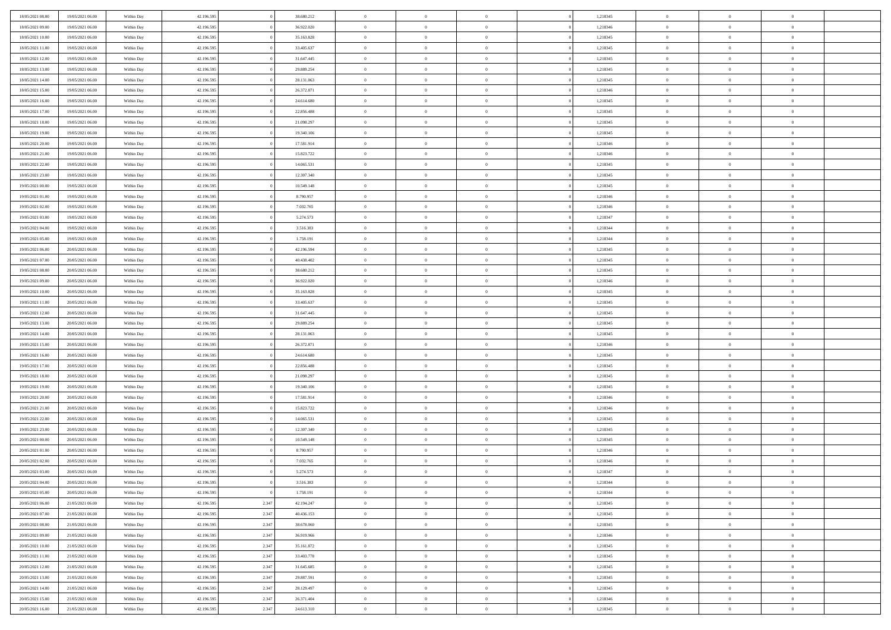| | | | | | | | | | | | | | | |
|---|---|---|---|---|---|---|---|---|---|---|---|---|---|---|
| 18/05/2021 08:00 | 19/05/2021 06:00 | Within Day | 42.196.595 | 0 | 38.680.212 | 0 | 0 | 0 | 0 | 1,218345 | 0 | 0 | 0 | |
| 18/05/2021 09:00 | 19/05/2021 06:00 | Within Day | 42.196.595 | 0 | 36.922.020 | 0 | 0 | 0 | 0 | 1,218346 | 0 | 0 | 0 | |
| 18/05/2021 10:00 | 19/05/2021 06:00 | Within Day | 42.196.595 | 0 | 35.163.828 | 0 | 0 | 0 | 0 | 1,218345 | 0 | 0 | 0 | |
| 18/05/2021 11:00 | 19/05/2021 06:00 | Within Day | 42.196.595 | 0 | 33.405.637 | 0 | 0 | 0 | 0 | 1,218345 | 0 | 0 | 0 | |
| 18/05/2021 12:00 | 19/05/2021 06:00 | Within Day | 42.196.595 | 0 | 31.647.445 | 0 | 0 | 0 | 0 | 1,218345 | 0 | 0 | 0 | |
| 18/05/2021 13:00 | 19/05/2021 06:00 | Within Day | 42.196.595 | 0 | 29.889.254 | 0 | 0 | 0 | 0 | 1,218345 | 0 | 0 | 0 | |
| 18/05/2021 14:00 | 19/05/2021 06:00 | Within Day | 42.196.595 | 0 | 28.131.063 | 0 | 0 | 0 | 0 | 1,218345 | 0 | 0 | 0 | |
| 18/05/2021 15:00 | 19/05/2021 06:00 | Within Day | 42.196.595 | 0 | 26.372.871 | 0 | 0 | 0 | 0 | 1,218346 | 0 | 0 | 0 | |
| 18/05/2021 16:00 | 19/05/2021 06:00 | Within Day | 42.196.595 | 0 | 24.614.680 | 0 | 0 | 0 | 0 | 1,218345 | 0 | 0 | 0 | |
| 18/05/2021 17:00 | 19/05/2021 06:00 | Within Day | 42.196.595 | 0 | 22.856.488 | 0 | 0 | 0 | 0 | 1,218345 | 0 | 0 | 0 | |
| 18/05/2021 18:00 | 19/05/2021 06:00 | Within Day | 42.196.595 | 0 | 21.098.297 | 0 | 0 | 0 | 0 | 1,218345 | 0 | 0 | 0 | |
| 18/05/2021 19:00 | 19/05/2021 06:00 | Within Day | 42.196.595 | 0 | 19.340.106 | 0 | 0 | 0 | 0 | 1,218345 | 0 | 0 | 0 | |
| 18/05/2021 20:00 | 19/05/2021 06:00 | Within Day | 42.196.595 | 0 | 17.581.914 | 0 | 0 | 0 | 0 | 1,218346 | 0 | 0 | 0 | |
| 18/05/2021 21:00 | 19/05/2021 06:00 | Within Day | 42.196.595 | 0 | 15.823.722 | 0 | 0 | 0 | 0 | 1,218346 | 0 | 0 | 0 | |
| 18/05/2021 22:00 | 19/05/2021 06:00 | Within Day | 42.196.595 | 0 | 14.065.531 | 0 | 0 | 0 | 0 | 1,218345 | 0 | 0 | 0 | |
| 18/05/2021 23:00 | 19/05/2021 06:00 | Within Day | 42.196.595 | 0 | 12.307.340 | 0 | 0 | 0 | 0 | 1,218345 | 0 | 0 | 0 | |
| 19/05/2021 00:00 | 19/05/2021 06:00 | Within Day | 42.196.595 | 0 | 10.549.148 | 0 | 0 | 0 | 0 | 1,218345 | 0 | 0 | 0 | |
| 19/05/2021 01:00 | 19/05/2021 06:00 | Within Day | 42.196.595 | 0 | 8.790.957 | 0 | 0 | 0 | 0 | 1,218346 | 0 | 0 | 0 | |
| 19/05/2021 02:00 | 19/05/2021 06:00 | Within Day | 42.196.595 | 0 | 7.032.765 | 0 | 0 | 0 | 0 | 1,218346 | 0 | 0 | 0 | |
| 19/05/2021 03:00 | 19/05/2021 06:00 | Within Day | 42.196.595 | 0 | 5.274.573 | 0 | 0 | 0 | 0 | 1,218347 | 0 | 0 | 0 | |
| 19/05/2021 04:00 | 19/05/2021 06:00 | Within Day | 42.196.595 | 0 | 3.516.383 | 0 | 0 | 0 | 0 | 1,218344 | 0 | 0 | 0 | |
| 19/05/2021 05:00 | 19/05/2021 06:00 | Within Day | 42.196.595 | 0 | 1.758.191 | 0 | 0 | 0 | 0 | 1,218344 | 0 | 0 | 0 | |
| 19/05/2021 06:00 | 20/05/2021 06:00 | Within Day | 42.196.595 | 0 | 42.196.594 | 0 | 0 | 0 | 0 | 1,218345 | 0 | 0 | 0 | |
| 19/05/2021 07:00 | 20/05/2021 06:00 | Within Day | 42.196.595 | 0 | 40.438.402 | 0 | 0 | 0 | 0 | 1,218345 | 0 | 0 | 0 | |
| 19/05/2021 08:00 | 20/05/2021 06:00 | Within Day | 42.196.595 | 0 | 38.680.212 | 0 | 0 | 0 | 0 | 1,218345 | 0 | 0 | 0 | |
| 19/05/2021 09:00 | 20/05/2021 06:00 | Within Day | 42.196.595 | 0 | 36.922.020 | 0 | 0 | 0 | 0 | 1,218346 | 0 | 0 | 0 | |
| 19/05/2021 10:00 | 20/05/2021 06:00 | Within Day | 42.196.595 | 0 | 35.163.828 | 0 | 0 | 0 | 0 | 1,218345 | 0 | 0 | 0 | |
| 19/05/2021 11:00 | 20/05/2021 06:00 | Within Day | 42.196.595 | 0 | 33.405.637 | 0 | 0 | 0 | 0 | 1,218345 | 0 | 0 | 0 | |
| 19/05/2021 12:00 | 20/05/2021 06:00 | Within Day | 42.196.595 | 0 | 31.647.445 | 0 | 0 | 0 | 0 | 1,218345 | 0 | 0 | 0 | |
| 19/05/2021 13:00 | 20/05/2021 06:00 | Within Day | 42.196.595 | 0 | 29.889.254 | 0 | 0 | 0 | 0 | 1,218345 | 0 | 0 | 0 | |
| 19/05/2021 14:00 | 20/05/2021 06:00 | Within Day | 42.196.595 | 0 | 28.131.063 | 0 | 0 | 0 | 0 | 1,218345 | 0 | 0 | 0 | |
| 19/05/2021 15:00 | 20/05/2021 06:00 | Within Day | 42.196.595 | 0 | 26.372.871 | 0 | 0 | 0 | 0 | 1,218346 | 0 | 0 | 0 | |
| 19/05/2021 16:00 | 20/05/2021 06:00 | Within Day | 42.196.595 | 0 | 24.614.680 | 0 | 0 | 0 | 0 | 1,218345 | 0 | 0 | 0 | |
| 19/05/2021 17:00 | 20/05/2021 06:00 | Within Day | 42.196.595 | 0 | 22.856.488 | 0 | 0 | 0 | 0 | 1,218345 | 0 | 0 | 0 | |
| 19/05/2021 18:00 | 20/05/2021 06:00 | Within Day | 42.196.595 | 0 | 21.098.297 | 0 | 0 | 0 | 0 | 1,218345 | 0 | 0 | 0 | |
| 19/05/2021 19:00 | 20/05/2021 06:00 | Within Day | 42.196.595 | 0 | 19.340.106 | 0 | 0 | 0 | 0 | 1,218345 | 0 | 0 | 0 | |
| 19/05/2021 20:00 | 20/05/2021 06:00 | Within Day | 42.196.595 | 0 | 17.581.914 | 0 | 0 | 0 | 0 | 1,218346 | 0 | 0 | 0 | |
| 19/05/2021 21:00 | 20/05/2021 06:00 | Within Day | 42.196.595 | 0 | 15.823.722 | 0 | 0 | 0 | 0 | 1,218346 | 0 | 0 | 0 | |
| 19/05/2021 22:00 | 20/05/2021 06:00 | Within Day | 42.196.595 | 0 | 14.065.531 | 0 | 0 | 0 | 0 | 1,218345 | 0 | 0 | 0 | |
| 19/05/2021 23:00 | 20/05/2021 06:00 | Within Day | 42.196.595 | 0 | 12.307.340 | 0 | 0 | 0 | 0 | 1,218345 | 0 | 0 | 0 | |
| 20/05/2021 00:00 | 20/05/2021 06:00 | Within Day | 42.196.595 | 0 | 10.549.148 | 0 | 0 | 0 | 0 | 1,218345 | 0 | 0 | 0 | |
| 20/05/2021 01:00 | 20/05/2021 06:00 | Within Day | 42.196.595 | 0 | 8.790.957 | 0 | 0 | 0 | 0 | 1,218346 | 0 | 0 | 0 | |
| 20/05/2021 02:00 | 20/05/2021 06:00 | Within Day | 42.196.595 | 0 | 7.032.765 | 0 | 0 | 0 | 0 | 1,218346 | 0 | 0 | 0 | |
| 20/05/2021 03:00 | 20/05/2021 06:00 | Within Day | 42.196.595 | 0 | 5.274.573 | 0 | 0 | 0 | 0 | 1,218347 | 0 | 0 | 0 | |
| 20/05/2021 04:00 | 20/05/2021 06:00 | Within Day | 42.196.595 | 0 | 3.516.383 | 0 | 0 | 0 | 0 | 1,218344 | 0 | 0 | 0 | |
| 20/05/2021 05:00 | 20/05/2021 06:00 | Within Day | 42.196.595 | 0 | 1.758.191 | 0 | 0 | 0 | 0 | 1,218344 | 0 | 0 | 0 | |
| 20/05/2021 06:00 | 21/05/2021 06:00 | Within Day | 42.196.595 | 2.347 | 42.194.247 | 0 | 0 | 0 | 0 | 1,218345 | 0 | 0 | 0 | |
| 20/05/2021 07:00 | 21/05/2021 06:00 | Within Day | 42.196.595 | 2.347 | 40.436.153 | 0 | 0 | 0 | 0 | 1,218345 | 0 | 0 | 0 | |
| 20/05/2021 08:00 | 21/05/2021 06:00 | Within Day | 42.196.595 | 2.347 | 38.678.060 | 0 | 0 | 0 | 0 | 1,218345 | 0 | 0 | 0 | |
| 20/05/2021 09:00 | 21/05/2021 06:00 | Within Day | 42.196.595 | 2.347 | 36.919.966 | 0 | 0 | 0 | 0 | 1,218346 | 0 | 0 | 0 | |
| 20/05/2021 10:00 | 21/05/2021 06:00 | Within Day | 42.196.595 | 2.347 | 35.161.872 | 0 | 0 | 0 | 0 | 1,218345 | 0 | 0 | 0 | |
| 20/05/2021 11:00 | 21/05/2021 06:00 | Within Day | 42.196.595 | 2.347 | 33.403.778 | 0 | 0 | 0 | 0 | 1,218345 | 0 | 0 | 0 | |
| 20/05/2021 12:00 | 21/05/2021 06:00 | Within Day | 42.196.595 | 2.347 | 31.645.685 | 0 | 0 | 0 | 0 | 1,218345 | 0 | 0 | 0 | |
| 20/05/2021 13:00 | 21/05/2021 06:00 | Within Day | 42.196.595 | 2.347 | 29.887.591 | 0 | 0 | 0 | 0 | 1,218345 | 0 | 0 | 0 | |
| 20/05/2021 14:00 | 21/05/2021 06:00 | Within Day | 42.196.595 | 2.347 | 28.129.497 | 0 | 0 | 0 | 0 | 1,218345 | 0 | 0 | 0 | |
| 20/05/2021 15:00 | 21/05/2021 06:00 | Within Day | 42.196.595 | 2.347 | 26.371.404 | 0 | 0 | 0 | 0 | 1,218346 | 0 | 0 | 0 | |
| 20/05/2021 16:00 | 21/05/2021 06:00 | Within Day | 42.196.595 | 2.347 | 24.613.310 | 0 | 0 | 0 | 0 | 1,218345 | 0 | 0 | 0 | |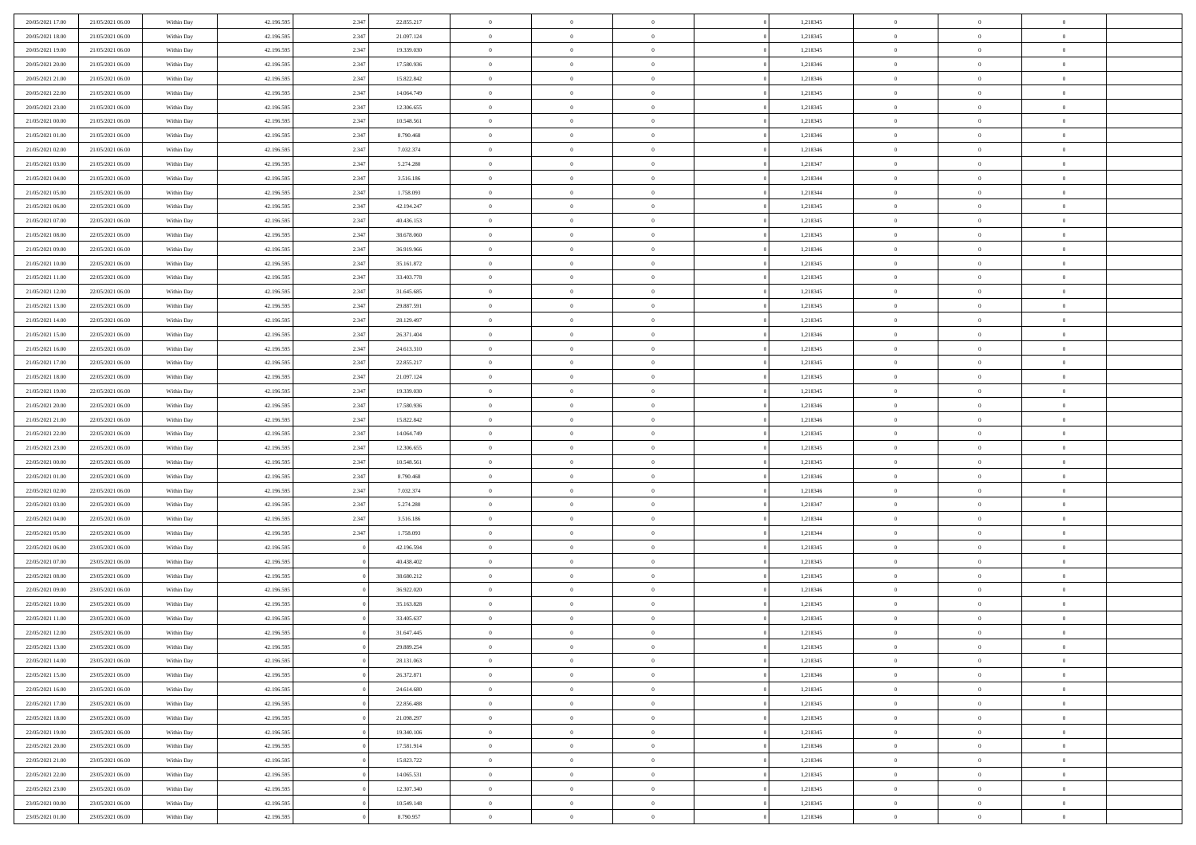| | | | | | | | | | | | | | | |
|---|---|---|---|---|---|---|---|---|---|---|---|---|---|---|
| 20/05/2021 17:00 | 21/05/2021 06:00 | Within Day | 42.196.595 | 2.347 | 22.855.217 | 0 | 0 | 0 | | 1,218345 | 0 | 0 | 0 | |
| 20/05/2021 18:00 | 21/05/2021 06:00 | Within Day | 42.196.595 | 2.347 | 21.097.124 | 0 | 0 | 0 | | 1,218345 | 0 | 0 | 0 | |
| 20/05/2021 19:00 | 21/05/2021 06:00 | Within Day | 42.196.595 | 2.347 | 19.339.030 | 0 | 0 | 0 | | 1,218345 | 0 | 0 | 0 | |
| 20/05/2021 20:00 | 21/05/2021 06:00 | Within Day | 42.196.595 | 2.347 | 17.580.936 | 0 | 0 | 0 | | 1,218346 | 0 | 0 | 0 | |
| 20/05/2021 21:00 | 21/05/2021 06:00 | Within Day | 42.196.595 | 2.347 | 15.822.842 | 0 | 0 | 0 | | 1,218346 | 0 | 0 | 0 | |
| 20/05/2021 22:00 | 21/05/2021 06:00 | Within Day | 42.196.595 | 2.347 | 14.064.749 | 0 | 0 | 0 | | 1,218345 | 0 | 0 | 0 | |
| 20/05/2021 23:00 | 21/05/2021 06:00 | Within Day | 42.196.595 | 2.347 | 12.306.655 | 0 | 0 | 0 | | 1,218345 | 0 | 0 | 0 | |
| 21/05/2021 00:00 | 21/05/2021 06:00 | Within Day | 42.196.595 | 2.347 | 10.548.561 | 0 | 0 | 0 | | 1,218345 | 0 | 0 | 0 | |
| 21/05/2021 01:00 | 21/05/2021 06:00 | Within Day | 42.196.595 | 2.347 | 8.790.468 | 0 | 0 | 0 | | 1,218346 | 0 | 0 | 0 | |
| 21/05/2021 02:00 | 21/05/2021 06:00 | Within Day | 42.196.595 | 2.347 | 7.032.374 | 0 | 0 | 0 | | 1,218346 | 0 | 0 | 0 | |
| 21/05/2021 03:00 | 21/05/2021 06:00 | Within Day | 42.196.595 | 2.347 | 5.274.280 | 0 | 0 | 0 | | 1,218347 | 0 | 0 | 0 | |
| 21/05/2021 04:00 | 21/05/2021 06:00 | Within Day | 42.196.595 | 2.347 | 3.516.186 | 0 | 0 | 0 | | 1,218344 | 0 | 0 | 0 | |
| 21/05/2021 05:00 | 21/05/2021 06:00 | Within Day | 42.196.595 | 2.347 | 1.758.093 | 0 | 0 | 0 | | 1,218344 | 0 | 0 | 0 | |
| 21/05/2021 06:00 | 22/05/2021 06:00 | Within Day | 42.196.595 | 2.347 | 42.194.247 | 0 | 0 | 0 | | 1,218345 | 0 | 0 | 0 | |
| 21/05/2021 07:00 | 22/05/2021 06:00 | Within Day | 42.196.595 | 2.347 | 40.436.153 | 0 | 0 | 0 | | 1,218345 | 0 | 0 | 0 | |
| 21/05/2021 08:00 | 22/05/2021 06:00 | Within Day | 42.196.595 | 2.347 | 38.678.060 | 0 | 0 | 0 | | 1,218345 | 0 | 0 | 0 | |
| 21/05/2021 09:00 | 22/05/2021 06:00 | Within Day | 42.196.595 | 2.347 | 36.919.966 | 0 | 0 | 0 | | 1,218346 | 0 | 0 | 0 | |
| 21/05/2021 10:00 | 22/05/2021 06:00 | Within Day | 42.196.595 | 2.347 | 35.161.872 | 0 | 0 | 0 | | 1,218345 | 0 | 0 | 0 | |
| 21/05/2021 11:00 | 22/05/2021 06:00 | Within Day | 42.196.595 | 2.347 | 33.403.778 | 0 | 0 | 0 | | 1,218345 | 0 | 0 | 0 | |
| 21/05/2021 12:00 | 22/05/2021 06:00 | Within Day | 42.196.595 | 2.347 | 31.645.685 | 0 | 0 | 0 | | 1,218345 | 0 | 0 | 0 | |
| 21/05/2021 13:00 | 22/05/2021 06:00 | Within Day | 42.196.595 | 2.347 | 29.887.591 | 0 | 0 | 0 | | 1,218345 | 0 | 0 | 0 | |
| 21/05/2021 14:00 | 22/05/2021 06:00 | Within Day | 42.196.595 | 2.347 | 28.129.497 | 0 | 0 | 0 | | 1,218345 | 0 | 0 | 0 | |
| 21/05/2021 15:00 | 22/05/2021 06:00 | Within Day | 42.196.595 | 2.347 | 26.371.404 | 0 | 0 | 0 | | 1,218346 | 0 | 0 | 0 | |
| 21/05/2021 16:00 | 22/05/2021 06:00 | Within Day | 42.196.595 | 2.347 | 24.613.310 | 0 | 0 | 0 | | 1,218345 | 0 | 0 | 0 | |
| 21/05/2021 17:00 | 22/05/2021 06:00 | Within Day | 42.196.595 | 2.347 | 22.855.217 | 0 | 0 | 0 | | 1,218345 | 0 | 0 | 0 | |
| 21/05/2021 18:00 | 22/05/2021 06:00 | Within Day | 42.196.595 | 2.347 | 21.097.124 | 0 | 0 | 0 | | 1,218345 | 0 | 0 | 0 | |
| 21/05/2021 19:00 | 22/05/2021 06:00 | Within Day | 42.196.595 | 2.347 | 19.339.030 | 0 | 0 | 0 | | 1,218345 | 0 | 0 | 0 | |
| 21/05/2021 20:00 | 22/05/2021 06:00 | Within Day | 42.196.595 | 2.347 | 17.580.936 | 0 | 0 | 0 | | 1,218346 | 0 | 0 | 0 | |
| 21/05/2021 21:00 | 22/05/2021 06:00 | Within Day | 42.196.595 | 2.347 | 15.822.842 | 0 | 0 | 0 | | 1,218346 | 0 | 0 | 0 | |
| 21/05/2021 22:00 | 22/05/2021 06:00 | Within Day | 42.196.595 | 2.347 | 14.064.749 | 0 | 0 | 0 | | 1,218345 | 0 | 0 | 0 | |
| 21/05/2021 23:00 | 22/05/2021 06:00 | Within Day | 42.196.595 | 2.347 | 12.306.655 | 0 | 0 | 0 | | 1,218345 | 0 | 0 | 0 | |
| 22/05/2021 00:00 | 22/05/2021 06:00 | Within Day | 42.196.595 | 2.347 | 10.548.561 | 0 | 0 | 0 | | 1,218345 | 0 | 0 | 0 | |
| 22/05/2021 01:00 | 22/05/2021 06:00 | Within Day | 42.196.595 | 2.347 | 8.790.468 | 0 | 0 | 0 | | 1,218346 | 0 | 0 | 0 | |
| 22/05/2021 02:00 | 22/05/2021 06:00 | Within Day | 42.196.595 | 2.347 | 7.032.374 | 0 | 0 | 0 | | 1,218346 | 0 | 0 | 0 | |
| 22/05/2021 03:00 | 22/05/2021 06:00 | Within Day | 42.196.595 | 2.347 | 5.274.280 | 0 | 0 | 0 | | 1,218347 | 0 | 0 | 0 | |
| 22/05/2021 04:00 | 22/05/2021 06:00 | Within Day | 42.196.595 | 2.347 | 3.516.186 | 0 | 0 | 0 | | 1,218344 | 0 | 0 | 0 | |
| 22/05/2021 05:00 | 22/05/2021 06:00 | Within Day | 42.196.595 | 2.347 | 1.758.093 | 0 | 0 | 0 | | 1,218344 | 0 | 0 | 0 | |
| 22/05/2021 06:00 | 23/05/2021 06:00 | Within Day | 42.196.595 | 0 | 42.196.594 | 0 | 0 | 0 | | 1,218345 | 0 | 0 | 0 | |
| 22/05/2021 07:00 | 23/05/2021 06:00 | Within Day | 42.196.595 | 0 | 40.438.402 | 0 | 0 | 0 | | 1,218345 | 0 | 0 | 0 | |
| 22/05/2021 08:00 | 23/05/2021 06:00 | Within Day | 42.196.595 | 0 | 38.680.212 | 0 | 0 | 0 | | 1,218345 | 0 | 0 | 0 | |
| 22/05/2021 09:00 | 23/05/2021 06:00 | Within Day | 42.196.595 | 0 | 36.922.020 | 0 | 0 | 0 | | 1,218346 | 0 | 0 | 0 | |
| 22/05/2021 10:00 | 23/05/2021 06:00 | Within Day | 42.196.595 | 0 | 35.163.828 | 0 | 0 | 0 | | 1,218345 | 0 | 0 | 0 | |
| 22/05/2021 11:00 | 23/05/2021 06:00 | Within Day | 42.196.595 | 0 | 33.405.637 | 0 | 0 | 0 | | 1,218345 | 0 | 0 | 0 | |
| 22/05/2021 12:00 | 23/05/2021 06:00 | Within Day | 42.196.595 | 0 | 31.647.445 | 0 | 0 | 0 | | 1,218345 | 0 | 0 | 0 | |
| 22/05/2021 13:00 | 23/05/2021 06:00 | Within Day | 42.196.595 | 0 | 29.889.254 | 0 | 0 | 0 | | 1,218345 | 0 | 0 | 0 | |
| 22/05/2021 14:00 | 23/05/2021 06:00 | Within Day | 42.196.595 | 0 | 28.131.063 | 0 | 0 | 0 | | 1,218345 | 0 | 0 | 0 | |
| 22/05/2021 15:00 | 23/05/2021 06:00 | Within Day | 42.196.595 | 0 | 26.372.871 | 0 | 0 | 0 | | 1,218346 | 0 | 0 | 0 | |
| 22/05/2021 16:00 | 23/05/2021 06:00 | Within Day | 42.196.595 | 0 | 24.614.680 | 0 | 0 | 0 | | 1,218345 | 0 | 0 | 0 | |
| 22/05/2021 17:00 | 23/05/2021 06:00 | Within Day | 42.196.595 | 0 | 22.856.488 | 0 | 0 | 0 | | 1,218345 | 0 | 0 | 0 | |
| 22/05/2021 18:00 | 23/05/2021 06:00 | Within Day | 42.196.595 | 0 | 21.098.297 | 0 | 0 | 0 | | 1,218345 | 0 | 0 | 0 | |
| 22/05/2021 19:00 | 23/05/2021 06:00 | Within Day | 42.196.595 | 0 | 19.340.106 | 0 | 0 | 0 | | 1,218345 | 0 | 0 | 0 | |
| 22/05/2021 20:00 | 23/05/2021 06:00 | Within Day | 42.196.595 | 0 | 17.581.914 | 0 | 0 | 0 | | 1,218346 | 0 | 0 | 0 | |
| 22/05/2021 21:00 | 23/05/2021 06:00 | Within Day | 42.196.595 | 0 | 15.823.722 | 0 | 0 | 0 | | 1,218346 | 0 | 0 | 0 | |
| 22/05/2021 22:00 | 23/05/2021 06:00 | Within Day | 42.196.595 | 0 | 14.065.531 | 0 | 0 | 0 | | 1,218345 | 0 | 0 | 0 | |
| 22/05/2021 23:00 | 23/05/2021 06:00 | Within Day | 42.196.595 | 0 | 12.307.340 | 0 | 0 | 0 | | 1,218345 | 0 | 0 | 0 | |
| 23/05/2021 00:00 | 23/05/2021 06:00 | Within Day | 42.196.595 | 0 | 10.549.148 | 0 | 0 | 0 | | 1,218345 | 0 | 0 | 0 | |
| 23/05/2021 01:00 | 23/05/2021 06:00 | Within Day | 42.196.595 | 0 | 8.790.957 | 0 | 0 | 0 | | 1,218346 | 0 | 0 | 0 | |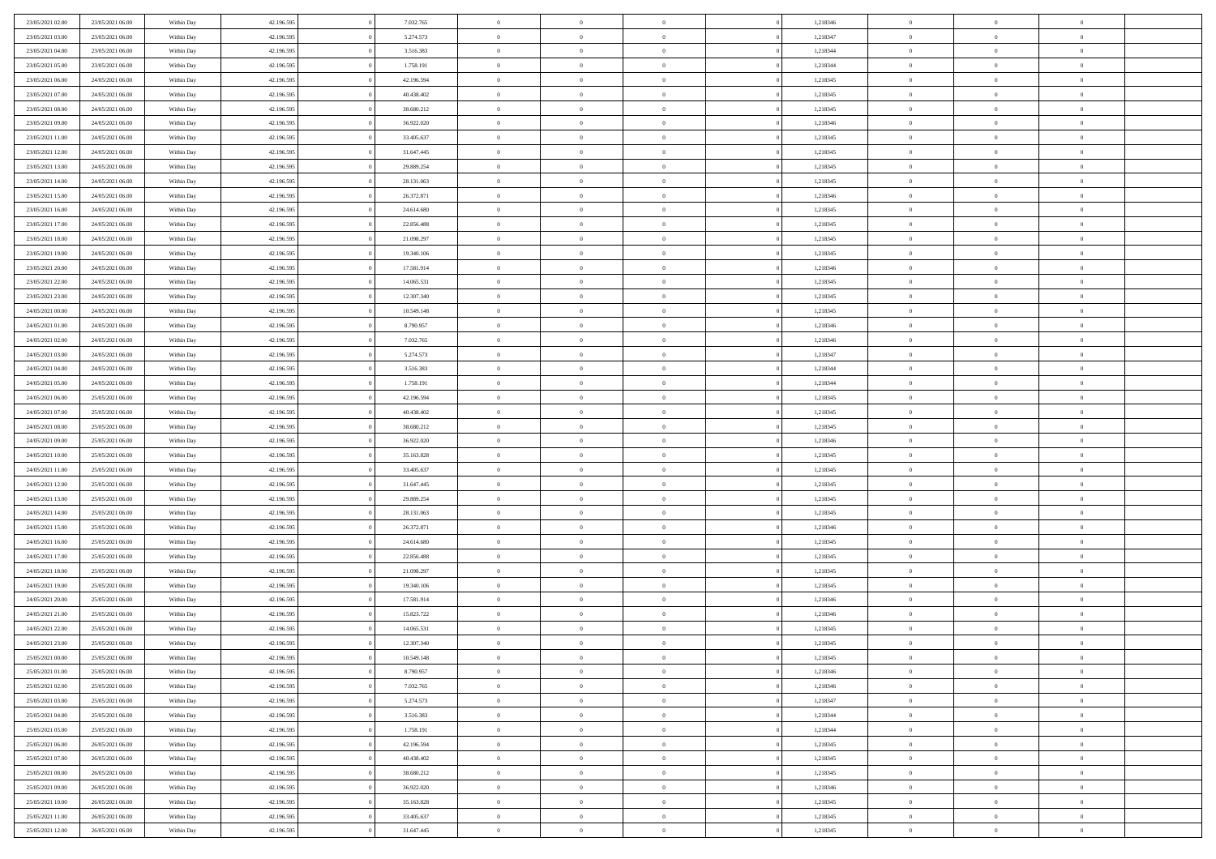| | | | | | | | | | | | | | | | |
|---|---|---|---|---|---|---|---|---|---|---|---|---|---|---|---|
| 23/05/2021 02:00 | 23/05/2021 06:00 | Within Day | 42.196.595 | 0 | 7.032.765 | 0 | 0 | 0 | | 0 | 1,218346 | 0 | 0 | 0 | |
| 23/05/2021 03:00 | 23/05/2021 06:00 | Within Day | 42.196.595 | 0 | 5.274.573 | 0 | 0 | 0 | | 0 | 1,218347 | 0 | 0 | 0 | |
| 23/05/2021 04:00 | 23/05/2021 06:00 | Within Day | 42.196.595 | 0 | 3.516.383 | 0 | 0 | 0 | | 0 | 1,218344 | 0 | 0 | 0 | |
| 23/05/2021 05:00 | 23/05/2021 06:00 | Within Day | 42.196.595 | 0 | 1.758.191 | 0 | 0 | 0 | | 0 | 1,218344 | 0 | 0 | 0 | |
| 23/05/2021 06:00 | 24/05/2021 06:00 | Within Day | 42.196.595 | 0 | 42.196.594 | 0 | 0 | 0 | | 0 | 1,218345 | 0 | 0 | 0 | |
| 23/05/2021 07:00 | 24/05/2021 06:00 | Within Day | 42.196.595 | 0 | 40.438.402 | 0 | 0 | 0 | | 0 | 1,218345 | 0 | 0 | 0 | |
| 23/05/2021 08:00 | 24/05/2021 06:00 | Within Day | 42.196.595 | 0 | 38.680.212 | 0 | 0 | 0 | | 0 | 1,218345 | 0 | 0 | 0 | |
| 23/05/2021 09:00 | 24/05/2021 06:00 | Within Day | 42.196.595 | 0 | 36.922.020 | 0 | 0 | 0 | | 0 | 1,218346 | 0 | 0 | 0 | |
| 23/05/2021 11:00 | 24/05/2021 06:00 | Within Day | 42.196.595 | 0 | 33.405.637 | 0 | 0 | 0 | | 0 | 1,218345 | 0 | 0 | 0 | |
| 23/05/2021 12:00 | 24/05/2021 06:00 | Within Day | 42.196.595 | 0 | 31.647.445 | 0 | 0 | 0 | | 0 | 1,218345 | 0 | 0 | 0 | |
| 23/05/2021 13:00 | 24/05/2021 06:00 | Within Day | 42.196.595 | 0 | 29.889.254 | 0 | 0 | 0 | | 0 | 1,218345 | 0 | 0 | 0 | |
| 23/05/2021 14:00 | 24/05/2021 06:00 | Within Day | 42.196.595 | 0 | 28.131.063 | 0 | 0 | 0 | | 0 | 1,218345 | 0 | 0 | 0 | |
| 23/05/2021 15:00 | 24/05/2021 06:00 | Within Day | 42.196.595 | 0 | 26.372.871 | 0 | 0 | 0 | | 0 | 1,218346 | 0 | 0 | 0 | |
| 23/05/2021 16:00 | 24/05/2021 06:00 | Within Day | 42.196.595 | 0 | 24.614.680 | 0 | 0 | 0 | | 0 | 1,218345 | 0 | 0 | 0 | |
| 23/05/2021 17:00 | 24/05/2021 06:00 | Within Day | 42.196.595 | 0 | 22.856.488 | 0 | 0 | 0 | | 0 | 1,218345 | 0 | 0 | 0 | |
| 23/05/2021 18:00 | 24/05/2021 06:00 | Within Day | 42.196.595 | 0 | 21.098.297 | 0 | 0 | 0 | | 0 | 1,218345 | 0 | 0 | 0 | |
| 23/05/2021 19:00 | 24/05/2021 06:00 | Within Day | 42.196.595 | 0 | 19.340.106 | 0 | 0 | 0 | | 0 | 1,218345 | 0 | 0 | 0 | |
| 23/05/2021 20:00 | 24/05/2021 06:00 | Within Day | 42.196.595 | 0 | 17.581.914 | 0 | 0 | 0 | | 0 | 1,218346 | 0 | 0 | 0 | |
| 23/05/2021 22:00 | 24/05/2021 06:00 | Within Day | 42.196.595 | 0 | 14.065.531 | 0 | 0 | 0 | | 0 | 1,218345 | 0 | 0 | 0 | |
| 23/05/2021 23:00 | 24/05/2021 06:00 | Within Day | 42.196.595 | 0 | 12.307.340 | 0 | 0 | 0 | | 0 | 1,218345 | 0 | 0 | 0 | |
| 24/05/2021 00:00 | 24/05/2021 06:00 | Within Day | 42.196.595 | 0 | 10.549.148 | 0 | 0 | 0 | | 0 | 1,218345 | 0 | 0 | 0 | |
| 24/05/2021 01:00 | 24/05/2021 06:00 | Within Day | 42.196.595 | 0 | 8.790.957 | 0 | 0 | 0 | | 0 | 1,218346 | 0 | 0 | 0 | |
| 24/05/2021 02:00 | 24/05/2021 06:00 | Within Day | 42.196.595 | 0 | 7.032.765 | 0 | 0 | 0 | | 0 | 1,218346 | 0 | 0 | 0 | |
| 24/05/2021 03:00 | 24/05/2021 06:00 | Within Day | 42.196.595 | 0 | 5.274.573 | 0 | 0 | 0 | | 0 | 1,218347 | 0 | 0 | 0 | |
| 24/05/2021 04:00 | 24/05/2021 06:00 | Within Day | 42.196.595 | 0 | 3.516.383 | 0 | 0 | 0 | | 0 | 1,218344 | 0 | 0 | 0 | |
| 24/05/2021 05:00 | 24/05/2021 06:00 | Within Day | 42.196.595 | 0 | 1.758.191 | 0 | 0 | 0 | | 0 | 1,218344 | 0 | 0 | 0 | |
| 24/05/2021 06:00 | 25/05/2021 06:00 | Within Day | 42.196.595 | 0 | 42.196.594 | 0 | 0 | 0 | | 0 | 1,218345 | 0 | 0 | 0 | |
| 24/05/2021 07:00 | 25/05/2021 06:00 | Within Day | 42.196.595 | 0 | 40.438.402 | 0 | 0 | 0 | | 0 | 1,218345 | 0 | 0 | 0 | |
| 24/05/2021 08:00 | 25/05/2021 06:00 | Within Day | 42.196.595 | 0 | 38.680.212 | 0 | 0 | 0 | | 0 | 1,218345 | 0 | 0 | 0 | |
| 24/05/2021 09:00 | 25/05/2021 06:00 | Within Day | 42.196.595 | 0 | 36.922.020 | 0 | 0 | 0 | | 0 | 1,218346 | 0 | 0 | 0 | |
| 24/05/2021 10:00 | 25/05/2021 06:00 | Within Day | 42.196.595 | 0 | 35.163.828 | 0 | 0 | 0 | | 0 | 1,218345 | 0 | 0 | 0 | |
| 24/05/2021 11:00 | 25/05/2021 06:00 | Within Day | 42.196.595 | 0 | 33.405.637 | 0 | 0 | 0 | | 0 | 1,218345 | 0 | 0 | 0 | |
| 24/05/2021 12:00 | 25/05/2021 06:00 | Within Day | 42.196.595 | 0 | 31.647.445 | 0 | 0 | 0 | | 0 | 1,218345 | 0 | 0 | 0 | |
| 24/05/2021 13:00 | 25/05/2021 06:00 | Within Day | 42.196.595 | 0 | 29.889.254 | 0 | 0 | 0 | | 0 | 1,218345 | 0 | 0 | 0 | |
| 24/05/2021 14:00 | 25/05/2021 06:00 | Within Day | 42.196.595 | 0 | 28.131.063 | 0 | 0 | 0 | | 0 | 1,218345 | 0 | 0 | 0 | |
| 24/05/2021 15:00 | 25/05/2021 06:00 | Within Day | 42.196.595 | 0 | 26.372.871 | 0 | 0 | 0 | | 0 | 1,218346 | 0 | 0 | 0 | |
| 24/05/2021 16:00 | 25/05/2021 06:00 | Within Day | 42.196.595 | 0 | 24.614.680 | 0 | 0 | 0 | | 0 | 1,218345 | 0 | 0 | 0 | |
| 24/05/2021 17:00 | 25/05/2021 06:00 | Within Day | 42.196.595 | 0 | 22.856.488 | 0 | 0 | 0 | | 0 | 1,218345 | 0 | 0 | 0 | |
| 24/05/2021 18:00 | 25/05/2021 06:00 | Within Day | 42.196.595 | 0 | 21.098.297 | 0 | 0 | 0 | | 0 | 1,218345 | 0 | 0 | 0 | |
| 24/05/2021 19:00 | 25/05/2021 06:00 | Within Day | 42.196.595 | 0 | 19.340.106 | 0 | 0 | 0 | | 0 | 1,218345 | 0 | 0 | 0 | |
| 24/05/2021 20:00 | 25/05/2021 06:00 | Within Day | 42.196.595 | 0 | 17.581.914 | 0 | 0 | 0 | | 0 | 1,218346 | 0 | 0 | 0 | |
| 24/05/2021 21:00 | 25/05/2021 06:00 | Within Day | 42.196.595 | 0 | 15.823.722 | 0 | 0 | 0 | | 0 | 1,218346 | 0 | 0 | 0 | |
| 24/05/2021 22:00 | 25/05/2021 06:00 | Within Day | 42.196.595 | 0 | 14.065.531 | 0 | 0 | 0 | | 0 | 1,218345 | 0 | 0 | 0 | |
| 24/05/2021 23:00 | 25/05/2021 06:00 | Within Day | 42.196.595 | 0 | 12.307.340 | 0 | 0 | 0 | | 0 | 1,218345 | 0 | 0 | 0 | |
| 25/05/2021 00:00 | 25/05/2021 06:00 | Within Day | 42.196.595 | 0 | 10.549.148 | 0 | 0 | 0 | | 0 | 1,218345 | 0 | 0 | 0 | |
| 25/05/2021 01:00 | 25/05/2021 06:00 | Within Day | 42.196.595 | 0 | 8.790.957 | 0 | 0 | 0 | | 0 | 1,218346 | 0 | 0 | 0 | |
| 25/05/2021 02:00 | 25/05/2021 06:00 | Within Day | 42.196.595 | 0 | 7.032.765 | 0 | 0 | 0 | | 0 | 1,218346 | 0 | 0 | 0 | |
| 25/05/2021 03:00 | 25/05/2021 06:00 | Within Day | 42.196.595 | 0 | 5.274.573 | 0 | 0 | 0 | | 0 | 1,218347 | 0 | 0 | 0 | |
| 25/05/2021 04:00 | 25/05/2021 06:00 | Within Day | 42.196.595 | 0 | 3.516.383 | 0 | 0 | 0 | | 0 | 1,218344 | 0 | 0 | 0 | |
| 25/05/2021 05:00 | 25/05/2021 06:00 | Within Day | 42.196.595 | 0 | 1.758.191 | 0 | 0 | 0 | | 0 | 1,218344 | 0 | 0 | 0 | |
| 25/05/2021 06:00 | 26/05/2021 06:00 | Within Day | 42.196.595 | 0 | 42.196.594 | 0 | 0 | 0 | | 0 | 1,218345 | 0 | 0 | 0 | |
| 25/05/2021 07:00 | 26/05/2021 06:00 | Within Day | 42.196.595 | 0 | 40.438.402 | 0 | 0 | 0 | | 0 | 1,218345 | 0 | 0 | 0 | |
| 25/05/2021 08:00 | 26/05/2021 06:00 | Within Day | 42.196.595 | 0 | 38.680.212 | 0 | 0 | 0 | | 0 | 1,218345 | 0 | 0 | 0 | |
| 25/05/2021 09:00 | 26/05/2021 06:00 | Within Day | 42.196.595 | 0 | 36.922.020 | 0 | 0 | 0 | | 0 | 1,218346 | 0 | 0 | 0 | |
| 25/05/2021 10:00 | 26/05/2021 06:00 | Within Day | 42.196.595 | 0 | 35.163.828 | 0 | 0 | 0 | | 0 | 1,218345 | 0 | 0 | 0 | |
| 25/05/2021 11:00 | 26/05/2021 06:00 | Within Day | 42.196.595 | 0 | 33.405.637 | 0 | 0 | 0 | | 0 | 1,218345 | 0 | 0 | 0 | |
| 25/05/2021 12:00 | 26/05/2021 06:00 | Within Day | 42.196.595 | 0 | 31.647.445 | 0 | 0 | 0 | | 0 | 1,218345 | 0 | 0 | 0 | |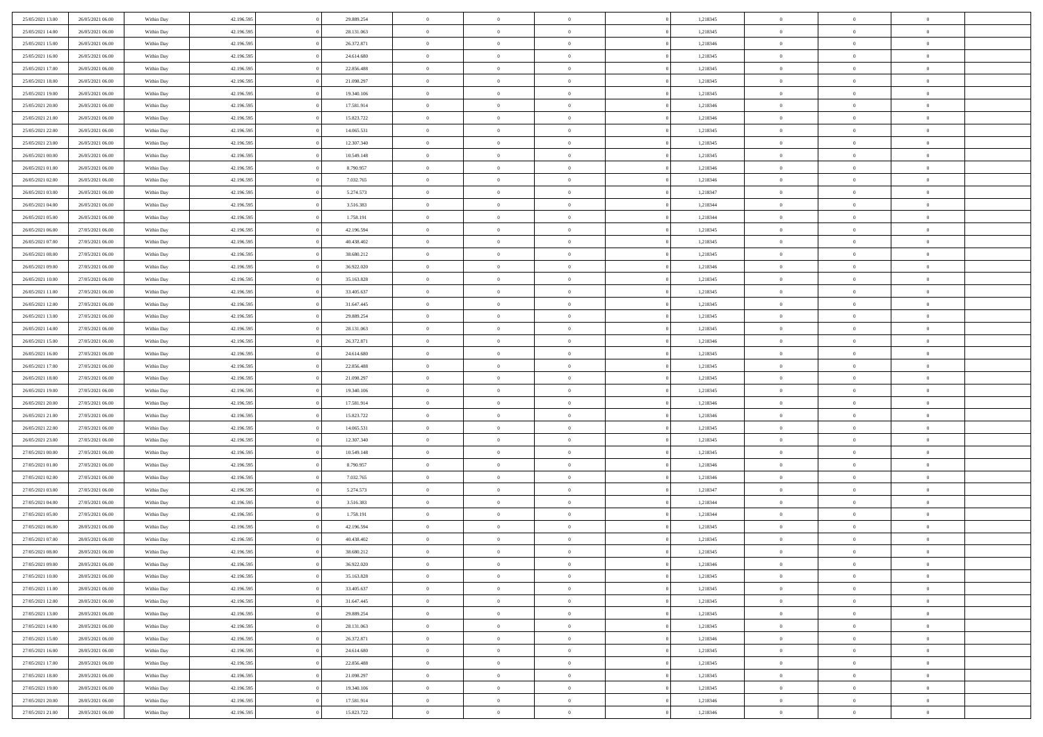| | | | | | | | | | | | | | | |
|---|---|---|---|---|---|---|---|---|---|---|---|---|---|---|
| 25/05/2021 13:00 | 26/05/2021 06:00 | Within Day | 42.196.595 | 0 | 29.889.254 | 0 | 0 | 0 | | 0 | 1,218345 | 0 | 0 | 0 |
| 25/05/2021 14:00 | 26/05/2021 06:00 | Within Day | 42.196.595 | 0 | 28.131.063 | 0 | 0 | 0 | | 0 | 1,218345 | 0 | 0 | 0 |
| 25/05/2021 15:00 | 26/05/2021 06:00 | Within Day | 42.196.595 | 0 | 26.372.871 | 0 | 0 | 0 | | 0 | 1,218346 | 0 | 0 | 0 |
| 25/05/2021 16:00 | 26/05/2021 06:00 | Within Day | 42.196.595 | 0 | 24.614.680 | 0 | 0 | 0 | | 0 | 1,218345 | 0 | 0 | 0 |
| 25/05/2021 17:00 | 26/05/2021 06:00 | Within Day | 42.196.595 | 0 | 22.856.488 | 0 | 0 | 0 | | 0 | 1,218345 | 0 | 0 | 0 |
| 25/05/2021 18:00 | 26/05/2021 06:00 | Within Day | 42.196.595 | 0 | 21.098.297 | 0 | 0 | 0 | | 0 | 1,218345 | 0 | 0 | 0 |
| 25/05/2021 19:00 | 26/05/2021 06:00 | Within Day | 42.196.595 | 0 | 19.340.106 | 0 | 0 | 0 | | 0 | 1,218345 | 0 | 0 | 0 |
| 25/05/2021 20:00 | 26/05/2021 06:00 | Within Day | 42.196.595 | 0 | 17.581.914 | 0 | 0 | 0 | | 0 | 1,218346 | 0 | 0 | 0 |
| 25/05/2021 21:00 | 26/05/2021 06:00 | Within Day | 42.196.595 | 0 | 15.823.722 | 0 | 0 | 0 | | 0 | 1,218346 | 0 | 0 | 0 |
| 25/05/2021 22:00 | 26/05/2021 06:00 | Within Day | 42.196.595 | 0 | 14.065.531 | 0 | 0 | 0 | | 0 | 1,218345 | 0 | 0 | 0 |
| 25/05/2021 23:00 | 26/05/2021 06:00 | Within Day | 42.196.595 | 0 | 12.307.340 | 0 | 0 | 0 | | 0 | 1,218345 | 0 | 0 | 0 |
| 26/05/2021 00:00 | 26/05/2021 06:00 | Within Day | 42.196.595 | 0 | 10.549.148 | 0 | 0 | 0 | | 0 | 1,218345 | 0 | 0 | 0 |
| 26/05/2021 01:00 | 26/05/2021 06:00 | Within Day | 42.196.595 | 0 | 8.790.957 | 0 | 0 | 0 | | 0 | 1,218346 | 0 | 0 | 0 |
| 26/05/2021 02:00 | 26/05/2021 06:00 | Within Day | 42.196.595 | 0 | 7.032.765 | 0 | 0 | 0 | | 0 | 1,218346 | 0 | 0 | 0 |
| 26/05/2021 03:00 | 26/05/2021 06:00 | Within Day | 42.196.595 | 0 | 5.274.573 | 0 | 0 | 0 | | 0 | 1,218347 | 0 | 0 | 0 |
| 26/05/2021 04:00 | 26/05/2021 06:00 | Within Day | 42.196.595 | 0 | 3.516.383 | 0 | 0 | 0 | | 0 | 1,218344 | 0 | 0 | 0 |
| 26/05/2021 05:00 | 26/05/2021 06:00 | Within Day | 42.196.595 | 0 | 1.758.191 | 0 | 0 | 0 | | 0 | 1,218344 | 0 | 0 | 0 |
| 26/05/2021 06:00 | 27/05/2021 06:00 | Within Day | 42.196.595 | 0 | 42.196.594 | 0 | 0 | 0 | | 0 | 1,218345 | 0 | 0 | 0 |
| 26/05/2021 07:00 | 27/05/2021 06:00 | Within Day | 42.196.595 | 0 | 40.438.402 | 0 | 0 | 0 | | 0 | 1,218345 | 0 | 0 | 0 |
| 26/05/2021 08:00 | 27/05/2021 06:00 | Within Day | 42.196.595 | 0 | 38.680.212 | 0 | 0 | 0 | | 0 | 1,218345 | 0 | 0 | 0 |
| 26/05/2021 09:00 | 27/05/2021 06:00 | Within Day | 42.196.595 | 0 | 36.922.020 | 0 | 0 | 0 | | 0 | 1,218346 | 0 | 0 | 0 |
| 26/05/2021 10:00 | 27/05/2021 06:00 | Within Day | 42.196.595 | 0 | 35.163.828 | 0 | 0 | 0 | | 0 | 1,218345 | 0 | 0 | 0 |
| 26/05/2021 11:00 | 27/05/2021 06:00 | Within Day | 42.196.595 | 0 | 33.405.637 | 0 | 0 | 0 | | 0 | 1,218345 | 0 | 0 | 0 |
| 26/05/2021 12:00 | 27/05/2021 06:00 | Within Day | 42.196.595 | 0 | 31.647.445 | 0 | 0 | 0 | | 0 | 1,218345 | 0 | 0 | 0 |
| 26/05/2021 13:00 | 27/05/2021 06:00 | Within Day | 42.196.595 | 0 | 29.889.254 | 0 | 0 | 0 | | 0 | 1,218345 | 0 | 0 | 0 |
| 26/05/2021 14:00 | 27/05/2021 06:00 | Within Day | 42.196.595 | 0 | 28.131.063 | 0 | 0 | 0 | | 0 | 1,218345 | 0 | 0 | 0 |
| 26/05/2021 15:00 | 27/05/2021 06:00 | Within Day | 42.196.595 | 0 | 26.372.871 | 0 | 0 | 0 | | 0 | 1,218346 | 0 | 0 | 0 |
| 26/05/2021 16:00 | 27/05/2021 06:00 | Within Day | 42.196.595 | 0 | 24.614.680 | 0 | 0 | 0 | | 0 | 1,218345 | 0 | 0 | 0 |
| 26/05/2021 17:00 | 27/05/2021 06:00 | Within Day | 42.196.595 | 0 | 22.856.488 | 0 | 0 | 0 | | 0 | 1,218345 | 0 | 0 | 0 |
| 26/05/2021 18:00 | 27/05/2021 06:00 | Within Day | 42.196.595 | 0 | 21.098.297 | 0 | 0 | 0 | | 0 | 1,218345 | 0 | 0 | 0 |
| 26/05/2021 19:00 | 27/05/2021 06:00 | Within Day | 42.196.595 | 0 | 19.340.106 | 0 | 0 | 0 | | 0 | 1,218345 | 0 | 0 | 0 |
| 26/05/2021 20:00 | 27/05/2021 06:00 | Within Day | 42.196.595 | 0 | 17.581.914 | 0 | 0 | 0 | | 0 | 1,218346 | 0 | 0 | 0 |
| 26/05/2021 21:00 | 27/05/2021 06:00 | Within Day | 42.196.595 | 0 | 15.823.722 | 0 | 0 | 0 | | 0 | 1,218346 | 0 | 0 | 0 |
| 26/05/2021 22:00 | 27/05/2021 06:00 | Within Day | 42.196.595 | 0 | 14.065.531 | 0 | 0 | 0 | | 0 | 1,218345 | 0 | 0 | 0 |
| 26/05/2021 23:00 | 27/05/2021 06:00 | Within Day | 42.196.595 | 0 | 12.307.340 | 0 | 0 | 0 | | 0 | 1,218345 | 0 | 0 | 0 |
| 27/05/2021 00:00 | 27/05/2021 06:00 | Within Day | 42.196.595 | 0 | 10.549.148 | 0 | 0 | 0 | | 0 | 1,218345 | 0 | 0 | 0 |
| 27/05/2021 01:00 | 27/05/2021 06:00 | Within Day | 42.196.595 | 0 | 8.790.957 | 0 | 0 | 0 | | 0 | 1,218346 | 0 | 0 | 0 |
| 27/05/2021 02:00 | 27/05/2021 06:00 | Within Day | 42.196.595 | 0 | 7.032.765 | 0 | 0 | 0 | | 0 | 1,218346 | 0 | 0 | 0 |
| 27/05/2021 03:00 | 27/05/2021 06:00 | Within Day | 42.196.595 | 0 | 5.274.573 | 0 | 0 | 0 | | 0 | 1,218347 | 0 | 0 | 0 |
| 27/05/2021 04:00 | 27/05/2021 06:00 | Within Day | 42.196.595 | 0 | 3.516.383 | 0 | 0 | 0 | | 0 | 1,218344 | 0 | 0 | 0 |
| 27/05/2021 05:00 | 27/05/2021 06:00 | Within Day | 42.196.595 | 0 | 1.758.191 | 0 | 0 | 0 | | 0 | 1,218344 | 0 | 0 | 0 |
| 27/05/2021 06:00 | 28/05/2021 06:00 | Within Day | 42.196.595 | 0 | 42.196.594 | 0 | 0 | 0 | | 0 | 1,218345 | 0 | 0 | 0 |
| 27/05/2021 07:00 | 28/05/2021 06:00 | Within Day | 42.196.595 | 0 | 40.438.402 | 0 | 0 | 0 | | 0 | 1,218345 | 0 | 0 | 0 |
| 27/05/2021 08:00 | 28/05/2021 06:00 | Within Day | 42.196.595 | 0 | 38.680.212 | 0 | 0 | 0 | | 0 | 1,218345 | 0 | 0 | 0 |
| 27/05/2021 09:00 | 28/05/2021 06:00 | Within Day | 42.196.595 | 0 | 36.922.020 | 0 | 0 | 0 | | 0 | 1,218346 | 0 | 0 | 0 |
| 27/05/2021 10:00 | 28/05/2021 06:00 | Within Day | 42.196.595 | 0 | 35.163.828 | 0 | 0 | 0 | | 0 | 1,218345 | 0 | 0 | 0 |
| 27/05/2021 11:00 | 28/05/2021 06:00 | Within Day | 42.196.595 | 0 | 33.405.637 | 0 | 0 | 0 | | 0 | 1,218345 | 0 | 0 | 0 |
| 27/05/2021 12:00 | 28/05/2021 06:00 | Within Day | 42.196.595 | 0 | 31.647.445 | 0 | 0 | 0 | | 0 | 1,218345 | 0 | 0 | 0 |
| 27/05/2021 13:00 | 28/05/2021 06:00 | Within Day | 42.196.595 | 0 | 29.889.254 | 0 | 0 | 0 | | 0 | 1,218345 | 0 | 0 | 0 |
| 27/05/2021 14:00 | 28/05/2021 06:00 | Within Day | 42.196.595 | 0 | 28.131.063 | 0 | 0 | 0 | | 0 | 1,218345 | 0 | 0 | 0 |
| 27/05/2021 15:00 | 28/05/2021 06:00 | Within Day | 42.196.595 | 0 | 26.372.871 | 0 | 0 | 0 | | 0 | 1,218346 | 0 | 0 | 0 |
| 27/05/2021 16:00 | 28/05/2021 06:00 | Within Day | 42.196.595 | 0 | 24.614.680 | 0 | 0 | 0 | | 0 | 1,218345 | 0 | 0 | 0 |
| 27/05/2021 17:00 | 28/05/2021 06:00 | Within Day | 42.196.595 | 0 | 22.856.488 | 0 | 0 | 0 | | 0 | 1,218345 | 0 | 0 | 0 |
| 27/05/2021 18:00 | 28/05/2021 06:00 | Within Day | 42.196.595 | 0 | 21.098.297 | 0 | 0 | 0 | | 0 | 1,218345 | 0 | 0 | 0 |
| 27/05/2021 19:00 | 28/05/2021 06:00 | Within Day | 42.196.595 | 0 | 19.340.106 | 0 | 0 | 0 | | 0 | 1,218345 | 0 | 0 | 0 |
| 27/05/2021 20:00 | 28/05/2021 06:00 | Within Day | 42.196.595 | 0 | 17.581.914 | 0 | 0 | 0 | | 0 | 1,218346 | 0 | 0 | 0 |
| 27/05/2021 21:00 | 28/05/2021 06:00 | Within Day | 42.196.595 | 0 | 15.823.722 | 0 | 0 | 0 | | 0 | 1,218346 | 0 | 0 | 0 |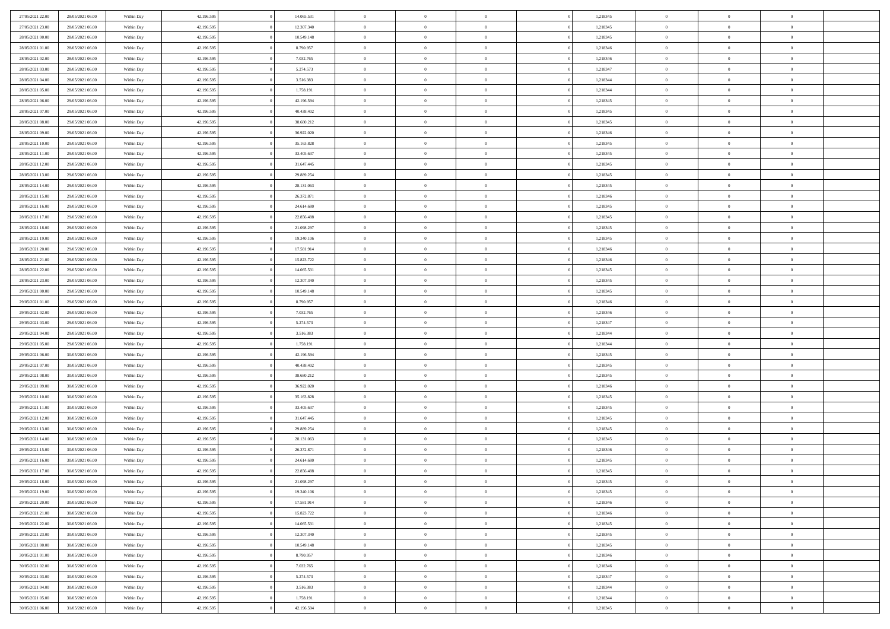| | | | | | | | | | | | | | | |
|---|---|---|---|---|---|---|---|---|---|---|---|---|---|---|
| 27/05/2021 22:00 | 28/05/2021 06:00 | Within Day | 42.196.595 | 0 | 14.065.531 | 0 | 0 | 0 | 0 | 1,218345 | 0 | 0 | 0 | |
| 27/05/2021 23:00 | 28/05/2021 06:00 | Within Day | 42.196.595 | 0 | 12.307.340 | 0 | 0 | 0 | 0 | 1,218345 | 0 | 0 | 0 | |
| 28/05/2021 00:00 | 28/05/2021 06:00 | Within Day | 42.196.595 | 0 | 10.549.148 | 0 | 0 | 0 | 0 | 1,218345 | 0 | 0 | 0 | |
| 28/05/2021 01:00 | 28/05/2021 06:00 | Within Day | 42.196.595 | 0 | 8.790.957 | 0 | 0 | 0 | 0 | 1,218346 | 0 | 0 | 0 | |
| 28/05/2021 02:00 | 28/05/2021 06:00 | Within Day | 42.196.595 | 0 | 7.032.765 | 0 | 0 | 0 | 0 | 1,218346 | 0 | 0 | 0 | |
| 28/05/2021 03:00 | 28/05/2021 06:00 | Within Day | 42.196.595 | 0 | 5.274.573 | 0 | 0 | 0 | 0 | 1,218347 | 0 | 0 | 0 | |
| 28/05/2021 04:00 | 28/05/2021 06:00 | Within Day | 42.196.595 | 0 | 3.516.383 | 0 | 0 | 0 | 0 | 1,218344 | 0 | 0 | 0 | |
| 28/05/2021 05:00 | 28/05/2021 06:00 | Within Day | 42.196.595 | 0 | 1.758.191 | 0 | 0 | 0 | 0 | 1,218344 | 0 | 0 | 0 | |
| 28/05/2021 06:00 | 29/05/2021 06:00 | Within Day | 42.196.595 | 0 | 42.196.594 | 0 | 0 | 0 | 0 | 1,218345 | 0 | 0 | 0 | |
| 28/05/2021 07:00 | 29/05/2021 06:00 | Within Day | 42.196.595 | 0 | 40.438.402 | 0 | 0 | 0 | 0 | 1,218345 | 0 | 0 | 0 | |
| 28/05/2021 08:00 | 29/05/2021 06:00 | Within Day | 42.196.595 | 0 | 38.680.212 | 0 | 0 | 0 | 0 | 1,218345 | 0 | 0 | 0 | |
| 28/05/2021 09:00 | 29/05/2021 06:00 | Within Day | 42.196.595 | 0 | 36.922.020 | 0 | 0 | 0 | 0 | 1,218346 | 0 | 0 | 0 | |
| 28/05/2021 10:00 | 29/05/2021 06:00 | Within Day | 42.196.595 | 0 | 35.163.828 | 0 | 0 | 0 | 0 | 1,218345 | 0 | 0 | 0 | |
| 28/05/2021 11:00 | 29/05/2021 06:00 | Within Day | 42.196.595 | 0 | 33.405.637 | 0 | 0 | 0 | 0 | 1,218345 | 0 | 0 | 0 | |
| 28/05/2021 12:00 | 29/05/2021 06:00 | Within Day | 42.196.595 | 0 | 31.647.445 | 0 | 0 | 0 | 0 | 1,218345 | 0 | 0 | 0 | |
| 28/05/2021 13:00 | 29/05/2021 06:00 | Within Day | 42.196.595 | 0 | 29.889.254 | 0 | 0 | 0 | 0 | 1,218345 | 0 | 0 | 0 | |
| 28/05/2021 14:00 | 29/05/2021 06:00 | Within Day | 42.196.595 | 0 | 28.131.063 | 0 | 0 | 0 | 0 | 1,218345 | 0 | 0 | 0 | |
| 28/05/2021 15:00 | 29/05/2021 06:00 | Within Day | 42.196.595 | 0 | 26.372.871 | 0 | 0 | 0 | 0 | 1,218346 | 0 | 0 | 0 | |
| 28/05/2021 16:00 | 29/05/2021 06:00 | Within Day | 42.196.595 | 0 | 24.614.680 | 0 | 0 | 0 | 0 | 1,218345 | 0 | 0 | 0 | |
| 28/05/2021 17:00 | 29/05/2021 06:00 | Within Day | 42.196.595 | 0 | 22.856.488 | 0 | 0 | 0 | 0 | 1,218345 | 0 | 0 | 0 | |
| 28/05/2021 18:00 | 29/05/2021 06:00 | Within Day | 42.196.595 | 0 | 21.098.297 | 0 | 0 | 0 | 0 | 1,218345 | 0 | 0 | 0 | |
| 28/05/2021 19:00 | 29/05/2021 06:00 | Within Day | 42.196.595 | 0 | 19.340.106 | 0 | 0 | 0 | 0 | 1,218345 | 0 | 0 | 0 | |
| 28/05/2021 20:00 | 29/05/2021 06:00 | Within Day | 42.196.595 | 0 | 17.581.914 | 0 | 0 | 0 | 0 | 1,218346 | 0 | 0 | 0 | |
| 28/05/2021 21:00 | 29/05/2021 06:00 | Within Day | 42.196.595 | 0 | 15.823.722 | 0 | 0 | 0 | 0 | 1,218346 | 0 | 0 | 0 | |
| 28/05/2021 22:00 | 29/05/2021 06:00 | Within Day | 42.196.595 | 0 | 14.065.531 | 0 | 0 | 0 | 0 | 1,218345 | 0 | 0 | 0 | |
| 28/05/2021 23:00 | 29/05/2021 06:00 | Within Day | 42.196.595 | 0 | 12.307.340 | 0 | 0 | 0 | 0 | 1,218345 | 0 | 0 | 0 | |
| 29/05/2021 00:00 | 29/05/2021 06:00 | Within Day | 42.196.595 | 0 | 10.549.148 | 0 | 0 | 0 | 0 | 1,218345 | 0 | 0 | 0 | |
| 29/05/2021 01:00 | 29/05/2021 06:00 | Within Day | 42.196.595 | 0 | 8.790.957 | 0 | 0 | 0 | 0 | 1,218346 | 0 | 0 | 0 | |
| 29/05/2021 02:00 | 29/05/2021 06:00 | Within Day | 42.196.595 | 0 | 7.032.765 | 0 | 0 | 0 | 0 | 1,218346 | 0 | 0 | 0 | |
| 29/05/2021 03:00 | 29/05/2021 06:00 | Within Day | 42.196.595 | 0 | 5.274.573 | 0 | 0 | 0 | 0 | 1,218347 | 0 | 0 | 0 | |
| 29/05/2021 04:00 | 29/05/2021 06:00 | Within Day | 42.196.595 | 0 | 3.516.383 | 0 | 0 | 0 | 0 | 1,218344 | 0 | 0 | 0 | |
| 29/05/2021 05:00 | 29/05/2021 06:00 | Within Day | 42.196.595 | 0 | 1.758.191 | 0 | 0 | 0 | 0 | 1,218344 | 0 | 0 | 0 | |
| 29/05/2021 06:00 | 30/05/2021 06:00 | Within Day | 42.196.595 | 0 | 42.196.594 | 0 | 0 | 0 | 0 | 1,218345 | 0 | 0 | 0 | |
| 29/05/2021 07:00 | 30/05/2021 06:00 | Within Day | 42.196.595 | 0 | 40.438.402 | 0 | 0 | 0 | 0 | 1,218345 | 0 | 0 | 0 | |
| 29/05/2021 08:00 | 30/05/2021 06:00 | Within Day | 42.196.595 | 0 | 38.680.212 | 0 | 0 | 0 | 0 | 1,218345 | 0 | 0 | 0 | |
| 29/05/2021 09:00 | 30/05/2021 06:00 | Within Day | 42.196.595 | 0 | 36.922.020 | 0 | 0 | 0 | 0 | 1,218346 | 0 | 0 | 0 | |
| 29/05/2021 10:00 | 30/05/2021 06:00 | Within Day | 42.196.595 | 0 | 35.163.828 | 0 | 0 | 0 | 0 | 1,218345 | 0 | 0 | 0 | |
| 29/05/2021 11:00 | 30/05/2021 06:00 | Within Day | 42.196.595 | 0 | 33.405.637 | 0 | 0 | 0 | 0 | 1,218345 | 0 | 0 | 0 | |
| 29/05/2021 12:00 | 30/05/2021 06:00 | Within Day | 42.196.595 | 0 | 31.647.445 | 0 | 0 | 0 | 0 | 1,218345 | 0 | 0 | 0 | |
| 29/05/2021 13:00 | 30/05/2021 06:00 | Within Day | 42.196.595 | 0 | 29.889.254 | 0 | 0 | 0 | 0 | 1,218345 | 0 | 0 | 0 | |
| 29/05/2021 14:00 | 30/05/2021 06:00 | Within Day | 42.196.595 | 0 | 28.131.063 | 0 | 0 | 0 | 0 | 1,218345 | 0 | 0 | 0 | |
| 29/05/2021 15:00 | 30/05/2021 06:00 | Within Day | 42.196.595 | 0 | 26.372.871 | 0 | 0 | 0 | 0 | 1,218346 | 0 | 0 | 0 | |
| 29/05/2021 16:00 | 30/05/2021 06:00 | Within Day | 42.196.595 | 0 | 24.614.680 | 0 | 0 | 0 | 0 | 1,218345 | 0 | 0 | 0 | |
| 29/05/2021 17:00 | 30/05/2021 06:00 | Within Day | 42.196.595 | 0 | 22.856.488 | 0 | 0 | 0 | 0 | 1,218345 | 0 | 0 | 0 | |
| 29/05/2021 18:00 | 30/05/2021 06:00 | Within Day | 42.196.595 | 0 | 21.098.297 | 0 | 0 | 0 | 0 | 1,218345 | 0 | 0 | 0 | |
| 29/05/2021 19:00 | 30/05/2021 06:00 | Within Day | 42.196.595 | 0 | 19.340.106 | 0 | 0 | 0 | 0 | 1,218345 | 0 | 0 | 0 | |
| 29/05/2021 20:00 | 30/05/2021 06:00 | Within Day | 42.196.595 | 0 | 17.581.914 | 0 | 0 | 0 | 0 | 1,218346 | 0 | 0 | 0 | |
| 29/05/2021 21:00 | 30/05/2021 06:00 | Within Day | 42.196.595 | 0 | 15.823.722 | 0 | 0 | 0 | 0 | 1,218346 | 0 | 0 | 0 | |
| 29/05/2021 22:00 | 30/05/2021 06:00 | Within Day | 42.196.595 | 0 | 14.065.531 | 0 | 0 | 0 | 0 | 1,218345 | 0 | 0 | 0 | |
| 29/05/2021 23:00 | 30/05/2021 06:00 | Within Day | 42.196.595 | 0 | 12.307.340 | 0 | 0 | 0 | 0 | 1,218345 | 0 | 0 | 0 | |
| 30/05/2021 00:00 | 30/05/2021 06:00 | Within Day | 42.196.595 | 0 | 10.549.148 | 0 | 0 | 0 | 0 | 1,218345 | 0 | 0 | 0 | |
| 30/05/2021 01:00 | 30/05/2021 06:00 | Within Day | 42.196.595 | 0 | 8.790.957 | 0 | 0 | 0 | 0 | 1,218346 | 0 | 0 | 0 | |
| 30/05/2021 02:00 | 30/05/2021 06:00 | Within Day | 42.196.595 | 0 | 7.032.765 | 0 | 0 | 0 | 0 | 1,218346 | 0 | 0 | 0 | |
| 30/05/2021 03:00 | 30/05/2021 06:00 | Within Day | 42.196.595 | 0 | 5.274.573 | 0 | 0 | 0 | 0 | 1,218347 | 0 | 0 | 0 | |
| 30/05/2021 04:00 | 30/05/2021 06:00 | Within Day | 42.196.595 | 0 | 3.516.383 | 0 | 0 | 0 | 0 | 1,218344 | 0 | 0 | 0 | |
| 30/05/2021 05:00 | 30/05/2021 06:00 | Within Day | 42.196.595 | 0 | 1.758.191 | 0 | 0 | 0 | 0 | 1,218344 | 0 | 0 | 0 | |
| 30/05/2021 06:00 | 31/05/2021 06:00 | Within Day | 42.196.595 | 0 | 42.196.594 | 0 | 0 | 0 | 0 | 1,218345 | 0 | 0 | 0 | |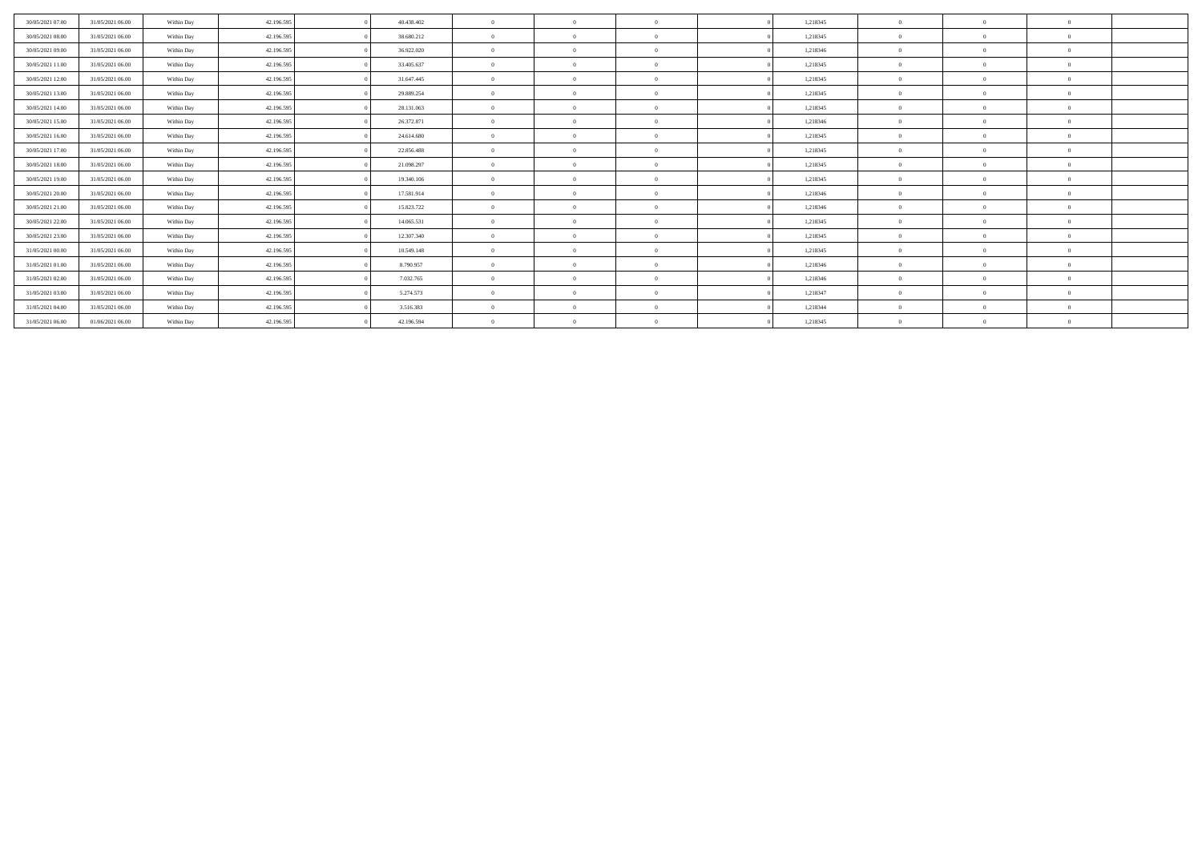| | | | | | | | | | | | | | | | |
|---|---|---|---|---|---|---|---|---|---|---|---|---|---|---|---|
| 30/05/2021 07:00 | 31/05/2021 06:00 | Within Day | 42.196.595 | 0 | 40.438.402 | 0 | 0 | 0 | 0 | 1,218345 | 0 | 0 | 0 | |
| 30/05/2021 08:00 | 31/05/2021 06:00 | Within Day | 42.196.595 | 0 | 38.680.212 | 0 | 0 | 0 | 0 | 1,218345 | 0 | 0 | 0 | |
| 30/05/2021 09:00 | 31/05/2021 06:00 | Within Day | 42.196.595 | 0 | 36.922.020 | 0 | 0 | 0 | 0 | 1,218346 | 0 | 0 | 0 | |
| 30/05/2021 11:00 | 31/05/2021 06:00 | Within Day | 42.196.595 | 0 | 33.405.637 | 0 | 0 | 0 | 0 | 1,218345 | 0 | 0 | 0 | |
| 30/05/2021 12:00 | 31/05/2021 06:00 | Within Day | 42.196.595 | 0 | 31.647.445 | 0 | 0 | 0 | 0 | 1,218345 | 0 | 0 | 0 | |
| 30/05/2021 13:00 | 31/05/2021 06:00 | Within Day | 42.196.595 | 0 | 29.889.254 | 0 | 0 | 0 | 0 | 1,218345 | 0 | 0 | 0 | |
| 30/05/2021 14:00 | 31/05/2021 06:00 | Within Day | 42.196.595 | 0 | 28.131.063 | 0 | 0 | 0 | 0 | 1,218345 | 0 | 0 | 0 | |
| 30/05/2021 15:00 | 31/05/2021 06:00 | Within Day | 42.196.595 | 0 | 26.372.871 | 0 | 0 | 0 | 0 | 1,218346 | 0 | 0 | 0 | |
| 30/05/2021 16:00 | 31/05/2021 06:00 | Within Day | 42.196.595 | 0 | 24.614.680 | 0 | 0 | 0 | 0 | 1,218345 | 0 | 0 | 0 | |
| 30/05/2021 17:00 | 31/05/2021 06:00 | Within Day | 42.196.595 | 0 | 22.856.488 | 0 | 0 | 0 | 0 | 1,218345 | 0 | 0 | 0 | |
| 30/05/2021 18:00 | 31/05/2021 06:00 | Within Day | 42.196.595 | 0 | 21.098.297 | 0 | 0 | 0 | 0 | 1,218345 | 0 | 0 | 0 | |
| 30/05/2021 19:00 | 31/05/2021 06:00 | Within Day | 42.196.595 | 0 | 19.340.106 | 0 | 0 | 0 | 0 | 1,218345 | 0 | 0 | 0 | |
| 30/05/2021 20:00 | 31/05/2021 06:00 | Within Day | 42.196.595 | 0 | 17.581.914 | 0 | 0 | 0 | 0 | 1,218346 | 0 | 0 | 0 | |
| 30/05/2021 21:00 | 31/05/2021 06:00 | Within Day | 42.196.595 | 0 | 15.823.722 | 0 | 0 | 0 | 0 | 1,218346 | 0 | 0 | 0 | |
| 30/05/2021 22:00 | 31/05/2021 06:00 | Within Day | 42.196.595 | 0 | 14.065.531 | 0 | 0 | 0 | 0 | 1,218345 | 0 | 0 | 0 | |
| 30/05/2021 23:00 | 31/05/2021 06:00 | Within Day | 42.196.595 | 0 | 12.307.340 | 0 | 0 | 0 | 0 | 1,218345 | 0 | 0 | 0 | |
| 31/05/2021 00:00 | 31/05/2021 06:00 | Within Day | 42.196.595 | 0 | 10.549.148 | 0 | 0 | 0 | 0 | 1,218345 | 0 | 0 | 0 | |
| 31/05/2021 01:00 | 31/05/2021 06:00 | Within Day | 42.196.595 | 0 | 8.790.957 | 0 | 0 | 0 | 0 | 1,218346 | 0 | 0 | 0 | |
| 31/05/2021 02:00 | 31/05/2021 06:00 | Within Day | 42.196.595 | 0 | 7.032.765 | 0 | 0 | 0 | 0 | 1,218346 | 0 | 0 | 0 | |
| 31/05/2021 03:00 | 31/05/2021 06:00 | Within Day | 42.196.595 | 0 | 5.274.573 | 0 | 0 | 0 | 0 | 1,218347 | 0 | 0 | 0 | |
| 31/05/2021 04:00 | 31/05/2021 06:00 | Within Day | 42.196.595 | 0 | 3.516.383 | 0 | 0 | 0 | 0 | 1,218344 | 0 | 0 | 0 | |
| 31/05/2021 06:00 | 01/06/2021 06:00 | Within Day | 42.196.595 | 0 | 42.196.594 | 0 | 0 | 0 | 0 | 1,218345 | 0 | 0 | 0 | |